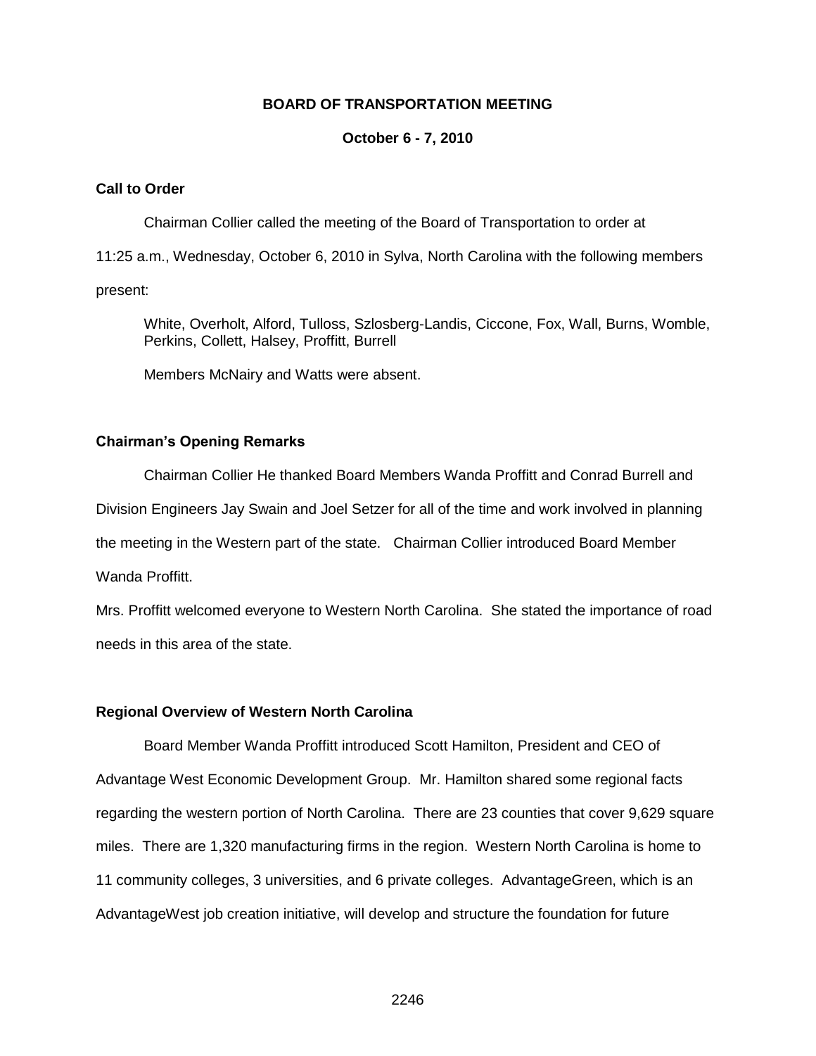# BOARD OF TRANSPORTATION MEETING

**October 6 - 7, 2010**

## Call to Order

Chairman Collier called the meeting of the Board of Transportation to order at 11:25 a.m., Wednesday, October 6, 2010 in Sylva, North Carolina with the following members present:

White, Overholt, Alford, Tulloss, Szlosberg-Landis, Ciccone, Fox, Wall, Burns, Womble, Perkins, Collett, Halsey, Proffitt, Burrell

Members McNairy and Watts were absent.

## Chairman's Opening Remarks

Chairman Collier He thanked Board Members Wanda Proffitt and Conrad Burrell and Division Engineers Jay Swain and Joel Setzer for all of the time and work involved in planning the meeting in the Western part of the state. Chairman Collier introduced Board Member Wanda Proffitt.

Mrs. Proffitt welcomed everyone to Western North Carolina. She stated the importance of road needs in this area of the state.

## Regional Overview of Western North Carolina

Board Member Wanda Proffitt introduced Scott Hamilton, President and CEO of Advantage West Economic Development Group. Mr. Hamilton shared some regional facts regarding the western portion of North Carolina. There are 23 counties that cover 9,629 square miles. There are 1,320 manufacturing firms in the region. Western North Carolina is home to 11 community colleges, 3 universities, and 6 private colleges. AdvantageGreen, which is an AdvantageWest job creation initiative, will develop and structure the foundation for future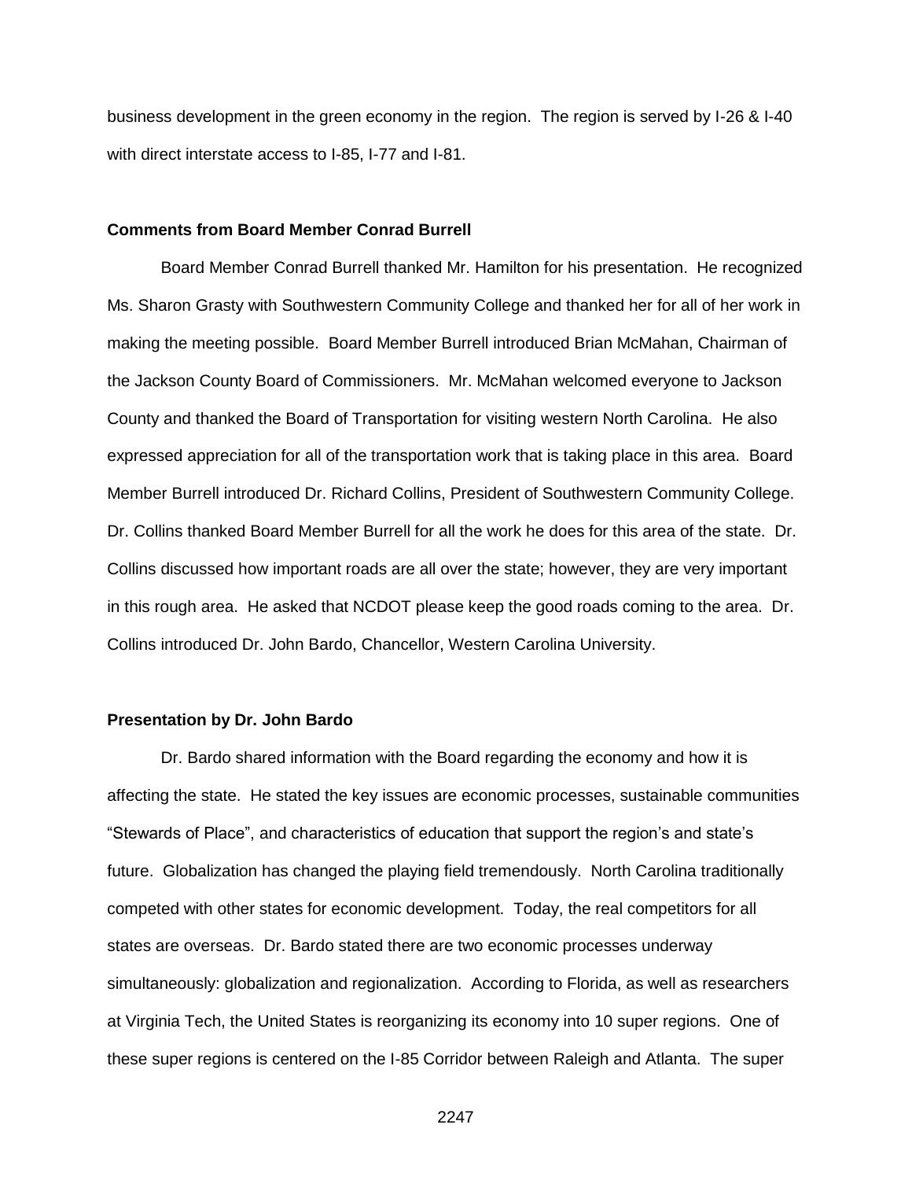business development in the green economy in the region. The region is served by I-26 & I-40 with direct interstate access to I-85, I-77 and I-81.

**Comments from Board Member Conrad Burrell**

Board Member Conrad Burrell thanked Mr. Hamilton for his presentation. He recognized Ms. Sharon Grasty with Southwestern Community College and thanked her for all of her work in making the meeting possible. Board Member Burrell introduced Brian McMahan, Chairman of the Jackson County Board of Commissioners. Mr. McMahan welcomed everyone to Jackson County and thanked the Board of Transportation for visiting western North Carolina. He also expressed appreciation for all of the transportation work that is taking place in this area. Board Member Burrell introduced Dr. Richard Collins, President of Southwestern Community College. Dr. Collins thanked Board Member Burrell for all the work he does for this area of the state. Dr. Collins discussed how important roads are all over the state; however, they are very important in this rough area. He asked that NCDOT please keep the good roads coming to the area. Dr. Collins introduced Dr. John Bardo, Chancellor, Western Carolina University.

**Presentation by Dr. John Bardo**

Dr. Bardo shared information with the Board regarding the economy and how it is affecting the state. He stated the key issues are economic processes, sustainable communities "Stewards of Place", and characteristics of education that support the region's and state's future. Globalization has changed the playing field tremendously. North Carolina traditionally competed with other states for economic development. Today, the real competitors for all states are overseas. Dr. Bardo stated there are two economic processes underway simultaneously: globalization and regionalization. According to Florida, as well as researchers at Virginia Tech, the United States is reorganizing its economy into 10 super regions. One of these super regions is centered on the I-85 Corridor between Raleigh and Atlanta. The super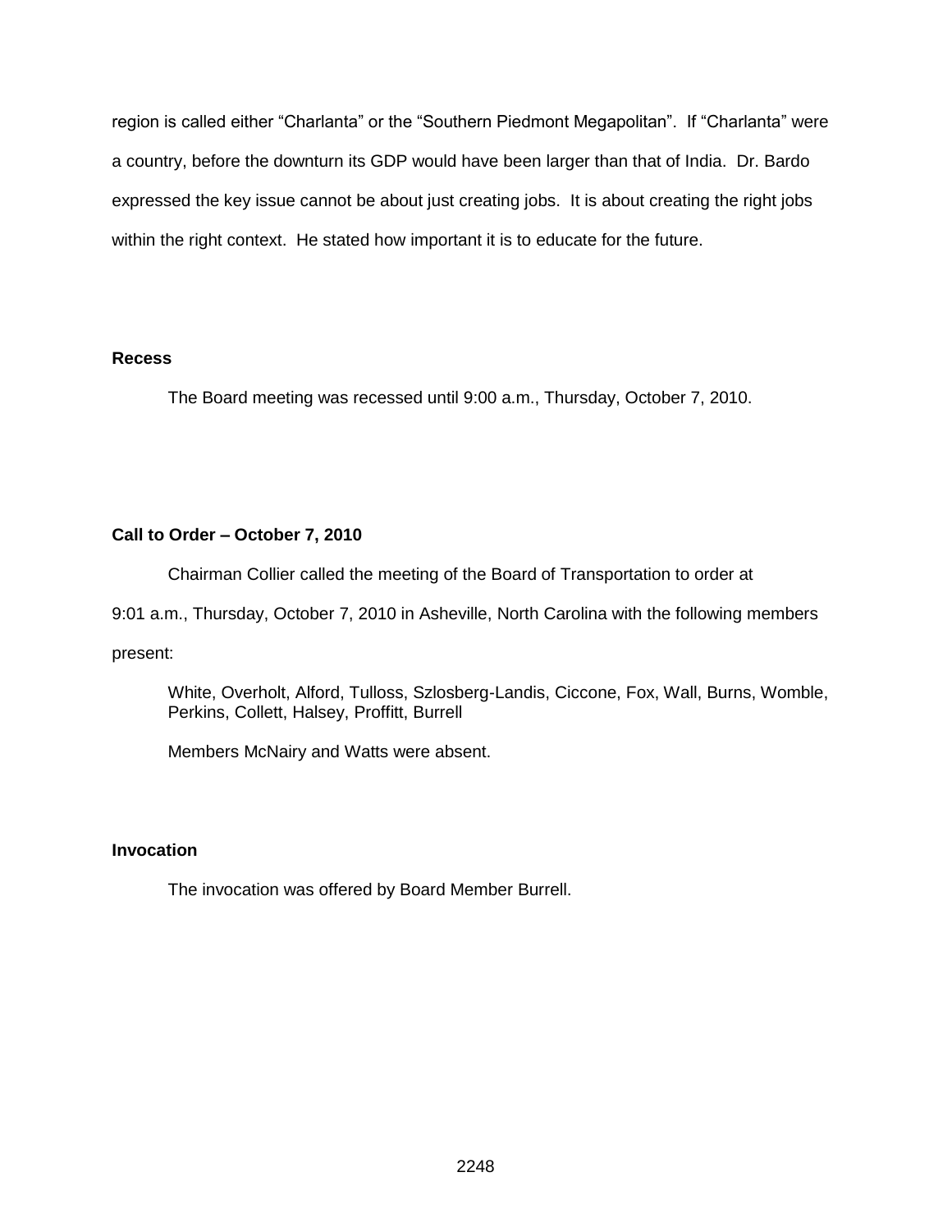region is called either "Charlanta" or the "Southern Piedmont Megapolitan". If "Charlanta" were a country, before the downturn its GDP would have been larger than that of India. Dr. Bardo expressed the key issue cannot be about just creating jobs. It is about creating the right jobs within the right context. He stated how important it is to educate for the future.

**Recess**

The Board meeting was recessed until 9:00 a.m., Thursday, October 7, 2010.

**Call to Order – October 7, 2010**

Chairman Collier called the meeting of the Board of Transportation to order at 9:01 a.m., Thursday, October 7, 2010 in Asheville, North Carolina with the following members present:

White, Overholt, Alford, Tulloss, Szlosberg-Landis, Ciccone, Fox, Wall, Burns, Womble, Perkins, Collett, Halsey, Proffitt, Burrell

Members McNairy and Watts were absent.

**Invocation**

The invocation was offered by Board Member Burrell.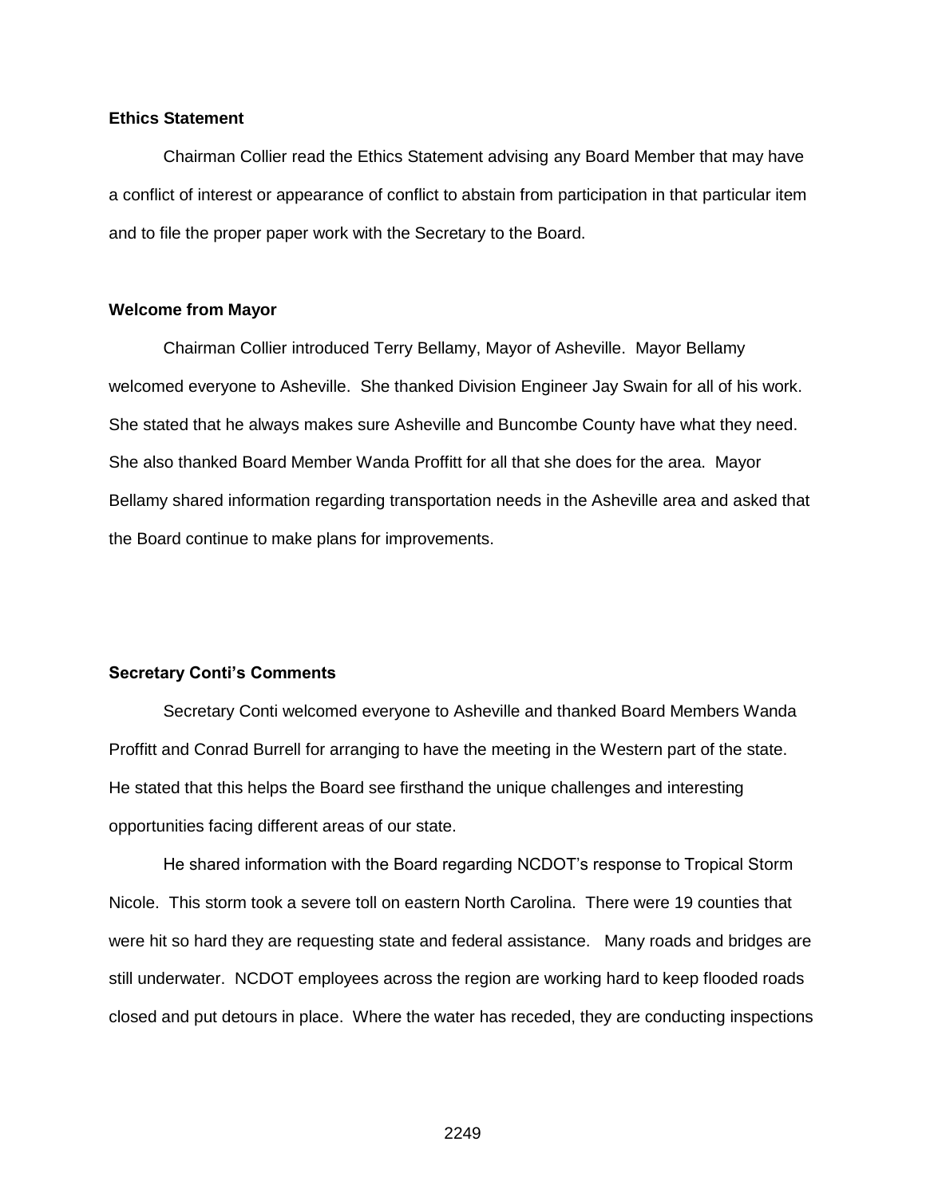**Ethics Statement**

Chairman Collier read the Ethics Statement advising any Board Member that may have a conflict of interest or appearance of conflict to abstain from participation in that particular item and to file the proper paper work with the Secretary to the Board.

**Welcome from Mayor**

Chairman Collier introduced Terry Bellamy, Mayor of Asheville. Mayor Bellamy welcomed everyone to Asheville. She thanked Division Engineer Jay Swain for all of his work. She stated that he always makes sure Asheville and Buncombe County have what they need. She also thanked Board Member Wanda Proffitt for all that she does for the area. Mayor Bellamy shared information regarding transportation needs in the Asheville area and asked that the Board continue to make plans for improvements.

**Secretary Conti's Comments**

Secretary Conti welcomed everyone to Asheville and thanked Board Members Wanda Proffitt and Conrad Burrell for arranging to have the meeting in the Western part of the state. He stated that this helps the Board see firsthand the unique challenges and interesting opportunities facing different areas of our state.

He shared information with the Board regarding NCDOT's response to Tropical Storm Nicole. This storm took a severe toll on eastern North Carolina. There were 19 counties that were hit so hard they are requesting state and federal assistance. Many roads and bridges are still underwater. NCDOT employees across the region are working hard to keep flooded roads closed and put detours in place. Where the water has receded, they are conducting inspections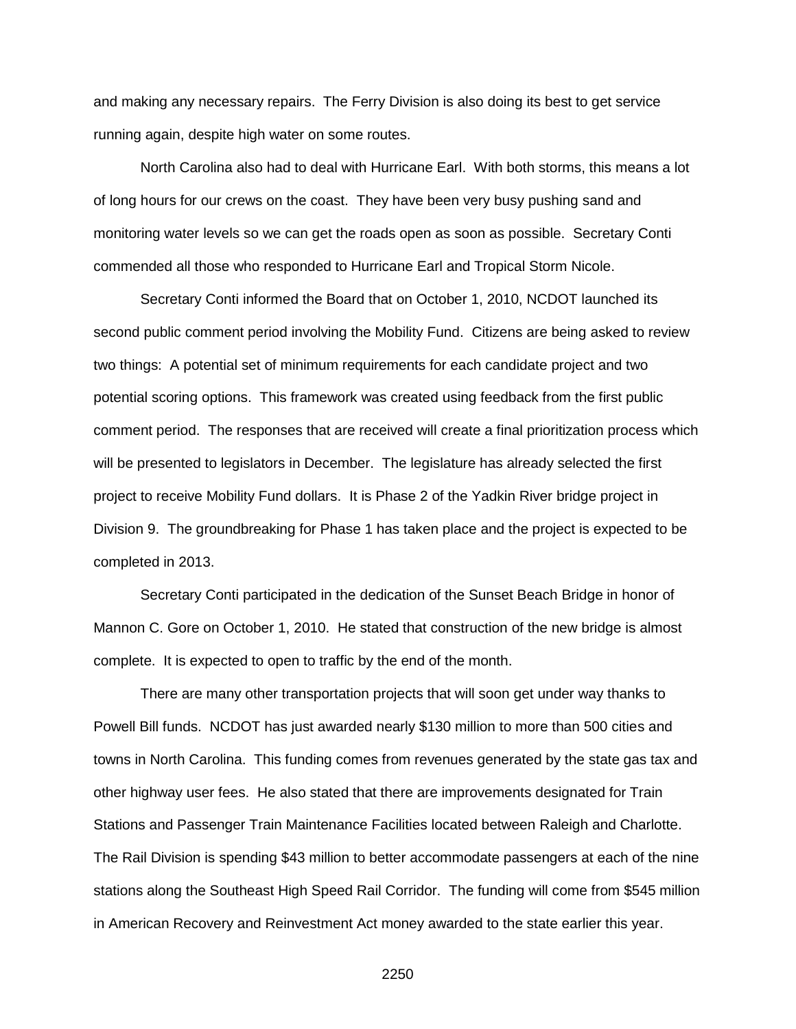and making any necessary repairs. The Ferry Division is also doing its best to get service running again, despite high water on some routes.

North Carolina also had to deal with Hurricane Earl. With both storms, this means a lot of long hours for our crews on the coast. They have been very busy pushing sand and monitoring water levels so we can get the roads open as soon as possible. Secretary Conti commended all those who responded to Hurricane Earl and Tropical Storm Nicole.

Secretary Conti informed the Board that on October 1, 2010, NCDOT launched its second public comment period involving the Mobility Fund. Citizens are being asked to review two things: A potential set of minimum requirements for each candidate project and two potential scoring options. This framework was created using feedback from the first public comment period. The responses that are received will create a final prioritization process which will be presented to legislators in December. The legislature has already selected the first project to receive Mobility Fund dollars. It is Phase 2 of the Yadkin River bridge project in Division 9. The groundbreaking for Phase 1 has taken place and the project is expected to be completed in 2013.

Secretary Conti participated in the dedication of the Sunset Beach Bridge in honor of Mannon C. Gore on October 1, 2010. He stated that construction of the new bridge is almost complete. It is expected to open to traffic by the end of the month.

There are many other transportation projects that will soon get under way thanks to Powell Bill funds. NCDOT has just awarded nearly $130 million to more than 500 cities and towns in North Carolina. This funding comes from revenues generated by the state gas tax and other highway user fees. He also stated that there are improvements designated for Train Stations and Passenger Train Maintenance Facilities located between Raleigh and Charlotte. The Rail Division is spending $43 million to better accommodate passengers at each of the nine stations along the Southeast High Speed Rail Corridor. The funding will come from $545 million in American Recovery and Reinvestment Act money awarded to the state earlier this year.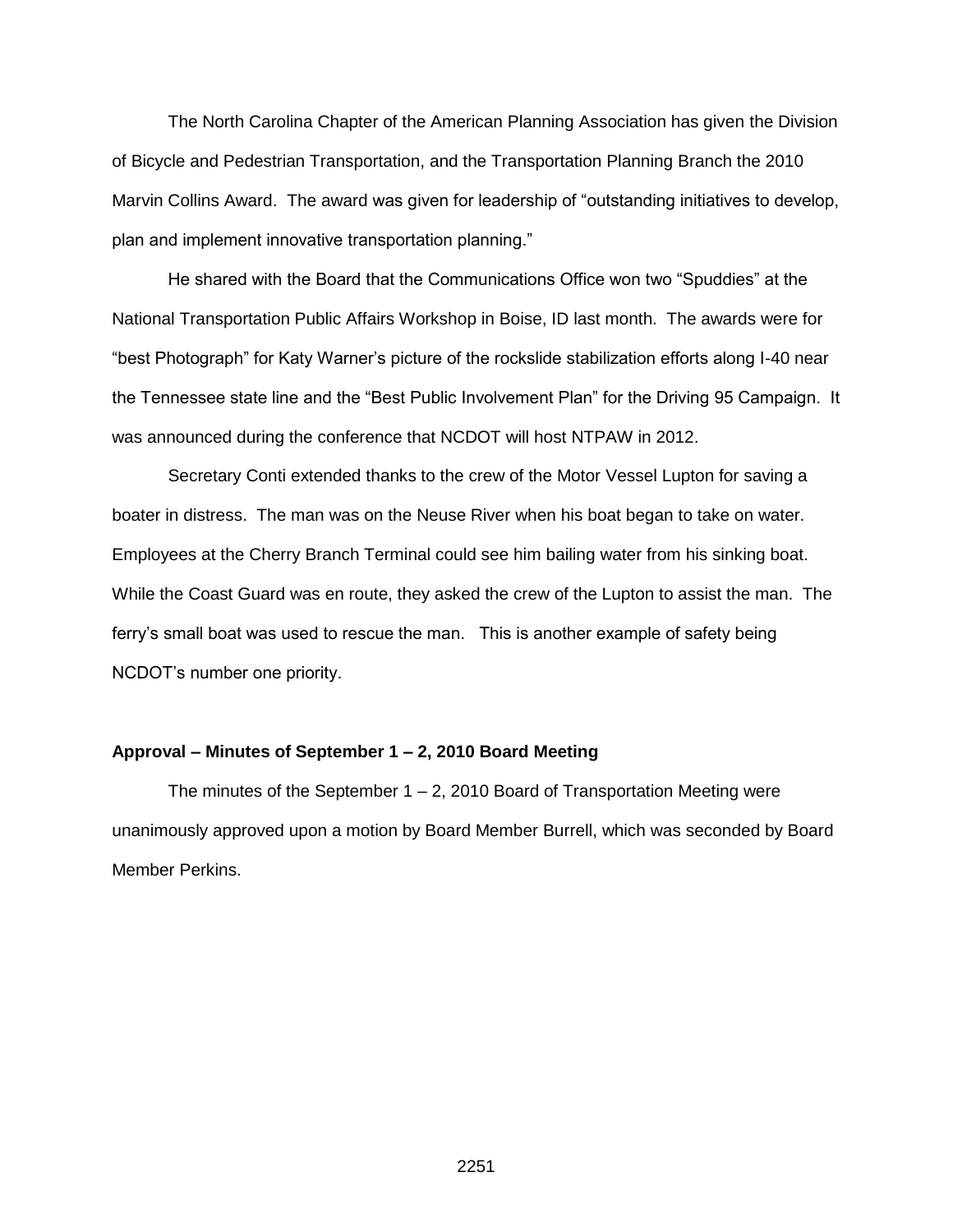The North Carolina Chapter of the American Planning Association has given the Division of Bicycle and Pedestrian Transportation, and the Transportation Planning Branch the 2010 Marvin Collins Award. The award was given for leadership of "outstanding initiatives to develop, plan and implement innovative transportation planning."

He shared with the Board that the Communications Office won two "Spuddies" at the National Transportation Public Affairs Workshop in Boise, ID last month. The awards were for "best Photograph" for Katy Warner's picture of the rockslide stabilization efforts along I-40 near the Tennessee state line and the "Best Public Involvement Plan" for the Driving 95 Campaign. It was announced during the conference that NCDOT will host NTPAW in 2012.

Secretary Conti extended thanks to the crew of the Motor Vessel Lupton for saving a boater in distress. The man was on the Neuse River when his boat began to take on water. Employees at the Cherry Branch Terminal could see him bailing water from his sinking boat. While the Coast Guard was en route, they asked the crew of the Lupton to assist the man. The ferry's small boat was used to rescue the man. This is another example of safety being NCDOT's number one priority.

**Approval – Minutes of September 1 – 2, 2010 Board Meeting**

The minutes of the September 1 – 2, 2010 Board of Transportation Meeting were unanimously approved upon a motion by Board Member Burrell, which was seconded by Board Member Perkins.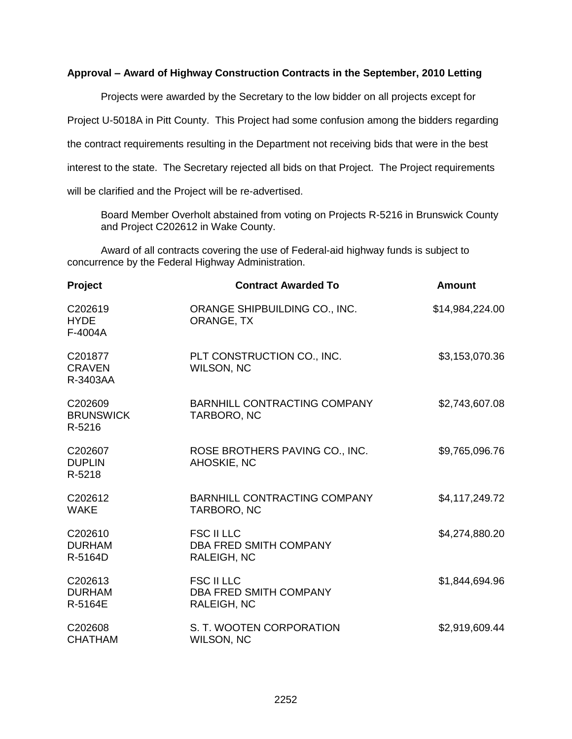**Approval – Award of Highway Construction Contracts in the September, 2010 Letting**

Projects were awarded by the Secretary to the low bidder on all projects except for Project U-5018A in Pitt County. This Project had some confusion among the bidders regarding the contract requirements resulting in the Department not receiving bids that were in the best interest to the state. The Secretary rejected all bids on that Project. The Project requirements will be clarified and the Project will be re-advertised.

Board Member Overholt abstained from voting on Projects R-5216 in Brunswick County and Project C202612 in Wake County.

Award of all contracts covering the use of Federal-aid highway funds is subject to concurrence by the Federal Highway Administration.

| Project | Contract Awarded To | Amount |
|---|---|---|
| C202619<br>HYDE<br>F-4004A | ORANGE SHIPBUILDING CO., INC.<br>ORANGE, TX | $14,984,224.00 |
| C201877<br>CRAVEN<br>R-3403AA | PLT CONSTRUCTION CO., INC.<br>WILSON, NC | $3,153,070.36 |
| C202609<br>BRUNSWICK<br>R-5216 | BARNHILL CONTRACTING COMPANY<br>TARBORO, NC | $2,743,607.08 |
| C202607<br>DUPLIN<br>R-5218 | ROSE BROTHERS PAVING CO., INC.<br>AHOSKIE, NC | $9,765,096.76 |
| C202612<br>WAKE | BARNHILL CONTRACTING COMPANY<br>TARBORO, NC | $4,117,249.72 |
| C202610<br>DURHAM<br>R-5164D | FSC II LLC<br>DBA FRED SMITH COMPANY<br>RALEIGH, NC | $4,274,880.20 |
| C202613<br>DURHAM<br>R-5164E | FSC II LLC<br>DBA FRED SMITH COMPANY<br>RALEIGH, NC | $1,844,694.96 |
| C202608<br>CHATHAM | S. T. WOOTEN CORPORATION<br>WILSON, NC | $2,919,609.44 |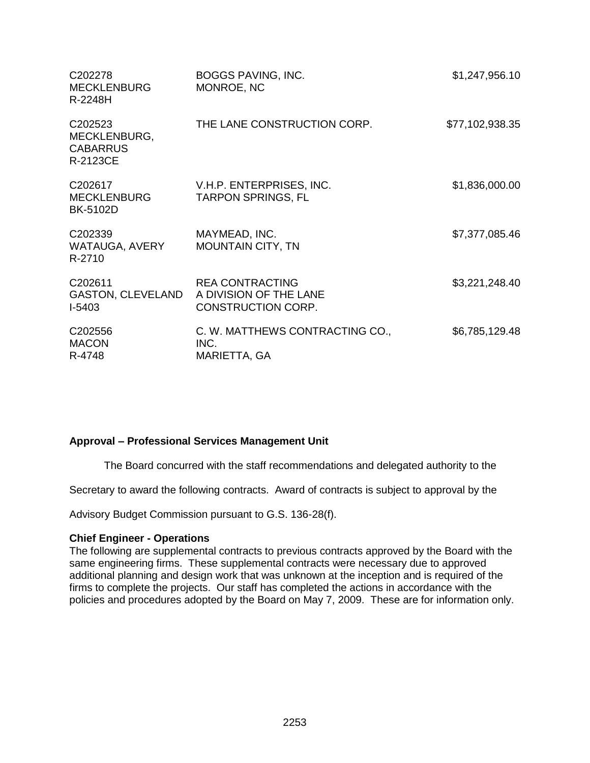| | | |
|---|---|---|
| C202278<br>MECKLENBURG<br>R-2248H | BOGGS PAVING, INC.<br>MONROE, NC | $1,247,956.10 |
| C202523<br>MECKLENBURG,<br>CABARRUS<br>R-2123CE | THE LANE CONSTRUCTION CORP. | $77,102,938.35 |
| C202617<br>MECKLENBURG<br>BK-5102D | V.H.P. ENTERPRISES, INC.<br>TARPON SPRINGS, FL | $1,836,000.00 |
| C202339<br>WATAUGA, AVERY<br>R-2710 | MAYMEAD, INC.<br>MOUNTAIN CITY, TN | $7,377,085.46 |
| C202611<br>GASTON, CLEVELAND<br>I-5403 | REA CONTRACTING<br>A DIVISION OF THE LANE<br>CONSTRUCTION CORP. | $3,221,248.40 |
| C202556<br>MACON<br>R-4748 | C. W. MATTHEWS CONTRACTING CO.,<br>INC.<br>MARIETTA, GA | $6,785,129.48 |

**Approval – Professional Services Management Unit**

The Board concurred with the staff recommendations and delegated authority to the Secretary to award the following contracts. Award of contracts is subject to approval by the Advisory Budget Commission pursuant to G.S. 136-28(f).

**Chief Engineer - Operations**

The following are supplemental contracts to previous contracts approved by the Board with the same engineering firms. These supplemental contracts were necessary due to approved additional planning and design work that was unknown at the inception and is required of the firms to complete the projects. Our staff has completed the actions in accordance with the policies and procedures adopted by the Board on May 7, 2009. These are for information only.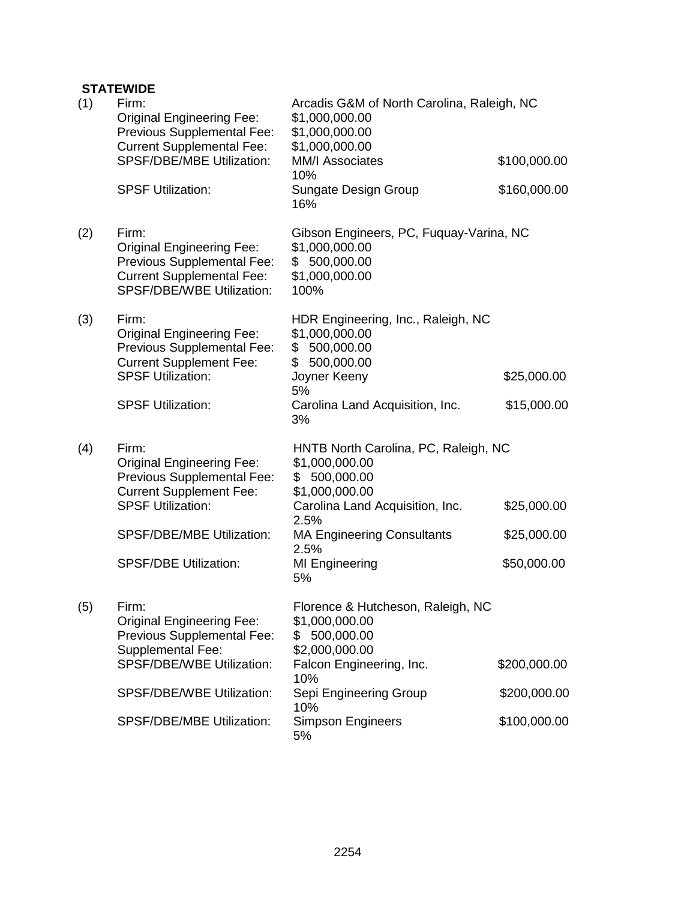**STATEWIDE**

(1) Firm: Arcadis G&M of North Carolina, Raleigh, NC
Original Engineering Fee: $1,000,000.00
Previous Supplemental Fee: $1,000,000.00
Current Supplemental Fee: $1,000,000.00
SPSF/DBE/MBE Utilization: MM/I Associates $100,000.00 10%
SPSF Utilization: Sungate Design Group $160,000.00 16%

(2) Firm: Gibson Engineers, PC, Fuquay-Varina, NC
Original Engineering Fee: $1,000,000.00
Previous Supplemental Fee: $ 500,000.00
Current Supplemental Fee: $1,000,000.00
SPSF/DBE/WBE Utilization: 100%

(3) Firm: HDR Engineering, Inc., Raleigh, NC
Original Engineering Fee: $1,000,000.00
Previous Supplemental Fee: $ 500,000.00
Current Supplement Fee: $ 500,000.00
SPSF Utilization: Joyner Keeny $25,000.00 5%
SPSF Utilization: Carolina Land Acquisition, Inc. $15,000.00 3%

(4) Firm: HNTB North Carolina, PC, Raleigh, NC
Original Engineering Fee: $1,000,000.00
Previous Supplemental Fee: $ 500,000.00
Current Supplement Fee: $1,000,000.00
SPSF Utilization: Carolina Land Acquisition, Inc. $25,000.00 2.5%
SPSF/DBE/MBE Utilization: MA Engineering Consultants $25,000.00 2.5%
SPSF/DBE Utilization: MI Engineering $50,000.00 5%

(5) Firm: Florence & Hutcheson, Raleigh, NC
Original Engineering Fee: $1,000,000.00
Previous Supplemental Fee: $ 500,000.00
Supplemental Fee: $2,000,000.00
SPSF/DBE/WBE Utilization: Falcon Engineering, Inc. $200,000.00 10%
SPSF/DBE/WBE Utilization: Sepi Engineering Group $200,000.00 10%
SPSF/DBE/MBE Utilization: Simpson Engineers $100,000.00 5%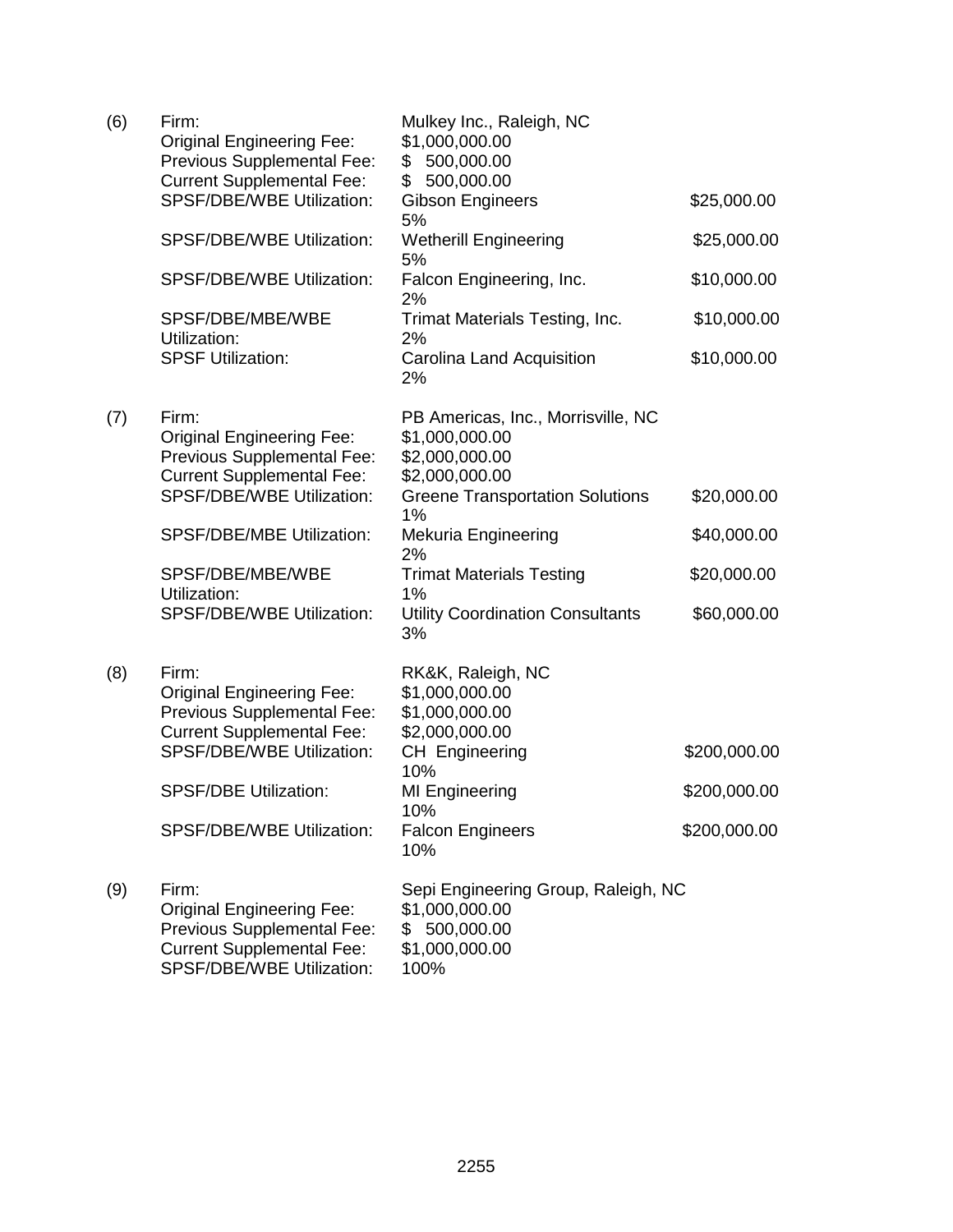(6) Firm: Mulkey Inc., Raleigh, NC

| | | |
|---|---|---|
| Original Engineering Fee: | $1,000,000.00 | |
| Previous Supplemental Fee: | $ 500,000.00 | |
| Current Supplemental Fee: | $ 500,000.00 | |
| SPSF/DBE/WBE Utilization: | Gibson Engineers 5% | $25,000.00 |
| SPSF/DBE/WBE Utilization: | Wetherill Engineering 5% | $25,000.00 |
| SPSF/DBE/WBE Utilization: | Falcon Engineering, Inc. 2% | $10,000.00 |
| SPSF/DBE/MBE/WBE Utilization: | Trimat Materials Testing, Inc. 2% | $10,000.00 |
| SPSF Utilization: | Carolina Land Acquisition 2% | $10,000.00 |

(7) Firm: PB Americas, Inc., Morrisville, NC

| | | |
|---|---|---|
| Original Engineering Fee: | $1,000,000.00 | |
| Previous Supplemental Fee: | $2,000,000.00 | |
| Current Supplemental Fee: | $2,000,000.00 | |
| SPSF/DBE/WBE Utilization: | Greene Transportation Solutions 1% | $20,000.00 |
| SPSF/DBE/MBE Utilization: | Mekuria Engineering 2% | $40,000.00 |
| SPSF/DBE/MBE/WBE Utilization: | Trimat Materials Testing 1% | $20,000.00 |
| SPSF/DBE/WBE Utilization: | Utility Coordination Consultants 3% | $60,000.00 |

(8) Firm: RK&K, Raleigh, NC

| | | |
|---|---|---|
| Original Engineering Fee: | $1,000,000.00 | |
| Previous Supplemental Fee: | $1,000,000.00 | |
| Current Supplemental Fee: | $2,000,000.00 | |
| SPSF/DBE/WBE Utilization: | CH Engineering 10% | $200,000.00 |
| SPSF/DBE Utilization: | MI Engineering 10% | $200,000.00 |
| SPSF/DBE/WBE Utilization: | Falcon Engineers 10% | $200,000.00 |

(9) Firm: Sepi Engineering Group, Raleigh, NC

| | |
|---|---|
| Original Engineering Fee: | $1,000,000.00 |
| Previous Supplemental Fee: | $ 500,000.00 |
| Current Supplemental Fee: | $1,000,000.00 |
| SPSF/DBE/WBE Utilization: | 100% |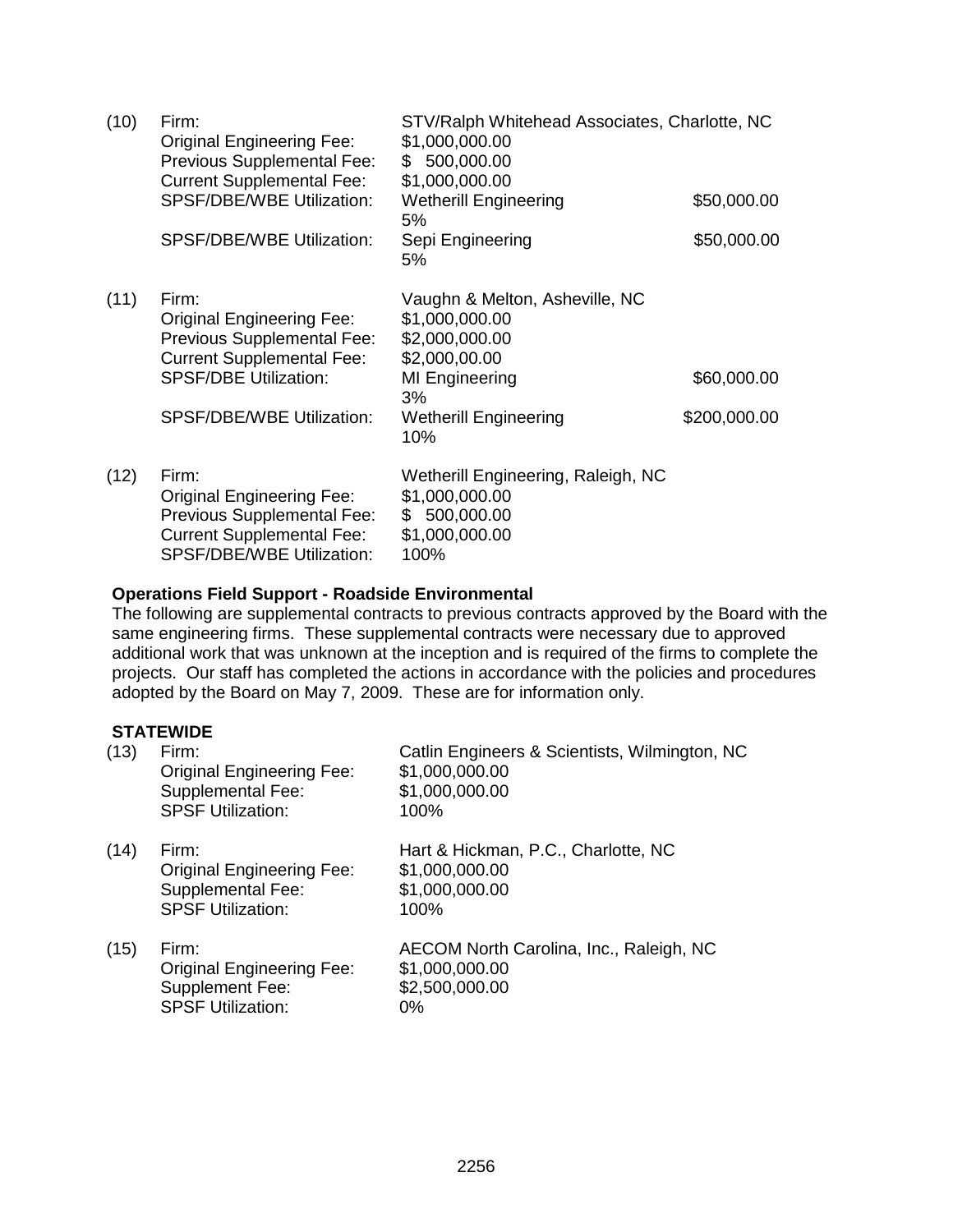(10) Firm: STV/Ralph Whitehead Associates, Charlotte, NC
Original Engineering Fee: $1,000,000.00
Previous Supplemental Fee: $ 500,000.00
Current Supplemental Fee: $1,000,000.00
SPSF/DBE/WBE Utilization: Wetherill Engineering $50,000.00
5%
SPSF/DBE/WBE Utilization: Sepi Engineering $50,000.00
5%

(11) Firm: Vaughn & Melton, Asheville, NC
Original Engineering Fee: $1,000,000.00
Previous Supplemental Fee: $2,000,000.00
Current Supplemental Fee: $2,000,00.00
SPSF/DBE Utilization: MI Engineering $60,000.00
3%
SPSF/DBE/WBE Utilization: Wetherill Engineering $200,000.00
10%

(12) Firm: Wetherill Engineering, Raleigh, NC
Original Engineering Fee: $1,000,000.00
Previous Supplemental Fee: $ 500,000.00
Current Supplemental Fee: $1,000,000.00
SPSF/DBE/WBE Utilization: 100%

**Operations Field Support - Roadside Environmental**

The following are supplemental contracts to previous contracts approved by the Board with the same engineering firms. These supplemental contracts were necessary due to approved additional work that was unknown at the inception and is required of the firms to complete the projects. Our staff has completed the actions in accordance with the policies and procedures adopted by the Board on May 7, 2009. These are for information only.

**STATEWIDE**

(13) Firm: Catlin Engineers & Scientists, Wilmington, NC
Original Engineering Fee: $1,000,000.00
Supplemental Fee: $1,000,000.00
SPSF Utilization: 100%

(14) Firm: Hart & Hickman, P.C., Charlotte, NC
Original Engineering Fee: $1,000,000.00
Supplemental Fee: $1,000,000.00
SPSF Utilization: 100%

(15) Firm: AECOM North Carolina, Inc., Raleigh, NC
Original Engineering Fee: $1,000,000.00
Supplement Fee: $2,500,000.00
SPSF Utilization: 0%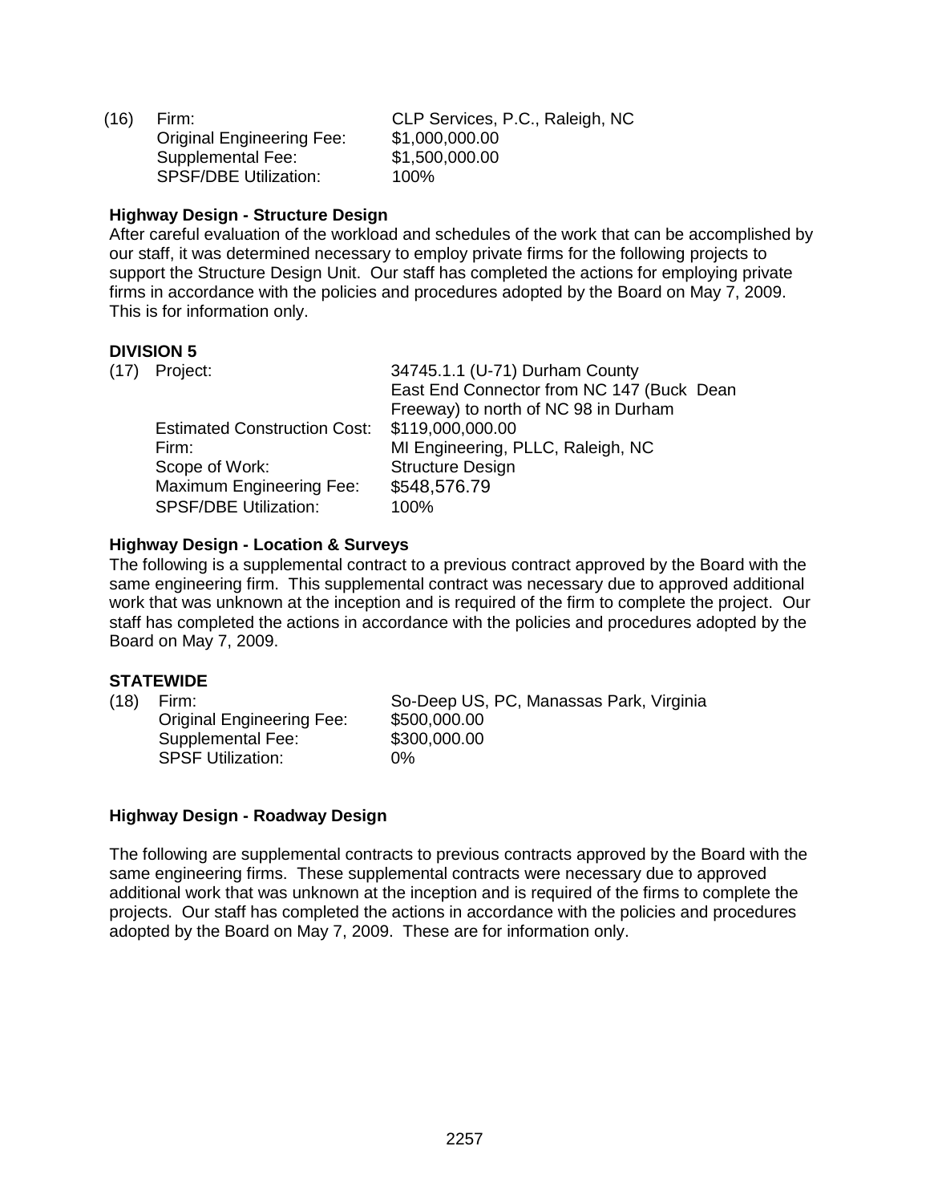(16) Firm: CLP Services, P.C., Raleigh, NC
Original Engineering Fee: $1,000,000.00
Supplemental Fee: $1,500,000.00
SPSF/DBE Utilization: 100%

**Highway Design - Structure Design**

After careful evaluation of the workload and schedules of the work that can be accomplished by our staff, it was determined necessary to employ private firms for the following projects to support the Structure Design Unit. Our staff has completed the actions for employing private firms in accordance with the policies and procedures adopted by the Board on May 7, 2009. This is for information only.

**DIVISION 5**

(17) Project: 34745.1.1 (U-71) Durham County
East End Connector from NC 147 (Buck Dean Freeway) to north of NC 98 in Durham
Estimated Construction Cost: $119,000,000.00
Firm: MI Engineering, PLLC, Raleigh, NC
Scope of Work: Structure Design
Maximum Engineering Fee: $548,576.79
SPSF/DBE Utilization: 100%

**Highway Design - Location & Surveys**

The following is a supplemental contract to a previous contract approved by the Board with the same engineering firm. This supplemental contract was necessary due to approved additional work that was unknown at the inception and is required of the firm to complete the project. Our staff has completed the actions in accordance with the policies and procedures adopted by the Board on May 7, 2009.

**STATEWIDE**

(18) Firm: So-Deep US, PC, Manassas Park, Virginia
Original Engineering Fee: $500,000.00
Supplemental Fee: $300,000.00
SPSF Utilization: 0%

**Highway Design - Roadway Design**

The following are supplemental contracts to previous contracts approved by the Board with the same engineering firms. These supplemental contracts were necessary due to approved additional work that was unknown at the inception and is required of the firms to complete the projects. Our staff has completed the actions in accordance with the policies and procedures adopted by the Board on May 7, 2009. These are for information only.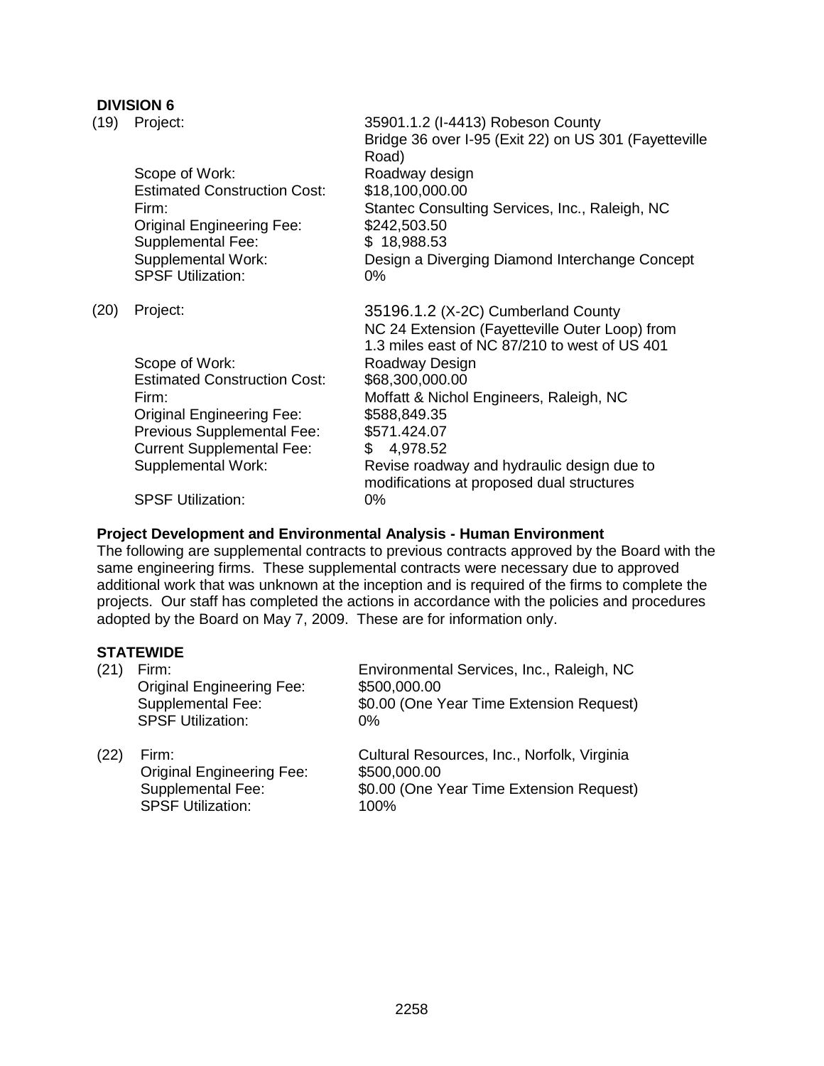**DIVISION 6**

(19) Project: 35901.1.2 (I-4413) Robeson County
Bridge 36 over I-95 (Exit 22) on US 301 (Fayetteville Road)

| | |
|---|---|
| Scope of Work: | Roadway design |
| Estimated Construction Cost: | $18,100,000.00 |
| Firm: | Stantec Consulting Services, Inc., Raleigh, NC |
| Original Engineering Fee: | $242,503.50 |
| Supplemental Fee: | $ 18,988.53 |
| Supplemental Work: | Design a Diverging Diamond Interchange Concept |
| SPSF Utilization: | 0% |

(20) Project: 35196.1.2 (X-2C) Cumberland County
NC 24 Extension (Fayetteville Outer Loop) from 1.3 miles east of NC 87/210 to west of US 401

| | |
|---|---|
| Scope of Work: | Roadway Design |
| Estimated Construction Cost: | $68,300,000.00 |
| Firm: | Moffatt & Nichol Engineers, Raleigh, NC |
| Original Engineering Fee: | $588,849.35 |
| Previous Supplemental Fee: | $571.424.07 |
| Current Supplemental Fee: | $ 4,978.52 |
| Supplemental Work: | Revise roadway and hydraulic design due to modifications at proposed dual structures |
| SPSF Utilization: | 0% |

**Project Development and Environmental Analysis - Human Environment**

The following are supplemental contracts to previous contracts approved by the Board with the same engineering firms. These supplemental contracts were necessary due to approved additional work that was unknown at the inception and is required of the firms to complete the projects. Our staff has completed the actions in accordance with the policies and procedures adopted by the Board on May 7, 2009. These are for information only.

**STATEWIDE**

(21)

| | |
|---|---|
| Firm: | Environmental Services, Inc., Raleigh, NC |
| Original Engineering Fee: | $500,000.00 |
| Supplemental Fee: | $0.00 (One Year Time Extension Request) |
| SPSF Utilization: | 0% |

(22)

| | |
|---|---|
| Firm: | Cultural Resources, Inc., Norfolk, Virginia |
| Original Engineering Fee: | $500,000.00 |
| Supplemental Fee: | $0.00 (One Year Time Extension Request) |
| SPSF Utilization: | 100% |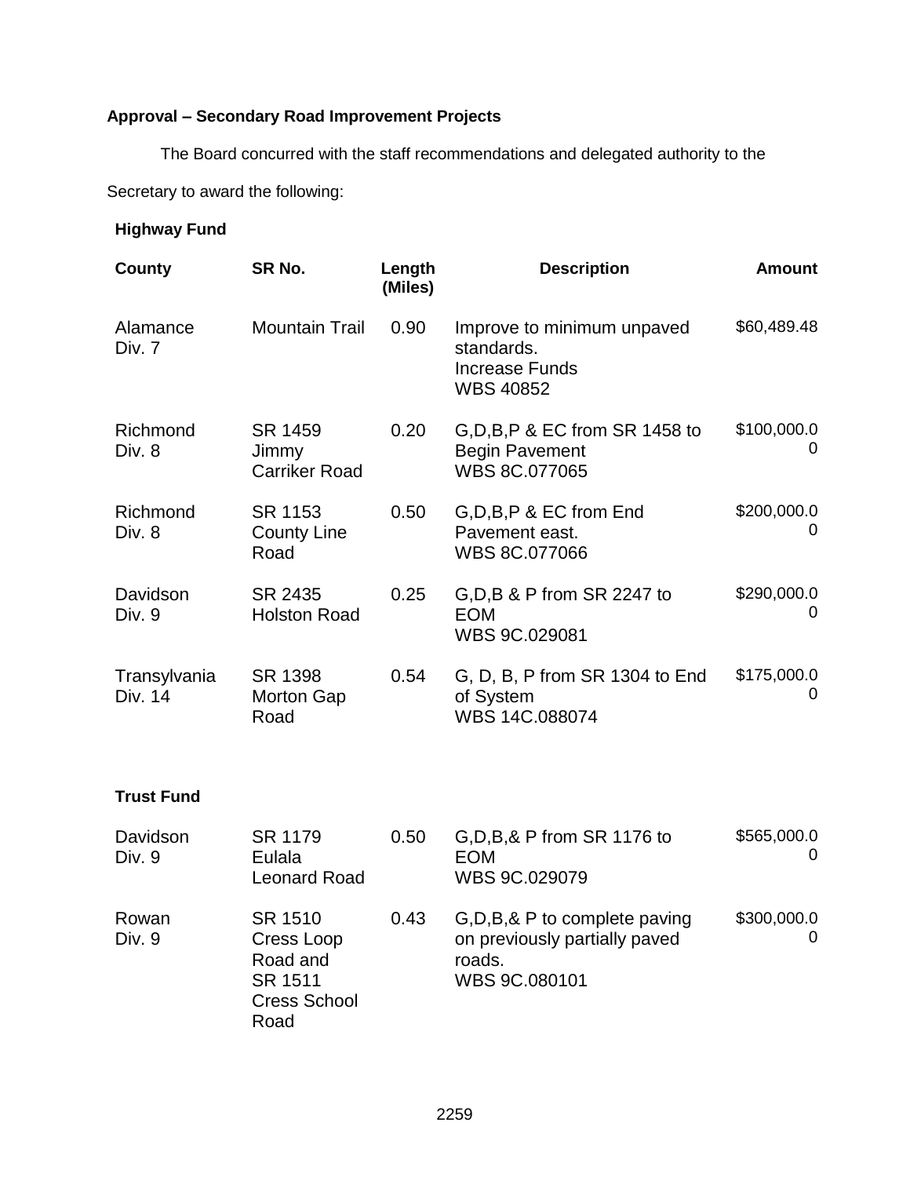**Approval – Secondary Road Improvement Projects**

The Board concurred with the staff recommendations and delegated authority to the Secretary to award the following:

**Highway Fund**

| County | SR No. | Length (Miles) | Description | Amount |
|---|---|---|---|---|
| Alamance Div. 7 | Mountain Trail | 0.90 | Improve to minimum unpaved standards. Increase Funds WBS 40852 | $60,489.48 |
| Richmond Div. 8 | SR 1459 Jimmy Carriker Road | 0.20 | G,D,B,P & EC from SR 1458 to Begin Pavement WBS 8C.077065 | $100,000.00 |
| Richmond Div. 8 | SR 1153 County Line Road | 0.50 | G,D,B,P & EC from End Pavement east. WBS 8C.077066 | $200,000.00 |
| Davidson Div. 9 | SR 2435 Holston Road | 0.25 | G,D,B & P from SR 2247 to EOM WBS 9C.029081 | $290,000.00 |
| Transylvania Div. 14 | SR 1398 Morton Gap Road | 0.54 | G, D, B, P from SR 1304 to End of System WBS 14C.088074 | $175,000.00 |

**Trust Fund**

| County | SR No. | Length (Miles) | Description | Amount |
|---|---|---|---|---|
| Davidson Div. 9 | SR 1179 Eulala Leonard Road | 0.50 | G,D,B,& P from SR 1176 to EOM WBS 9C.029079 | $565,000.00 |
| Rowan Div. 9 | SR 1510 Cress Loop Road and SR 1511 Cress School Road | 0.43 | G,D,B,& P to complete paving on previously partially paved roads. WBS 9C.080101 | $300,000.00 |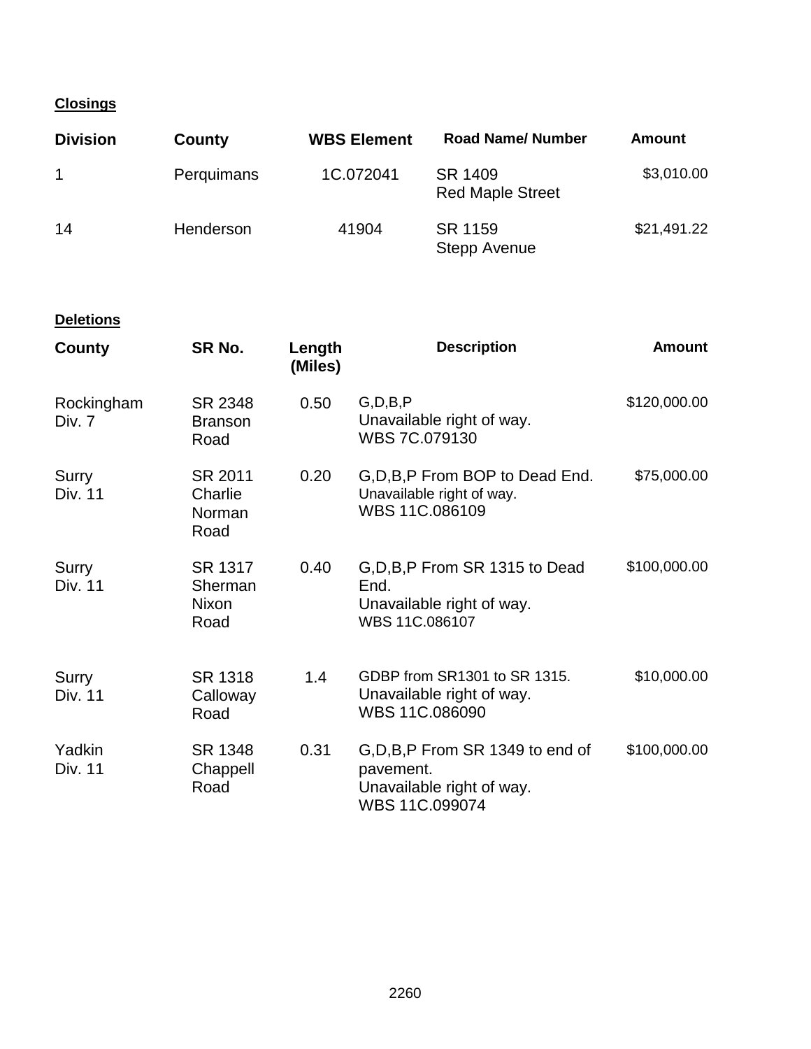**Closings**

| Division | County | WBS Element | Road Name/ Number | Amount |
|---|---|---|---|---|
| 1 | Perquimans | 1C.072041 | SR 1409 Red Maple Street | $3,010.00 |
| 14 | Henderson | 41904 | SR 1159 Stepp Avenue | $21,491.22 |

**Deletions**

| County | SR No. | Length (Miles) | Description | Amount |
|---|---|---|---|---|
| Rockingham Div. 7 | SR 2348 Branson Road | 0.50 | G,D,B,P Unavailable right of way. WBS 7C.079130 | $120,000.00 |
| Surry Div. 11 | SR 2011 Charlie Norman Road | 0.20 | G,D,B,P From BOP to Dead End. Unavailable right of way. WBS 11C.086109 | $75,000.00 |
| Surry Div. 11 | SR 1317 Sherman Nixon Road | 0.40 | G,D,B,P From SR 1315 to Dead End. Unavailable right of way. WBS 11C.086107 | $100,000.00 |
| Surry Div. 11 | SR 1318 Calloway Road | 1.4 | GDBP from SR1301 to SR 1315. Unavailable right of way. WBS 11C.086090 | $10,000.00 |
| Yadkin Div. 11 | SR 1348 Chappell Road | 0.31 | G,D,B,P From SR 1349 to end of pavement. Unavailable right of way. WBS 11C.099074 | $100,000.00 |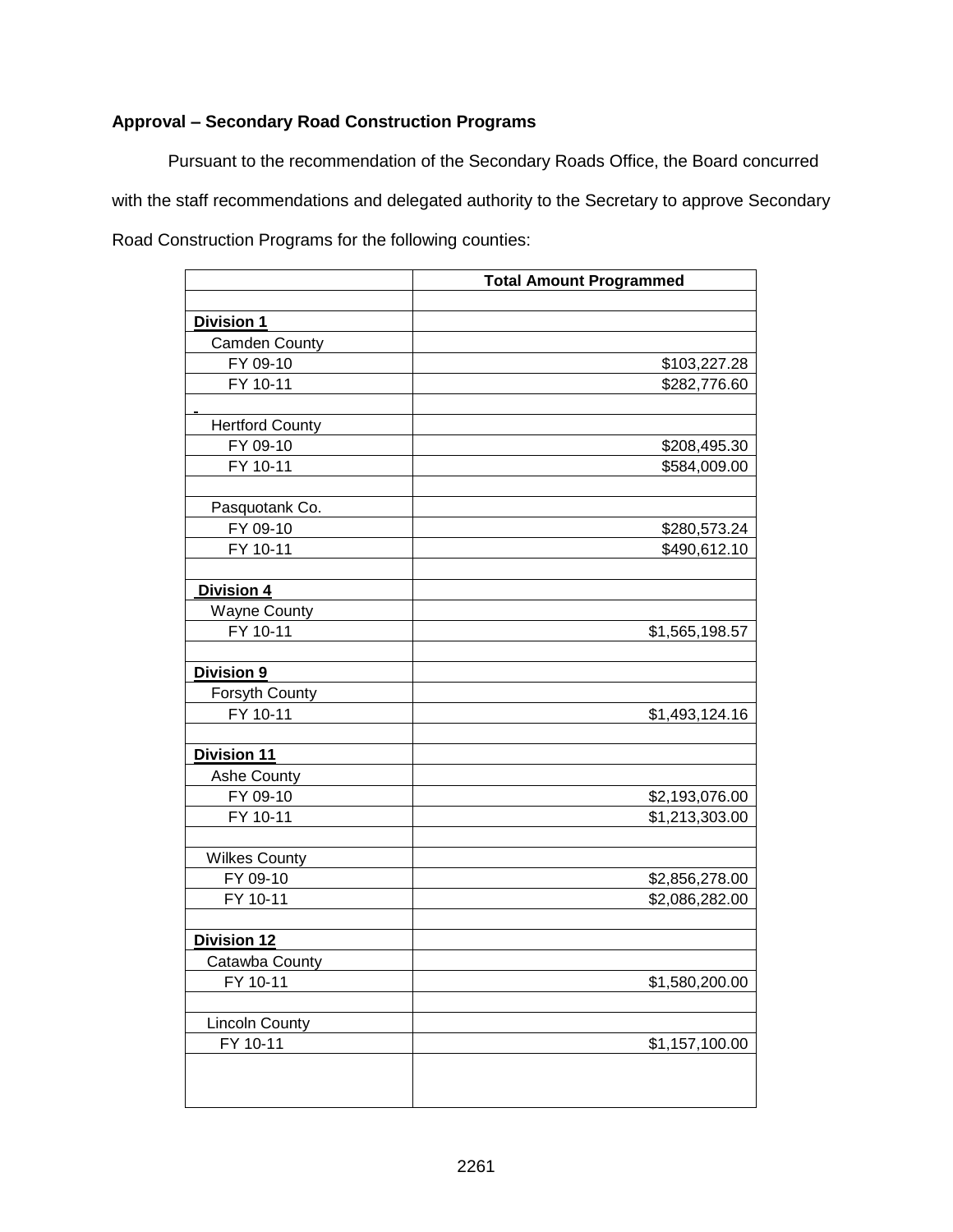**Approval – Secondary Road Construction Programs**

Pursuant to the recommendation of the Secondary Roads Office, the Board concurred with the staff recommendations and delegated authority to the Secretary to approve Secondary Road Construction Programs for the following counties:

| | Total Amount Programmed |
|---|---|
| | |
| **Division 1** | |
| Camden County | |
| FY 09-10 | $103,227.28 |
| FY 10-11 | $282,776.60 |
| - | |
| Hertford County | |
| FY 09-10 | $208,495.30 |
| FY 10-11 | $584,009.00 |
| | |
| Pasquotank Co. | |
| FY 09-10 | $280,573.24 |
| FY 10-11 | $490,612.10 |
| | |
| **Division 4** | |
| Wayne County | |
| FY 10-11 | $1,565,198.57 |
| | |
| **Division 9** | |
| Forsyth County | |
| FY 10-11 | $1,493,124.16 |
| | |
| **Division 11** | |
| Ashe County | |
| FY 09-10 | $2,193,076.00 |
| FY 10-11 | $1,213,303.00 |
| | |
| Wilkes County | |
| FY 09-10 | $2,856,278.00 |
| FY 10-11 | $2,086,282.00 |
| | |
| **Division 12** | |
| Catawba County | |
| FY 10-11 | $1,580,200.00 |
| | |
| Lincoln County | |
| FY 10-11 | $1,157,100.00 |
| | |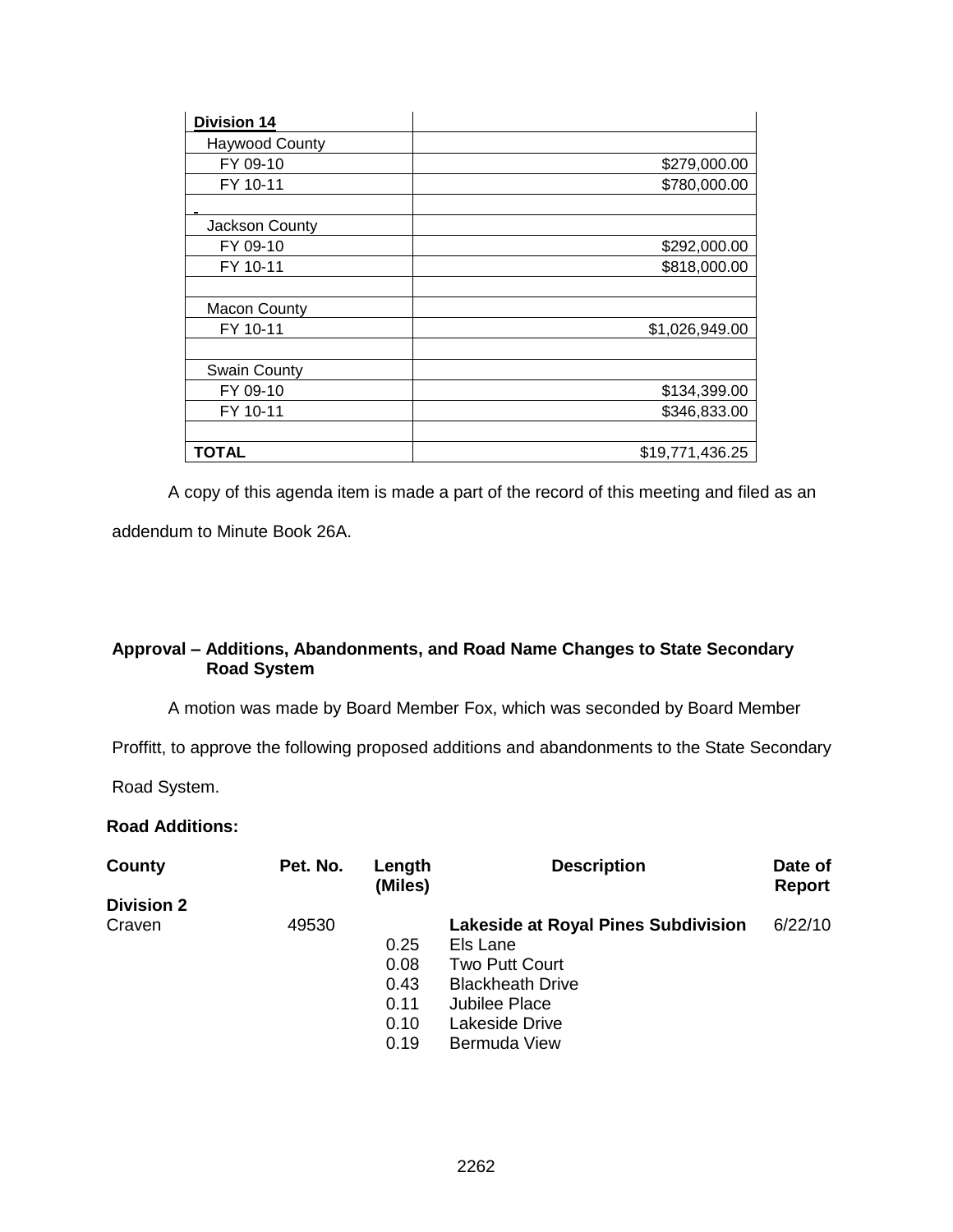| Division 14 | |
|---|---|
| Haywood County | |
| FY 09-10 | $279,000.00 |
| FY 10-11 | $780,000.00 |
| | |
| Jackson County | |
| FY 09-10 | $292,000.00 |
| FY 10-11 | $818,000.00 |
| | |
| Macon County | |
| FY 10-11 | $1,026,949.00 |
| | |
| Swain County | |
| FY 09-10 | $134,399.00 |
| FY 10-11 | $346,833.00 |
| | |
| **TOTAL** | $19,771,436.25 |

A copy of this agenda item is made a part of the record of this meeting and filed as an addendum to Minute Book 26A.

**Approval – Additions, Abandonments, and Road Name Changes to State Secondary Road System**

A motion was made by Board Member Fox, which was seconded by Board Member Proffitt, to approve the following proposed additions and abandonments to the State Secondary Road System.

**Road Additions:**

| County | Pet. No. | Length (Miles) | Description | Date of Report |
|---|---|---|---|---|
| **Division 2** | | | | |
| Craven | 49530 | | **Lakeside at Royal Pines Subdivision** | 6/22/10 |
| | | 0.25 | Els Lane | |
| | | 0.08 | Two Putt Court | |
| | | 0.43 | Blackheath Drive | |
| | | 0.11 | Jubilee Place | |
| | | 0.10 | Lakeside Drive | |
| | | 0.19 | Bermuda View | |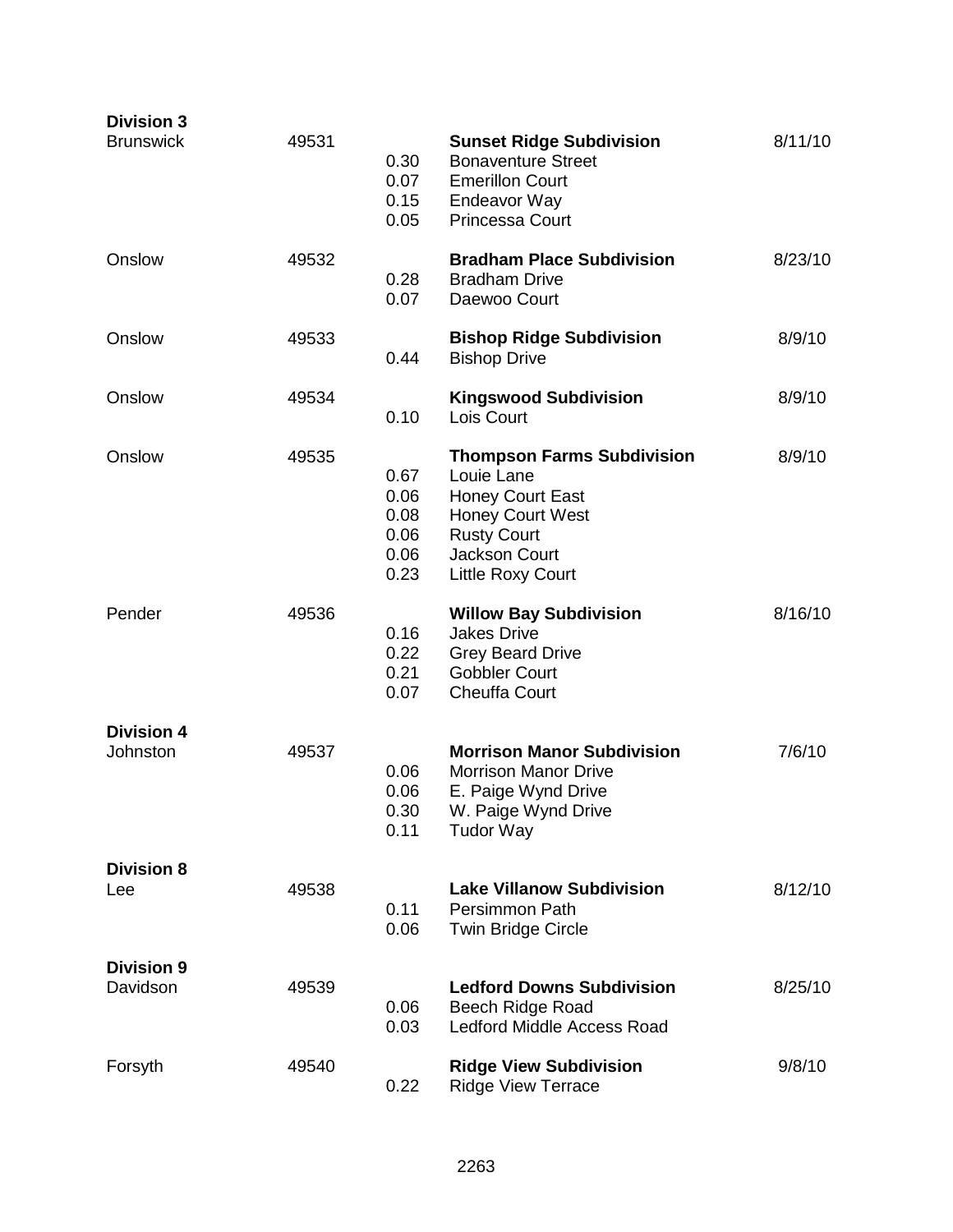| | | | | |
|---|---|---|---|---|
| **Division 3** | | | | |
| Brunswick | 49531 | | **Sunset Ridge Subdivision** | 8/11/10 |
| | | 0.30 | Bonaventure Street | |
| | | 0.07 | Emerillon Court | |
| | | 0.15 | Endeavor Way | |
| | | 0.05 | Princessa Court | |
| Onslow | 49532 | | **Bradham Place Subdivision** | 8/23/10 |
| | | 0.28 | Bradham Drive | |
| | | 0.07 | Daewoo Court | |
| Onslow | 49533 | | **Bishop Ridge Subdivision** | 8/9/10 |
| | | 0.44 | Bishop Drive | |
| Onslow | 49534 | | **Kingswood Subdivision** | 8/9/10 |
| | | 0.10 | Lois Court | |
| Onslow | 49535 | | **Thompson Farms Subdivision** | 8/9/10 |
| | | 0.67 | Louie Lane | |
| | | 0.06 | Honey Court East | |
| | | 0.08 | Honey Court West | |
| | | 0.06 | Rusty Court | |
| | | 0.06 | Jackson Court | |
| | | 0.23 | Little Roxy Court | |
| Pender | 49536 | | **Willow Bay Subdivision** | 8/16/10 |
| | | 0.16 | Jakes Drive | |
| | | 0.22 | Grey Beard Drive | |
| | | 0.21 | Gobbler Court | |
| | | 0.07 | Cheuffa Court | |
| **Division 4** | | | | |
| Johnston | 49537 | | **Morrison Manor Subdivision** | 7/6/10 |
| | | 0.06 | Morrison Manor Drive | |
| | | 0.06 | E. Paige Wynd Drive | |
| | | 0.30 | W. Paige Wynd Drive | |
| | | 0.11 | Tudor Way | |
| **Division 8** | | | | |
| Lee | 49538 | | **Lake Villanow Subdivision** | 8/12/10 |
| | | 0.11 | Persimmon Path | |
| | | 0.06 | Twin Bridge Circle | |
| **Division 9** | | | | |
| Davidson | 49539 | | **Ledford Downs Subdivision** | 8/25/10 |
| | | 0.06 | Beech Ridge Road | |
| | | 0.03 | Ledford Middle Access Road | |
| Forsyth | 49540 | | **Ridge View Subdivision** | 9/8/10 |
| | | 0.22 | Ridge View Terrace | |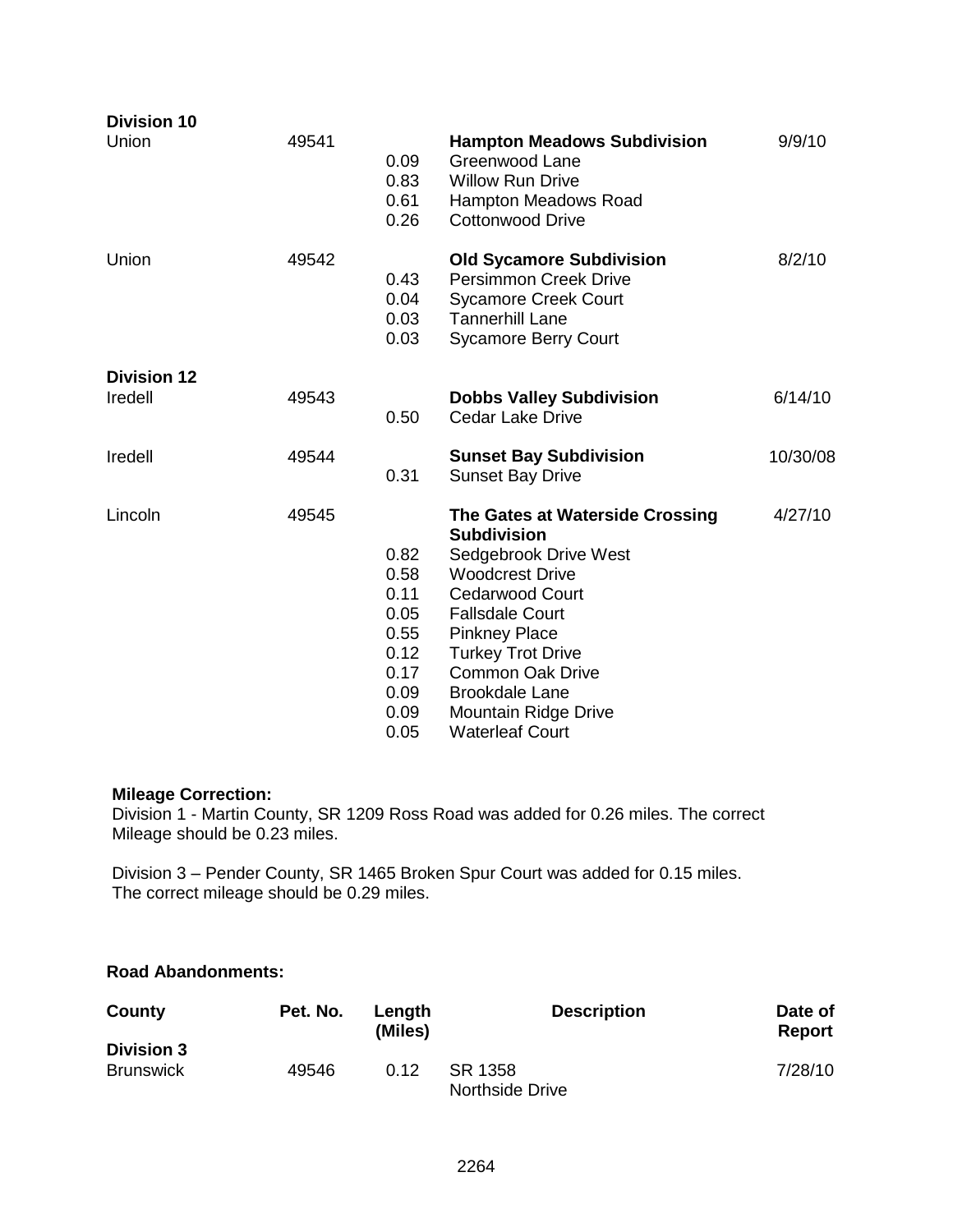| | | | | |
|---|---|---|---|---|
| **Division 10** | | | | |
| Union | 49541 | | **Hampton Meadows Subdivision** | 9/9/10 |
| | | 0.09 | Greenwood Lane | |
| | | 0.83 | Willow Run Drive | |
| | | 0.61 | Hampton Meadows Road | |
| | | 0.26 | Cottonwood Drive | |
| Union | 49542 | | **Old Sycamore Subdivision** | 8/2/10 |
| | | 0.43 | Persimmon Creek Drive | |
| | | 0.04 | Sycamore Creek Court | |
| | | 0.03 | Tannerhill Lane | |
| | | 0.03 | Sycamore Berry Court | |
| **Division 12** | | | | |
| Iredell | 49543 | | **Dobbs Valley Subdivision** | 6/14/10 |
| | | 0.50 | Cedar Lake Drive | |
| Iredell | 49544 | | **Sunset Bay Subdivision** | 10/30/08 |
| | | 0.31 | Sunset Bay Drive | |
| Lincoln | 49545 | | **The Gates at Waterside Crossing Subdivision** | 4/27/10 |
| | | 0.82 | Sedgebrook Drive West | |
| | | 0.58 | Woodcrest Drive | |
| | | 0.11 | Cedarwood Court | |
| | | 0.05 | Fallsdale Court | |
| | | 0.55 | Pinkney Place | |
| | | 0.12 | Turkey Trot Drive | |
| | | 0.17 | Common Oak Drive | |
| | | 0.09 | Brookdale Lane | |
| | | 0.09 | Mountain Ridge Drive | |
| | | 0.05 | Waterleaf Court | |

**Mileage Correction:**

Division 1 - Martin County, SR 1209 Ross Road was added for 0.26 miles. The correct Mileage should be 0.23 miles.

Division 3 – Pender County, SR 1465 Broken Spur Court was added for 0.15 miles. The correct mileage should be 0.29 miles.

**Road Abandonments:**

| County | Pet. No. | Length (Miles) | Description | Date of Report |
|---|---|---|---|---|
| **Division 3** | | | | |
| Brunswick | 49546 | 0.12 | SR 1358 Northside Drive | 7/28/10 |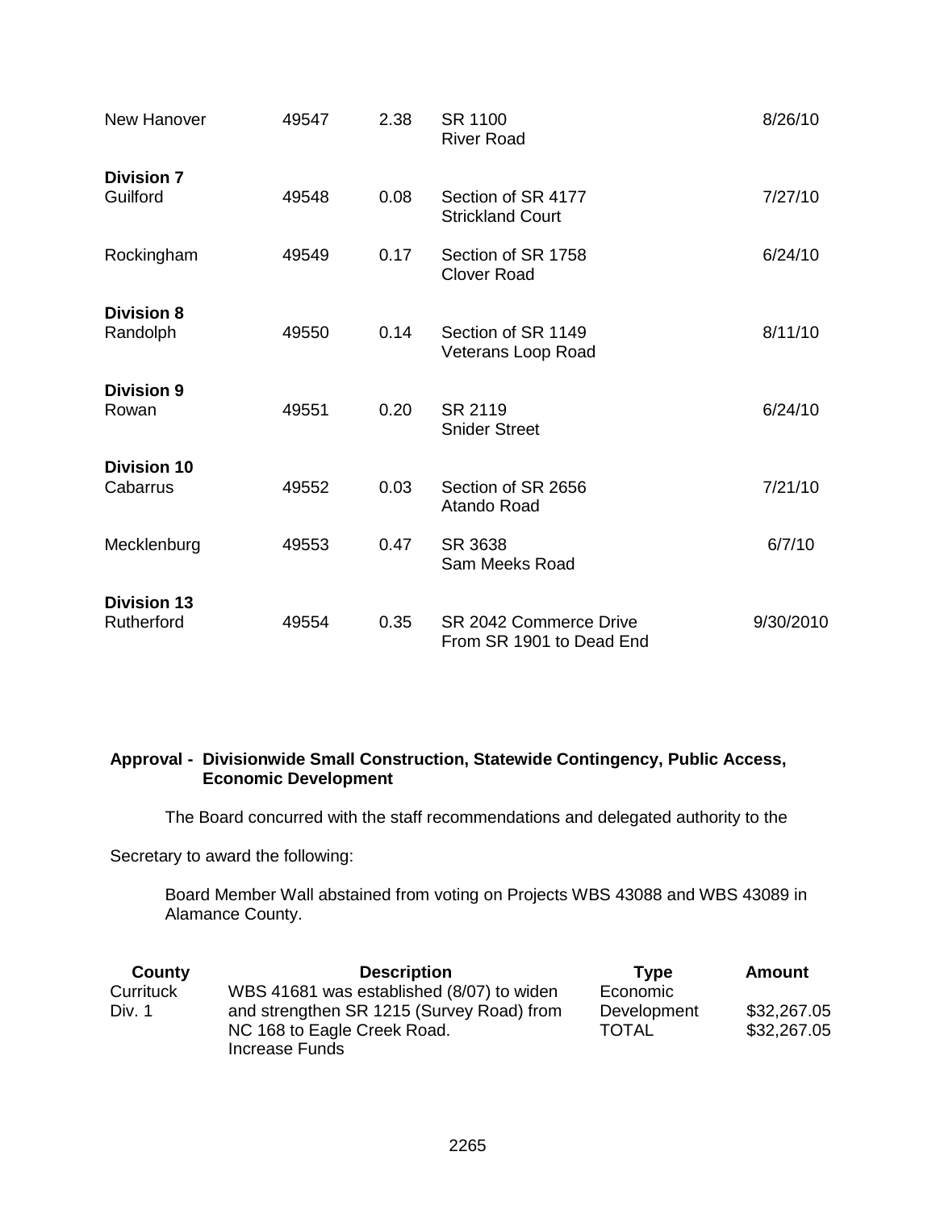| | | | | |
|---|---|---|---|---|
| New Hanover | 49547 | 2.38 | SR 1100<br>River Road | 8/26/10 |
| **Division 7** | | | | |
| Guilford | 49548 | 0.08 | Section of SR 4177<br>Strickland Court | 7/27/10 |
| Rockingham | 49549 | 0.17 | Section of SR 1758<br>Clover Road | 6/24/10 |
| **Division 8** | | | | |
| Randolph | 49550 | 0.14 | Section of SR 1149<br>Veterans Loop Road | 8/11/10 |
| **Division 9** | | | | |
| Rowan | 49551 | 0.20 | SR 2119<br>Snider Street | 6/24/10 |
| **Division 10** | | | | |
| Cabarrus | 49552 | 0.03 | Section of SR 2656<br>Atando Road | 7/21/10 |
| Mecklenburg | 49553 | 0.47 | SR 3638<br>Sam Meeks Road | 6/7/10 |
| **Division 13** | | | | |
| Rutherford | 49554 | 0.35 | SR 2042 Commerce Drive<br>From SR 1901 to Dead End | 9/30/2010 |

**Approval - Divisionwide Small Construction, Statewide Contingency, Public Access, Economic Development**

The Board concurred with the staff recommendations and delegated authority to the Secretary to award the following:

Board Member Wall abstained from voting on Projects WBS 43088 and WBS 43089 in Alamance County.

| County | Description | Type | Amount |
|---|---|---|---|
| Currituck<br>Div. 1 | WBS 41681 was established (8/07) to widen and strengthen SR 1215 (Survey Road) from NC 168 to Eagle Creek Road.<br>Increase Funds | Economic Development<br>TOTAL | $32,267.05<br>$32,267.05 |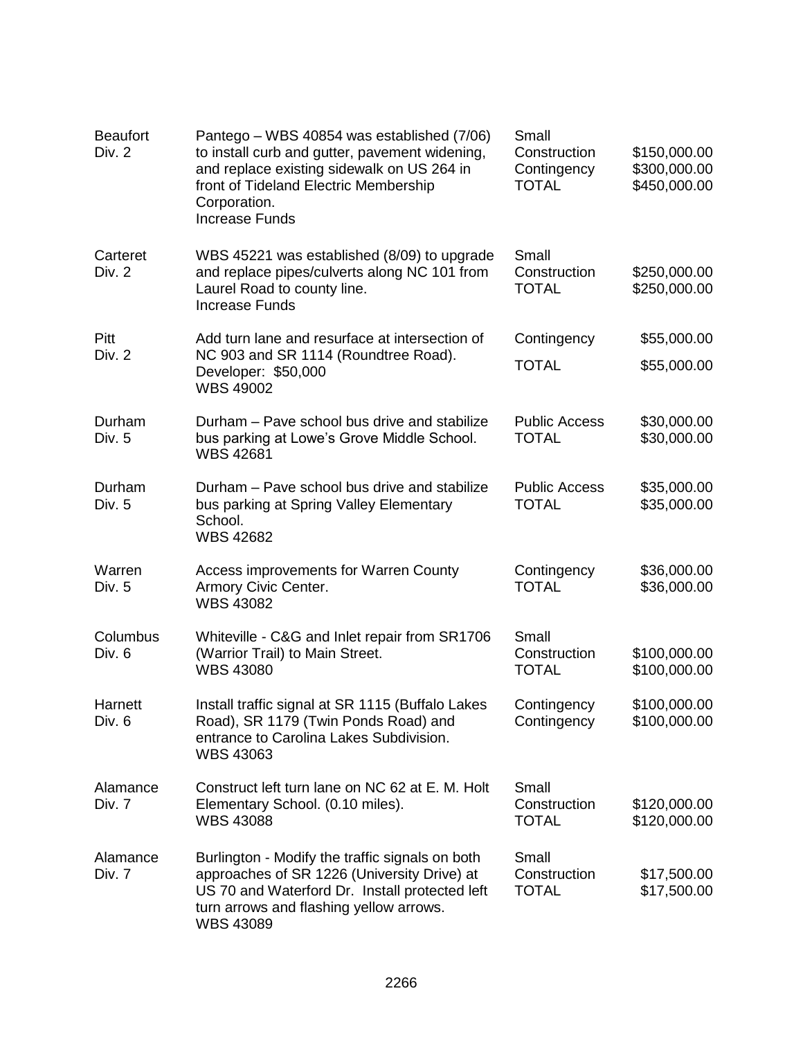| | | | |
|---|---|---|---|
| Beaufort<br>Div. 2 | Pantego – WBS 40854 was established (7/06) to install curb and gutter, pavement widening, and replace existing sidewalk on US 264 in front of Tideland Electric Membership Corporation.<br>Increase Funds | Small Construction<br>Contingency<br>TOTAL | \$150,000.00<br>\$300,000.00<br>\$450,000.00 |
| Carteret<br>Div. 2 | WBS 45221 was established (8/09) to upgrade and replace pipes/culverts along NC 101 from Laurel Road to county line.<br>Increase Funds | Small Construction<br>TOTAL | \$250,000.00<br>\$250,000.00 |
| Pitt<br>Div. 2 | Add turn lane and resurface at intersection of NC 903 and SR 1114 (Roundtree Road).<br>Developer: \$50,000<br>WBS 49002 | Contingency<br>TOTAL | \$55,000.00<br>\$55,000.00 |
| Durham<br>Div. 5 | Durham – Pave school bus drive and stabilize bus parking at Lowe's Grove Middle School.<br>WBS 42681 | Public Access<br>TOTAL | \$30,000.00<br>\$30,000.00 |
| Durham<br>Div. 5 | Durham – Pave school bus drive and stabilize bus parking at Spring Valley Elementary School.<br>WBS 42682 | Public Access<br>TOTAL | \$35,000.00<br>\$35,000.00 |
| Warren<br>Div. 5 | Access improvements for Warren County Armory Civic Center.<br>WBS 43082 | Contingency<br>TOTAL | \$36,000.00<br>\$36,000.00 |
| Columbus<br>Div. 6 | Whiteville - C&G and Inlet repair from SR1706 (Warrior Trail) to Main Street.<br>WBS 43080 | Small Construction<br>TOTAL | \$100,000.00<br>\$100,000.00 |
| Harnett<br>Div. 6 | Install traffic signal at SR 1115 (Buffalo Lakes Road), SR 1179 (Twin Ponds Road) and entrance to Carolina Lakes Subdivision.<br>WBS 43063 | Contingency<br>Contingency | \$100,000.00<br>\$100,000.00 |
| Alamance<br>Div. 7 | Construct left turn lane on NC 62 at E. M. Holt Elementary School. (0.10 miles).<br>WBS 43088 | Small Construction<br>TOTAL | \$120,000.00<br>\$120,000.00 |
| Alamance<br>Div. 7 | Burlington - Modify the traffic signals on both approaches of SR 1226 (University Drive) at US 70 and Waterford Dr. Install protected left turn arrows and flashing yellow arrows.<br>WBS 43089 | Small Construction<br>TOTAL | \$17,500.00<br>\$17,500.00 |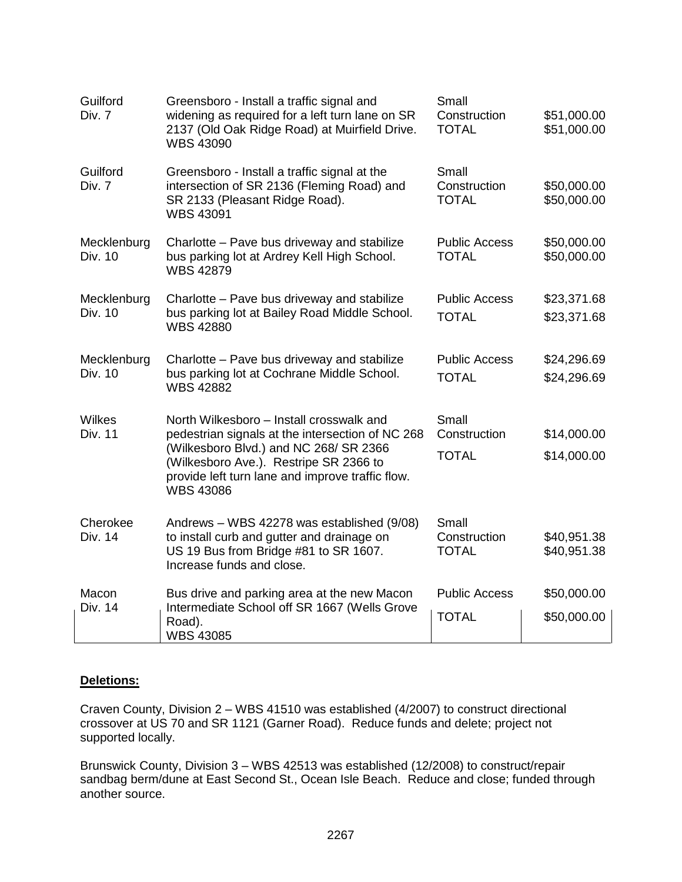| | | | |
|---|---|---|---|
| Guilford Div. 7 | Greensboro - Install a traffic signal and widening as required for a left turn lane on SR 2137 (Old Oak Ridge Road) at Muirfield Drive. WBS 43090 | Small Construction TOTAL | \$51,000.00 \$51,000.00 |
| Guilford Div. 7 | Greensboro - Install a traffic signal at the intersection of SR 2136 (Fleming Road) and SR 2133 (Pleasant Ridge Road). WBS 43091 | Small Construction TOTAL | \$50,000.00 \$50,000.00 |
| Mecklenburg Div. 10 | Charlotte – Pave bus driveway and stabilize bus parking lot at Ardrey Kell High School. WBS 42879 | Public Access TOTAL | \$50,000.00 \$50,000.00 |
| Mecklenburg Div. 10 | Charlotte – Pave bus driveway and stabilize bus parking lot at Bailey Road Middle School. WBS 42880 | Public Access TOTAL | \$23,371.68 \$23,371.68 |
| Mecklenburg Div. 10 | Charlotte – Pave bus driveway and stabilize bus parking lot at Cochrane Middle School. WBS 42882 | Public Access TOTAL | \$24,296.69 \$24,296.69 |
| Wilkes Div. 11 | North Wilkesboro – Install crosswalk and pedestrian signals at the intersection of NC 268 (Wilkesboro Blvd.) and NC 268/ SR 2366 (Wilkesboro Ave.). Restripe SR 2366 to provide left turn lane and improve traffic flow. WBS 43086 | Small Construction TOTAL | \$14,000.00 \$14,000.00 |
| Cherokee Div. 14 | Andrews – WBS 42278 was established (9/08) to install curb and gutter and drainage on US 19 Bus from Bridge #81 to SR 1607. Increase funds and close. | Small Construction TOTAL | \$40,951.38 \$40,951.38 |
| Macon Div. 14 | Bus drive and parking area at the new Macon Intermediate School off SR 1667 (Wells Grove Road). WBS 43085 | Public Access TOTAL | \$50,000.00 \$50,000.00 |

**Deletions:**

Craven County, Division 2 – WBS 41510 was established (4/2007) to construct directional crossover at US 70 and SR 1121 (Garner Road). Reduce funds and delete; project not supported locally.

Brunswick County, Division 3 – WBS 42513 was established (12/2008) to construct/repair sandbag berm/dune at East Second St., Ocean Isle Beach. Reduce and close; funded through another source.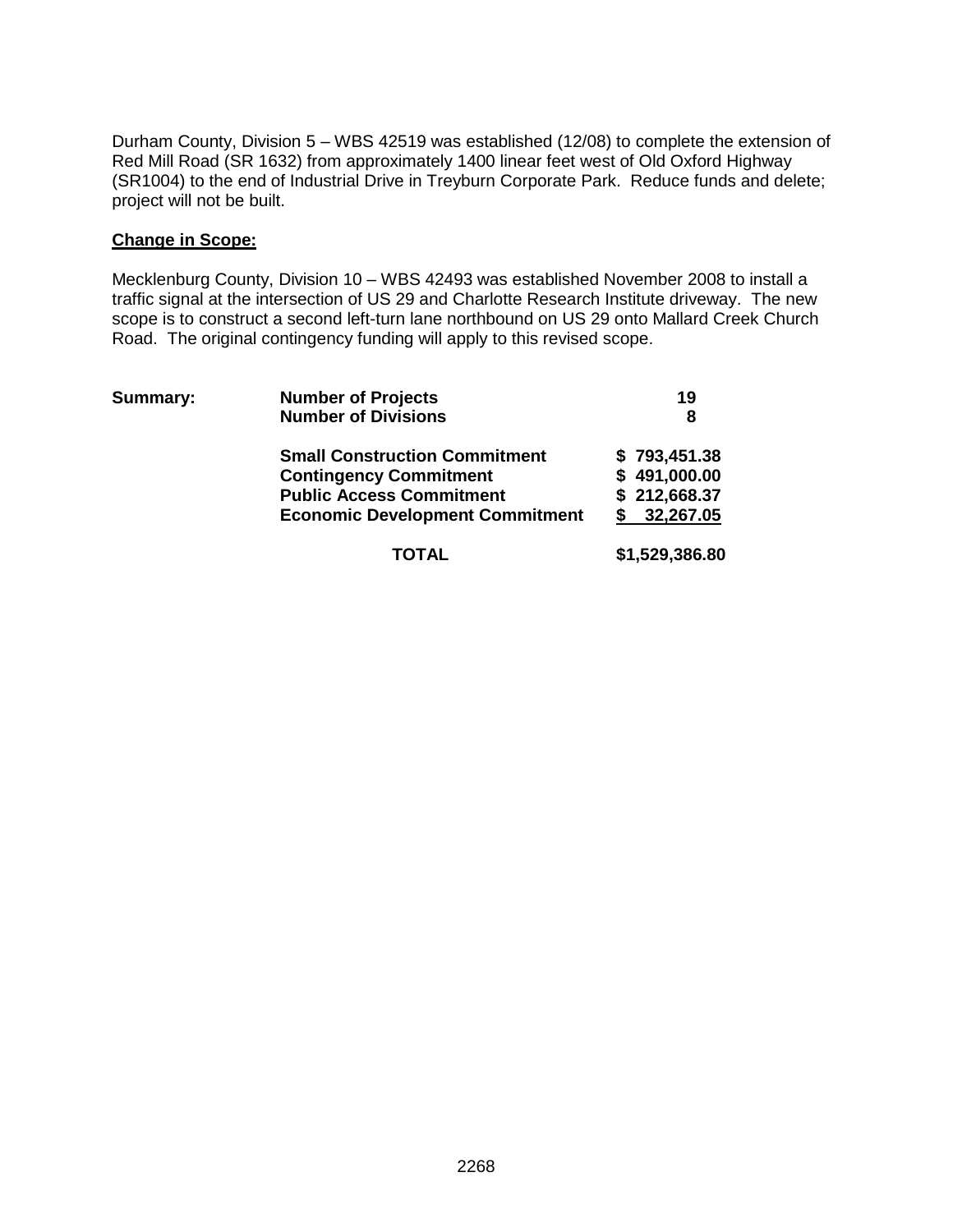Durham County, Division 5 – WBS 42519 was established (12/08) to complete the extension of Red Mill Road (SR 1632) from approximately 1400 linear feet west of Old Oxford Highway (SR1004) to the end of Industrial Drive in Treyburn Corporate Park. Reduce funds and delete; project will not be built.

**Change in Scope:**

Mecklenburg County, Division 10 – WBS 42493 was established November 2008 to install a traffic signal at the intersection of US 29 and Charlotte Research Institute driveway. The new scope is to construct a second left-turn lane northbound on US 29 onto Mallard Creek Church Road. The original contingency funding will apply to this revised scope.

| **Summary:** | **Number of Projects** | **19** |
|---|---|---|
| | **Number of Divisions** | **8** |
| | **Small Construction Commitment** | **$ 793,451.38** |
| | **Contingency Commitment** | **$ 491,000.00** |
| | **Public Access Commitment** | **$ 212,668.37** |
| | **Economic Development Commitment** | **$ 32,267.05** |
| | **TOTAL** | **$1,529,386.80** |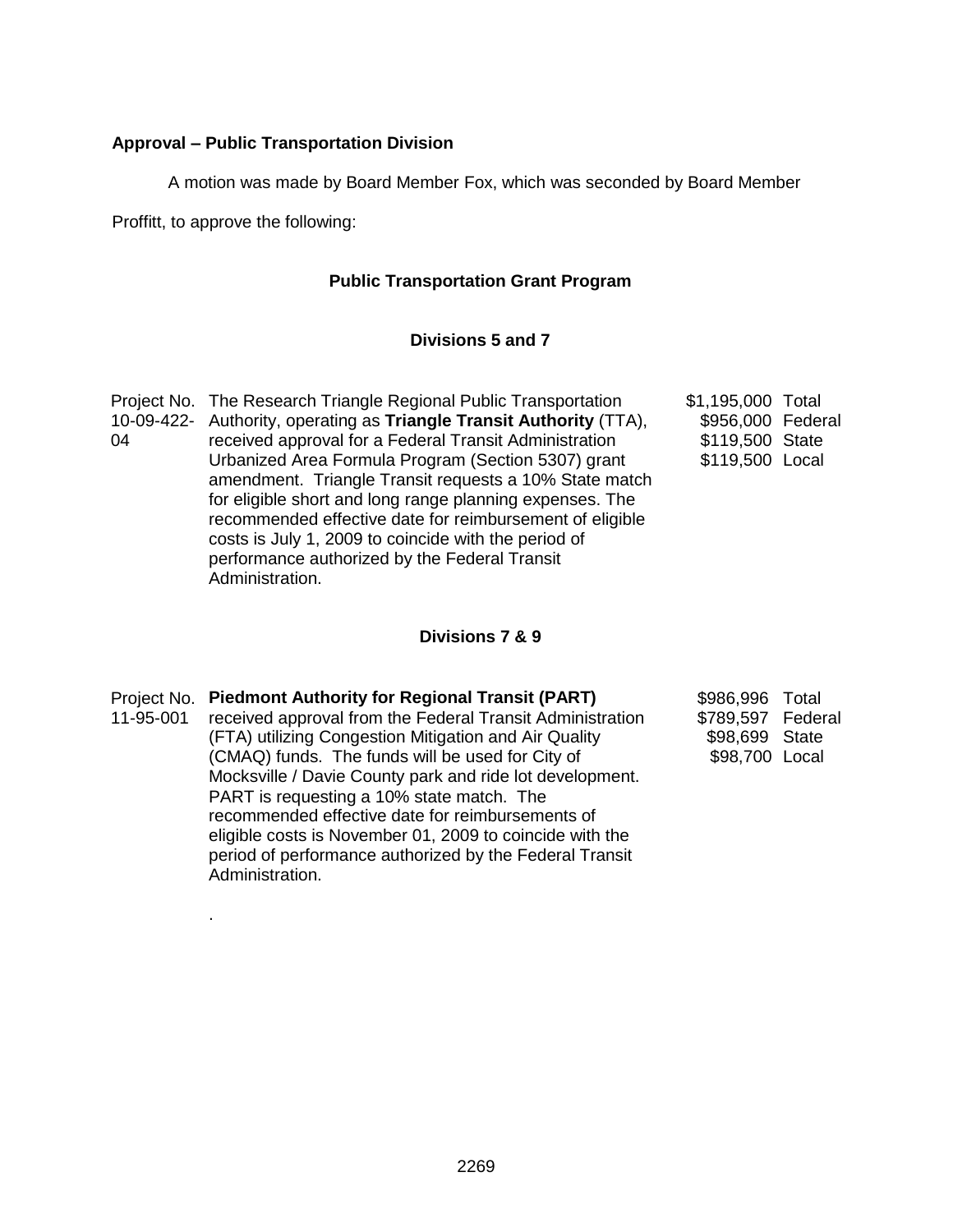**Approval – Public Transportation Division**

A motion was made by Board Member Fox, which was seconded by Board Member Proffitt, to approve the following:

**Public Transportation Grant Program**

**Divisions 5 and 7**

| | | | |
|---|---|---|---|
| Project No. 10-09-422-04 | The Research Triangle Regional Public Transportation Authority, operating as **Triangle Transit Authority** (TTA), received approval for a Federal Transit Administration Urbanized Area Formula Program (Section 5307) grant amendment. Triangle Transit requests a 10% State match for eligible short and long range planning expenses. The recommended effective date for reimbursement of eligible costs is July 1, 2009 to coincide with the period of performance authorized by the Federal Transit Administration. | $1,195,000<br>$956,000<br>$119,500<br>$119,500 | Total<br>Federal<br>State<br>Local |

**Divisions 7 & 9**

| | | | |
|---|---|---|---|
| Project No. 11-95-001 | **Piedmont Authority for Regional Transit (PART)** received approval from the Federal Transit Administration (FTA) utilizing Congestion Mitigation and Air Quality (CMAQ) funds. The funds will be used for City of Mocksville / Davie County park and ride lot development. PART is requesting a 10% state match. The recommended effective date for reimbursements of eligible costs is November 01, 2009 to coincide with the period of performance authorized by the Federal Transit Administration. | $986,996<br>$789,597<br>$98,699<br>$98,700 | Total<br>Federal<br>State<br>Local |

.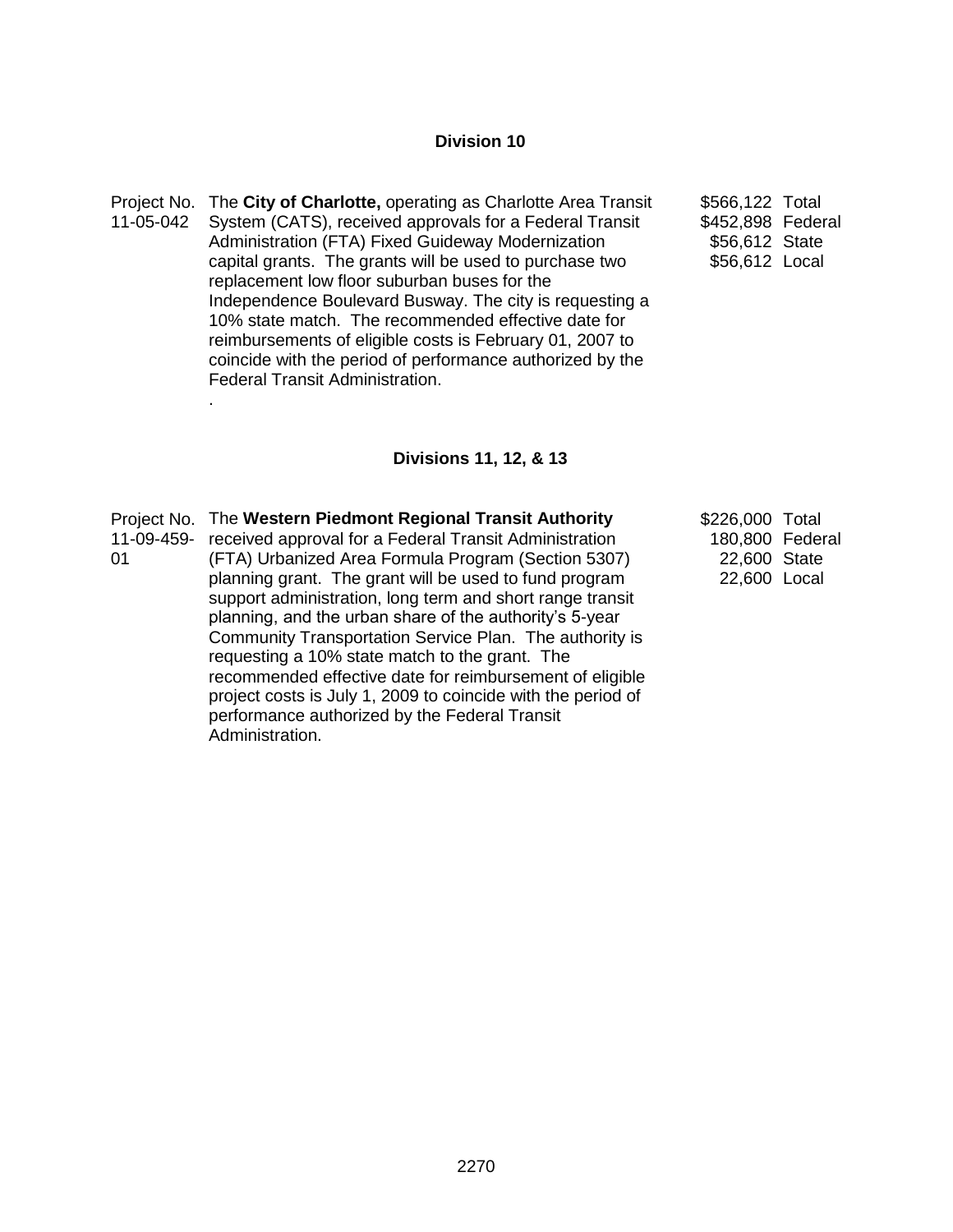## Division 10

Project No. 11-05-042

The **City of Charlotte,** operating as Charlotte Area Transit System (CATS), received approvals for a Federal Transit Administration (FTA) Fixed Guideway Modernization capital grants. The grants will be used to purchase two replacement low floor suburban buses for the Independence Boulevard Busway. The city is requesting a 10% state match. The recommended effective date for reimbursements of eligible costs is February 01, 2007 to coincide with the period of performance authorized by the Federal Transit Administration.

.

| | |
|---|---|
| $566,122 | Total |
| $452,898 | Federal |
| $56,612 | State |
| $56,612 | Local |

## Divisions 11, 12, & 13

Project No. 11-09-459-01

The **Western Piedmont Regional Transit Authority** received approval for a Federal Transit Administration (FTA) Urbanized Area Formula Program (Section 5307) planning grant. The grant will be used to fund program support administration, long term and short range transit planning, and the urban share of the authority's 5-year Community Transportation Service Plan. The authority is requesting a 10% state match to the grant. The recommended effective date for reimbursement of eligible project costs is July 1, 2009 to coincide with the period of performance authorized by the Federal Transit Administration.

| | |
|---|---|
| $226,000 | Total |
| 180,800 | Federal |
| 22,600 | State |
| 22,600 | Local |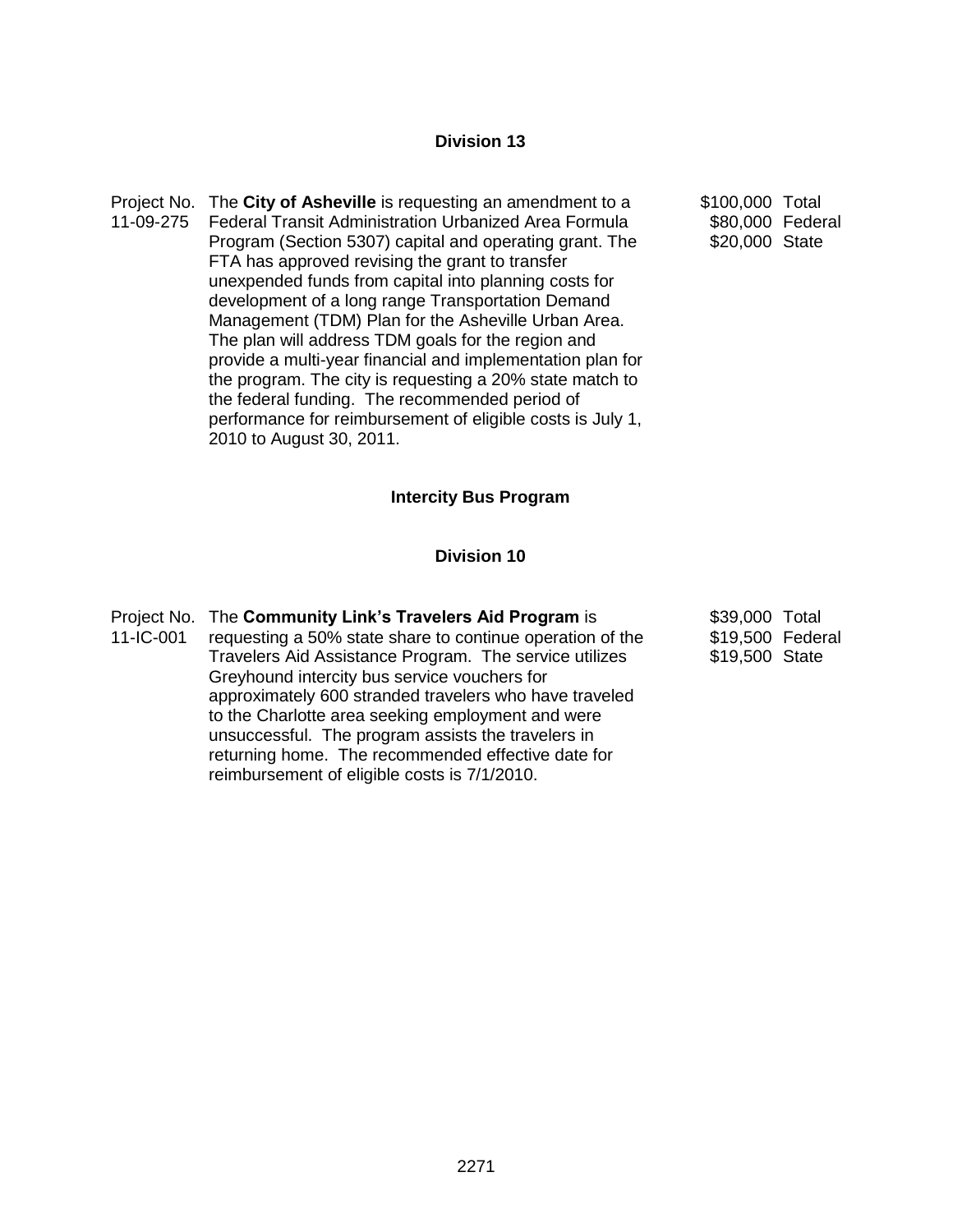## Division 13

| Project No. | Description | Amount |
|---|---|---|
| 11-09-275 | The **City of Asheville** is requesting an amendment to a Federal Transit Administration Urbanized Area Formula Program (Section 5307) capital and operating grant. The FTA has approved revising the grant to transfer unexpended funds from capital into planning costs for development of a long range Transportation Demand Management (TDM) Plan for the Asheville Urban Area. The plan will address TDM goals for the region and provide a multi-year financial and implementation plan for the program. The city is requesting a 20% state match to the federal funding. The recommended period of performance for reimbursement of eligible costs is July 1, 2010 to August 30, 2011. | \$100,000 Total<br>\$80,000 Federal<br>\$20,000 State |

## Intercity Bus Program

## Division 10

| Project No. | Description | Amount |
|---|---|---|
| 11-IC-001 | The **Community Link's Travelers Aid Program** is requesting a 50% state share to continue operation of the Travelers Aid Assistance Program. The service utilizes Greyhound intercity bus service vouchers for approximately 600 stranded travelers who have traveled to the Charlotte area seeking employment and were unsuccessful. The program assists the travelers in returning home. The recommended effective date for reimbursement of eligible costs is 7/1/2010. | \$39,000 Total<br>\$19,500 Federal<br>\$19,500 State |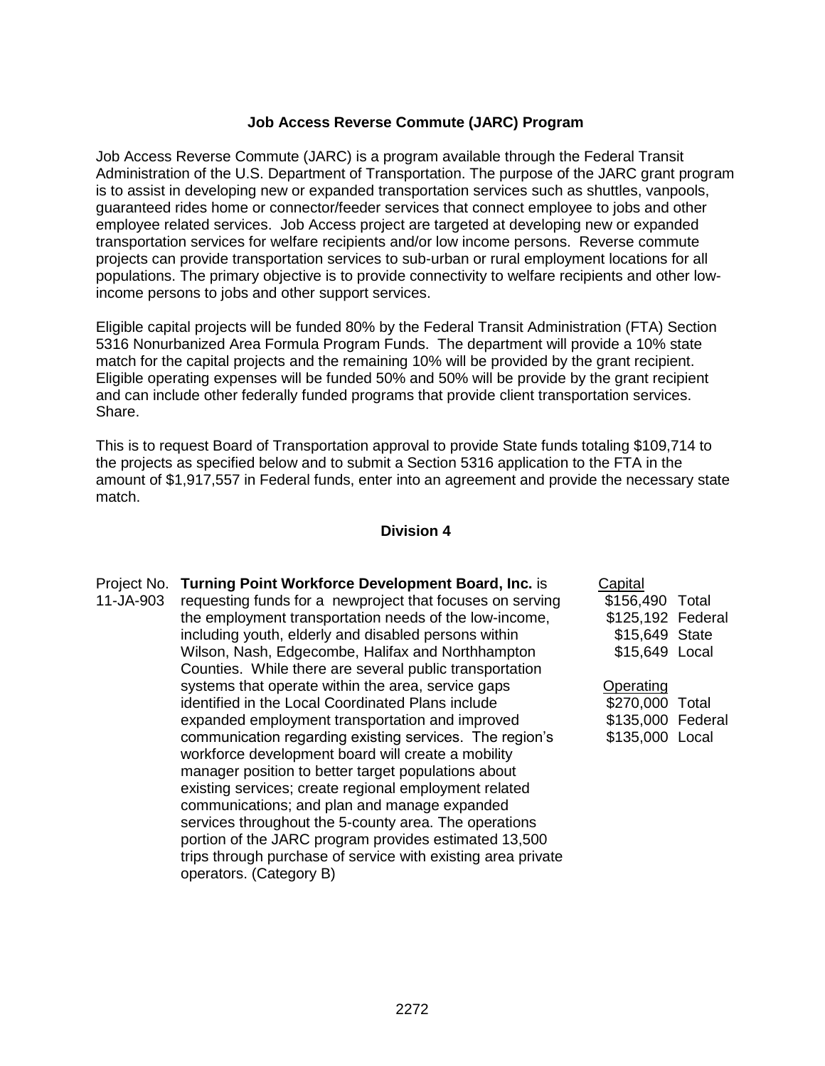## Job Access Reverse Commute (JARC) Program

Job Access Reverse Commute (JARC) is a program available through the Federal Transit Administration of the U.S. Department of Transportation. The purpose of the JARC grant program is to assist in developing new or expanded transportation services such as shuttles, vanpools, guaranteed rides home or connector/feeder services that connect employee to jobs and other employee related services. Job Access project are targeted at developing new or expanded transportation services for welfare recipients and/or low income persons. Reverse commute projects can provide transportation services to sub-urban or rural employment locations for all populations. The primary objective is to provide connectivity to welfare recipients and other low-income persons to jobs and other support services.

Eligible capital projects will be funded 80% by the Federal Transit Administration (FTA) Section 5316 Nonurbanized Area Formula Program Funds. The department will provide a 10% state match for the capital projects and the remaining 10% will be provided by the grant recipient. Eligible operating expenses will be funded 50% and 50% will be provide by the grant recipient and can include other federally funded programs that provide client transportation services. Share.

This is to request Board of Transportation approval to provide State funds totaling \$109,714 to the projects as specified below and to submit a Section 5316 application to the FTA in the amount of \$1,917,557 in Federal funds, enter into an agreement and provide the necessary state match.

### Division 4

| Project No. | Description | Funding |
|---|---|---|
| 11-JA-903 | **Turning Point Workforce Development Board, Inc.** is requesting funds for a newproject that focuses on serving the employment transportation needs of the low-income, including youth, elderly and disabled persons within Wilson, Nash, Edgecombe, Halifax and Northhampton Counties. While there are several public transportation systems that operate within the area, service gaps identified in the Local Coordinated Plans include expanded employment transportation and improved communication regarding existing services. The region's workforce development board will create a mobility manager position to better target populations about existing services; create regional employment related communications; and plan and manage expanded services throughout the 5-county area. The operations portion of the JARC program provides estimated 13,500 trips through purchase of service with existing area private operators. (Category B) | <u>Capital</u><br>\$156,490 Total<br>\$125,192 Federal<br>\$15,649 State<br>\$15,649 Local<br><br><u>Operating</u><br>\$270,000 Total<br>\$135,000 Federal<br>\$135,000 Local |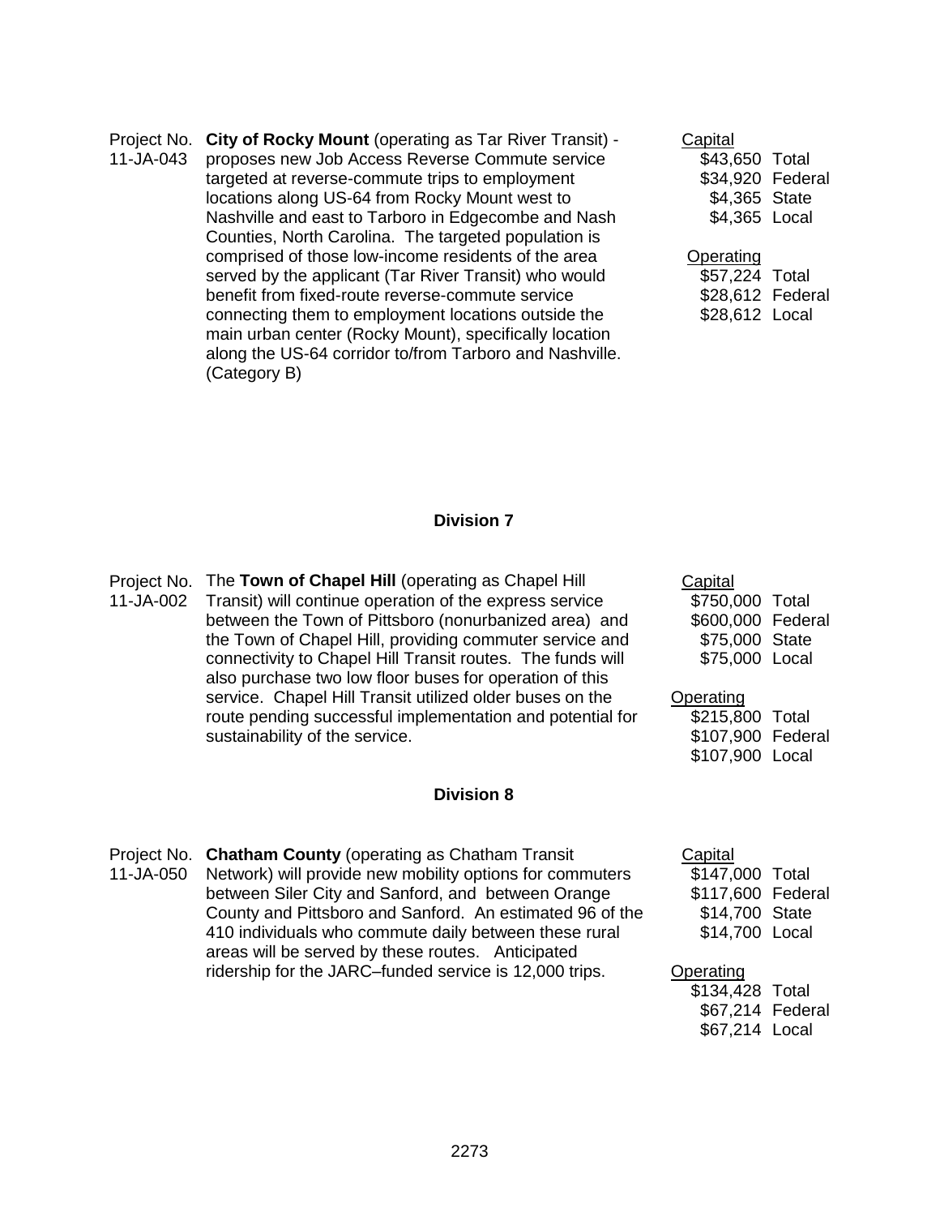Project No. 11-JA-043 **City of Rocky Mount** (operating as Tar River Transit) - proposes new Job Access Reverse Commute service targeted at reverse-commute trips to employment locations along US-64 from Rocky Mount west to Nashville and east to Tarboro in Edgecombe and Nash Counties, North Carolina. The targeted population is comprised of those low-income residents of the area served by the applicant (Tar River Transit) who would benefit from fixed-route reverse-commute service connecting them to employment locations outside the main urban center (Rocky Mount), specifically location along the US-64 corridor to/from Tarboro and Nashville. (Category B)

Capital
$43,650 Total
$34,920 Federal
$4,365 State
$4,365 Local

Operating
$57,224 Total
$28,612 Federal
$28,612 Local

## Division 7

Project No. 11-JA-002 The **Town of Chapel Hill** (operating as Chapel Hill Transit) will continue operation of the express service between the Town of Pittsboro (nonurbanized area) and the Town of Chapel Hill, providing commuter service and connectivity to Chapel Hill Transit routes. The funds will also purchase two low floor buses for operation of this service. Chapel Hill Transit utilized older buses on the route pending successful implementation and potential for sustainability of the service.

Capital
$750,000 Total
$600,000 Federal
$75,000 State
$75,000 Local

Operating
$215,800 Total
$107,900 Federal
$107,900 Local

## Division 8

Project No. 11-JA-050 **Chatham County** (operating as Chatham Transit Network) will provide new mobility options for commuters between Siler City and Sanford, and between Orange County and Pittsboro and Sanford. An estimated 96 of the 410 individuals who commute daily between these rural areas will be served by these routes. Anticipated ridership for the JARC–funded service is 12,000 trips.

Capital
$147,000 Total
$117,600 Federal
$14,700 State
$14,700 Local

Operating
$134,428 Total
$67,214 Federal
$67,214 Local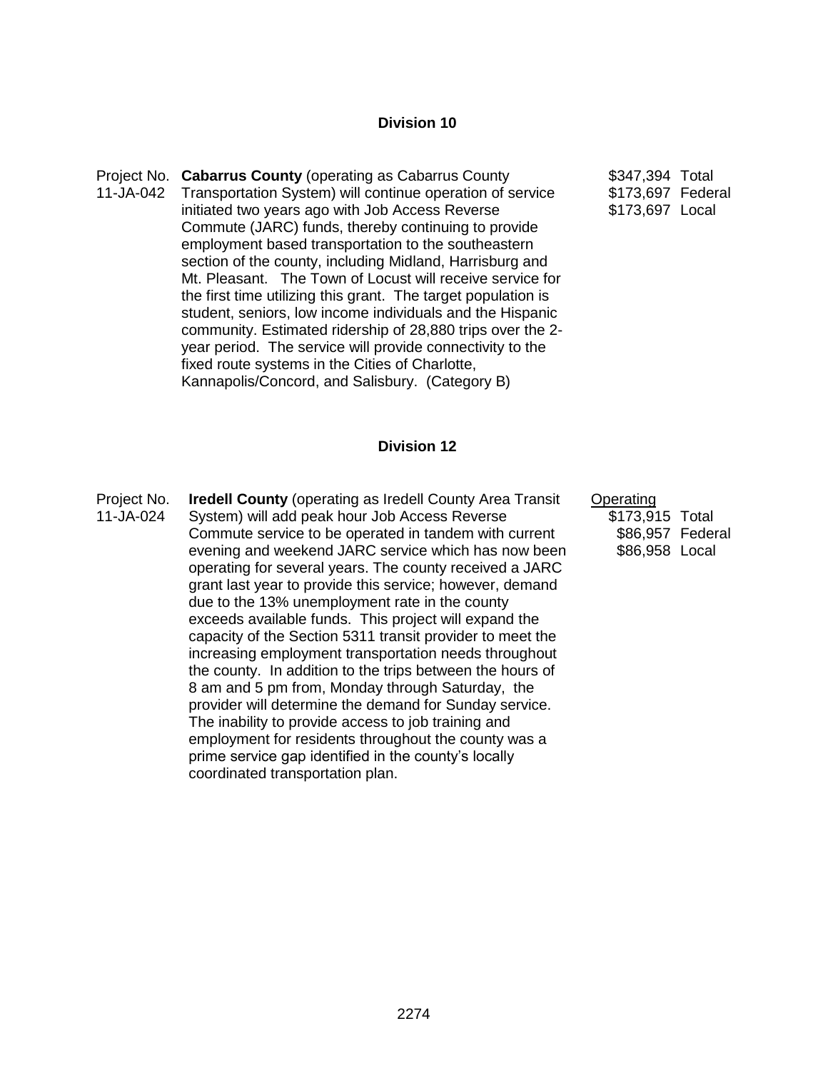## Division 10

Project No. 11-JA-042

**Cabarrus County** (operating as Cabarrus County Transportation System) will continue operation of service initiated two years ago with Job Access Reverse Commute (JARC) funds, thereby continuing to provide employment based transportation to the southeastern section of the county, including Midland, Harrisburg and Mt. Pleasant. The Town of Locust will receive service for the first time utilizing this grant. The target population is student, seniors, low income individuals and the Hispanic community. Estimated ridership of 28,880 trips over the 2-year period. The service will provide connectivity to the fixed route systems in the Cities of Charlotte, Kannapolis/Concord, and Salisbury. (Category B)

| Amount | Type |
|---|---|
| $347,394 | Total |
| $173,697 | Federal |
| $173,697 | Local |

## Division 12

Project No. 11-JA-024

**Iredell County** (operating as Iredell County Area Transit System) will add peak hour Job Access Reverse Commute service to be operated in tandem with current evening and weekend JARC service which has now been operating for several years. The county received a JARC grant last year to provide this service; however, demand due to the 13% unemployment rate in the county exceeds available funds. This project will expand the capacity of the Section 5311 transit provider to meet the increasing employment transportation needs throughout the county. In addition to the trips between the hours of 8 am and 5 pm from, Monday through Saturday, the provider will determine the demand for Sunday service. The inability to provide access to job training and employment for residents throughout the county was a prime service gap identified in the county's locally coordinated transportation plan.

<u>Operating</u>

| Amount | Type |
|---|---|
| $173,915 | Total |
| $86,957 | Federal |
| $86,958 | Local |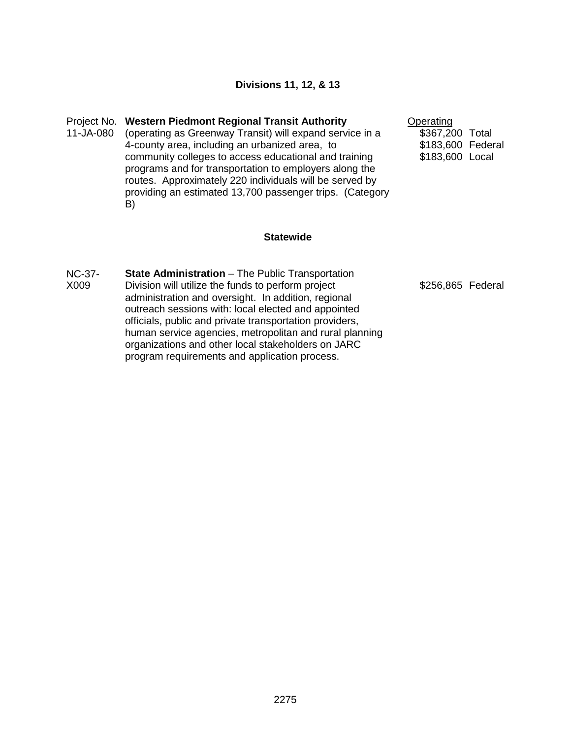### Divisions 11, 12, & 13

| Project No. | Description | Operating |
|---|---|---|
| 11-JA-080 | **Western Piedmont Regional Transit Authority** (operating as Greenway Transit) will expand service in a 4-county area, including an urbanized area, to community colleges to access educational and training programs and for transportation to employers along the routes. Approximately 220 individuals will be served by providing an estimated 13,700 passenger trips. (Category B) | $367,200 Total<br>$183,600 Federal<br>$183,600 Local |

### Statewide

| | | |
|---|---|---|
| NC-37-X009 | **State Administration** – The Public Transportation Division will utilize the funds to perform project administration and oversight. In addition, regional outreach sessions with: local elected and appointed officials, public and private transportation providers, human service agencies, metropolitan and rural planning organizations and other local stakeholders on JARC program requirements and application process. | $256,865 Federal |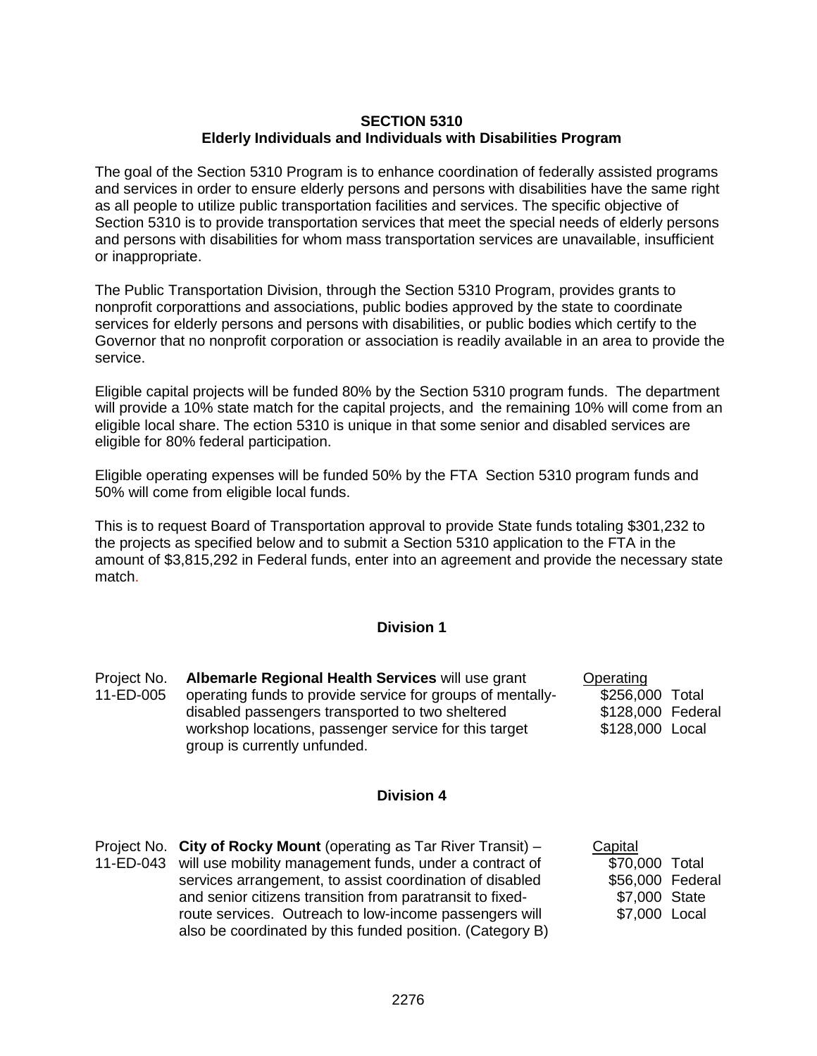# SECTION 5310
## Elderly Individuals and Individuals with Disabilities Program

The goal of the Section 5310 Program is to enhance coordination of federally assisted programs and services in order to ensure elderly persons and persons with disabilities have the same right as all people to utilize public transportation facilities and services. The specific objective of Section 5310 is to provide transportation services that meet the special needs of elderly persons and persons with disabilities for whom mass transportation services are unavailable, insufficient or inappropriate.

The Public Transportation Division, through the Section 5310 Program, provides grants to nonprofit corporattions and associations, public bodies approved by the state to coordinate services for elderly persons and persons with disabilities, or public bodies which certify to the Governor that no nonprofit corporation or association is readily available in an area to provide the service.

Eligible capital projects will be funded 80% by the Section 5310 program funds. The department will provide a 10% state match for the capital projects, and the remaining 10% will come from an eligible local share. The ection 5310 is unique in that some senior and disabled services are eligible for 80% federal participation.

Eligible operating expenses will be funded 50% by the FTA Section 5310 program funds and 50% will come from eligible local funds.

This is to request Board of Transportation approval to provide State funds totaling $301,232 to the projects as specified below and to submit a Section 5310 application to the FTA in the amount of $3,815,292 in Federal funds, enter into an agreement and provide the necessary state match.

### Division 1

| Project No. | Description | Funding |
|---|---|---|
| 11-ED-005 | **Albemarle Regional Health Services** will use grant operating funds to provide service for groups of mentally-disabled passengers transported to two sheltered workshop locations, passenger service for this target group is currently unfunded. | Operating<br>$256,000 Total<br>$128,000 Federal<br>$128,000 Local |

### Division 4

| Project No. | Description | Funding |
|---|---|---|
| 11-ED-043 | **City of Rocky Mount** (operating as Tar River Transit) – will use mobility management funds, under a contract of services arrangement, to assist coordination of disabled and senior citizens transition from paratransit to fixed-route services. Outreach to low-income passengers will also be coordinated by this funded position. (Category B) | Capital<br>$70,000 Total<br>$56,000 Federal<br>$7,000 State<br>$7,000 Local |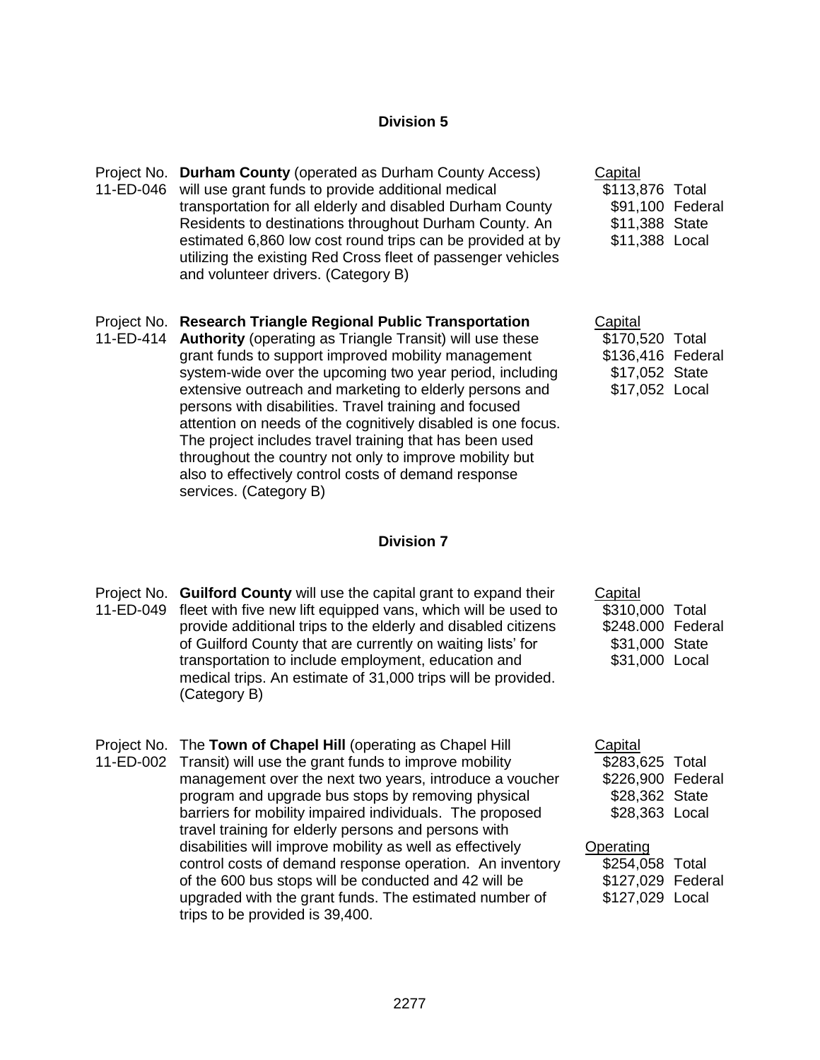## Division 5

Project No. 11-ED-046 — **Durham County** (operated as Durham County Access) will use grant funds to provide additional medical transportation for all elderly and disabled Durham County Residents to destinations throughout Durham County. An estimated 6,860 low cost round trips can be provided at by utilizing the existing Red Cross fleet of passenger vehicles and volunteer drivers. (Category B)

| Capital | |
|---|---|
| $113,876 | Total |
| $91,100 | Federal |
| $11,388 | State |
| $11,388 | Local |

Project No. 11-ED-414 — **Research Triangle Regional Public Transportation Authority** (operating as Triangle Transit) will use these grant funds to support improved mobility management system-wide over the upcoming two year period, including extensive outreach and marketing to elderly persons and persons with disabilities. Travel training and focused attention on needs of the cognitively disabled is one focus. The project includes travel training that has been used throughout the country not only to improve mobility but also to effectively control costs of demand response services. (Category B)

| Capital | |
|---|---|
| $170,520 | Total |
| $136,416 | Federal |
| $17,052 | State |
| $17,052 | Local |

## Division 7

Project No. 11-ED-049 — **Guilford County** will use the capital grant to expand their fleet with five new lift equipped vans, which will be used to provide additional trips to the elderly and disabled citizens of Guilford County that are currently on waiting lists' for transportation to include employment, education and medical trips. An estimate of 31,000 trips will be provided. (Category B)

| Capital | |
|---|---|
| $310,000 | Total |
| $248.000 | Federal |
| $31,000 | State |
| $31,000 | Local |

Project No. 11-ED-002 — The **Town of Chapel Hill** (operating as Chapel Hill Transit) will use the grant funds to improve mobility management over the next two years, introduce a voucher program and upgrade bus stops by removing physical barriers for mobility impaired individuals. The proposed travel training for elderly persons and persons with disabilities will improve mobility as well as effectively control costs of demand response operation. An inventory of the 600 bus stops will be conducted and 42 will be upgraded with the grant funds. The estimated number of trips to be provided is 39,400.

| Capital | |
|---|---|
| $283,625 | Total |
| $226,900 | Federal |
| $28,362 | State |
| $28,363 | Local |

| Operating | |
|---|---|
| $254,058 | Total |
| $127,029 | Federal |
| $127,029 | Local |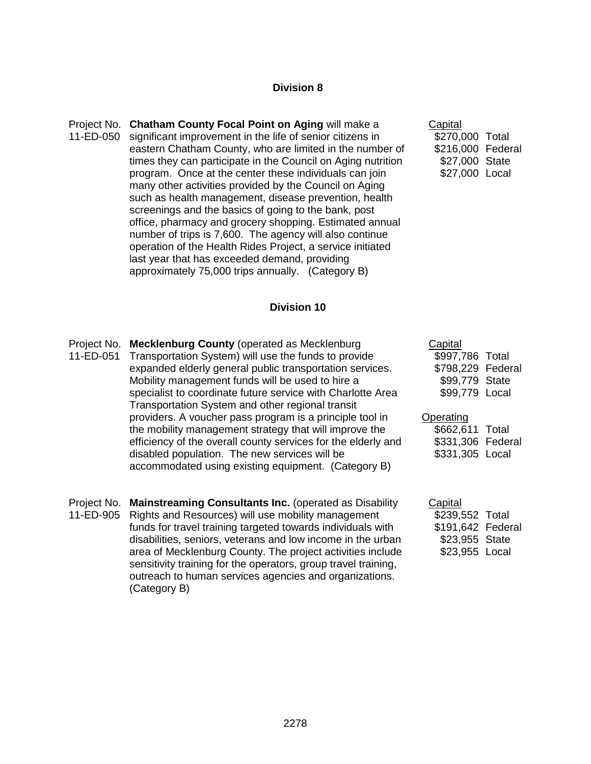## Division 8

Project No. 11-ED-050

**Chatham County Focal Point on Aging** will make a significant improvement in the life of senior citizens in eastern Chatham County, who are limited in the number of times they can participate in the Council on Aging nutrition program. Once at the center these individuals can join many other activities provided by the Council on Aging such as health management, disease prevention, health screenings and the basics of going to the bank, post office, pharmacy and grocery shopping. Estimated annual number of trips is 7,600. The agency will also continue operation of the Health Rides Project, a service initiated last year that has exceeded demand, providing approximately 75,000 trips annually. (Category B)

| Capital | |
|---|---|
| $270,000 | Total |
| $216,000 | Federal |
| $27,000 | State |
| $27,000 | Local |

## Division 10

Project No. 11-ED-051

**Mecklenburg County** (operated as Mecklenburg Transportation System) will use the funds to provide expanded elderly general public transportation services. Mobility management funds will be used to hire a specialist to coordinate future service with Charlotte Area Transportation System and other regional transit providers. A voucher pass program is a principle tool in the mobility management strategy that will improve the efficiency of the overall county services for the elderly and disabled population. The new services will be accommodated using existing equipment. (Category B)

| Capital | |
|---|---|
| $997,786 | Total |
| $798,229 | Federal |
| $99,779 | State |
| $99,779 | Local |

| Operating | |
|---|---|
| $662,611 | Total |
| $331,306 | Federal |
| $331,305 | Local |

Project No. 11-ED-905

**Mainstreaming Consultants Inc.** (operated as Disability Rights and Resources) will use mobility management funds for travel training targeted towards individuals with disabilities, seniors, veterans and low income in the urban area of Mecklenburg County. The project activities include sensitivity training for the operators, group travel training, outreach to human services agencies and organizations. (Category B)

| Capital | |
|---|---|
| $239,552 | Total |
| $191,642 | Federal |
| $23,955 | State |
| $23,955 | Local |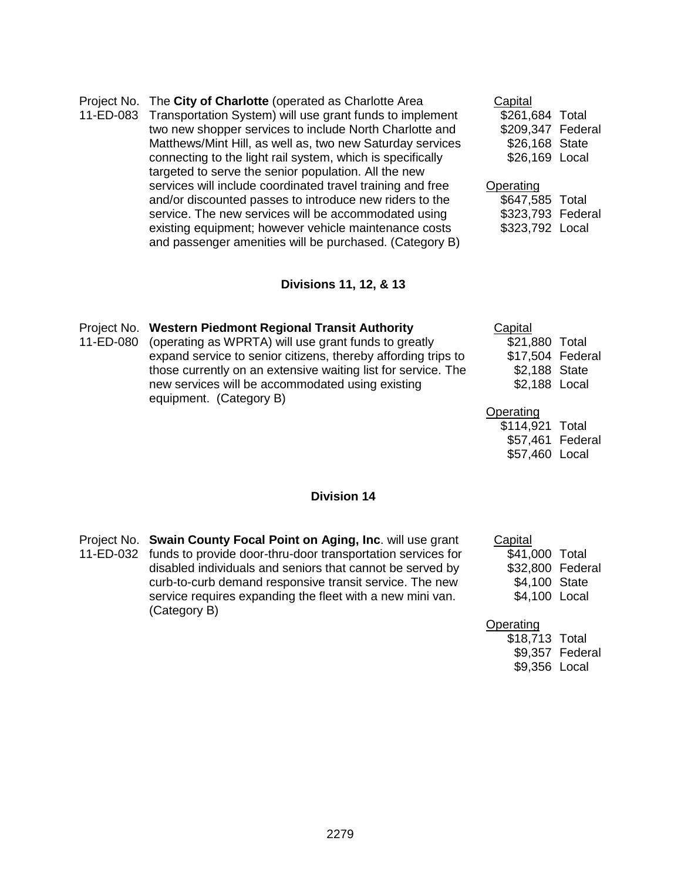Project No. 11-ED-083

The **City of Charlotte** (operated as Charlotte Area Transportation System) will use grant funds to implement two new shopper services to include North Charlotte and Matthews/Mint Hill, as well as, two new Saturday services connecting to the light rail system, which is specifically targeted to serve the senior population. All the new services will include coordinated travel training and free and/or discounted passes to introduce new riders to the service. The new services will be accommodated using existing equipment; however vehicle maintenance costs and passenger amenities will be purchased. (Category B)

Capital
- $261,684 Total
- $209,347 Federal
- $26,168 State
- $26,169 Local

Operating
- $647,585 Total
- $323,793 Federal
- $323,792 Local

## Divisions 11, 12, & 13

Project No. 11-ED-080

**Western Piedmont Regional Transit Authority** (operating as WPRTA) will use grant funds to greatly expand service to senior citizens, thereby affording trips to those currently on an extensive waiting list for service. The new services will be accommodated using existing equipment. (Category B)

Capital
- $21,880 Total
- $17,504 Federal
- $2,188 State
- $2,188 Local

Operating
- $114,921 Total
- $57,461 Federal
- $57,460 Local

## Division 14

Project No. 11-ED-032

**Swain County Focal Point on Aging, Inc**. will use grant funds to provide door-thru-door transportation services for disabled individuals and seniors that cannot be served by curb-to-curb demand responsive transit service. The new service requires expanding the fleet with a new mini van. (Category B)

Capital
- $41,000 Total
- $32,800 Federal
- $4,100 State
- $4,100 Local

Operating
- $18,713 Total
- $9,357 Federal
- $9,356 Local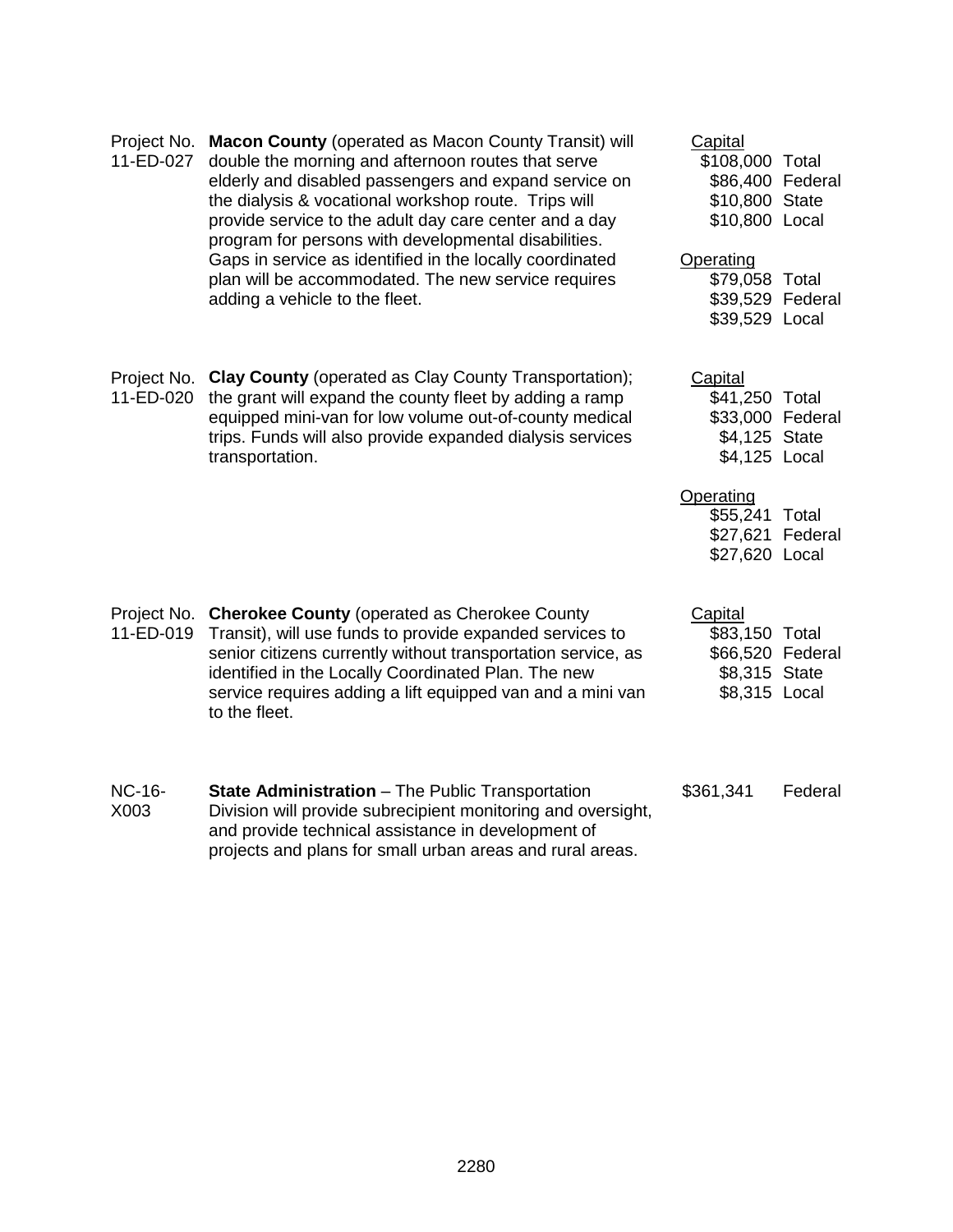Project No. 11-ED-027 **Macon County** (operated as Macon County Transit) will double the morning and afternoon routes that serve elderly and disabled passengers and expand service on the dialysis & vocational workshop route. Trips will provide service to the adult day care center and a day program for persons with developmental disabilities. Gaps in service as identified in the locally coordinated plan will be accommodated. The new service requires adding a vehicle to the fleet.

Capital
- $108,000 Total
- $86,400 Federal
- $10,800 State
- $10,800 Local

Operating
- $79,058 Total
- $39,529 Federal
- $39,529 Local

Project No. 11-ED-020 **Clay County** (operated as Clay County Transportation); the grant will expand the county fleet by adding a ramp equipped mini-van for low volume out-of-county medical trips. Funds will also provide expanded dialysis services transportation.

Capital
- $41,250 Total
- $33,000 Federal
- $4,125 State
- $4,125 Local

Operating
- $55,241 Total
- $27,621 Federal
- $27,620 Local

Project No. 11-ED-019 **Cherokee County** (operated as Cherokee County Transit), will use funds to provide expanded services to senior citizens currently without transportation service, as identified in the Locally Coordinated Plan. The new service requires adding a lift equipped van and a mini van to the fleet.

Capital
- $83,150 Total
- $66,520 Federal
- $8,315 State
- $8,315 Local

NC-16-X003 **State Administration** – The Public Transportation Division will provide subrecipient monitoring and oversight, and provide technical assistance in development of projects and plans for small urban areas and rural areas.

$361,341 Federal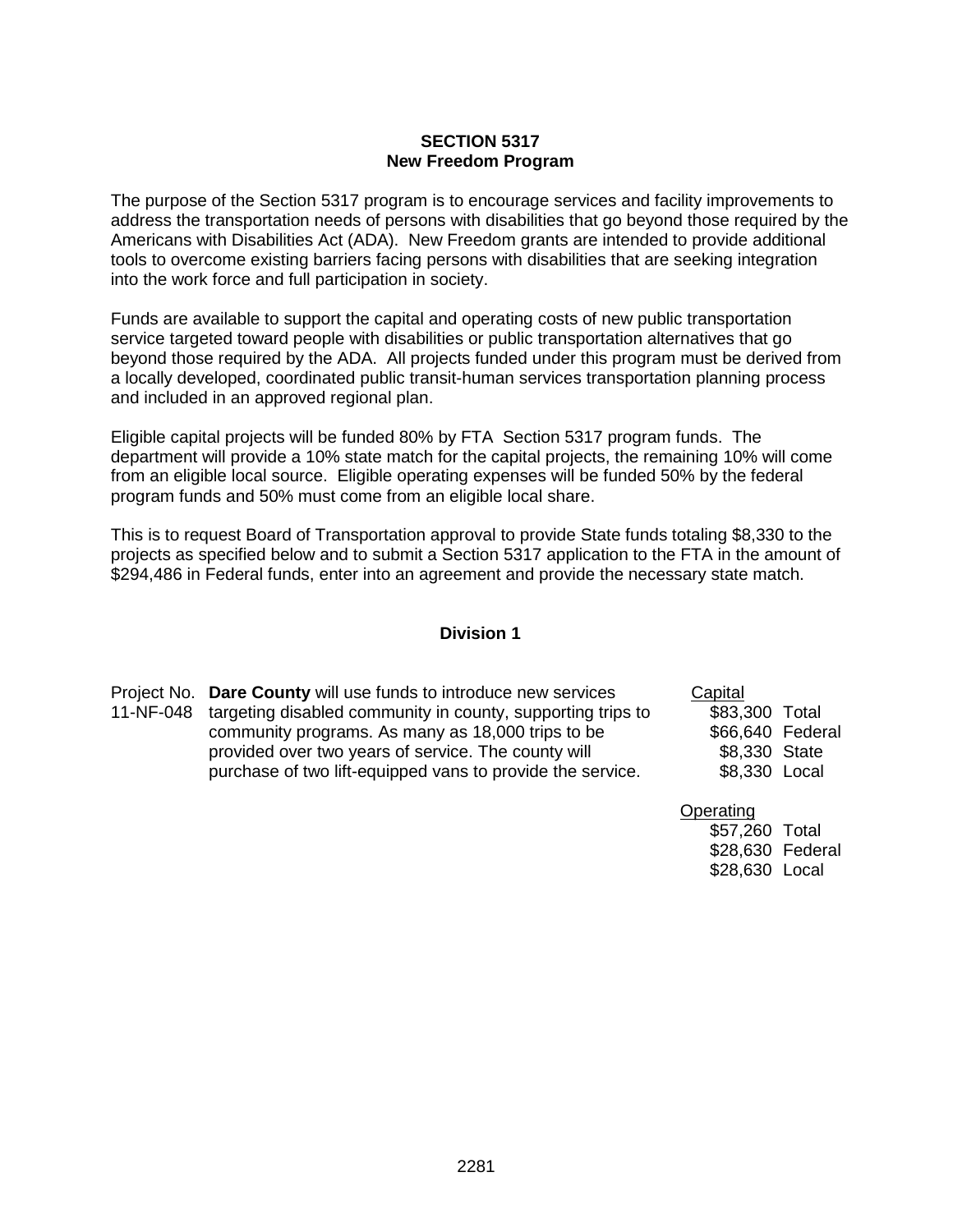## SECTION 5317
## New Freedom Program

The purpose of the Section 5317 program is to encourage services and facility improvements to address the transportation needs of persons with disabilities that go beyond those required by the Americans with Disabilities Act (ADA). New Freedom grants are intended to provide additional tools to overcome existing barriers facing persons with disabilities that are seeking integration into the work force and full participation in society.

Funds are available to support the capital and operating costs of new public transportation service targeted toward people with disabilities or public transportation alternatives that go beyond those required by the ADA. All projects funded under this program must be derived from a locally developed, coordinated public transit-human services transportation planning process and included in an approved regional plan.

Eligible capital projects will be funded 80% by FTA Section 5317 program funds. The department will provide a 10% state match for the capital projects, the remaining 10% will come from an eligible local source. Eligible operating expenses will be funded 50% by the federal program funds and 50% must come from an eligible local share.

This is to request Board of Transportation approval to provide State funds totaling $8,330 to the projects as specified below and to submit a Section 5317 application to the FTA in the amount of $294,486 in Federal funds, enter into an agreement and provide the necessary state match.

### Division 1

| Project No. | Description | Funding | |
|---|---|---|---|
| 11-NF-048 | **Dare County** will use funds to introduce new services targeting disabled community in county, supporting trips to community programs. As many as 18,000 trips to be provided over two years of service. The county will purchase of two lift-equipped vans to provide the service. | Capital | |
| | | $83,300 | Total |
| | | $66,640 | Federal |
| | | $8,330 | State |
| | | $8,330 | Local |
| | | Operating | |
| | | $57,260 | Total |
| | | $28,630 | Federal |
| | | $28,630 | Local |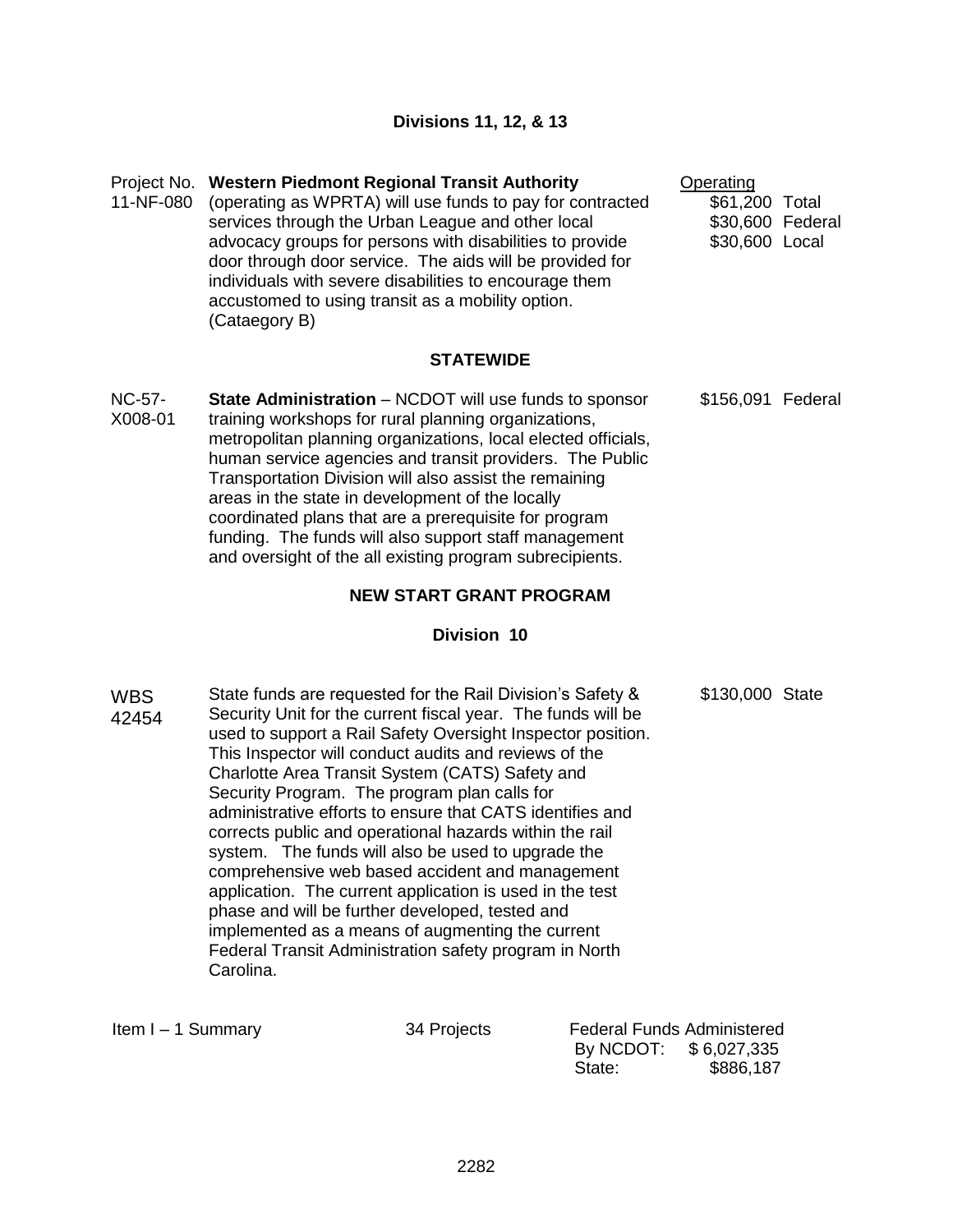### Divisions 11, 12, & 13

| | | |
|---|---|---|
| Project No. 11-NF-080 | **Western Piedmont Regional Transit Authority** (operating as WPRTA) will use funds to pay for contracted services through the Urban League and other local advocacy groups for persons with disabilities to provide door through door service. The aids will be provided for individuals with severe disabilities to encourage them accustomed to using transit as a mobility option. (Cataegory B) | Operating<br>$61,200 Total<br>$30,600 Federal<br>$30,600 Local |

### STATEWIDE

| | | |
|---|---|---|
| NC-57-X008-01 | **State Administration** – NCDOT will use funds to sponsor training workshops for rural planning organizations, metropolitan planning organizations, local elected officials, human service agencies and transit providers. The Public Transportation Division will also assist the remaining areas in the state in development of the locally coordinated plans that are a prerequisite for program funding. The funds will also support staff management and oversight of the all existing program subrecipients. | $156,091 Federal |

### NEW START GRANT PROGRAM

### Division 10

| | | |
|---|---|---|
| WBS 42454 | State funds are requested for the Rail Division's Safety & Security Unit for the current fiscal year. The funds will be used to support a Rail Safety Oversight Inspector position. This Inspector will conduct audits and reviews of the Charlotte Area Transit System (CATS) Safety and Security Program. The program plan calls for administrative efforts to ensure that CATS identifies and corrects public and operational hazards within the rail system. The funds will also be used to upgrade the comprehensive web based accident and management application. The current application is used in the test phase and will be further developed, tested and implemented as a means of augmenting the current Federal Transit Administration safety program in North Carolina. | $130,000 State |

| Item I – 1 Summary | 34 Projects | Federal Funds Administered |
|---|---|---|
| | | By NCDOT: $ 6,027,335 |
| | | State: $886,187 |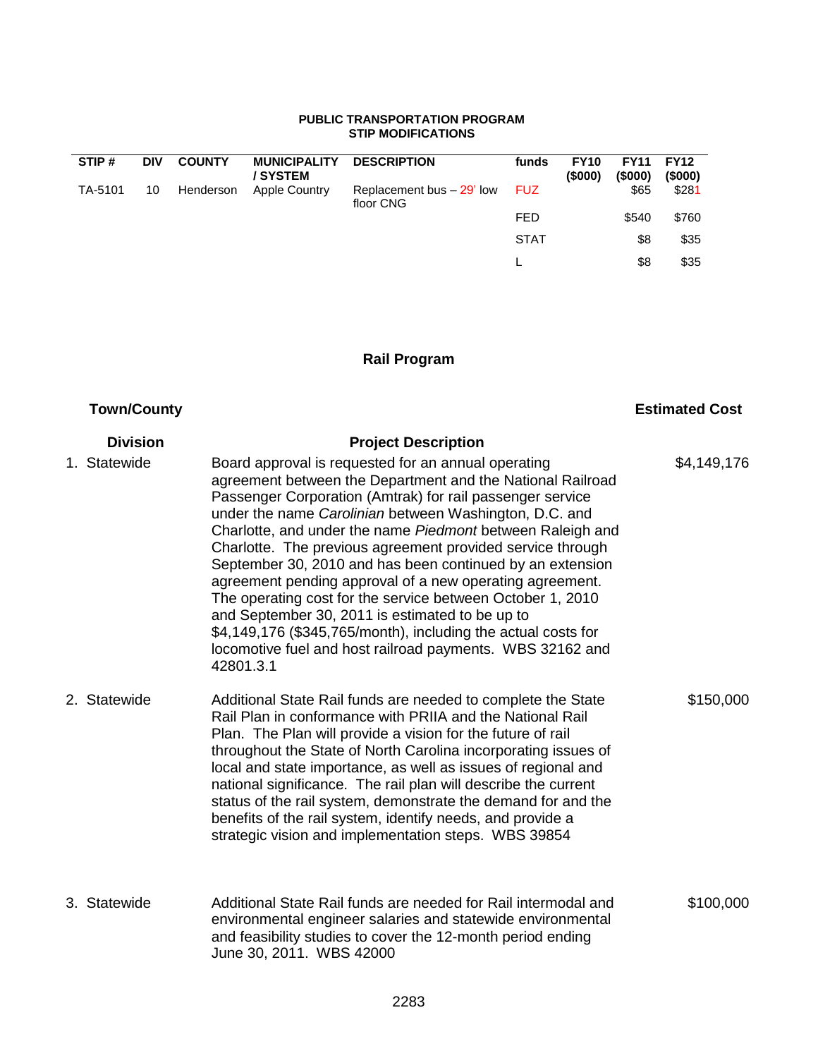**PUBLIC TRANSPORTATION PROGRAM**
**STIP MODIFICATIONS**

| STIP # | DIV | COUNTY | MUNICIPALITY / SYSTEM | DESCRIPTION | funds | FY10 ($000) | FY11 ($000) | FY12 ($000) |
|---|---|---|---|---|---|---|---|---|
| TA-5101 | 10 | Henderson | Apple Country | Replacement bus – 29' low floor CNG | FUZ | | $65 | $281 |
| | | | | | FED | | $540 | $760 |
| | | | | | STAT | | $8 | $35 |
| | | | | | L | | $8 | $35 |

## Rail Program

| Town/County Division | Project Description | Estimated Cost |
|---|---|---|
| 1. Statewide | Board approval is requested for an annual operating agreement between the Department and the National Railroad Passenger Corporation (Amtrak) for rail passenger service under the name *Carolinian* between Washington, D.C. and Charlotte, and under the name *Piedmont* between Raleigh and Charlotte. The previous agreement provided service through September 30, 2010 and has been continued by an extension agreement pending approval of a new operating agreement. The operating cost for the service between October 1, 2010 and September 30, 2011 is estimated to be up to $4,149,176 ($345,765/month), including the actual costs for locomotive fuel and host railroad payments. WBS 32162 and 42801.3.1 | $4,149,176 |
| 2. Statewide | Additional State Rail funds are needed to complete the State Rail Plan in conformance with PRIIA and the National Rail Plan. The Plan will provide a vision for the future of rail throughout the State of North Carolina incorporating issues of local and state importance, as well as issues of regional and national significance. The rail plan will describe the current status of the rail system, demonstrate the demand for and the benefits of the rail system, identify needs, and provide a strategic vision and implementation steps. WBS 39854 | $150,000 |
| 3. Statewide | Additional State Rail funds are needed for Rail intermodal and environmental engineer salaries and statewide environmental and feasibility studies to cover the 12-month period ending June 30, 2011. WBS 42000 | $100,000 |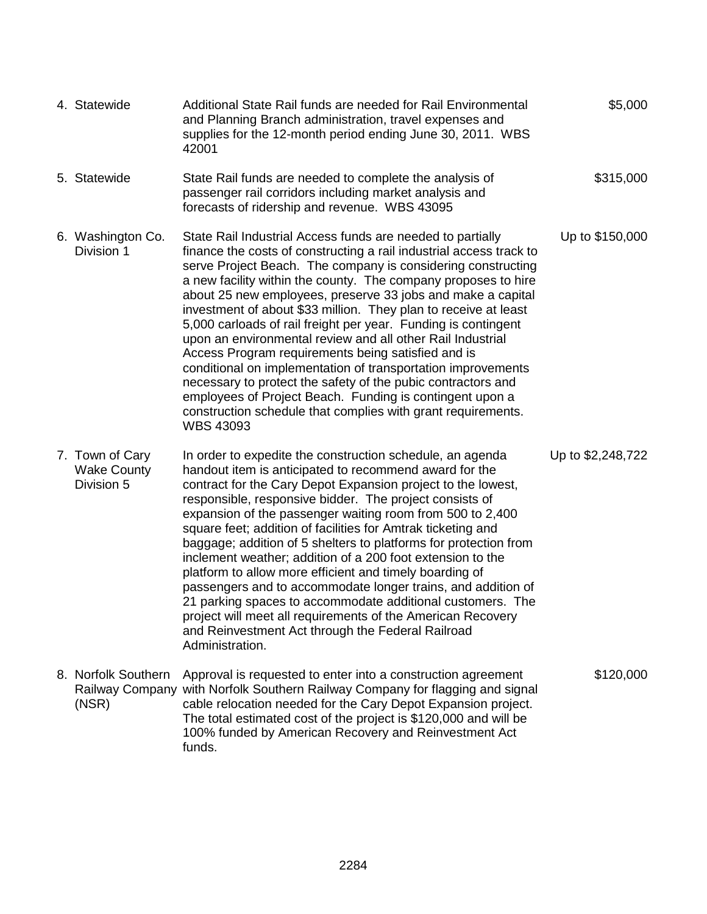| | | |
|---|---|---|
| 4. Statewide | Additional State Rail funds are needed for Rail Environmental and Planning Branch administration, travel expenses and supplies for the 12-month period ending June 30, 2011. WBS 42001 | $5,000 |
| 5. Statewide | State Rail funds are needed to complete the analysis of passenger rail corridors including market analysis and forecasts of ridership and revenue. WBS 43095 | $315,000 |
| 6. Washington Co. Division 1 | State Rail Industrial Access funds are needed to partially finance the costs of constructing a rail industrial access track to serve Project Beach. The company is considering constructing a new facility within the county. The company proposes to hire about 25 new employees, preserve 33 jobs and make a capital investment of about $33 million. They plan to receive at least 5,000 carloads of rail freight per year. Funding is contingent upon an environmental review and all other Rail Industrial Access Program requirements being satisfied and is conditional on implementation of transportation improvements necessary to protect the safety of the pubic contractors and employees of Project Beach. Funding is contingent upon a construction schedule that complies with grant requirements. WBS 43093 | Up to $150,000 |
| 7. Town of Cary Wake County Division 5 | In order to expedite the construction schedule, an agenda handout item is anticipated to recommend award for the contract for the Cary Depot Expansion project to the lowest, responsible, responsive bidder. The project consists of expansion of the passenger waiting room from 500 to 2,400 square feet; addition of facilities for Amtrak ticketing and baggage; addition of 5 shelters to platforms for protection from inclement weather; addition of a 200 foot extension to the platform to allow more efficient and timely boarding of passengers and to accommodate longer trains, and addition of 21 parking spaces to accommodate additional customers. The project will meet all requirements of the American Recovery and Reinvestment Act through the Federal Railroad Administration. | Up to $2,248,722 |
| 8. Norfolk Southern Railway Company (NSR) | Approval is requested to enter into a construction agreement with Norfolk Southern Railway Company for flagging and signal cable relocation needed for the Cary Depot Expansion project. The total estimated cost of the project is $120,000 and will be 100% funded by American Recovery and Reinvestment Act funds. | $120,000 |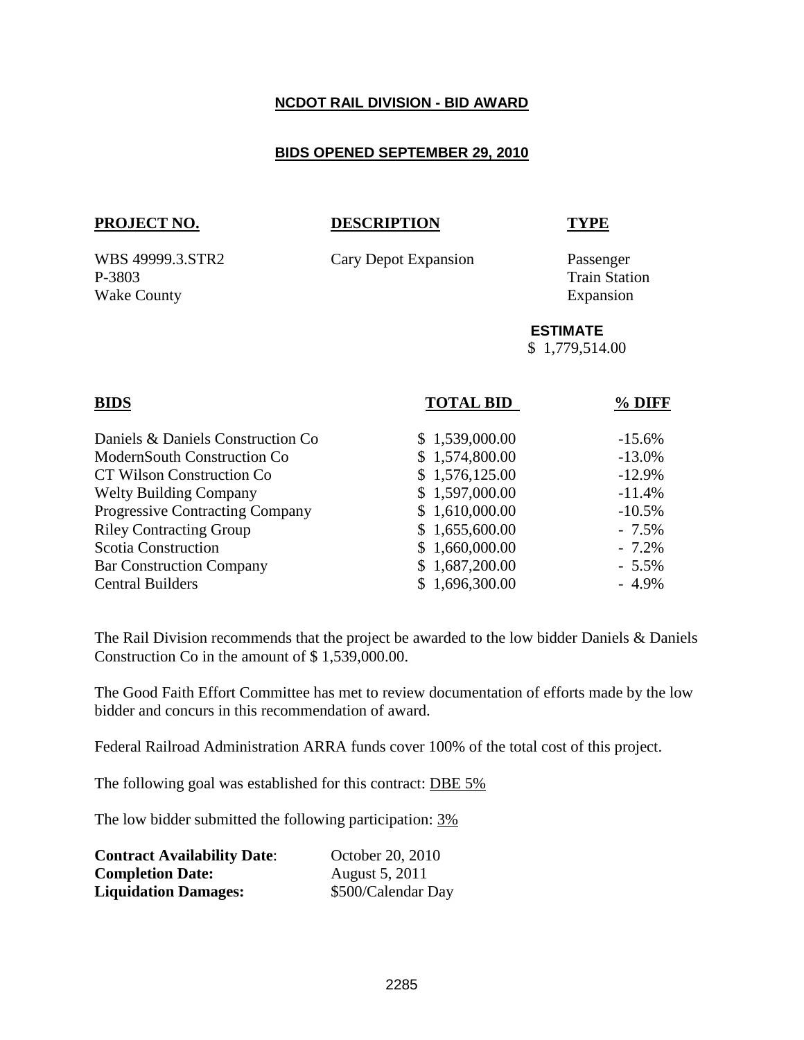**NCDOT RAIL DIVISION - BID AWARD**

**BIDS OPENED SEPTEMBER 29, 2010**

| PROJECT NO. | DESCRIPTION | TYPE |
|---|---|---|
| WBS 49999.3.STR2<br>P-3803<br>Wake County | Cary Depot Expansion | Passenger<br>Train Station<br>Expansion |

**ESTIMATE**
$ 1,779,514.00

| BIDS | TOTAL BID | % DIFF |
|---|---|---|
| Daniels & Daniels Construction Co | $ 1,539,000.00 | -15.6% |
| ModernSouth Construction Co | $ 1,574,800.00 | -13.0% |
| CT Wilson Construction Co | $ 1,576,125.00 | -12.9% |
| Welty Building Company | $ 1,597,000.00 | -11.4% |
| Progressive Contracting Company | $ 1,610,000.00 | -10.5% |
| Riley Contracting Group | $ 1,655,600.00 | - 7.5% |
| Scotia Construction | $ 1,660,000.00 | - 7.2% |
| Bar Construction Company | $ 1,687,200.00 | - 5.5% |
| Central Builders | $ 1,696,300.00 | - 4.9% |

The Rail Division recommends that the project be awarded to the low bidder Daniels & Daniels Construction Co in the amount of $ 1,539,000.00.

The Good Faith Effort Committee has met to review documentation of efforts made by the low bidder and concurs in this recommendation of award.

Federal Railroad Administration ARRA funds cover 100% of the total cost of this project.

The following goal was established for this contract: DBE 5%

The low bidder submitted the following participation: 3%

**Contract Availability Date**: October 20, 2010
**Completion Date:** August 5, 2011
**Liquidation Damages:** $500/Calendar Day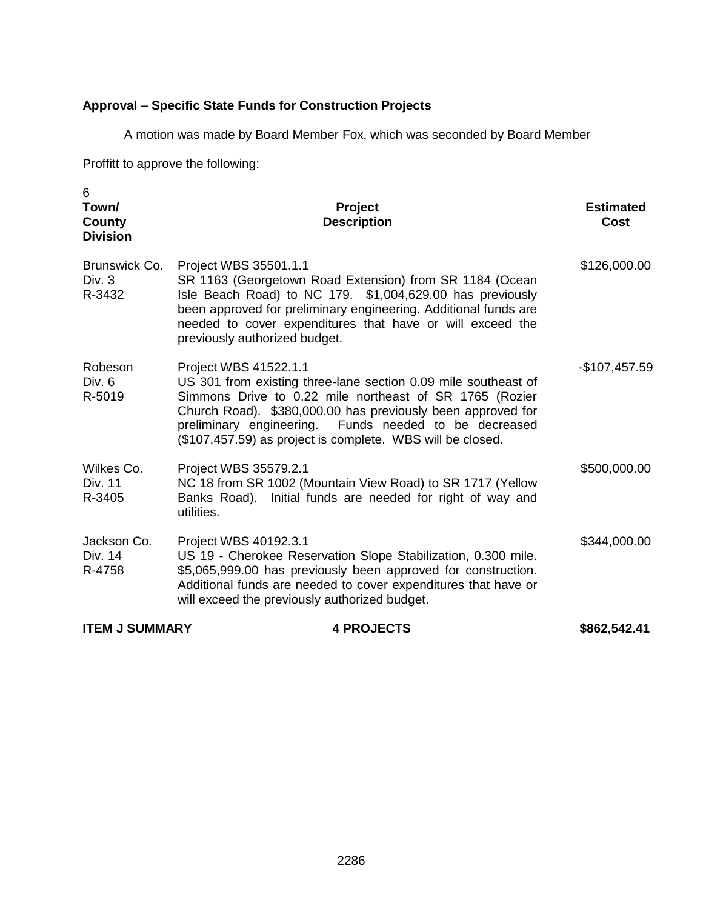**Approval – Specific State Funds for Construction Projects**

A motion was made by Board Member Fox, which was seconded by Board Member Proffitt to approve the following:

| 6 Town/ County Division | Project Description | Estimated Cost |
|---|---|---|
| Brunswick Co. Div. 3 R-3432 | Project WBS 35501.1.1 SR 1163 (Georgetown Road Extension) from SR 1184 (Ocean Isle Beach Road) to NC 179. $1,004,629.00 has previously been approved for preliminary engineering. Additional funds are needed to cover expenditures that have or will exceed the previously authorized budget. | $126,000.00 |
| Robeson Div. 6 R-5019 | Project WBS 41522.1.1 US 301 from existing three-lane section 0.09 mile southeast of Simmons Drive to 0.22 mile northeast of SR 1765 (Rozier Church Road). $380,000.00 has previously been approved for preliminary engineering. Funds needed to be decreased ($107,457.59) as project is complete. WBS will be closed. | -$107,457.59 |
| Wilkes Co. Div. 11 R-3405 | Project WBS 35579.2.1 NC 18 from SR 1002 (Mountain View Road) to SR 1717 (Yellow Banks Road). Initial funds are needed for right of way and utilities. | $500,000.00 |
| Jackson Co. Div. 14 R-4758 | Project WBS 40192.3.1 US 19 - Cherokee Reservation Slope Stabilization, 0.300 mile. $5,065,999.00 has previously been approved for construction. Additional funds are needed to cover expenditures that have or will exceed the previously authorized budget. | $344,000.00 |
| **ITEM J SUMMARY** | **4 PROJECTS** | **$862,542.41** |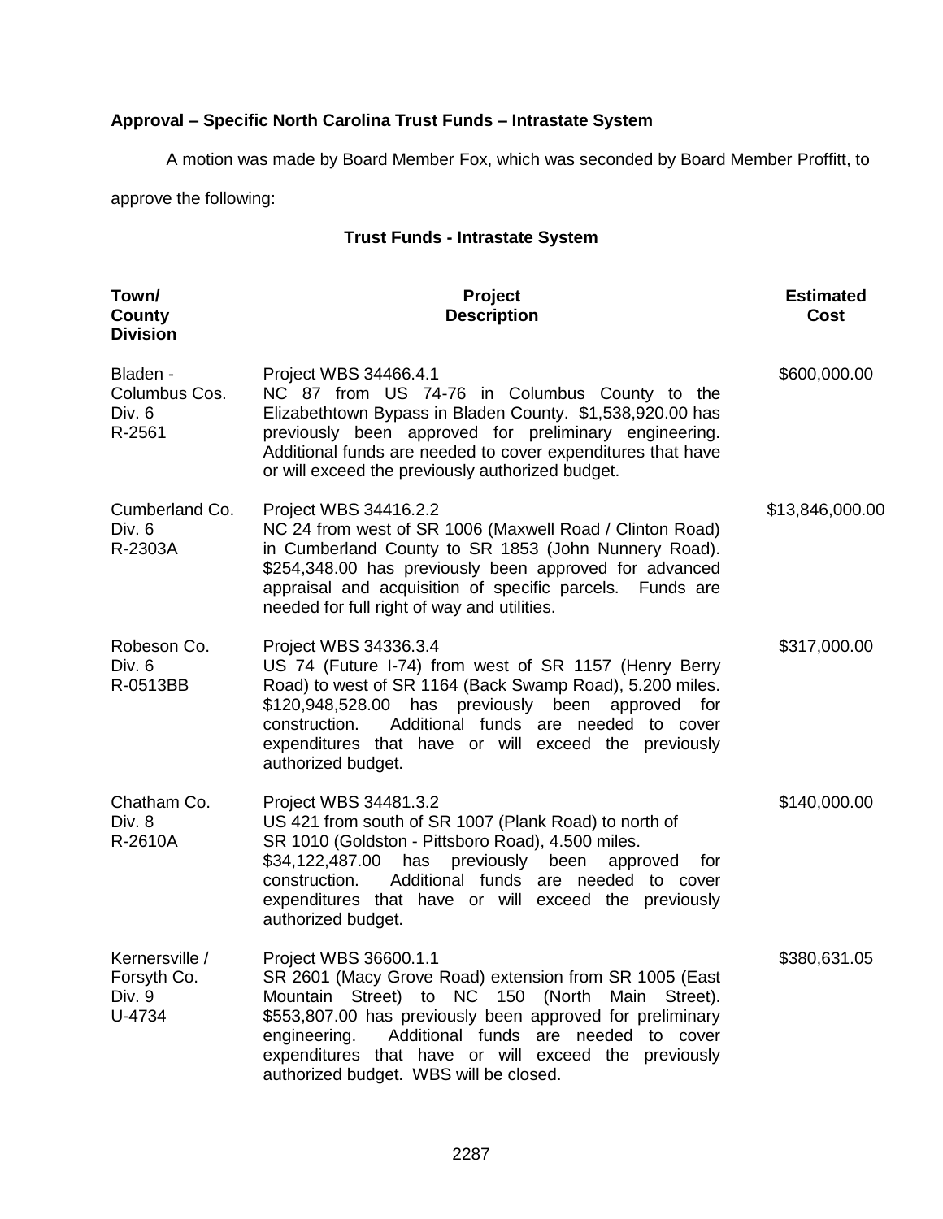**Approval – Specific North Carolina Trust Funds – Intrastate System**

A motion was made by Board Member Fox, which was seconded by Board Member Proffitt, to approve the following:

**Trust Funds - Intrastate System**

| Town/ County Division | Project Description | Estimated Cost |
|---|---|---|
| Bladen - Columbus Cos. Div. 6 R-2561 | Project WBS 34466.4.1 NC 87 from US 74-76 in Columbus County to the Elizabethtown Bypass in Bladen County. $1,538,920.00 has previously been approved for preliminary engineering. Additional funds are needed to cover expenditures that have or will exceed the previously authorized budget. | $600,000.00 |
| Cumberland Co. Div. 6 R-2303A | Project WBS 34416.2.2 NC 24 from west of SR 1006 (Maxwell Road / Clinton Road) in Cumberland County to SR 1853 (John Nunnery Road). $254,348.00 has previously been approved for advanced appraisal and acquisition of specific parcels. Funds are needed for full right of way and utilities. | $13,846,000.00 |
| Robeson Co. Div. 6 R-0513BB | Project WBS 34336.3.4 US 74 (Future I-74) from west of SR 1157 (Henry Berry Road) to west of SR 1164 (Back Swamp Road), 5.200 miles. $120,948,528.00 has previously been approved for construction. Additional funds are needed to cover expenditures that have or will exceed the previously authorized budget. | $317,000.00 |
| Chatham Co. Div. 8 R-2610A | Project WBS 34481.3.2 US 421 from south of SR 1007 (Plank Road) to north of SR 1010 (Goldston - Pittsboro Road), 4.500 miles. $34,122,487.00 has previously been approved for construction. Additional funds are needed to cover expenditures that have or will exceed the previously authorized budget. | $140,000.00 |
| Kernersville / Forsyth Co. Div. 9 U-4734 | Project WBS 36600.1.1 SR 2601 (Macy Grove Road) extension from SR 1005 (East Mountain Street) to NC 150 (North Main Street). $553,807.00 has previously been approved for preliminary engineering. Additional funds are needed to cover expenditures that have or will exceed the previously authorized budget. WBS will be closed. | $380,631.05 |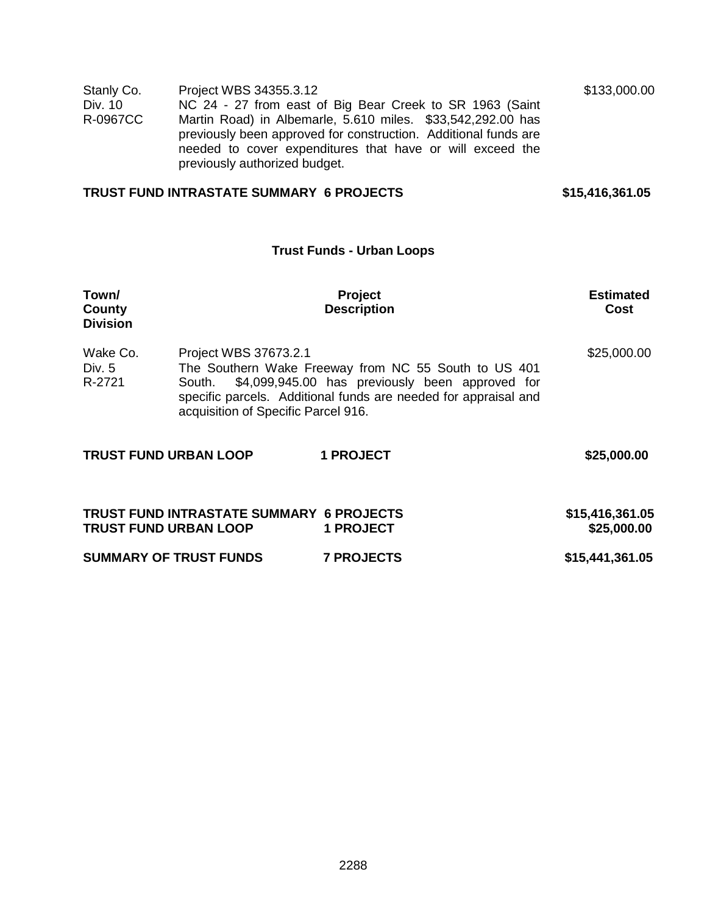| | | |
|---|---|---|
| Stanly Co.<br>Div. 10<br>R-0967CC | Project WBS 34355.3.12<br>NC 24 - 27 from east of Big Bear Creek to SR 1963 (Saint Martin Road) in Albemarle, 5.610 miles. $33,542,292.00 has previously been approved for construction. Additional funds are needed to cover expenditures that have or will exceed the previously authorized budget. | $133,000.00 |

**TRUST FUND INTRASTATE SUMMARY 6 PROJECTS** **$15,416,361.05**

## Trust Funds - Urban Loops

| Town/ County Division | Project Description | Estimated Cost |
|---|---|---|
| Wake Co.<br>Div. 5<br>R-2721 | Project WBS 37673.2.1<br>The Southern Wake Freeway from NC 55 South to US 401 South. $4,099,945.00 has previously been approved for specific parcels. Additional funds are needed for appraisal and acquisition of Specific Parcel 916. | $25,000.00 |

**TRUST FUND URBAN LOOP** **1 PROJECT** **$25,000.00**

| | | |
|---|---|---|
| **TRUST FUND INTRASTATE SUMMARY** | **6 PROJECTS** | **$15,416,361.05** |
| **TRUST FUND URBAN LOOP** | **1 PROJECT** | **$25,000.00** |
| **SUMMARY OF TRUST FUNDS** | **7 PROJECTS** | **$15,441,361.05** |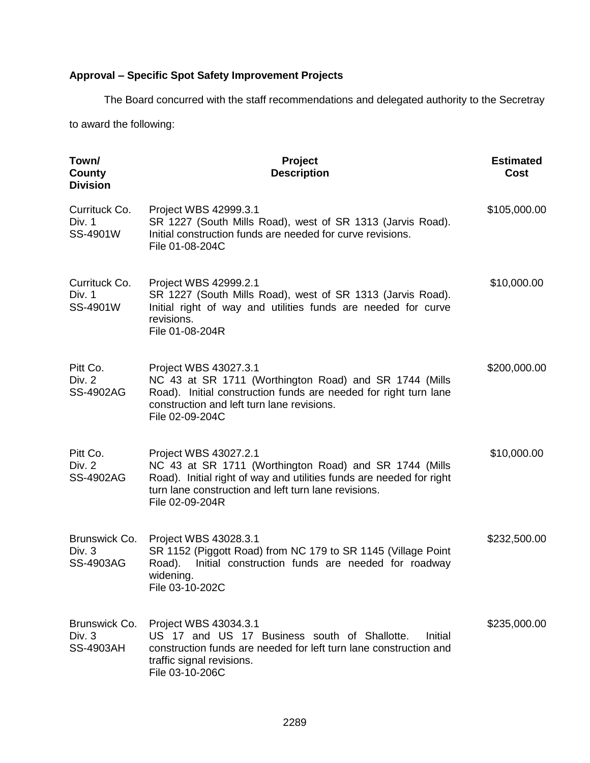**Approval – Specific Spot Safety Improvement Projects**

The Board concurred with the staff recommendations and delegated authority to the Secretray to award the following:

| Town/ County Division | Project Description | Estimated Cost |
|---|---|---|
| Currituck Co. Div. 1 SS-4901W | Project WBS 42999.3.1 SR 1227 (South Mills Road), west of SR 1313 (Jarvis Road). Initial construction funds are needed for curve revisions. File 01-08-204C | $105,000.00 |
| Currituck Co. Div. 1 SS-4901W | Project WBS 42999.2.1 SR 1227 (South Mills Road), west of SR 1313 (Jarvis Road). Initial right of way and utilities funds are needed for curve revisions. File 01-08-204R | $10,000.00 |
| Pitt Co. Div. 2 SS-4902AG | Project WBS 43027.3.1 NC 43 at SR 1711 (Worthington Road) and SR 1744 (Mills Road). Initial construction funds are needed for right turn lane construction and left turn lane revisions. File 02-09-204C | $200,000.00 |
| Pitt Co. Div. 2 SS-4902AG | Project WBS 43027.2.1 NC 43 at SR 1711 (Worthington Road) and SR 1744 (Mills Road). Initial right of way and utilities funds are needed for right turn lane construction and left turn lane revisions. File 02-09-204R | $10,000.00 |
| Brunswick Co. Div. 3 SS-4903AG | Project WBS 43028.3.1 SR 1152 (Piggott Road) from NC 179 to SR 1145 (Village Point Road). Initial construction funds are needed for roadway widening. File 03-10-202C | $232,500.00 |
| Brunswick Co. Div. 3 SS-4903AH | Project WBS 43034.3.1 US 17 and US 17 Business south of Shallotte. Initial construction funds are needed for left turn lane construction and traffic signal revisions. File 03-10-206C | $235,000.00 |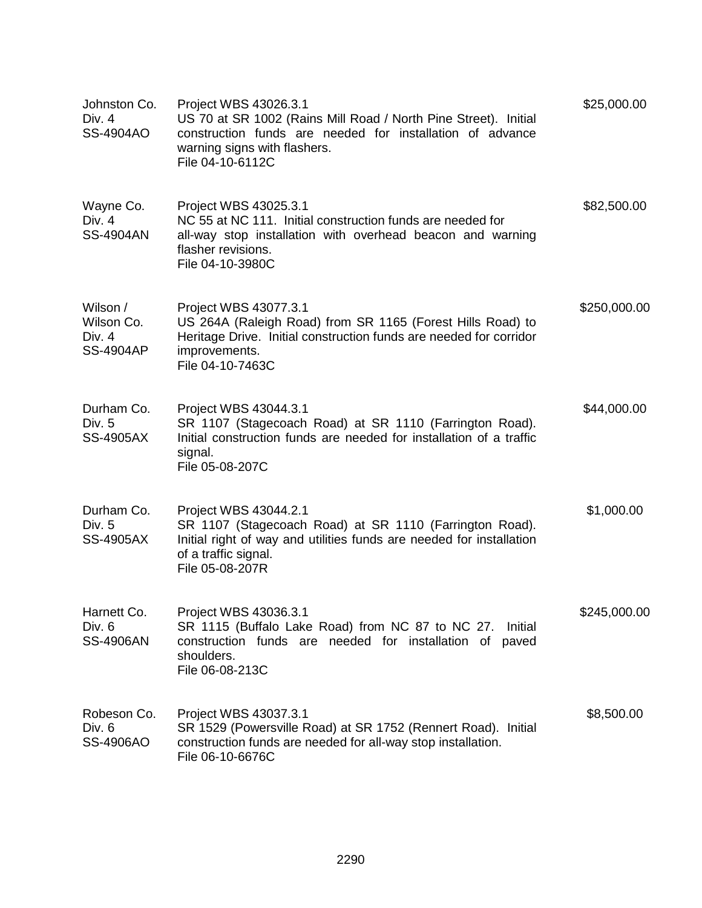| | | |
|---|---|---|
| Johnston Co.<br>Div. 4<br>SS-4904AO | Project WBS 43026.3.1<br>US 70 at SR 1002 (Rains Mill Road / North Pine Street). Initial construction funds are needed for installation of advance warning signs with flashers.<br>File 04-10-6112C | $25,000.00 |
| Wayne Co.<br>Div. 4<br>SS-4904AN | Project WBS 43025.3.1<br>NC 55 at NC 111. Initial construction funds are needed for all-way stop installation with overhead beacon and warning flasher revisions.<br>File 04-10-3980C | $82,500.00 |
| Wilson /<br>Wilson Co.<br>Div. 4<br>SS-4904AP | Project WBS 43077.3.1<br>US 264A (Raleigh Road) from SR 1165 (Forest Hills Road) to Heritage Drive. Initial construction funds are needed for corridor improvements.<br>File 04-10-7463C | $250,000.00 |
| Durham Co.<br>Div. 5<br>SS-4905AX | Project WBS 43044.3.1<br>SR 1107 (Stagecoach Road) at SR 1110 (Farrington Road). Initial construction funds are needed for installation of a traffic signal.<br>File 05-08-207C | $44,000.00 |
| Durham Co.<br>Div. 5<br>SS-4905AX | Project WBS 43044.2.1<br>SR 1107 (Stagecoach Road) at SR 1110 (Farrington Road). Initial right of way and utilities funds are needed for installation of a traffic signal.<br>File 05-08-207R | $1,000.00 |
| Harnett Co.<br>Div. 6<br>SS-4906AN | Project WBS 43036.3.1<br>SR 1115 (Buffalo Lake Road) from NC 87 to NC 27. Initial construction funds are needed for installation of paved shoulders.<br>File 06-08-213C | $245,000.00 |
| Robeson Co.<br>Div. 6<br>SS-4906AO | Project WBS 43037.3.1<br>SR 1529 (Powersville Road) at SR 1752 (Rennert Road). Initial construction funds are needed for all-way stop installation.<br>File 06-10-6676C | $8,500.00 |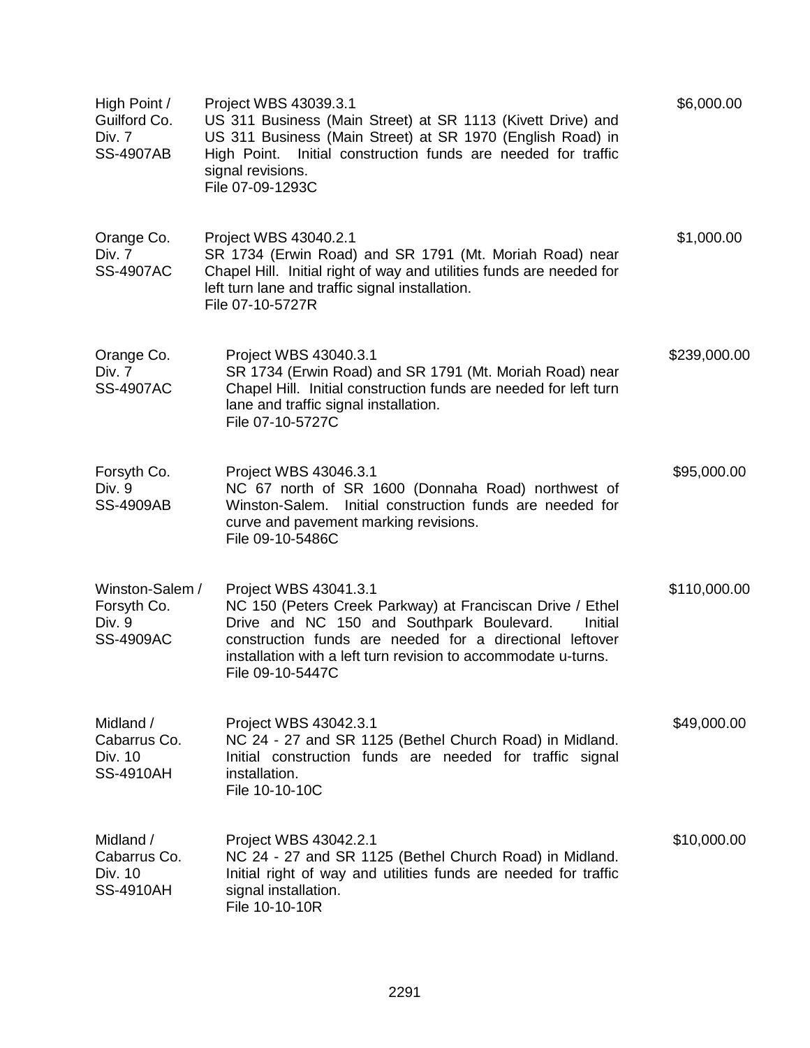| | | |
|---|---|---|
| High Point / Guilford Co. Div. 7 SS-4907AB | Project WBS 43039.3.1 US 311 Business (Main Street) at SR 1113 (Kivett Drive) and US 311 Business (Main Street) at SR 1970 (English Road) in High Point. Initial construction funds are needed for traffic signal revisions. File 07-09-1293C | $6,000.00 |
| Orange Co. Div. 7 SS-4907AC | Project WBS 43040.2.1 SR 1734 (Erwin Road) and SR 1791 (Mt. Moriah Road) near Chapel Hill. Initial right of way and utilities funds are needed for left turn lane and traffic signal installation. File 07-10-5727R | $1,000.00 |
| Orange Co. Div. 7 SS-4907AC | Project WBS 43040.3.1 SR 1734 (Erwin Road) and SR 1791 (Mt. Moriah Road) near Chapel Hill. Initial construction funds are needed for left turn lane and traffic signal installation. File 07-10-5727C | $239,000.00 |
| Forsyth Co. Div. 9 SS-4909AB | Project WBS 43046.3.1 NC 67 north of SR 1600 (Donnaha Road) northwest of Winston-Salem. Initial construction funds are needed for curve and pavement marking revisions. File 09-10-5486C | $95,000.00 |
| Winston-Salem / Forsyth Co. Div. 9 SS-4909AC | Project WBS 43041.3.1 NC 150 (Peters Creek Parkway) at Franciscan Drive / Ethel Drive and NC 150 and Southpark Boulevard. Initial construction funds are needed for a directional leftover installation with a left turn revision to accommodate u-turns. File 09-10-5447C | $110,000.00 |
| Midland / Cabarrus Co. Div. 10 SS-4910AH | Project WBS 43042.3.1 NC 24 - 27 and SR 1125 (Bethel Church Road) in Midland. Initial construction funds are needed for traffic signal installation. File 10-10-10C | $49,000.00 |
| Midland / Cabarrus Co. Div. 10 SS-4910AH | Project WBS 43042.2.1 NC 24 - 27 and SR 1125 (Bethel Church Road) in Midland. Initial right of way and utilities funds are needed for traffic signal installation. File 10-10-10R | $10,000.00 |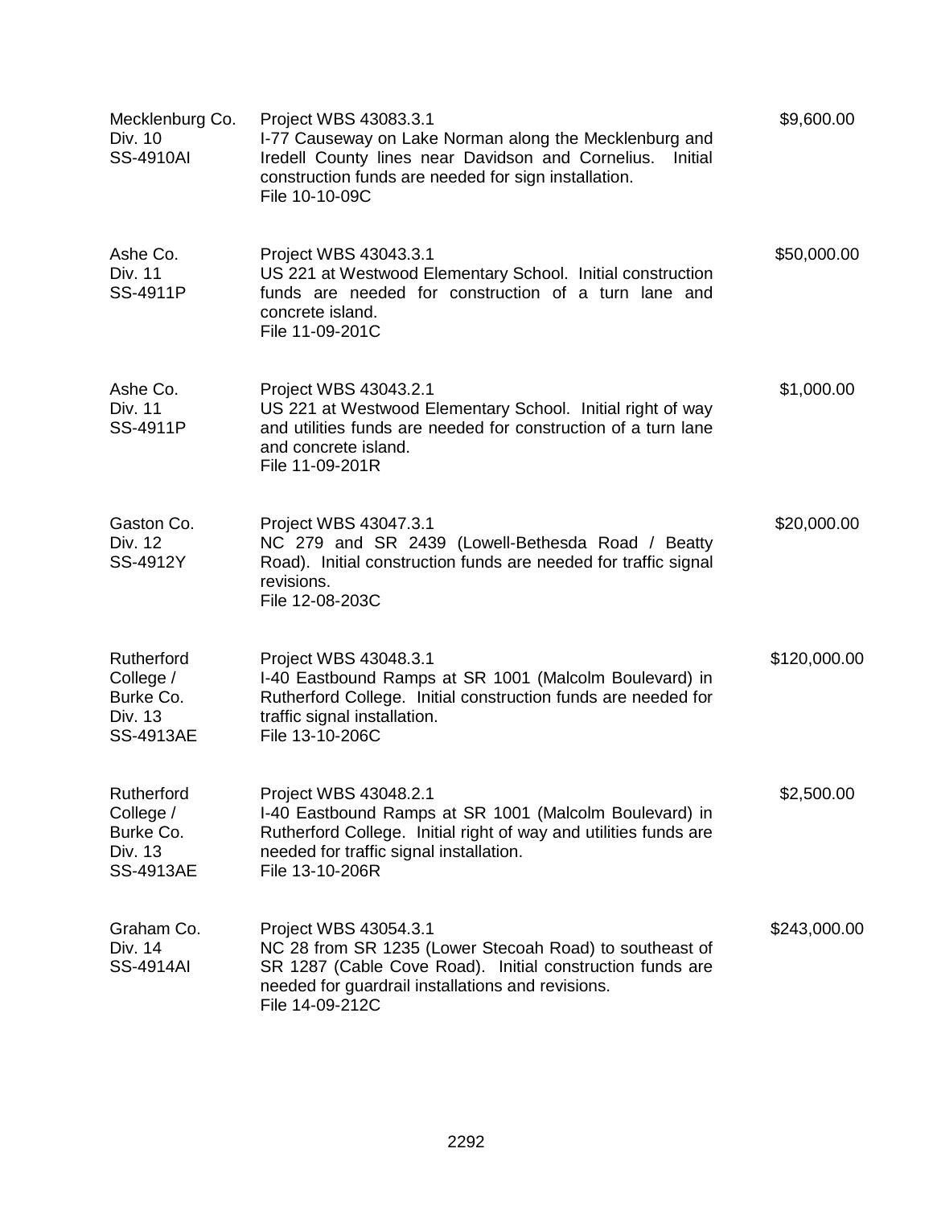| | | |
|---|---|---|
| Mecklenburg Co.<br>Div. 10<br>SS-4910AI | Project WBS 43083.3.1<br>I-77 Causeway on Lake Norman along the Mecklenburg and Iredell County lines near Davidson and Cornelius. Initial construction funds are needed for sign installation.<br>File 10-10-09C | $9,600.00 |
| Ashe Co.<br>Div. 11<br>SS-4911P | Project WBS 43043.3.1<br>US 221 at Westwood Elementary School. Initial construction funds are needed for construction of a turn lane and concrete island.<br>File 11-09-201C | $50,000.00 |
| Ashe Co.<br>Div. 11<br>SS-4911P | Project WBS 43043.2.1<br>US 221 at Westwood Elementary School. Initial right of way and utilities funds are needed for construction of a turn lane and concrete island.<br>File 11-09-201R | $1,000.00 |
| Gaston Co.<br>Div. 12<br>SS-4912Y | Project WBS 43047.3.1<br>NC 279 and SR 2439 (Lowell-Bethesda Road / Beatty Road). Initial construction funds are needed for traffic signal revisions.<br>File 12-08-203C | $20,000.00 |
| Rutherford College /<br>Burke Co.<br>Div. 13<br>SS-4913AE | Project WBS 43048.3.1<br>I-40 Eastbound Ramps at SR 1001 (Malcolm Boulevard) in Rutherford College. Initial construction funds are needed for traffic signal installation.<br>File 13-10-206C | $120,000.00 |
| Rutherford College /<br>Burke Co.<br>Div. 13<br>SS-4913AE | Project WBS 43048.2.1<br>I-40 Eastbound Ramps at SR 1001 (Malcolm Boulevard) in Rutherford College. Initial right of way and utilities funds are needed for traffic signal installation.<br>File 13-10-206R | $2,500.00 |
| Graham Co.<br>Div. 14<br>SS-4914AI | Project WBS 43054.3.1<br>NC 28 from SR 1235 (Lower Stecoah Road) to southeast of SR 1287 (Cable Cove Road). Initial construction funds are needed for guardrail installations and revisions.<br>File 14-09-212C | $243,000.00 |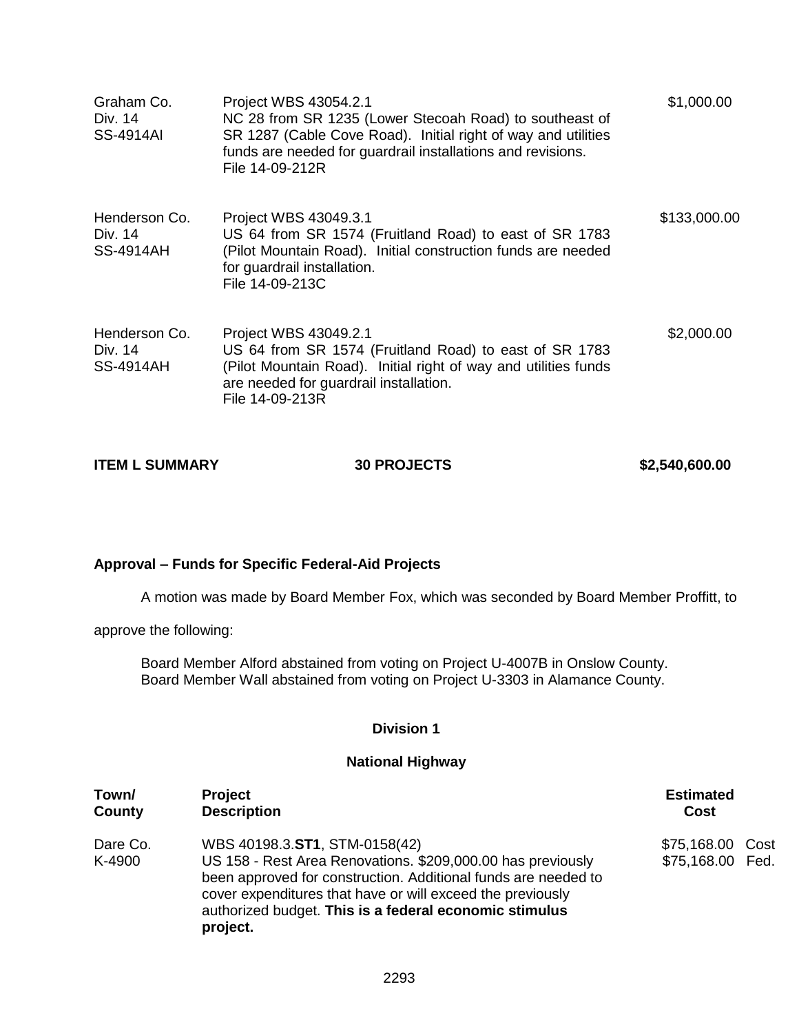| | | |
|---|---|---|
| Graham Co.<br>Div. 14<br>SS-4914AI | Project WBS 43054.2.1<br>NC 28 from SR 1235 (Lower Stecoah Road) to southeast of SR 1287 (Cable Cove Road). Initial right of way and utilities funds are needed for guardrail installations and revisions.<br>File 14-09-212R | $1,000.00 |
| Henderson Co.<br>Div. 14<br>SS-4914AH | Project WBS 43049.3.1<br>US 64 from SR 1574 (Fruitland Road) to east of SR 1783 (Pilot Mountain Road). Initial construction funds are needed for guardrail installation.<br>File 14-09-213C | $133,000.00 |
| Henderson Co.<br>Div. 14<br>SS-4914AH | Project WBS 43049.2.1<br>US 64 from SR 1574 (Fruitland Road) to east of SR 1783 (Pilot Mountain Road). Initial right of way and utilities funds are needed for guardrail installation.<br>File 14-09-213R | $2,000.00 |

**ITEM L SUMMARY** **30 PROJECTS** **$2,540,600.00**

**Approval – Funds for Specific Federal-Aid Projects**

A motion was made by Board Member Fox, which was seconded by Board Member Proffitt, to approve the following:

Board Member Alford abstained from voting on Project U-4007B in Onslow County.
Board Member Wall abstained from voting on Project U-3303 in Alamance County.

**Division 1**

**National Highway**

| Town/ County | Project Description | Estimated Cost | |
|---|---|---|---|
| Dare Co.<br>K-4900 | WBS 40198.3.**ST1**, STM-0158(42)<br>US 158 - Rest Area Renovations. $209,000.00 has previously been approved for construction. Additional funds are needed to cover expenditures that have or will exceed the previously authorized budget. **This is a federal economic stimulus project.** | $75,168.00<br>$75,168.00 | Cost<br>Fed. |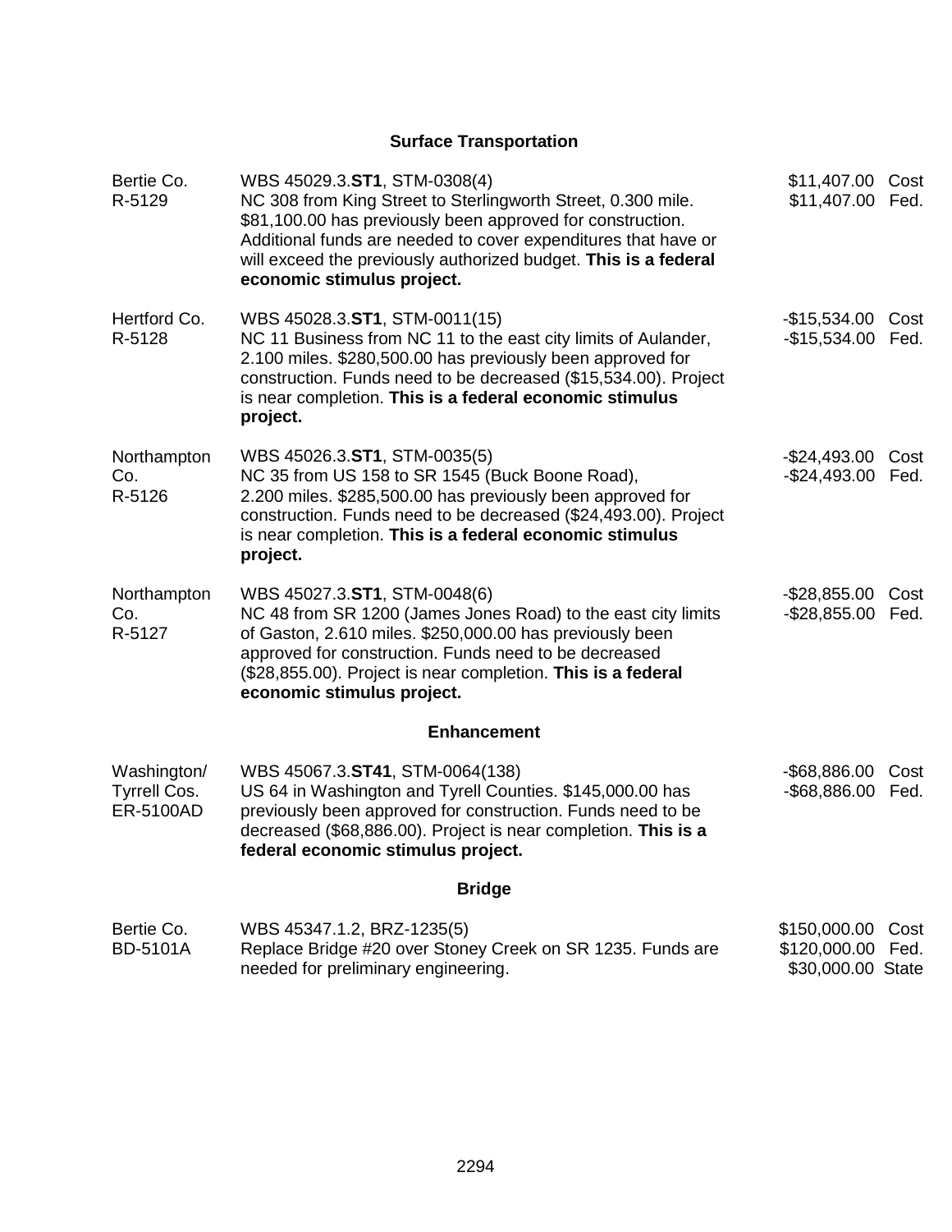### Surface Transportation

| | | |
|---|---|---|
| Bertie Co.<br>R-5129 | WBS 45029.3.**ST1**, STM-0308(4)<br>NC 308 from King Street to Sterlingworth Street, 0.300 mile. $81,100.00 has previously been approved for construction. Additional funds are needed to cover expenditures that have or will exceed the previously authorized budget. **This is a federal economic stimulus project.** | $11,407.00 Cost<br>$11,407.00 Fed. |
| Hertford Co.<br>R-5128 | WBS 45028.3.**ST1**, STM-0011(15)<br>NC 11 Business from NC 11 to the east city limits of Aulander, 2.100 miles. $280,500.00 has previously been approved for construction. Funds need to be decreased ($15,534.00). Project is near completion. **This is a federal economic stimulus project.** | -$15,534.00 Cost<br>-$15,534.00 Fed. |
| Northampton Co.<br>R-5126 | WBS 45026.3.**ST1**, STM-0035(5)<br>NC 35 from US 158 to SR 1545 (Buck Boone Road), 2.200 miles. $285,500.00 has previously been approved for construction. Funds need to be decreased ($24,493.00). Project is near completion. **This is a federal economic stimulus project.** | -$24,493.00 Cost<br>-$24,493.00 Fed. |
| Northampton Co.<br>R-5127 | WBS 45027.3.**ST1**, STM-0048(6)<br>NC 48 from SR 1200 (James Jones Road) to the east city limits of Gaston, 2.610 miles. $250,000.00 has previously been approved for construction. Funds need to be decreased ($28,855.00). Project is near completion. **This is a federal economic stimulus project.** | -$28,855.00 Cost<br>-$28,855.00 Fed. |

### Enhancement

| | | |
|---|---|---|
| Washington/<br>Tyrrell Cos.<br>ER-5100AD | WBS 45067.3.**ST41**, STM-0064(138)<br>US 64 in Washington and Tyrell Counties. $145,000.00 has previously been approved for construction. Funds need to be decreased ($68,886.00). Project is near completion. **This is a federal economic stimulus project.** | -$68,886.00 Cost<br>-$68,886.00 Fed. |

### Bridge

| | | |
|---|---|---|
| Bertie Co.<br>BD-5101A | WBS 45347.1.2, BRZ-1235(5)<br>Replace Bridge #20 over Stoney Creek on SR 1235. Funds are needed for preliminary engineering. | $150,000.00 Cost<br>$120,000.00 Fed.<br>$30,000.00 State |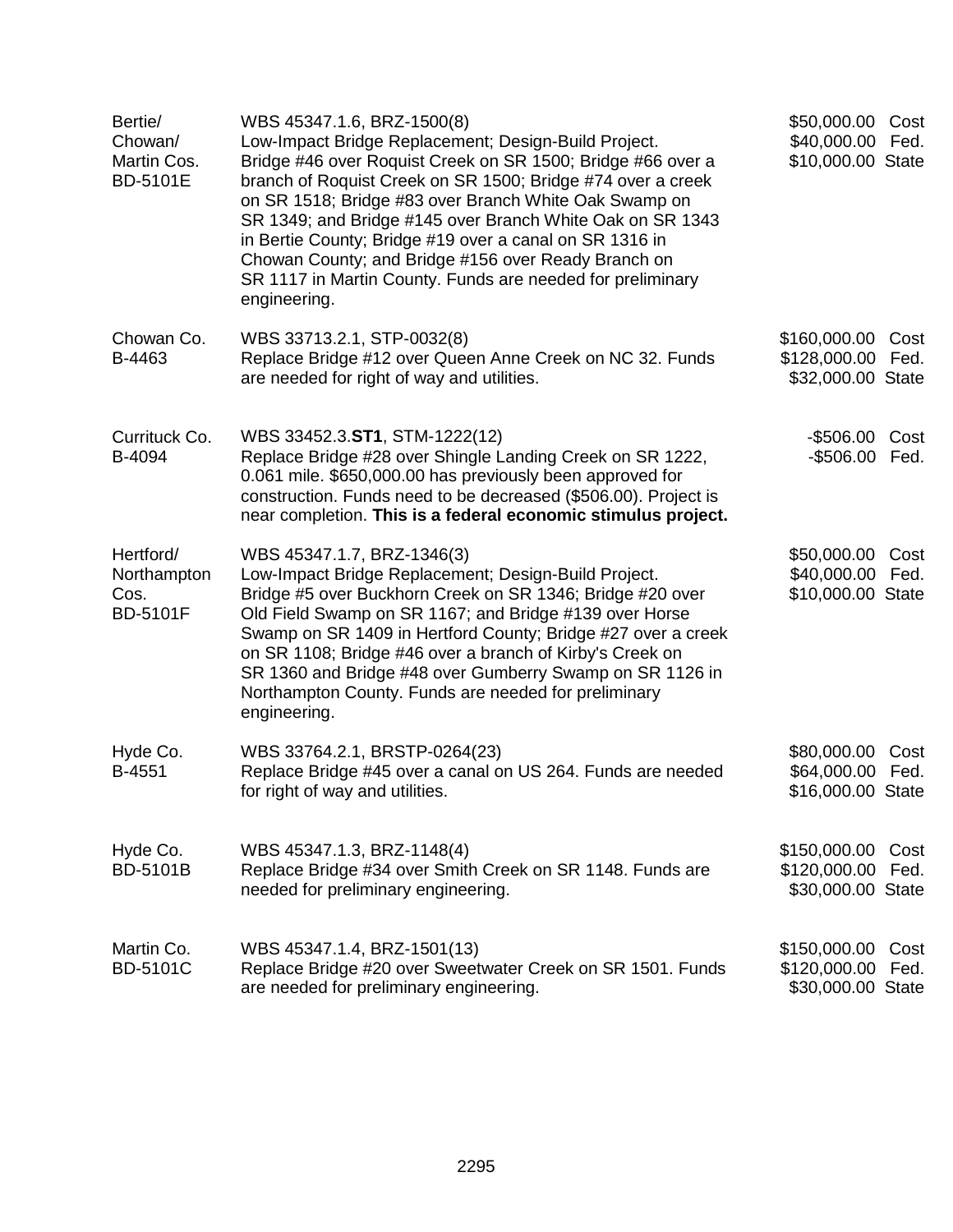| County/Project | Description | Amount |
|---|---|---|
| Bertie/ Chowan/ Martin Cos. BD-5101E | WBS 45347.1.6, BRZ-1500(8) Low-Impact Bridge Replacement; Design-Build Project. Bridge #46 over Roquist Creek on SR 1500; Bridge #66 over a branch of Roquist Creek on SR 1500; Bridge #74 over a creek on SR 1518; Bridge #83 over Branch White Oak Swamp on SR 1349; and Bridge #145 over Branch White Oak on SR 1343 in Bertie County; Bridge #19 over a canal on SR 1316 in Chowan County; and Bridge #156 over Ready Branch on SR 1117 in Martin County. Funds are needed for preliminary engineering. | \$50,000.00 Cost<br>\$40,000.00 Fed.<br>\$10,000.00 State |
| Chowan Co. B-4463 | WBS 33713.2.1, STP-0032(8) Replace Bridge #12 over Queen Anne Creek on NC 32. Funds are needed for right of way and utilities. | \$160,000.00 Cost<br>\$128,000.00 Fed.<br>\$32,000.00 State |
| Currituck Co. B-4094 | WBS 33452.3.**ST1**, STM-1222(12) Replace Bridge #28 over Shingle Landing Creek on SR 1222, 0.061 mile. \$650,000.00 has previously been approved for construction. Funds need to be decreased (\$506.00). Project is near completion. **This is a federal economic stimulus project.** | -\$506.00 Cost<br>-\$506.00 Fed. |
| Hertford/ Northampton Cos. BD-5101F | WBS 45347.1.7, BRZ-1346(3) Low-Impact Bridge Replacement; Design-Build Project. Bridge #5 over Buckhorn Creek on SR 1346; Bridge #20 over Old Field Swamp on SR 1167; and Bridge #139 over Horse Swamp on SR 1409 in Hertford County; Bridge #27 over a creek on SR 1108; Bridge #46 over a branch of Kirby's Creek on SR 1360 and Bridge #48 over Gumberry Swamp on SR 1126 in Northampton County. Funds are needed for preliminary engineering. | \$50,000.00 Cost<br>\$40,000.00 Fed.<br>\$10,000.00 State |
| Hyde Co. B-4551 | WBS 33764.2.1, BRSTP-0264(23) Replace Bridge #45 over a canal on US 264. Funds are needed for right of way and utilities. | \$80,000.00 Cost<br>\$64,000.00 Fed.<br>\$16,000.00 State |
| Hyde Co. BD-5101B | WBS 45347.1.3, BRZ-1148(4) Replace Bridge #34 over Smith Creek on SR 1148. Funds are needed for preliminary engineering. | \$150,000.00 Cost<br>\$120,000.00 Fed.<br>\$30,000.00 State |
| Martin Co. BD-5101C | WBS 45347.1.4, BRZ-1501(13) Replace Bridge #20 over Sweetwater Creek on SR 1501. Funds are needed for preliminary engineering. | \$150,000.00 Cost<br>\$120,000.00 Fed.<br>\$30,000.00 State |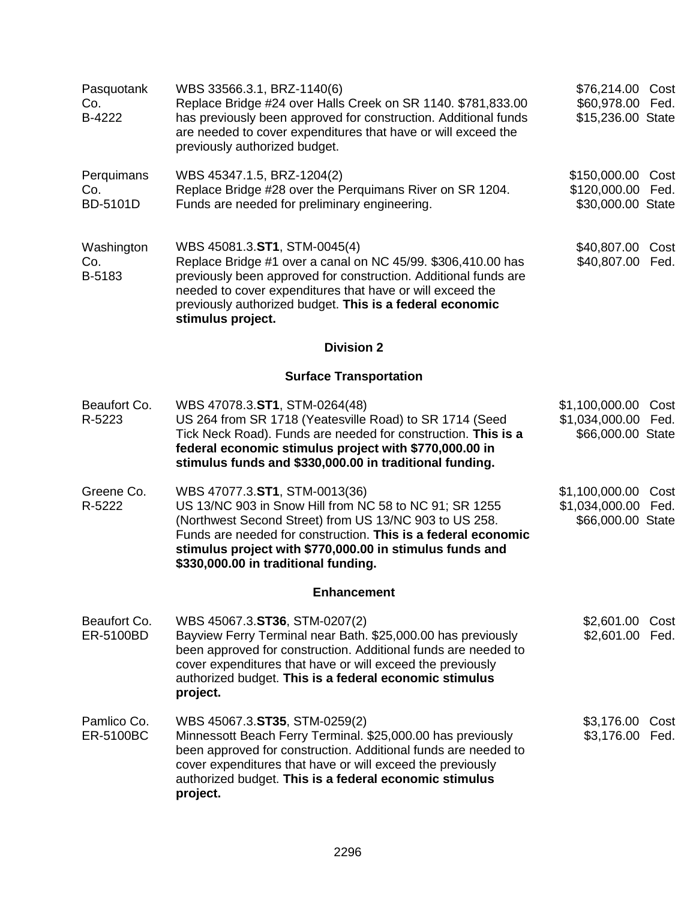| | | |
|---|---|---|
| Pasquotank Co.<br>B-4222 | WBS 33566.3.1, BRZ-1140(6)<br>Replace Bridge #24 over Halls Creek on SR 1140. $781,833.00 has previously been approved for construction. Additional funds are needed to cover expenditures that have or will exceed the previously authorized budget. | $76,214.00 Cost<br>$60,978.00 Fed.<br>$15,236.00 State |
| Perquimans Co.<br>BD-5101D | WBS 45347.1.5, BRZ-1204(2)<br>Replace Bridge #28 over the Perquimans River on SR 1204. Funds are needed for preliminary engineering. | $150,000.00 Cost<br>$120,000.00 Fed.<br>$30,000.00 State |
| Washington Co.<br>B-5183 | WBS 45081.3.**ST1**, STM-0045(4)<br>Replace Bridge #1 over a canal on NC 45/99. $306,410.00 has previously been approved for construction. Additional funds are needed to cover expenditures that have or will exceed the previously authorized budget. **This is a federal economic stimulus project.** | $40,807.00 Cost<br>$40,807.00 Fed. |

## Division 2

### Surface Transportation

| | | |
|---|---|---|
| Beaufort Co.<br>R-5223 | WBS 47078.3.**ST1**, STM-0264(48)<br>US 264 from SR 1718 (Yeatesville Road) to SR 1714 (Seed Tick Neck Road). Funds are needed for construction. **This is a federal economic stimulus project with $770,000.00 in stimulus funds and $330,000.00 in traditional funding.** | $1,100,000.00 Cost<br>$1,034,000.00 Fed.<br>$66,000.00 State |
| Greene Co.<br>R-5222 | WBS 47077.3.**ST1**, STM-0013(36)<br>US 13/NC 903 in Snow Hill from NC 58 to NC 91; SR 1255 (Northwest Second Street) from US 13/NC 903 to US 258. Funds are needed for construction. **This is a federal economic stimulus project with $770,000.00 in stimulus funds and $330,000.00 in traditional funding.** | $1,100,000.00 Cost<br>$1,034,000.00 Fed.<br>$66,000.00 State |

### Enhancement

| | | |
|---|---|---|
| Beaufort Co.<br>ER-5100BD | WBS 45067.3.**ST36**, STM-0207(2)<br>Bayview Ferry Terminal near Bath. $25,000.00 has previously been approved for construction. Additional funds are needed to cover expenditures that have or will exceed the previously authorized budget. **This is a federal economic stimulus project.** | $2,601.00 Cost<br>$2,601.00 Fed. |
| Pamlico Co.<br>ER-5100BC | WBS 45067.3.**ST35**, STM-0259(2)<br>Minnessott Beach Ferry Terminal. $25,000.00 has previously been approved for construction. Additional funds are needed to cover expenditures that have or will exceed the previously authorized budget. **This is a federal economic stimulus project.** | $3,176.00 Cost<br>$3,176.00 Fed. |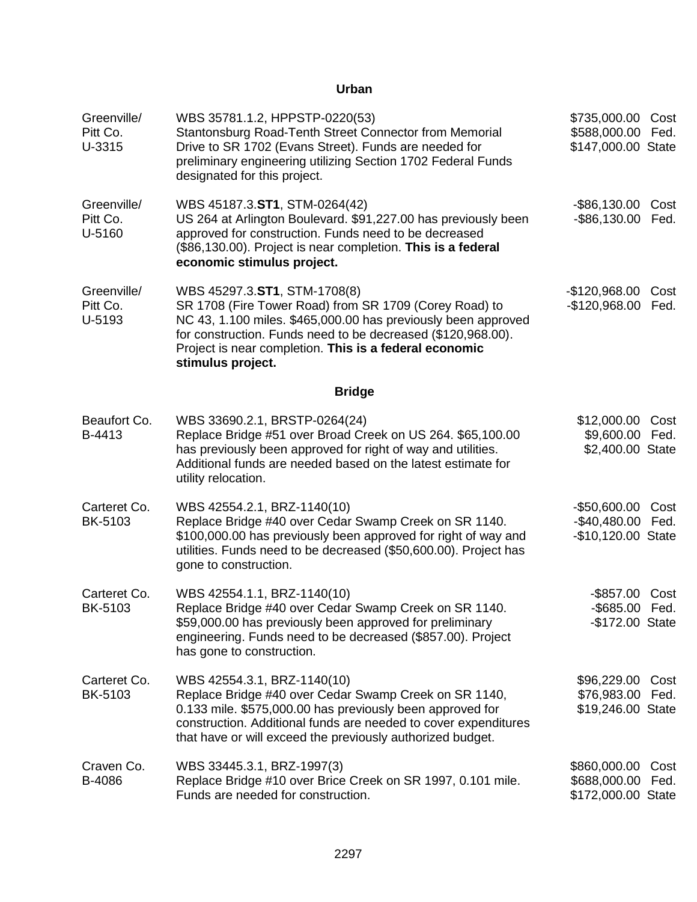## Urban

| | | |
|---|---|---|
| Greenville/<br>Pitt Co.<br>U-3315 | WBS 35781.1.2, HPPSTP-0220(53)<br>Stantonsburg Road-Tenth Street Connector from Memorial Drive to SR 1702 (Evans Street). Funds are needed for preliminary engineering utilizing Section 1702 Federal Funds designated for this project. | $735,000.00 Cost<br>$588,000.00 Fed.<br>$147,000.00 State |
| Greenville/<br>Pitt Co.<br>U-5160 | WBS 45187.3.**ST1**, STM-0264(42)<br>US 264 at Arlington Boulevard. $91,227.00 has previously been approved for construction. Funds need to be decreased ($86,130.00). Project is near completion. **This is a federal economic stimulus project.** | -$86,130.00 Cost<br>-$86,130.00 Fed. |
| Greenville/<br>Pitt Co.<br>U-5193 | WBS 45297.3.**ST1**, STM-1708(8)<br>SR 1708 (Fire Tower Road) from SR 1709 (Corey Road) to NC 43, 1.100 miles. $465,000.00 has previously been approved for construction. Funds need to be decreased ($120,968.00). Project is near completion. **This is a federal economic stimulus project.** | -$120,968.00 Cost<br>-$120,968.00 Fed. |

## Bridge

| | | |
|---|---|---|
| Beaufort Co.<br>B-4413 | WBS 33690.2.1, BRSTP-0264(24)<br>Replace Bridge #51 over Broad Creek on US 264. $65,100.00 has previously been approved for right of way and utilities. Additional funds are needed based on the latest estimate for utility relocation. | $12,000.00 Cost<br>$9,600.00 Fed.<br>$2,400.00 State |
| Carteret Co.<br>BK-5103 | WBS 42554.2.1, BRZ-1140(10)<br>Replace Bridge #40 over Cedar Swamp Creek on SR 1140. $100,000.00 has previously been approved for right of way and utilities. Funds need to be decreased ($50,600.00). Project has gone to construction. | -$50,600.00 Cost<br>-$40,480.00 Fed.<br>-$10,120.00 State |
| Carteret Co.<br>BK-5103 | WBS 42554.1.1, BRZ-1140(10)<br>Replace Bridge #40 over Cedar Swamp Creek on SR 1140. $59,000.00 has previously been approved for preliminary engineering. Funds need to be decreased ($857.00). Project has gone to construction. | -$857.00 Cost<br>-$685.00 Fed.<br>-$172.00 State |
| Carteret Co.<br>BK-5103 | WBS 42554.3.1, BRZ-1140(10)<br>Replace Bridge #40 over Cedar Swamp Creek on SR 1140, 0.133 mile. $575,000.00 has previously been approved for construction. Additional funds are needed to cover expenditures that have or will exceed the previously authorized budget. | $96,229.00 Cost<br>$76,983.00 Fed.<br>$19,246.00 State |
| Craven Co.<br>B-4086 | WBS 33445.3.1, BRZ-1997(3)<br>Replace Bridge #10 over Brice Creek on SR 1997, 0.101 mile. Funds are needed for construction. | $860,000.00 Cost<br>$688,000.00 Fed.<br>$172,000.00 State |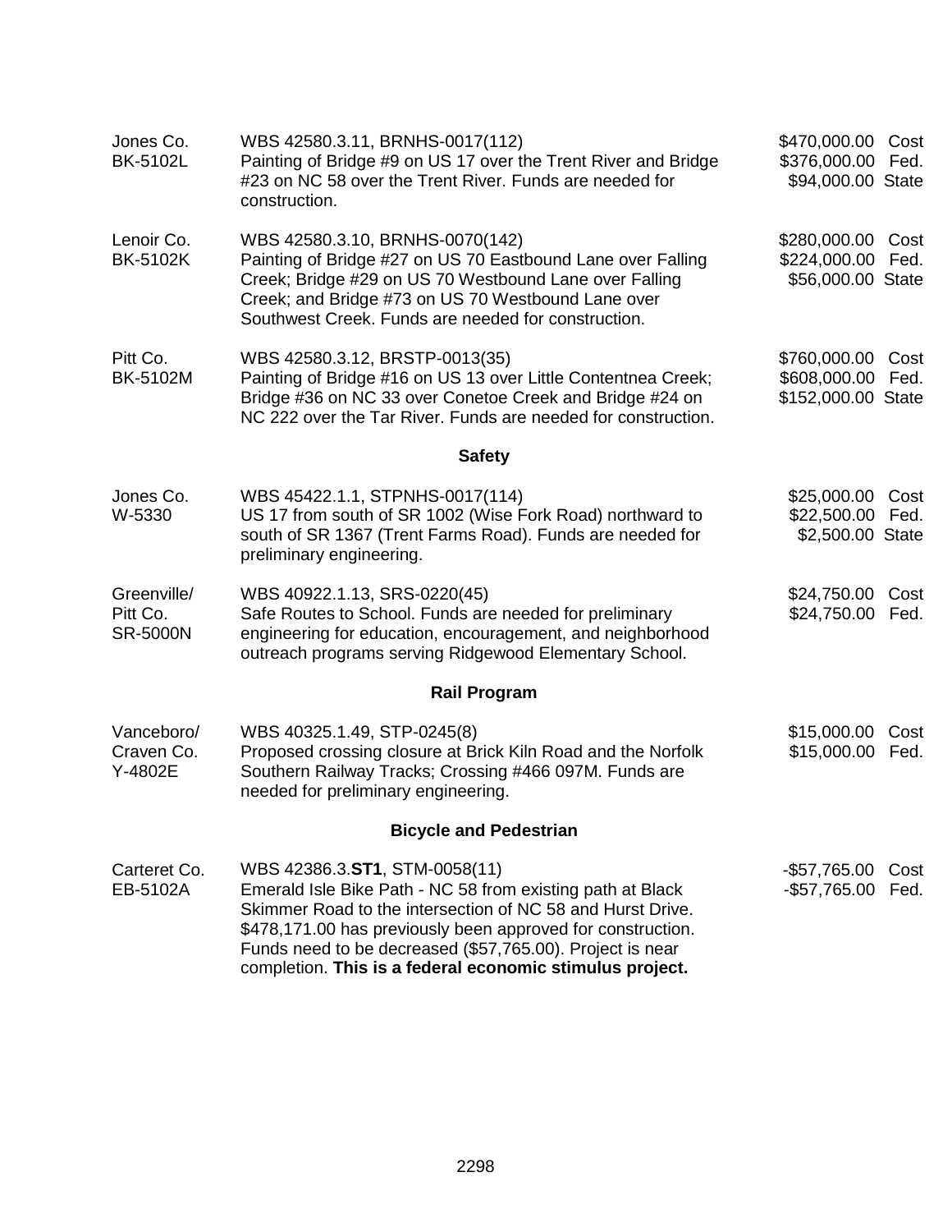| | | |
|---|---|---|
| Jones Co.<br>BK-5102L | WBS 42580.3.11, BRNHS-0017(112)<br>Painting of Bridge #9 on US 17 over the Trent River and Bridge #23 on NC 58 over the Trent River. Funds are needed for construction. | $470,000.00 Cost<br>$376,000.00 Fed.<br>$94,000.00 State |
| Lenoir Co.<br>BK-5102K | WBS 42580.3.10, BRNHS-0070(142)<br>Painting of Bridge #27 on US 70 Eastbound Lane over Falling Creek; Bridge #29 on US 70 Westbound Lane over Falling Creek; and Bridge #73 on US 70 Westbound Lane over Southwest Creek. Funds are needed for construction. | $280,000.00 Cost<br>$224,000.00 Fed.<br>$56,000.00 State |
| Pitt Co.<br>BK-5102M | WBS 42580.3.12, BRSTP-0013(35)<br>Painting of Bridge #16 on US 13 over Little Contentnea Creek; Bridge #36 on NC 33 over Conetoe Creek and Bridge #24 on NC 222 over the Tar River. Funds are needed for construction. | $760,000.00 Cost<br>$608,000.00 Fed.<br>$152,000.00 State |

## Safety

| | | |
|---|---|---|
| Jones Co.<br>W-5330 | WBS 45422.1.1, STPNHS-0017(114)<br>US 17 from south of SR 1002 (Wise Fork Road) northward to south of SR 1367 (Trent Farms Road). Funds are needed for preliminary engineering. | $25,000.00 Cost<br>$22,500.00 Fed.<br>$2,500.00 State |
| Greenville/<br>Pitt Co.<br>SR-5000N | WBS 40922.1.13, SRS-0220(45)<br>Safe Routes to School. Funds are needed for preliminary engineering for education, encouragement, and neighborhood outreach programs serving Ridgewood Elementary School. | $24,750.00 Cost<br>$24,750.00 Fed. |

## Rail Program

| | | |
|---|---|---|
| Vanceboro/<br>Craven Co.<br>Y-4802E | WBS 40325.1.49, STP-0245(8)<br>Proposed crossing closure at Brick Kiln Road and the Norfolk Southern Railway Tracks; Crossing #466 097M. Funds are needed for preliminary engineering. | $15,000.00 Cost<br>$15,000.00 Fed. |

## Bicycle and Pedestrian

| | | |
|---|---|---|
| Carteret Co.<br>EB-5102A | WBS 42386.3.**ST1**, STM-0058(11)<br>Emerald Isle Bike Path - NC 58 from existing path at Black Skimmer Road to the intersection of NC 58 and Hurst Drive. $478,171.00 has previously been approved for construction. Funds need to be decreased ($57,765.00). Project is near completion. **This is a federal economic stimulus project.** | -$57,765.00 Cost<br>-$57,765.00 Fed. |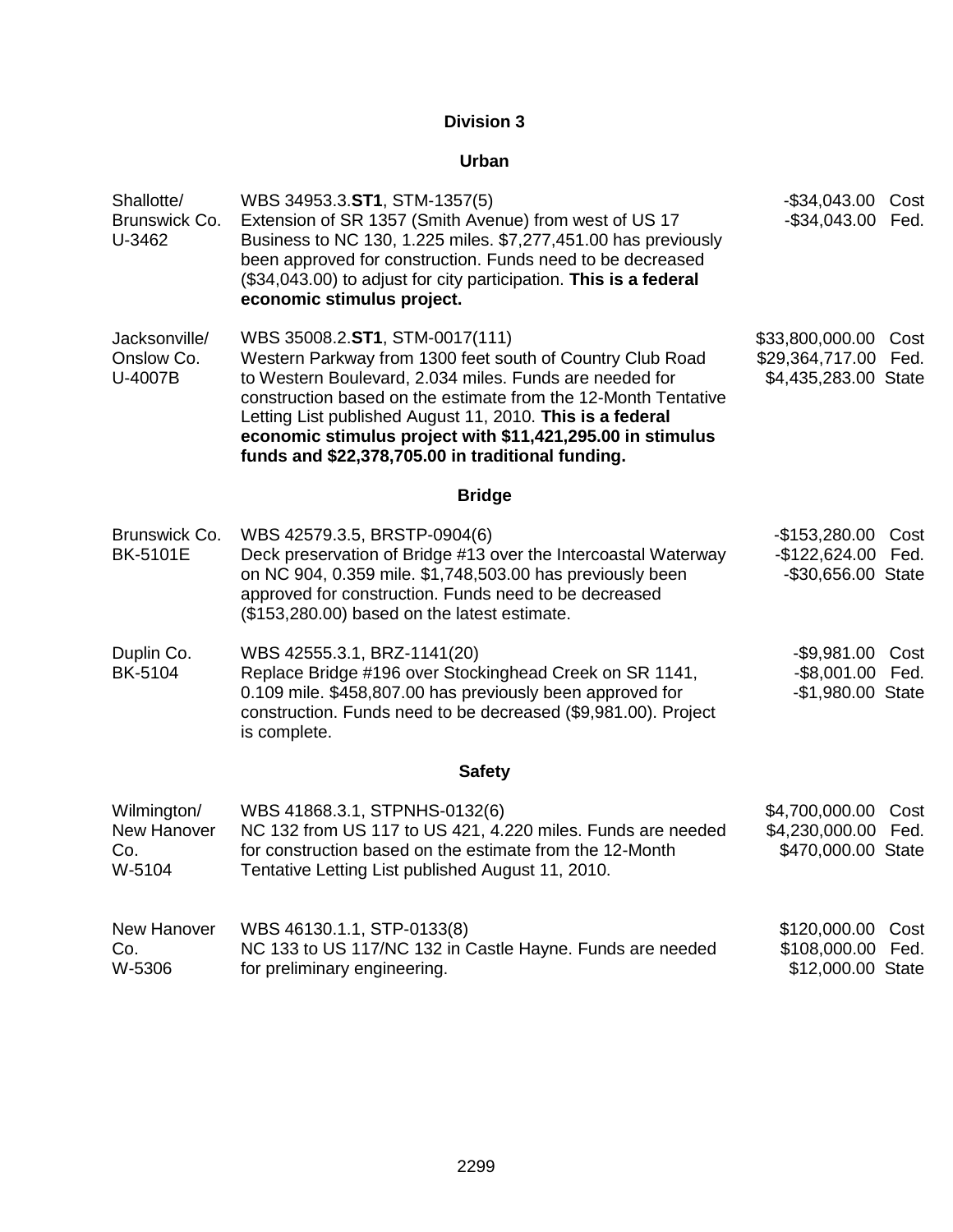## Division 3

### Urban

| | | | |
|---|---|---|---|
| Shallotte/ Brunswick Co. U-3462 | WBS 34953.3.**ST1**, STM-1357(5) Extension of SR 1357 (Smith Avenue) from west of US 17 Business to NC 130, 1.225 miles. $7,277,451.00 has previously been approved for construction. Funds need to be decreased ($34,043.00) to adjust for city participation. **This is a federal economic stimulus project.** | -$34,043.00<br>-$34,043.00 | Cost<br>Fed. |
| Jacksonville/ Onslow Co. U-4007B | WBS 35008.2.**ST1**, STM-0017(111) Western Parkway from 1300 feet south of Country Club Road to Western Boulevard, 2.034 miles. Funds are needed for construction based on the estimate from the 12-Month Tentative Letting List published August 11, 2010. **This is a federal economic stimulus project with $11,421,295.00 in stimulus funds and $22,378,705.00 in traditional funding.** | $33,800,000.00<br>$29,364,717.00<br>$4,435,283.00 | Cost<br>Fed.<br>State |

### Bridge

| | | | |
|---|---|---|---|
| Brunswick Co. BK-5101E | WBS 42579.3.5, BRSTP-0904(6) Deck preservation of Bridge #13 over the Intercoastal Waterway on NC 904, 0.359 mile. $1,748,503.00 has previously been approved for construction. Funds need to be decreased ($153,280.00) based on the latest estimate. | -$153,280.00<br>-$122,624.00<br>-$30,656.00 | Cost<br>Fed.<br>State |
| Duplin Co. BK-5104 | WBS 42555.3.1, BRZ-1141(20) Replace Bridge #196 over Stockinghead Creek on SR 1141, 0.109 mile. $458,807.00 has previously been approved for construction. Funds need to be decreased ($9,981.00). Project is complete. | -$9,981.00<br>-$8,001.00<br>-$1,980.00 | Cost<br>Fed.<br>State |

### Safety

| | | | |
|---|---|---|---|
| Wilmington/ New Hanover Co. W-5104 | WBS 41868.3.1, STPNHS-0132(6) NC 132 from US 117 to US 421, 4.220 miles. Funds are needed for construction based on the estimate from the 12-Month Tentative Letting List published August 11, 2010. | $4,700,000.00<br>$4,230,000.00<br>$470,000.00 | Cost<br>Fed.<br>State |
| New Hanover Co. W-5306 | WBS 46130.1.1, STP-0133(8) NC 133 to US 117/NC 132 in Castle Hayne. Funds are needed for preliminary engineering. | $120,000.00<br>$108,000.00<br>$12,000.00 | Cost<br>Fed.<br>State |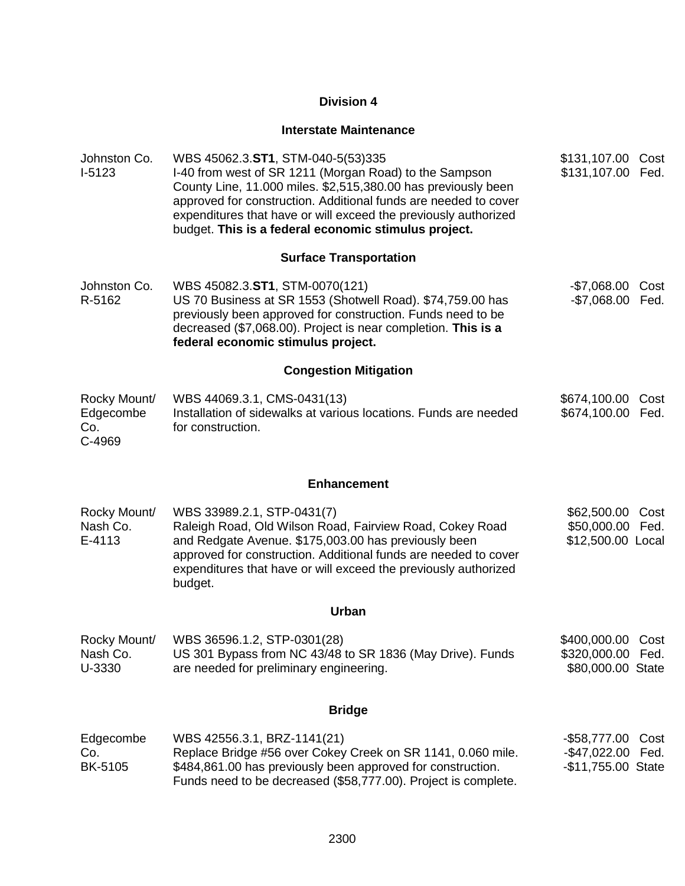## Division 4

### Interstate Maintenance

| | | |
|---|---|---|
| Johnston Co.<br>I-5123 | WBS 45062.3.**ST1**, STM-040-5(53)335<br>I-40 from west of SR 1211 (Morgan Road) to the Sampson County Line, 11.000 miles. $2,515,380.00 has previously been approved for construction. Additional funds are needed to cover expenditures that have or will exceed the previously authorized budget. **This is a federal economic stimulus project.** | $131,107.00 Cost<br>$131,107.00 Fed. |

### Surface Transportation

| | | |
|---|---|---|
| Johnston Co.<br>R-5162 | WBS 45082.3.**ST1**, STM-0070(121)<br>US 70 Business at SR 1553 (Shotwell Road). $74,759.00 has previously been approved for construction. Funds need to be decreased ($7,068.00). Project is near completion. **This is a federal economic stimulus project.** | -$7,068.00 Cost<br>-$7,068.00 Fed. |

### Congestion Mitigation

| | | |
|---|---|---|
| Rocky Mount/<br>Edgecombe Co.<br>C-4969 | WBS 44069.3.1, CMS-0431(13)<br>Installation of sidewalks at various locations. Funds are needed for construction. | $674,100.00 Cost<br>$674,100.00 Fed. |

### Enhancement

| | | |
|---|---|---|
| Rocky Mount/<br>Nash Co.<br>E-4113 | WBS 33989.2.1, STP-0431(7)<br>Raleigh Road, Old Wilson Road, Fairview Road, Cokey Road and Redgate Avenue. $175,003.00 has previously been approved for construction. Additional funds are needed to cover expenditures that have or will exceed the previously authorized budget. | $62,500.00 Cost<br>$50,000.00 Fed.<br>$12,500.00 Local |

### Urban

| | | |
|---|---|---|
| Rocky Mount/<br>Nash Co.<br>U-3330 | WBS 36596.1.2, STP-0301(28)<br>US 301 Bypass from NC 43/48 to SR 1836 (May Drive). Funds are needed for preliminary engineering. | $400,000.00 Cost<br>$320,000.00 Fed.<br>$80,000.00 State |

### Bridge

| | | |
|---|---|---|
| Edgecombe Co.<br>BK-5105 | WBS 42556.3.1, BRZ-1141(21)<br>Replace Bridge #56 over Cokey Creek on SR 1141, 0.060 mile. $484,861.00 has previously been approved for construction. Funds need to be decreased ($58,777.00). Project is complete. | -$58,777.00 Cost<br>-$47,022.00 Fed.<br>-$11,755.00 State |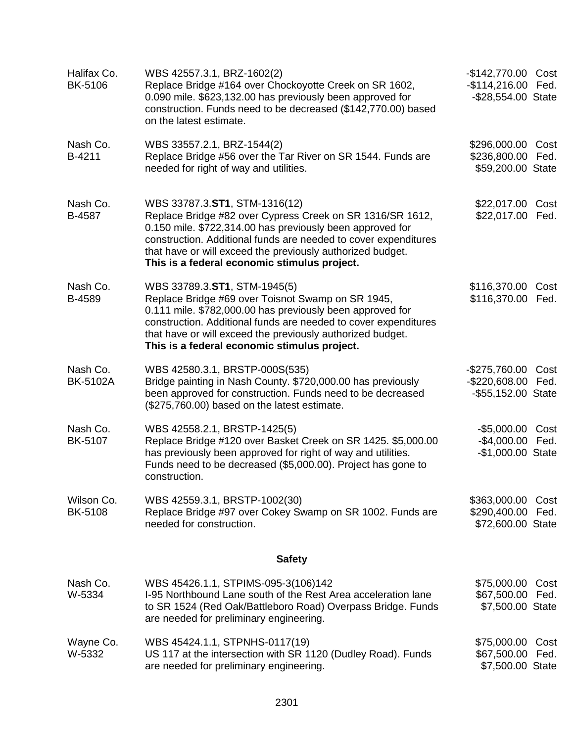| | | |
|---|---|---|
| Halifax Co.<br>BK-5106 | WBS 42557.3.1, BRZ-1602(2)<br>Replace Bridge #164 over Chockoyotte Creek on SR 1602, 0.090 mile. $623,132.00 has previously been approved for construction. Funds need to be decreased ($142,770.00) based on the latest estimate. | -$142,770.00 Cost<br>-$114,216.00 Fed.<br>-$28,554.00 State |
| Nash Co.<br>B-4211 | WBS 33557.2.1, BRZ-1544(2)<br>Replace Bridge #56 over the Tar River on SR 1544. Funds are needed for right of way and utilities. | $296,000.00 Cost<br>$236,800.00 Fed.<br>$59,200.00 State |
| Nash Co.<br>B-4587 | WBS 33787.3.**ST1**, STM-1316(12)<br>Replace Bridge #82 over Cypress Creek on SR 1316/SR 1612, 0.150 mile. $722,314.00 has previously been approved for construction. Additional funds are needed to cover expenditures that have or will exceed the previously authorized budget.<br>**This is a federal economic stimulus project.** | $22,017.00 Cost<br>$22,017.00 Fed. |
| Nash Co.<br>B-4589 | WBS 33789.3.**ST1**, STM-1945(5)<br>Replace Bridge #69 over Toisnot Swamp on SR 1945, 0.111 mile. $782,000.00 has previously been approved for construction. Additional funds are needed to cover expenditures that have or will exceed the previously authorized budget.<br>**This is a federal economic stimulus project.** | $116,370.00 Cost<br>$116,370.00 Fed. |
| Nash Co.<br>BK-5102A | WBS 42580.3.1, BRSTP-000S(535)<br>Bridge painting in Nash County. $720,000.00 has previously been approved for construction. Funds need to be decreased ($275,760.00) based on the latest estimate. | -$275,760.00 Cost<br>-$220,608.00 Fed.<br>-$55,152.00 State |
| Nash Co.<br>BK-5107 | WBS 42558.2.1, BRSTP-1425(5)<br>Replace Bridge #120 over Basket Creek on SR 1425. $5,000.00 has previously been approved for right of way and utilities. Funds need to be decreased ($5,000.00). Project has gone to construction. | -$5,000.00 Cost<br>-$4,000.00 Fed.<br>-$1,000.00 State |
| Wilson Co.<br>BK-5108 | WBS 42559.3.1, BRSTP-1002(30)<br>Replace Bridge #97 over Cokey Swamp on SR 1002. Funds are needed for construction. | $363,000.00 Cost<br>$290,400.00 Fed.<br>$72,600.00 State |

## Safety

| | | |
|---|---|---|
| Nash Co.<br>W-5334 | WBS 45426.1.1, STPIMS-095-3(106)142<br>I-95 Northbound Lane south of the Rest Area acceleration lane to SR 1524 (Red Oak/Battleboro Road) Overpass Bridge. Funds are needed for preliminary engineering. | $75,000.00 Cost<br>$67,500.00 Fed.<br>$7,500.00 State |
| Wayne Co.<br>W-5332 | WBS 45424.1.1, STPNHS-0117(19)<br>US 117 at the intersection with SR 1120 (Dudley Road). Funds are needed for preliminary engineering. | $75,000.00 Cost<br>$67,500.00 Fed.<br>$7,500.00 State |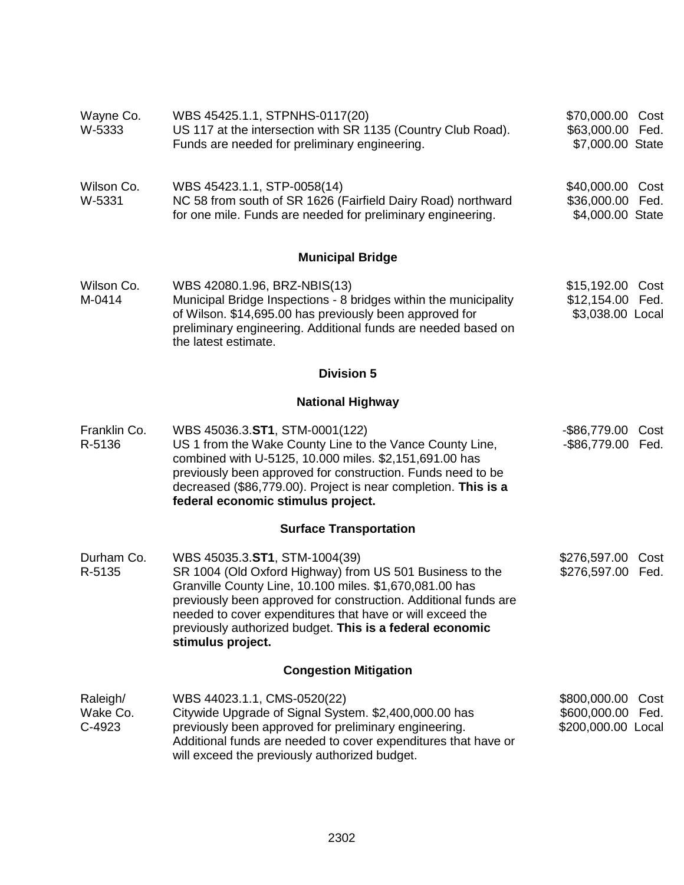| | | |
|---|---|---|
| Wayne Co.<br>W-5333 | WBS 45425.1.1, STPNHS-0117(20)<br>US 117 at the intersection with SR 1135 (Country Club Road). Funds are needed for preliminary engineering. | \$70,000.00 Cost<br>\$63,000.00 Fed.<br>\$7,000.00 State |
| Wilson Co.<br>W-5331 | WBS 45423.1.1, STP-0058(14)<br>NC 58 from south of SR 1626 (Fairfield Dairy Road) northward for one mile. Funds are needed for preliminary engineering. | \$40,000.00 Cost<br>\$36,000.00 Fed.<br>\$4,000.00 State |

### Municipal Bridge

| | | |
|---|---|---|
| Wilson Co.<br>M-0414 | WBS 42080.1.96, BRZ-NBIS(13)<br>Municipal Bridge Inspections - 8 bridges within the municipality of Wilson. \$14,695.00 has previously been approved for preliminary engineering. Additional funds are needed based on the latest estimate. | \$15,192.00 Cost<br>\$12,154.00 Fed.<br>\$3,038.00 Local |

## Division 5

### National Highway

| | | |
|---|---|---|
| Franklin Co.<br>R-5136 | WBS 45036.3.**ST1**, STM-0001(122)<br>US 1 from the Wake County Line to the Vance County Line, combined with U-5125, 10.000 miles. \$2,151,691.00 has previously been approved for construction. Funds need to be decreased (\$86,779.00). Project is near completion. **This is a federal economic stimulus project.** | -\$86,779.00 Cost<br>-\$86,779.00 Fed. |

### Surface Transportation

| | | |
|---|---|---|
| Durham Co.<br>R-5135 | WBS 45035.3.**ST1**, STM-1004(39)<br>SR 1004 (Old Oxford Highway) from US 501 Business to the Granville County Line, 10.100 miles. \$1,670,081.00 has previously been approved for construction. Additional funds are needed to cover expenditures that have or will exceed the previously authorized budget. **This is a federal economic stimulus project.** | \$276,597.00 Cost<br>\$276,597.00 Fed. |

### Congestion Mitigation

| | | |
|---|---|---|
| Raleigh/<br>Wake Co.<br>C-4923 | WBS 44023.1.1, CMS-0520(22)<br>Citywide Upgrade of Signal System. \$2,400,000.00 has previously been approved for preliminary engineering. Additional funds are needed to cover expenditures that have or will exceed the previously authorized budget. | \$800,000.00 Cost<br>\$600,000.00 Fed.<br>\$200,000.00 Local |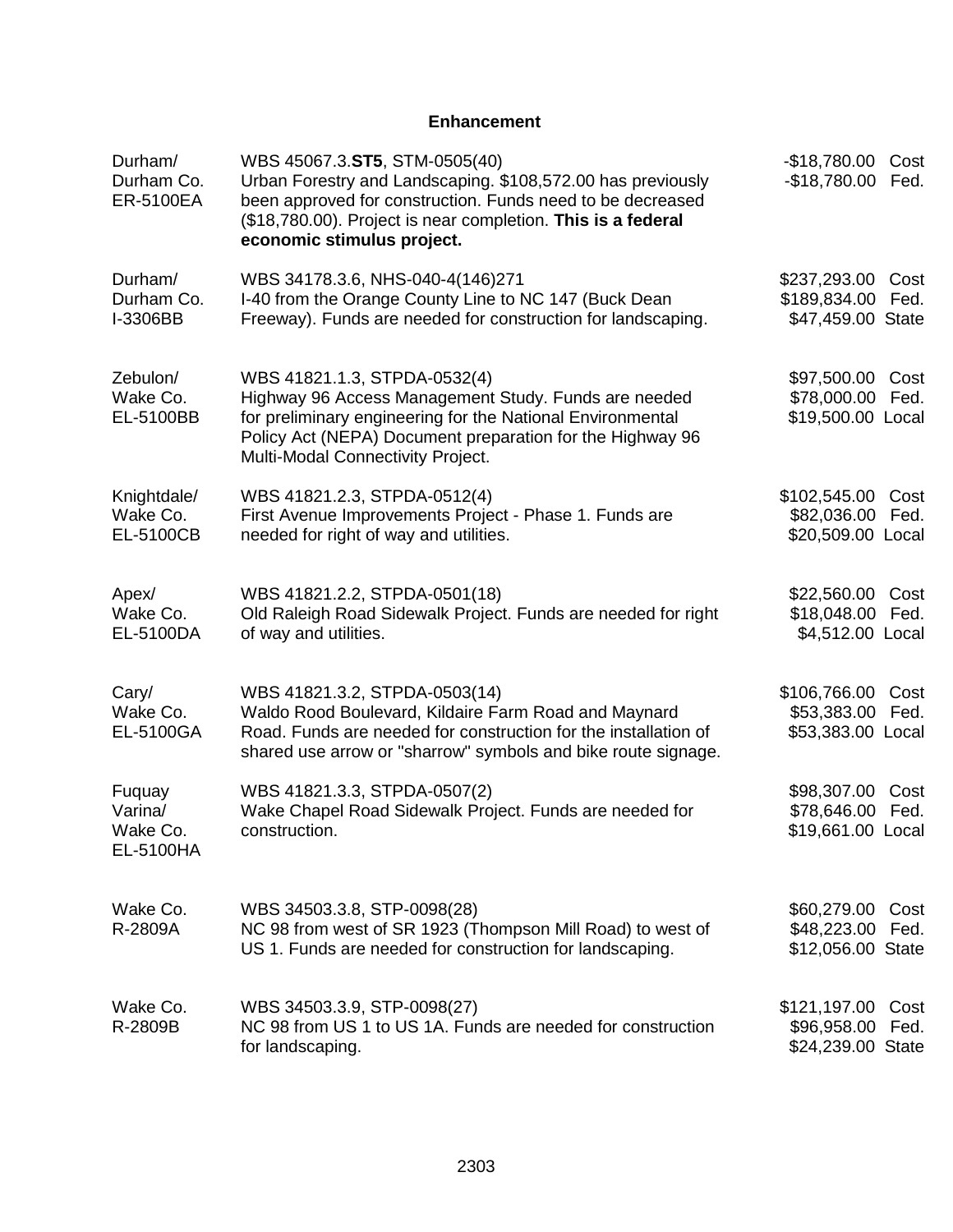## Enhancement

| | | |
|---|---|---|
| Durham/<br>Durham Co.<br>ER-5100EA | WBS 45067.3.**ST5**, STM-0505(40)<br>Urban Forestry and Landscaping. $108,572.00 has previously been approved for construction. Funds need to be decreased ($18,780.00). Project is near completion. **This is a federal economic stimulus project.** | -$18,780.00 Cost<br>-$18,780.00 Fed. |
| Durham/<br>Durham Co.<br>I-3306BB | WBS 34178.3.6, NHS-040-4(146)271<br>I-40 from the Orange County Line to NC 147 (Buck Dean Freeway). Funds are needed for construction for landscaping. | $237,293.00 Cost<br>$189,834.00 Fed.<br>$47,459.00 State |
| Zebulon/<br>Wake Co.<br>EL-5100BB | WBS 41821.1.3, STPDA-0532(4)<br>Highway 96 Access Management Study. Funds are needed for preliminary engineering for the National Environmental Policy Act (NEPA) Document preparation for the Highway 96 Multi-Modal Connectivity Project. | $97,500.00 Cost<br>$78,000.00 Fed.<br>$19,500.00 Local |
| Knightdale/<br>Wake Co.<br>EL-5100CB | WBS 41821.2.3, STPDA-0512(4)<br>First Avenue Improvements Project - Phase 1. Funds are needed for right of way and utilities. | $102,545.00 Cost<br>$82,036.00 Fed.<br>$20,509.00 Local |
| Apex/<br>Wake Co.<br>EL-5100DA | WBS 41821.2.2, STPDA-0501(18)<br>Old Raleigh Road Sidewalk Project. Funds are needed for right of way and utilities. | $22,560.00 Cost<br>$18,048.00 Fed.<br>$4,512.00 Local |
| Cary/<br>Wake Co.<br>EL-5100GA | WBS 41821.3.2, STPDA-0503(14)<br>Waldo Rood Boulevard, Kildaire Farm Road and Maynard Road. Funds are needed for construction for the installation of shared use arrow or "sharrow" symbols and bike route signage. | $106,766.00 Cost<br>$53,383.00 Fed.<br>$53,383.00 Local |
| Fuquay Varina/<br>Wake Co.<br>EL-5100HA | WBS 41821.3.3, STPDA-0507(2)<br>Wake Chapel Road Sidewalk Project. Funds are needed for construction. | $98,307.00 Cost<br>$78,646.00 Fed.<br>$19,661.00 Local |
| Wake Co.<br>R-2809A | WBS 34503.3.8, STP-0098(28)<br>NC 98 from west of SR 1923 (Thompson Mill Road) to west of US 1. Funds are needed for construction for landscaping. | $60,279.00 Cost<br>$48,223.00 Fed.<br>$12,056.00 State |
| Wake Co.<br>R-2809B | WBS 34503.3.9, STP-0098(27)<br>NC 98 from US 1 to US 1A. Funds are needed for construction for landscaping. | $121,197.00 Cost<br>$96,958.00 Fed.<br>$24,239.00 State |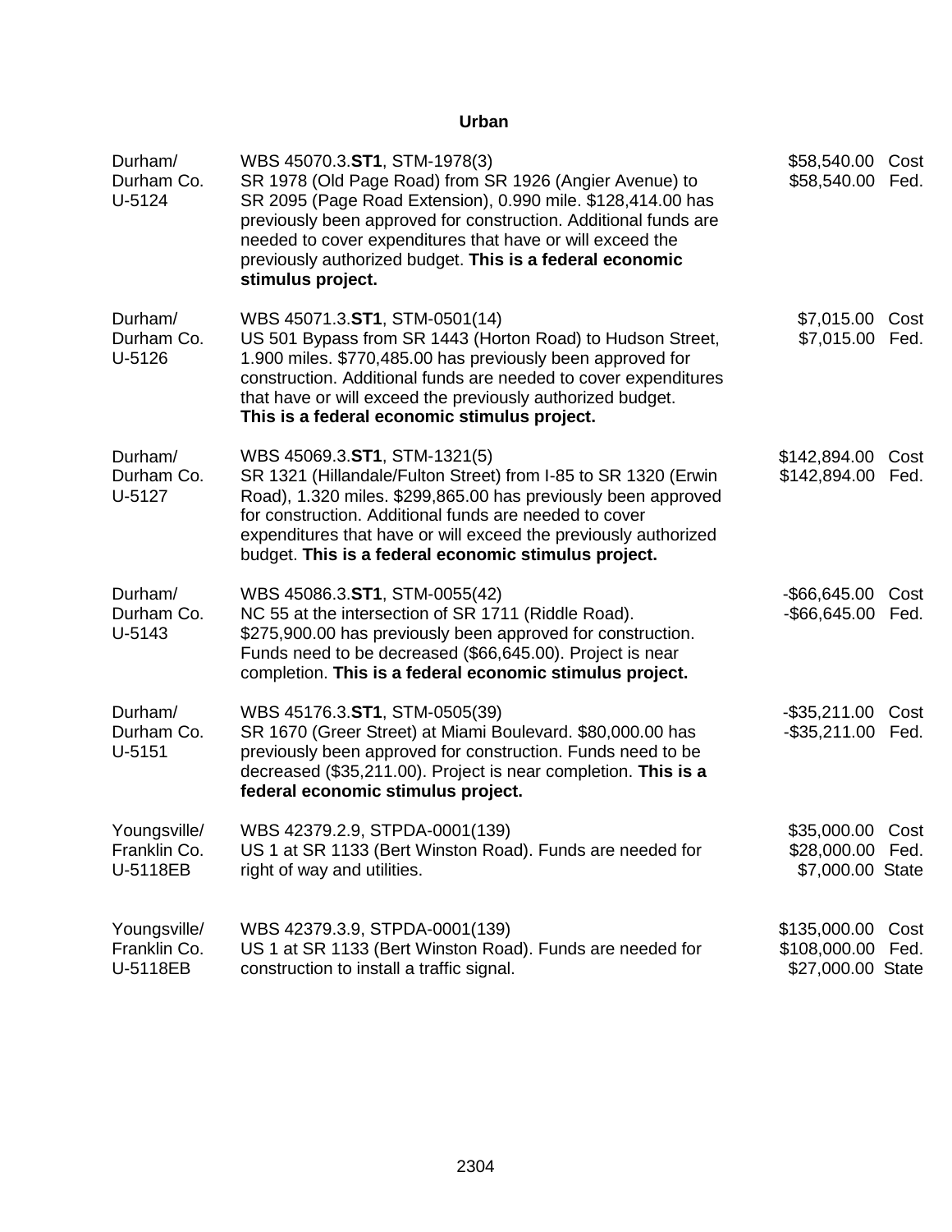## Urban

| | | | |
|---|---|---|---|
| Durham/<br>Durham Co.<br>U-5124 | WBS 45070.3.**ST1**, STM-1978(3)<br>SR 1978 (Old Page Road) from SR 1926 (Angier Avenue) to SR 2095 (Page Road Extension), 0.990 mile. $128,414.00 has previously been approved for construction. Additional funds are needed to cover expenditures that have or will exceed the previously authorized budget. **This is a federal economic stimulus project.** | $58,540.00<br>$58,540.00 | Cost<br>Fed. |
| Durham/<br>Durham Co.<br>U-5126 | WBS 45071.3.**ST1**, STM-0501(14)<br>US 501 Bypass from SR 1443 (Horton Road) to Hudson Street, 1.900 miles. $770,485.00 has previously been approved for construction. Additional funds are needed to cover expenditures that have or will exceed the previously authorized budget. **This is a federal economic stimulus project.** | $7,015.00<br>$7,015.00 | Cost<br>Fed. |
| Durham/<br>Durham Co.<br>U-5127 | WBS 45069.3.**ST1**, STM-1321(5)<br>SR 1321 (Hillandale/Fulton Street) from I-85 to SR 1320 (Erwin Road), 1.320 miles. $299,865.00 has previously been approved for construction. Additional funds are needed to cover expenditures that have or will exceed the previously authorized budget. **This is a federal economic stimulus project.** | $142,894.00<br>$142,894.00 | Cost<br>Fed. |
| Durham/<br>Durham Co.<br>U-5143 | WBS 45086.3.**ST1**, STM-0055(42)<br>NC 55 at the intersection of SR 1711 (Riddle Road). $275,900.00 has previously been approved for construction. Funds need to be decreased ($66,645.00). Project is near completion. **This is a federal economic stimulus project.** | -$66,645.00<br>-$66,645.00 | Cost<br>Fed. |
| Durham/<br>Durham Co.<br>U-5151 | WBS 45176.3.**ST1**, STM-0505(39)<br>SR 1670 (Greer Street) at Miami Boulevard. $80,000.00 has previously been approved for construction. Funds need to be decreased ($35,211.00). Project is near completion. **This is a federal economic stimulus project.** | -$35,211.00<br>-$35,211.00 | Cost<br>Fed. |
| Youngsville/<br>Franklin Co.<br>U-5118EB | WBS 42379.2.9, STPDA-0001(139)<br>US 1 at SR 1133 (Bert Winston Road). Funds are needed for right of way and utilities. | $35,000.00<br>$28,000.00<br>$7,000.00 | Cost<br>Fed.<br>State |
| Youngsville/<br>Franklin Co.<br>U-5118EB | WBS 42379.3.9, STPDA-0001(139)<br>US 1 at SR 1133 (Bert Winston Road). Funds are needed for construction to install a traffic signal. | $135,000.00<br>$108,000.00<br>$27,000.00 | Cost<br>Fed.<br>State |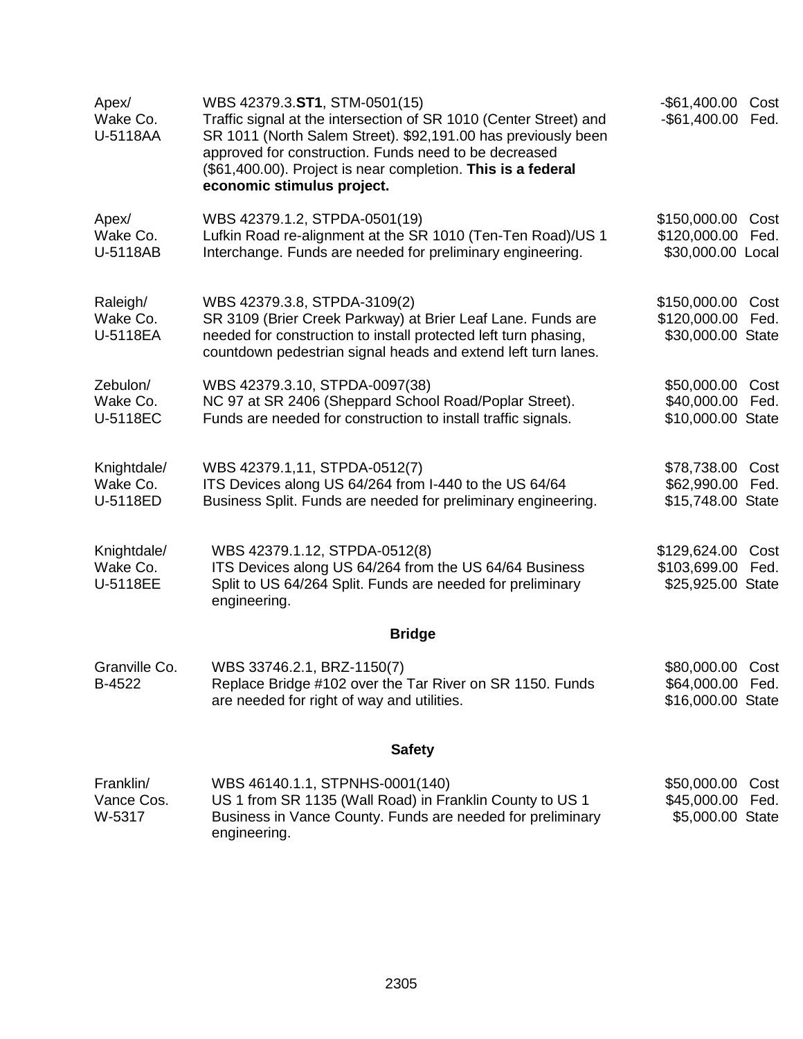| Location | Description | Amount |
|---|---|---|
| Apex/ Wake Co. U-5118AA | WBS 42379.3.**ST1**, STM-0501(15) Traffic signal at the intersection of SR 1010 (Center Street) and SR 1011 (North Salem Street). $92,191.00 has previously been approved for construction. Funds need to be decreased ($61,400.00). Project is near completion. **This is a federal economic stimulus project.** | -$61,400.00 Cost<br>-$61,400.00 Fed. |
| Apex/ Wake Co. U-5118AB | WBS 42379.1.2, STPDA-0501(19) Lufkin Road re-alignment at the SR 1010 (Ten-Ten Road)/US 1 Interchange. Funds are needed for preliminary engineering. | $150,000.00 Cost<br>$120,000.00 Fed.<br>$30,000.00 Local |
| Raleigh/ Wake Co. U-5118EA | WBS 42379.3.8, STPDA-3109(2) SR 3109 (Brier Creek Parkway) at Brier Leaf Lane. Funds are needed for construction to install protected left turn phasing, countdown pedestrian signal heads and extend left turn lanes. | $150,000.00 Cost<br>$120,000.00 Fed.<br>$30,000.00 State |
| Zebulon/ Wake Co. U-5118EC | WBS 42379.3.10, STPDA-0097(38) NC 97 at SR 2406 (Sheppard School Road/Poplar Street). Funds are needed for construction to install traffic signals. | $50,000.00 Cost<br>$40,000.00 Fed.<br>$10,000.00 State |
| Knightdale/ Wake Co. U-5118ED | WBS 42379.1,11, STPDA-0512(7) ITS Devices along US 64/264 from I-440 to the US 64/64 Business Split. Funds are needed for preliminary engineering. | $78,738.00 Cost<br>$62,990.00 Fed.<br>$15,748.00 State |
| Knightdale/ Wake Co. U-5118EE | WBS 42379.1.12, STPDA-0512(8) ITS Devices along US 64/264 from the US 64/64 Business Split to US 64/264 Split. Funds are needed for preliminary engineering. | $129,624.00 Cost<br>$103,699.00 Fed.<br>$25,925.00 State |

## Bridge

| Location | Description | Amount |
|---|---|---|
| Granville Co. B-4522 | WBS 33746.2.1, BRZ-1150(7) Replace Bridge #102 over the Tar River on SR 1150. Funds are needed for right of way and utilities. | $80,000.00 Cost<br>$64,000.00 Fed.<br>$16,000.00 State |

## Safety

| Location | Description | Amount |
|---|---|---|
| Franklin/ Vance Cos. W-5317 | WBS 46140.1.1, STPNHS-0001(140) US 1 from SR 1135 (Wall Road) in Franklin County to US 1 Business in Vance County. Funds are needed for preliminary engineering. | $50,000.00 Cost<br>$45,000.00 Fed.<br>$5,000.00 State |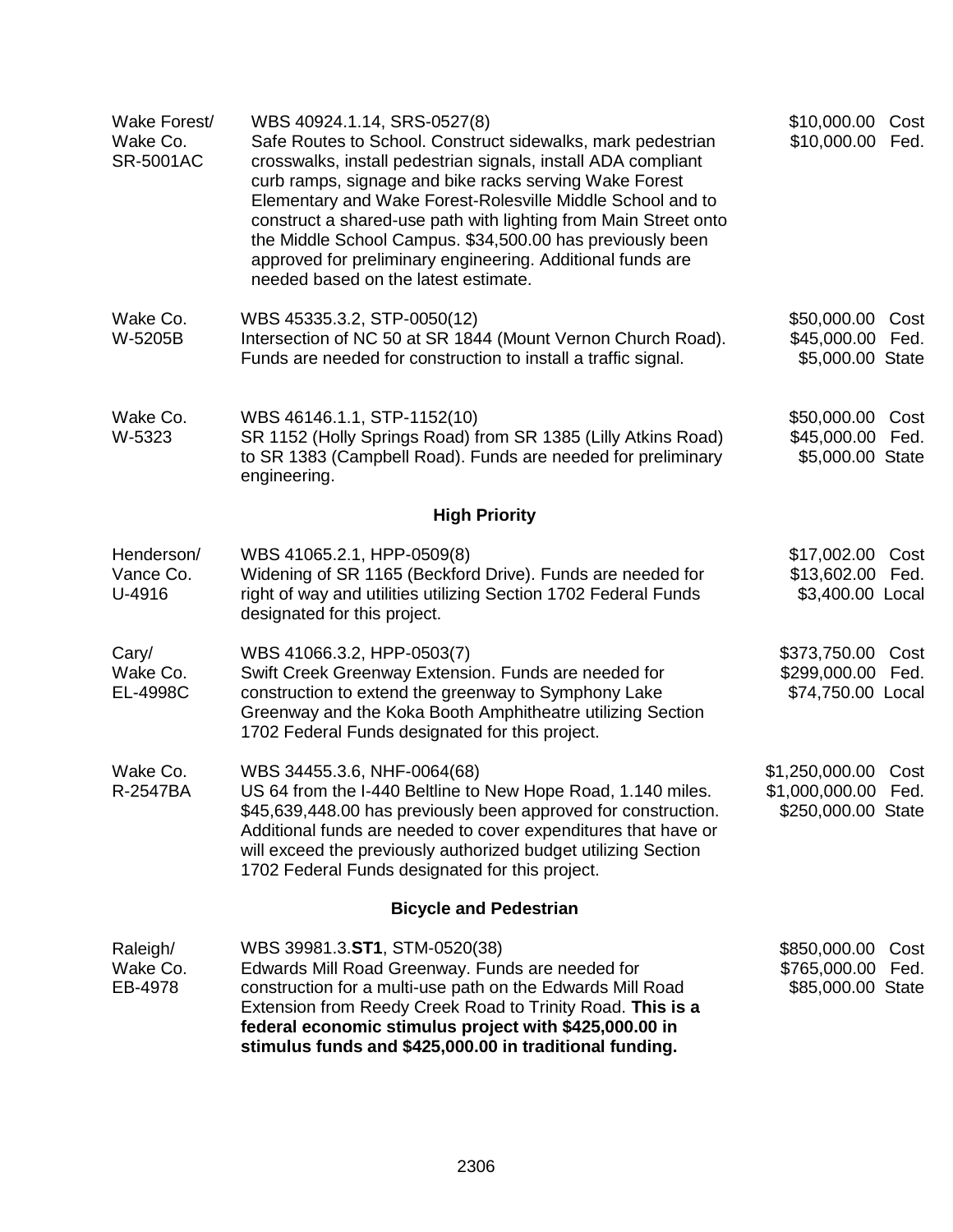| | | |
|---|---|---|
| Wake Forest/<br>Wake Co.<br>SR-5001AC | WBS 40924.1.14, SRS-0527(8)<br>Safe Routes to School. Construct sidewalks, mark pedestrian crosswalks, install pedestrian signals, install ADA compliant curb ramps, signage and bike racks serving Wake Forest Elementary and Wake Forest-Rolesville Middle School and to construct a shared-use path with lighting from Main Street onto the Middle School Campus. $34,500.00 has previously been approved for preliminary engineering. Additional funds are needed based on the latest estimate. | $10,000.00 Cost<br>$10,000.00 Fed. |
| Wake Co.<br>W-5205B | WBS 45335.3.2, STP-0050(12)<br>Intersection of NC 50 at SR 1844 (Mount Vernon Church Road). Funds are needed for construction to install a traffic signal. | $50,000.00 Cost<br>$45,000.00 Fed.<br>$5,000.00 State |
| Wake Co.<br>W-5323 | WBS 46146.1.1, STP-1152(10)<br>SR 1152 (Holly Springs Road) from SR 1385 (Lilly Atkins Road) to SR 1383 (Campbell Road). Funds are needed for preliminary engineering. | $50,000.00 Cost<br>$45,000.00 Fed.<br>$5,000.00 State |

## High Priority

| | | |
|---|---|---|
| Henderson/<br>Vance Co.<br>U-4916 | WBS 41065.2.1, HPP-0509(8)<br>Widening of SR 1165 (Beckford Drive). Funds are needed for right of way and utilities utilizing Section 1702 Federal Funds designated for this project. | $17,002.00 Cost<br>$13,602.00 Fed.<br>$3,400.00 Local |
| Cary/<br>Wake Co.<br>EL-4998C | WBS 41066.3.2, HPP-0503(7)<br>Swift Creek Greenway Extension. Funds are needed for construction to extend the greenway to Symphony Lake Greenway and the Koka Booth Amphitheatre utilizing Section 1702 Federal Funds designated for this project. | $373,750.00 Cost<br>$299,000.00 Fed.<br>$74,750.00 Local |
| Wake Co.<br>R-2547BA | WBS 34455.3.6, NHF-0064(68)<br>US 64 from the I-440 Beltline to New Hope Road, 1.140 miles. $45,639,448.00 has previously been approved for construction. Additional funds are needed to cover expenditures that have or will exceed the previously authorized budget utilizing Section 1702 Federal Funds designated for this project. | $1,250,000.00 Cost<br>$1,000,000.00 Fed.<br>$250,000.00 State |

## Bicycle and Pedestrian

| | | |
|---|---|---|
| Raleigh/<br>Wake Co.<br>EB-4978 | WBS 39981.3.**ST1**, STM-0520(38)<br>Edwards Mill Road Greenway. Funds are needed for construction for a multi-use path on the Edwards Mill Road Extension from Reedy Creek Road to Trinity Road. **This is a federal economic stimulus project with $425,000.00 in stimulus funds and $425,000.00 in traditional funding.** | $850,000.00 Cost<br>$765,000.00 Fed.<br>$85,000.00 State |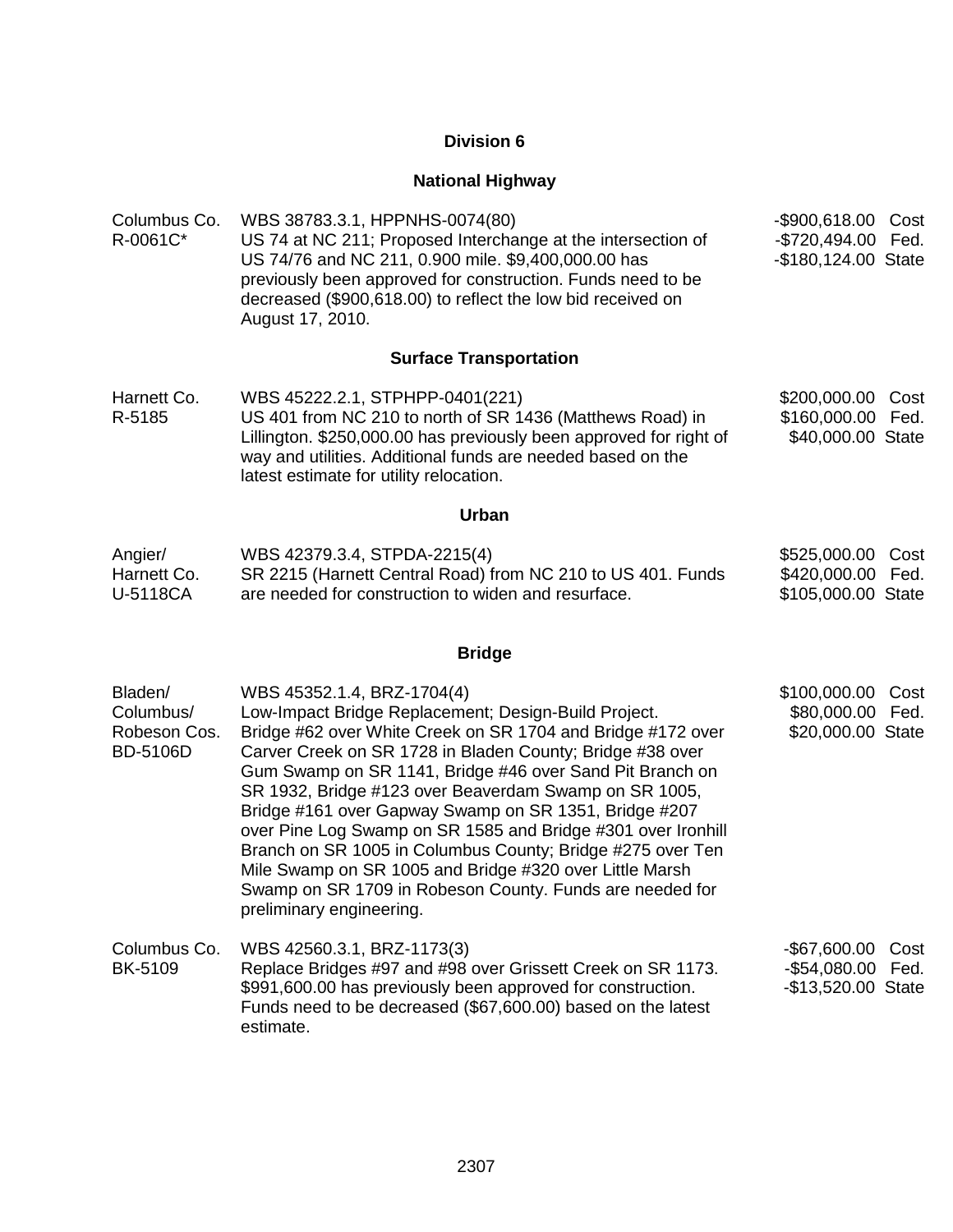## Division 6

### National Highway

| | | |
|---|---|---|
| Columbus Co.<br>R-0061C* | WBS 38783.3.1, HPPNHS-0074(80)<br>US 74 at NC 211; Proposed Interchange at the intersection of US 74/76 and NC 211, 0.900 mile. $9,400,000.00 has previously been approved for construction. Funds need to be decreased ($900,618.00) to reflect the low bid received on August 17, 2010. | -$900,618.00 Cost<br>-$720,494.00 Fed.<br>-$180,124.00 State |

### Surface Transportation

| | | |
|---|---|---|
| Harnett Co.<br>R-5185 | WBS 45222.2.1, STPHPP-0401(221)<br>US 401 from NC 210 to north of SR 1436 (Matthews Road) in Lillington. $250,000.00 has previously been approved for right of way and utilities. Additional funds are needed based on the latest estimate for utility relocation. | $200,000.00 Cost<br>$160,000.00 Fed.<br>$40,000.00 State |

### Urban

| | | |
|---|---|---|
| Angier/<br>Harnett Co.<br>U-5118CA | WBS 42379.3.4, STPDA-2215(4)<br>SR 2215 (Harnett Central Road) from NC 210 to US 401. Funds are needed for construction to widen and resurface. | $525,000.00 Cost<br>$420,000.00 Fed.<br>$105,000.00 State |

### Bridge

| | | |
|---|---|---|
| Bladen/<br>Columbus/<br>Robeson Cos.<br>BD-5106D | WBS 45352.1.4, BRZ-1704(4)<br>Low-Impact Bridge Replacement; Design-Build Project. Bridge #62 over White Creek on SR 1704 and Bridge #172 over Carver Creek on SR 1728 in Bladen County; Bridge #38 over Gum Swamp on SR 1141, Bridge #46 over Sand Pit Branch on SR 1932, Bridge #123 over Beaverdam Swamp on SR 1005, Bridge #161 over Gapway Swamp on SR 1351, Bridge #207 over Pine Log Swamp on SR 1585 and Bridge #301 over Ironhill Branch on SR 1005 in Columbus County; Bridge #275 over Ten Mile Swamp on SR 1005 and Bridge #320 over Little Marsh Swamp on SR 1709 in Robeson County. Funds are needed for preliminary engineering. | $100,000.00 Cost<br>$80,000.00 Fed.<br>$20,000.00 State |
| Columbus Co.<br>BK-5109 | WBS 42560.3.1, BRZ-1173(3)<br>Replace Bridges #97 and #98 over Grissett Creek on SR 1173. $991,600.00 has previously been approved for construction. Funds need to be decreased ($67,600.00) based on the latest estimate. | -$67,600.00 Cost<br>-$54,080.00 Fed.<br>-$13,520.00 State |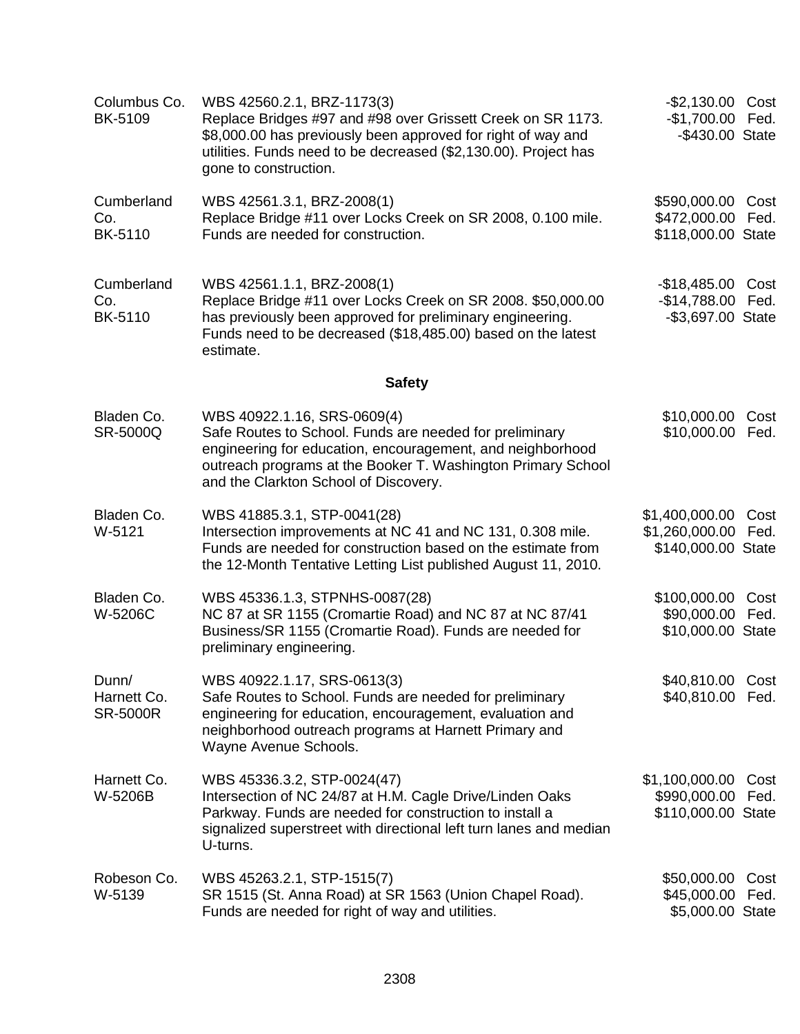| | | |
|---|---|---|
| Columbus Co.<br>BK-5109 | WBS 42560.2.1, BRZ-1173(3)<br>Replace Bridges #97 and #98 over Grissett Creek on SR 1173. $8,000.00 has previously been approved for right of way and utilities. Funds need to be decreased ($2,130.00). Project has gone to construction. | -$2,130.00 Cost<br>-$1,700.00 Fed.<br>-$430.00 State |
| Cumberland Co.<br>BK-5110 | WBS 42561.3.1, BRZ-2008(1)<br>Replace Bridge #11 over Locks Creek on SR 2008, 0.100 mile. Funds are needed for construction. | $590,000.00 Cost<br>$472,000.00 Fed.<br>$118,000.00 State |
| Cumberland Co.<br>BK-5110 | WBS 42561.1.1, BRZ-2008(1)<br>Replace Bridge #11 over Locks Creek on SR 2008. $50,000.00 has previously been approved for preliminary engineering. Funds need to be decreased ($18,485.00) based on the latest estimate. | -$18,485.00 Cost<br>-$14,788.00 Fed.<br>-$3,697.00 State |

**Safety**

| | | |
|---|---|---|
| Bladen Co.<br>SR-5000Q | WBS 40922.1.16, SRS-0609(4)<br>Safe Routes to School. Funds are needed for preliminary engineering for education, encouragement, and neighborhood outreach programs at the Booker T. Washington Primary School and the Clarkton School of Discovery. | $10,000.00 Cost<br>$10,000.00 Fed. |
| Bladen Co.<br>W-5121 | WBS 41885.3.1, STP-0041(28)<br>Intersection improvements at NC 41 and NC 131, 0.308 mile. Funds are needed for construction based on the estimate from the 12-Month Tentative Letting List published August 11, 2010. | $1,400,000.00 Cost<br>$1,260,000.00 Fed.<br>$140,000.00 State |
| Bladen Co.<br>W-5206C | WBS 45336.1.3, STPNHS-0087(28)<br>NC 87 at SR 1155 (Cromartie Road) and NC 87 at NC 87/41 Business/SR 1155 (Cromartie Road). Funds are needed for preliminary engineering. | $100,000.00 Cost<br>$90,000.00 Fed.<br>$10,000.00 State |
| Dunn/<br>Harnett Co.<br>SR-5000R | WBS 40922.1.17, SRS-0613(3)<br>Safe Routes to School. Funds are needed for preliminary engineering for education, encouragement, evaluation and neighborhood outreach programs at Harnett Primary and Wayne Avenue Schools. | $40,810.00 Cost<br>$40,810.00 Fed. |
| Harnett Co.<br>W-5206B | WBS 45336.3.2, STP-0024(47)<br>Intersection of NC 24/87 at H.M. Cagle Drive/Linden Oaks Parkway. Funds are needed for construction to install a signalized superstreet with directional left turn lanes and median U-turns. | $1,100,000.00 Cost<br>$990,000.00 Fed.<br>$110,000.00 State |
| Robeson Co.<br>W-5139 | WBS 45263.2.1, STP-1515(7)<br>SR 1515 (St. Anna Road) at SR 1563 (Union Chapel Road). Funds are needed for right of way and utilities. | $50,000.00 Cost<br>$45,000.00 Fed.<br>$5,000.00 State |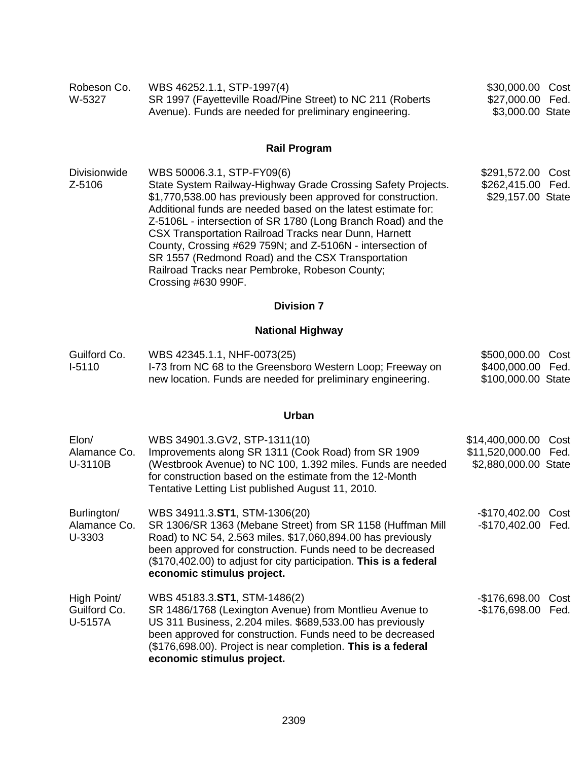| | | |
|---|---|---|
| Robeson Co.<br>W-5327 | WBS 46252.1.1, STP-1997(4)<br>SR 1997 (Fayetteville Road/Pine Street) to NC 211 (Roberts Avenue). Funds are needed for preliminary engineering. | $30,000.00 Cost<br>$27,000.00 Fed.<br>$3,000.00 State |

## Rail Program

| | | |
|---|---|---|
| Divisionwide<br>Z-5106 | WBS 50006.3.1, STP-FY09(6)<br>State System Railway-Highway Grade Crossing Safety Projects. $1,770,538.00 has previously been approved for construction. Additional funds are needed based on the latest estimate for: Z-5106L - intersection of SR 1780 (Long Branch Road) and the CSX Transportation Railroad Tracks near Dunn, Harnett County, Crossing #629 759N; and Z-5106N - intersection of SR 1557 (Redmond Road) and the CSX Transportation Railroad Tracks near Pembroke, Robeson County; Crossing #630 990F. | $291,572.00 Cost<br>$262,415.00 Fed.<br>$29,157.00 State |

## Division 7

## National Highway

| | | |
|---|---|---|
| Guilford Co.<br>I-5110 | WBS 42345.1.1, NHF-0073(25)<br>I-73 from NC 68 to the Greensboro Western Loop; Freeway on new location. Funds are needed for preliminary engineering. | $500,000.00 Cost<br>$400,000.00 Fed.<br>$100,000.00 State |

## Urban

| | | |
|---|---|---|
| Elon/<br>Alamance Co.<br>U-3110B | WBS 34901.3.GV2, STP-1311(10)<br>Improvements along SR 1311 (Cook Road) from SR 1909 (Westbrook Avenue) to NC 100, 1.392 miles. Funds are needed for construction based on the estimate from the 12-Month Tentative Letting List published August 11, 2010. | $14,400,000.00 Cost<br>$11,520,000.00 Fed.<br>$2,880,000.00 State |
| Burlington/<br>Alamance Co.<br>U-3303 | WBS 34911.3.**ST1**, STM-1306(20)<br>SR 1306/SR 1363 (Mebane Street) from SR 1158 (Huffman Mill Road) to NC 54, 2.563 miles. $17,060,894.00 has previously been approved for construction. Funds need to be decreased ($170,402.00) to adjust for city participation. **This is a federal economic stimulus project.** | -$170,402.00 Cost<br>-$170,402.00 Fed. |
| High Point/<br>Guilford Co.<br>U-5157A | WBS 45183.3.**ST1**, STM-1486(2)<br>SR 1486/1768 (Lexington Avenue) from Montlieu Avenue to US 311 Business, 2.204 miles. $689,533.00 has previously been approved for construction. Funds need to be decreased ($176,698.00). Project is near completion. **This is a federal economic stimulus project.** | -$176,698.00 Cost<br>-$176,698.00 Fed. |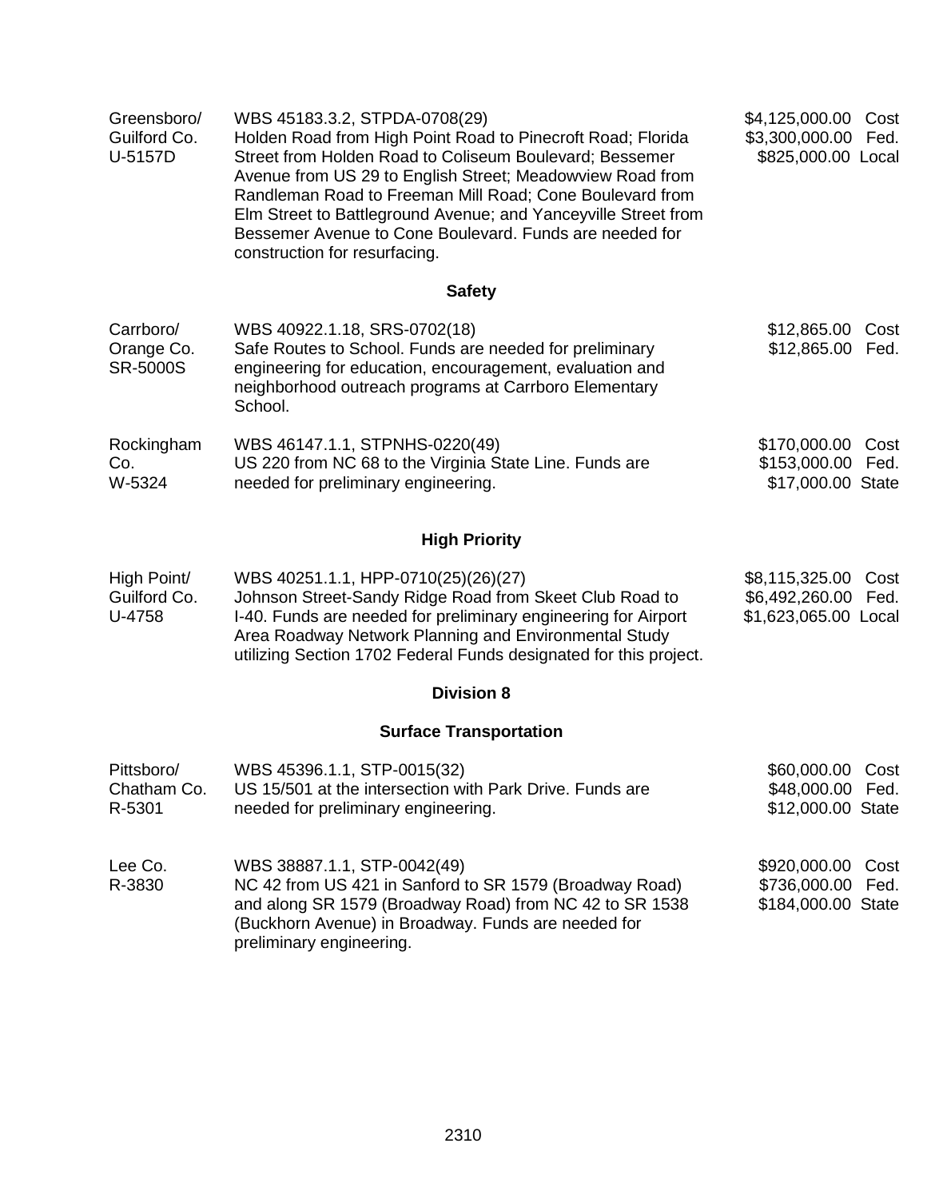| | | |
|---|---|---|
| Greensboro/ Guilford Co. U-5157D | WBS 45183.3.2, STPDA-0708(29) Holden Road from High Point Road to Pinecroft Road; Florida Street from Holden Road to Coliseum Boulevard; Bessemer Avenue from US 29 to English Street; Meadowview Road from Randleman Road to Freeman Mill Road; Cone Boulevard from Elm Street to Battleground Avenue; and Yanceyville Street from Bessemer Avenue to Cone Boulevard. Funds are needed for construction for resurfacing. | \$4,125,000.00 Cost<br>\$3,300,000.00 Fed.<br>\$825,000.00 Local |

**Safety**

| | | |
|---|---|---|
| Carrboro/ Orange Co. SR-5000S | WBS 40922.1.18, SRS-0702(18) Safe Routes to School. Funds are needed for preliminary engineering for education, encouragement, evaluation and neighborhood outreach programs at Carrboro Elementary School. | \$12,865.00 Cost<br>\$12,865.00 Fed. |
| Rockingham Co. W-5324 | WBS 46147.1.1, STPNHS-0220(49) US 220 from NC 68 to the Virginia State Line. Funds are needed for preliminary engineering. | \$170,000.00 Cost<br>\$153,000.00 Fed.<br>\$17,000.00 State |

**High Priority**

| | | |
|---|---|---|
| High Point/ Guilford Co. U-4758 | WBS 40251.1.1, HPP-0710(25)(26)(27) Johnson Street-Sandy Ridge Road from Skeet Club Road to I-40. Funds are needed for preliminary engineering for Airport Area Roadway Network Planning and Environmental Study utilizing Section 1702 Federal Funds designated for this project. | \$8,115,325.00 Cost<br>\$6,492,260.00 Fed.<br>\$1,623,065.00 Local |

**Division 8**

**Surface Transportation**

| | | |
|---|---|---|
| Pittsboro/ Chatham Co. R-5301 | WBS 45396.1.1, STP-0015(32) US 15/501 at the intersection with Park Drive. Funds are needed for preliminary engineering. | \$60,000.00 Cost<br>\$48,000.00 Fed.<br>\$12,000.00 State |
| Lee Co. R-3830 | WBS 38887.1.1, STP-0042(49) NC 42 from US 421 in Sanford to SR 1579 (Broadway Road) and along SR 1579 (Broadway Road) from NC 42 to SR 1538 (Buckhorn Avenue) in Broadway. Funds are needed for preliminary engineering. | \$920,000.00 Cost<br>\$736,000.00 Fed.<br>\$184,000.00 State |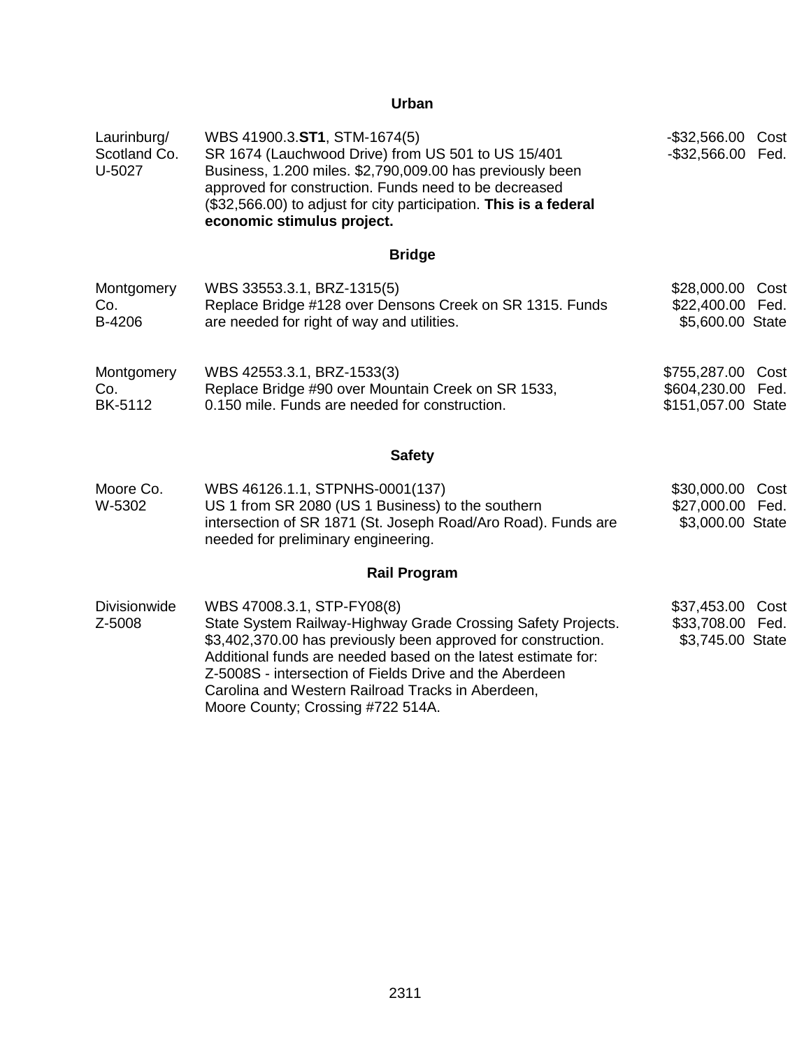## Urban

| | | | |
|---|---|---|---|
| Laurinburg/ Scotland Co. U-5027 | WBS 41900.3.**ST1**, STM-1674(5) SR 1674 (Lauchwood Drive) from US 501 to US 15/401 Business, 1.200 miles. $2,790,009.00 has previously been approved for construction. Funds need to be decreased ($32,566.00) to adjust for city participation. **This is a federal economic stimulus project.** | -$32,566.00<br>-$32,566.00 | Cost<br>Fed. |

## Bridge

| | | | |
|---|---|---|---|
| Montgomery Co. B-4206 | WBS 33553.3.1, BRZ-1315(5) Replace Bridge #128 over Densons Creek on SR 1315. Funds are needed for right of way and utilities. | $28,000.00<br>$22,400.00<br>$5,600.00 | Cost<br>Fed.<br>State |
| Montgomery Co. BK-5112 | WBS 42553.3.1, BRZ-1533(3) Replace Bridge #90 over Mountain Creek on SR 1533, 0.150 mile. Funds are needed for construction. | $755,287.00<br>$604,230.00<br>$151,057.00 | Cost<br>Fed.<br>State |

## Safety

| | | | |
|---|---|---|---|
| Moore Co. W-5302 | WBS 46126.1.1, STPNHS-0001(137) US 1 from SR 2080 (US 1 Business) to the southern intersection of SR 1871 (St. Joseph Road/Aro Road). Funds are needed for preliminary engineering. | $30,000.00<br>$27,000.00<br>$3,000.00 | Cost<br>Fed.<br>State |

## Rail Program

| | | | |
|---|---|---|---|
| Divisionwide Z-5008 | WBS 47008.3.1, STP-FY08(8) State System Railway-Highway Grade Crossing Safety Projects. $3,402,370.00 has previously been approved for construction. Additional funds are needed based on the latest estimate for: Z-5008S - intersection of Fields Drive and the Aberdeen Carolina and Western Railroad Tracks in Aberdeen, Moore County; Crossing #722 514A. | $37,453.00<br>$33,708.00<br>$3,745.00 | Cost<br>Fed.<br>State |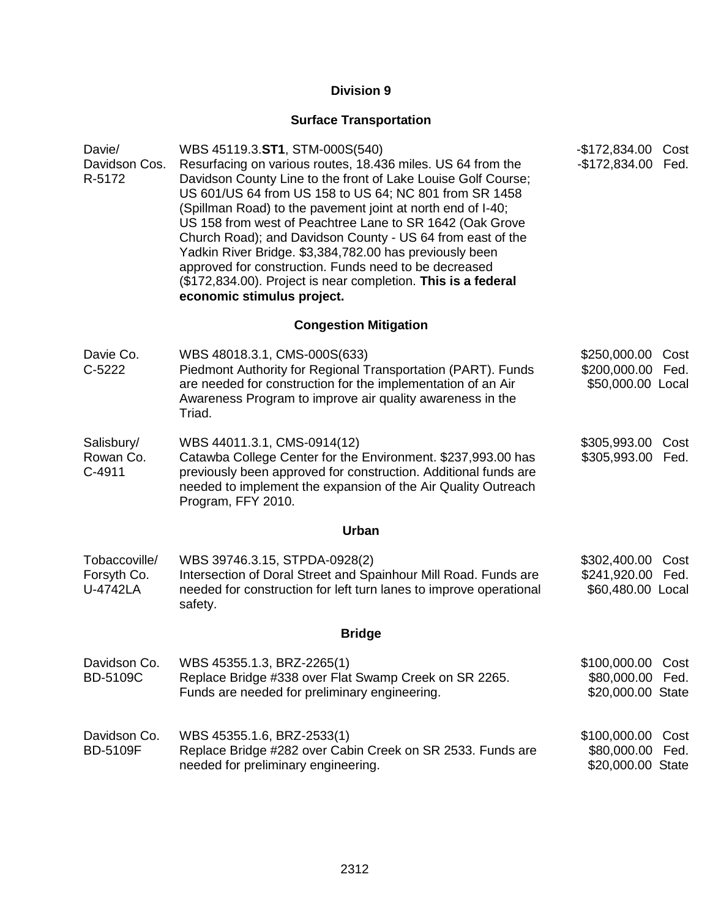## Division 9

### Surface Transportation

| | | |
|---|---|---|
| Davie/ Davidson Cos. R-5172 | WBS 45119.3.**ST1**, STM-000S(540) Resurfacing on various routes, 18.436 miles. US 64 from the Davidson County Line to the front of Lake Louise Golf Course; US 601/US 64 from US 158 to US 64; NC 801 from SR 1458 (Spillman Road) to the pavement joint at north end of I-40; US 158 from west of Peachtree Lane to SR 1642 (Oak Grove Church Road); and Davidson County - US 64 from east of the Yadkin River Bridge. $3,384,782.00 has previously been approved for construction. Funds need to be decreased ($172,834.00). Project is near completion. **This is a federal economic stimulus project.** | -$172,834.00 Cost<br>-$172,834.00 Fed. |

### Congestion Mitigation

| | | |
|---|---|---|
| Davie Co. C-5222 | WBS 48018.3.1, CMS-000S(633) Piedmont Authority for Regional Transportation (PART). Funds are needed for construction for the implementation of an Air Awareness Program to improve air quality awareness in the Triad. | $250,000.00 Cost<br>$200,000.00 Fed.<br>$50,000.00 Local |
| Salisbury/ Rowan Co. C-4911 | WBS 44011.3.1, CMS-0914(12) Catawba College Center for the Environment. $237,993.00 has previously been approved for construction. Additional funds are needed to implement the expansion of the Air Quality Outreach Program, FFY 2010. | $305,993.00 Cost<br>$305,993.00 Fed. |

### Urban

| | | |
|---|---|---|
| Tobaccoville/ Forsyth Co. U-4742LA | WBS 39746.3.15, STPDA-0928(2) Intersection of Doral Street and Spainhour Mill Road. Funds are needed for construction for left turn lanes to improve operational safety. | $302,400.00 Cost<br>$241,920.00 Fed.<br>$60,480.00 Local |

### Bridge

| | | |
|---|---|---|
| Davidson Co. BD-5109C | WBS 45355.1.3, BRZ-2265(1) Replace Bridge #338 over Flat Swamp Creek on SR 2265. Funds are needed for preliminary engineering. | $100,000.00 Cost<br>$80,000.00 Fed.<br>$20,000.00 State |
| Davidson Co. BD-5109F | WBS 45355.1.6, BRZ-2533(1) Replace Bridge #282 over Cabin Creek on SR 2533. Funds are needed for preliminary engineering. | $100,000.00 Cost<br>$80,000.00 Fed.<br>$20,000.00 State |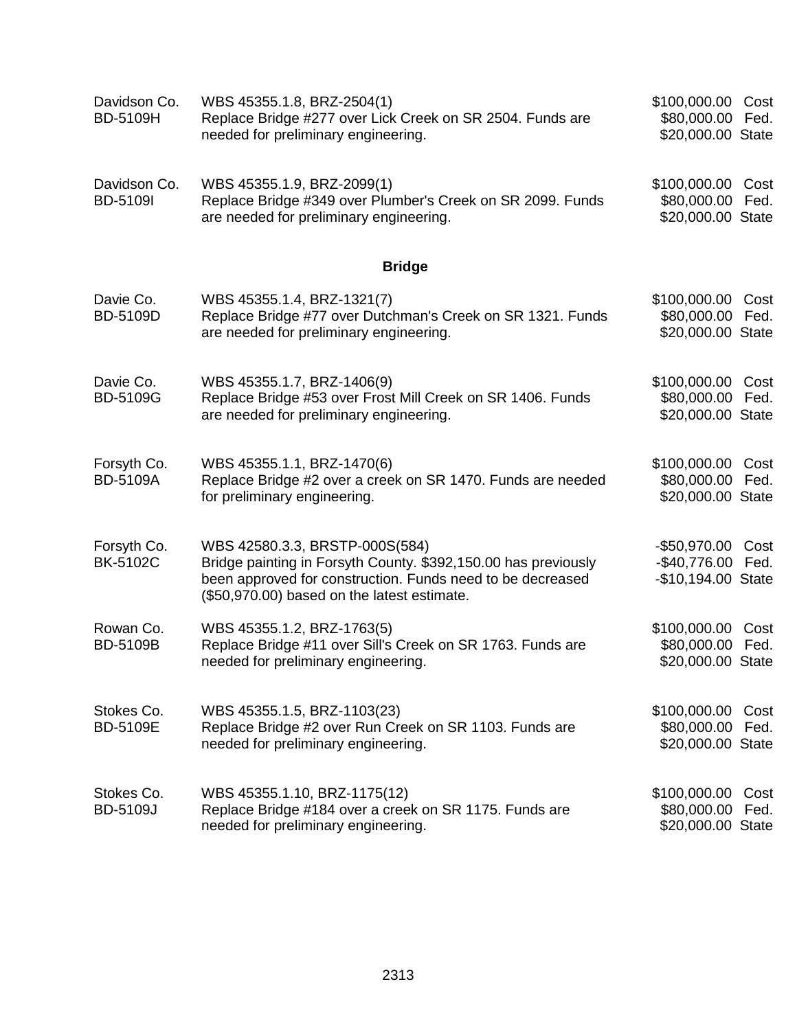Davidson Co.
BD-5109H

WBS 45355.1.8, BRZ-2504(1)
Replace Bridge #277 over Lick Creek on SR 2504. Funds are needed for preliminary engineering.

$100,000.00 Cost
$80,000.00 Fed.
$20,000.00 State

Davidson Co.
BD-5109I

WBS 45355.1.9, BRZ-2099(1)
Replace Bridge #349 over Plumber's Creek on SR 2099. Funds are needed for preliminary engineering.

$100,000.00 Cost
$80,000.00 Fed.
$20,000.00 State

**Bridge**

Davie Co.
BD-5109D

WBS 45355.1.4, BRZ-1321(7)
Replace Bridge #77 over Dutchman's Creek on SR 1321. Funds are needed for preliminary engineering.

$100,000.00 Cost
$80,000.00 Fed.
$20,000.00 State

Davie Co.
BD-5109G

WBS 45355.1.7, BRZ-1406(9)
Replace Bridge #53 over Frost Mill Creek on SR 1406. Funds are needed for preliminary engineering.

$100,000.00 Cost
$80,000.00 Fed.
$20,000.00 State

Forsyth Co.
BD-5109A

WBS 45355.1.1, BRZ-1470(6)
Replace Bridge #2 over a creek on SR 1470. Funds are needed for preliminary engineering.

$100,000.00 Cost
$80,000.00 Fed.
$20,000.00 State

Forsyth Co.
BK-5102C

WBS 42580.3.3, BRSTP-000S(584)
Bridge painting in Forsyth County. $392,150.00 has previously been approved for construction. Funds need to be decreased ($50,970.00) based on the latest estimate.

-$50,970.00 Cost
-$40,776.00 Fed.
-$10,194.00 State

Rowan Co.
BD-5109B

WBS 45355.1.2, BRZ-1763(5)
Replace Bridge #11 over Sill's Creek on SR 1763. Funds are needed for preliminary engineering.

$100,000.00 Cost
$80,000.00 Fed.
$20,000.00 State

Stokes Co.
BD-5109E

WBS 45355.1.5, BRZ-1103(23)
Replace Bridge #2 over Run Creek on SR 1103. Funds are needed for preliminary engineering.

$100,000.00 Cost
$80,000.00 Fed.
$20,000.00 State

Stokes Co.
BD-5109J

WBS 45355.1.10, BRZ-1175(12)
Replace Bridge #184 over a creek on SR 1175. Funds are needed for preliminary engineering.

$100,000.00 Cost
$80,000.00 Fed.
$20,000.00 State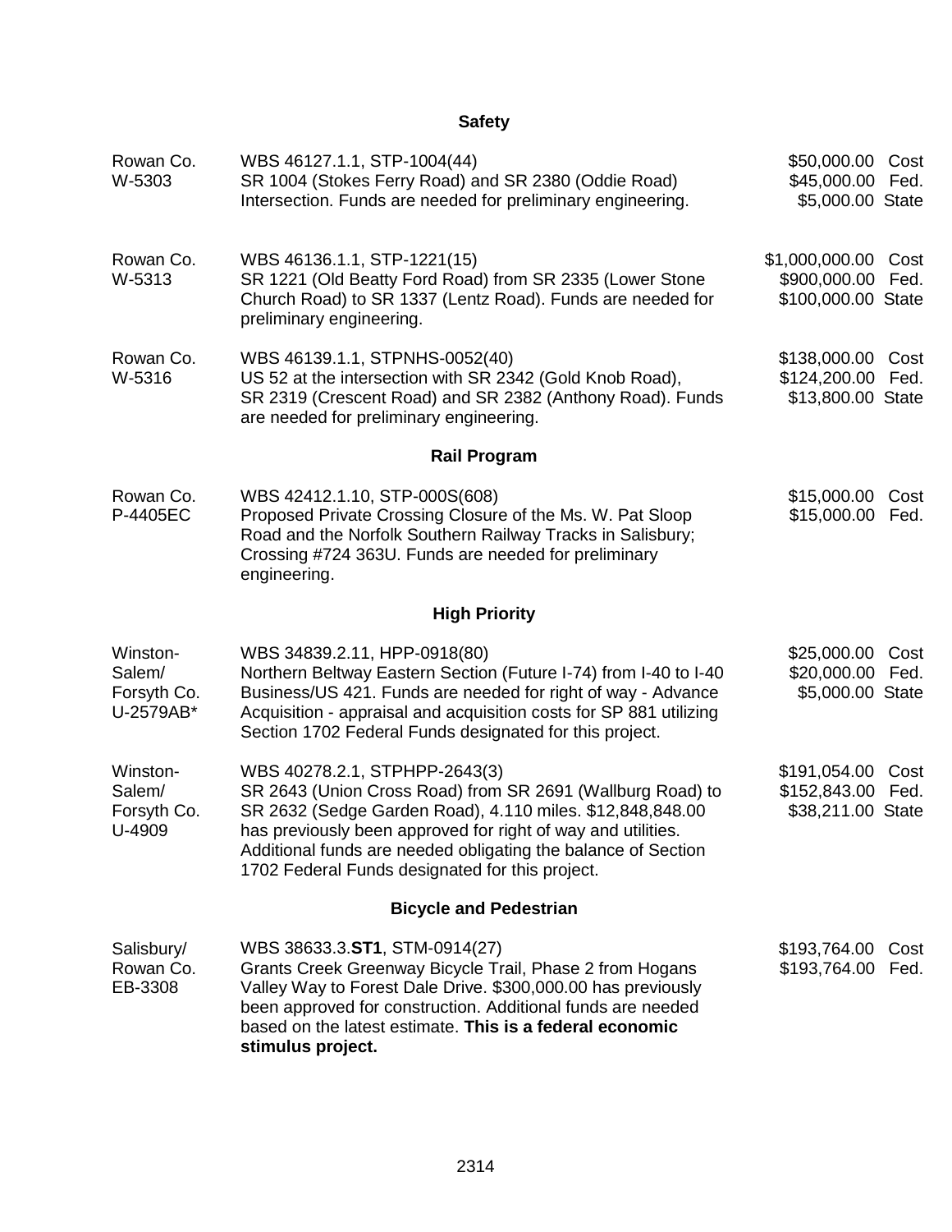## Safety

| | | |
|---|---|---|
| Rowan Co.<br>W-5303 | WBS 46127.1.1, STP-1004(44)<br>SR 1004 (Stokes Ferry Road) and SR 2380 (Oddie Road) Intersection. Funds are needed for preliminary engineering. | $50,000.00 Cost<br>$45,000.00 Fed.<br>$5,000.00 State |
| Rowan Co.<br>W-5313 | WBS 46136.1.1, STP-1221(15)<br>SR 1221 (Old Beatty Ford Road) from SR 2335 (Lower Stone Church Road) to SR 1337 (Lentz Road). Funds are needed for preliminary engineering. | $1,000,000.00 Cost<br>$900,000.00 Fed.<br>$100,000.00 State |
| Rowan Co.<br>W-5316 | WBS 46139.1.1, STPNHS-0052(40)<br>US 52 at the intersection with SR 2342 (Gold Knob Road), SR 2319 (Crescent Road) and SR 2382 (Anthony Road). Funds are needed for preliminary engineering. | $138,000.00 Cost<br>$124,200.00 Fed.<br>$13,800.00 State |

## Rail Program

| | | |
|---|---|---|
| Rowan Co.<br>P-4405EC | WBS 42412.1.10, STP-000S(608)<br>Proposed Private Crossing Closure of the Ms. W. Pat Sloop Road and the Norfolk Southern Railway Tracks in Salisbury; Crossing #724 363U. Funds are needed for preliminary engineering. | $15,000.00 Cost<br>$15,000.00 Fed. |

## High Priority

| | | |
|---|---|---|
| Winston-Salem/<br>Forsyth Co.<br>U-2579AB* | WBS 34839.2.11, HPP-0918(80)<br>Northern Beltway Eastern Section (Future I-74) from I-40 to I-40 Business/US 421. Funds are needed for right of way - Advance Acquisition - appraisal and acquisition costs for SP 881 utilizing Section 1702 Federal Funds designated for this project. | $25,000.00 Cost<br>$20,000.00 Fed.<br>$5,000.00 State |
| Winston-Salem/<br>Forsyth Co.<br>U-4909 | WBS 40278.2.1, STPHPP-2643(3)<br>SR 2643 (Union Cross Road) from SR 2691 (Wallburg Road) to SR 2632 (Sedge Garden Road), 4.110 miles. $12,848,848.00 has previously been approved for right of way and utilities. Additional funds are needed obligating the balance of Section 1702 Federal Funds designated for this project. | $191,054.00 Cost<br>$152,843.00 Fed.<br>$38,211.00 State |

## Bicycle and Pedestrian

| | | |
|---|---|---|
| Salisbury/<br>Rowan Co.<br>EB-3308 | WBS 38633.3.**ST1**, STM-0914(27)<br>Grants Creek Greenway Bicycle Trail, Phase 2 from Hogans Valley Way to Forest Dale Drive. $300,000.00 has previously been approved for construction. Additional funds are needed based on the latest estimate. **This is a federal economic stimulus project.** | $193,764.00 Cost<br>$193,764.00 Fed. |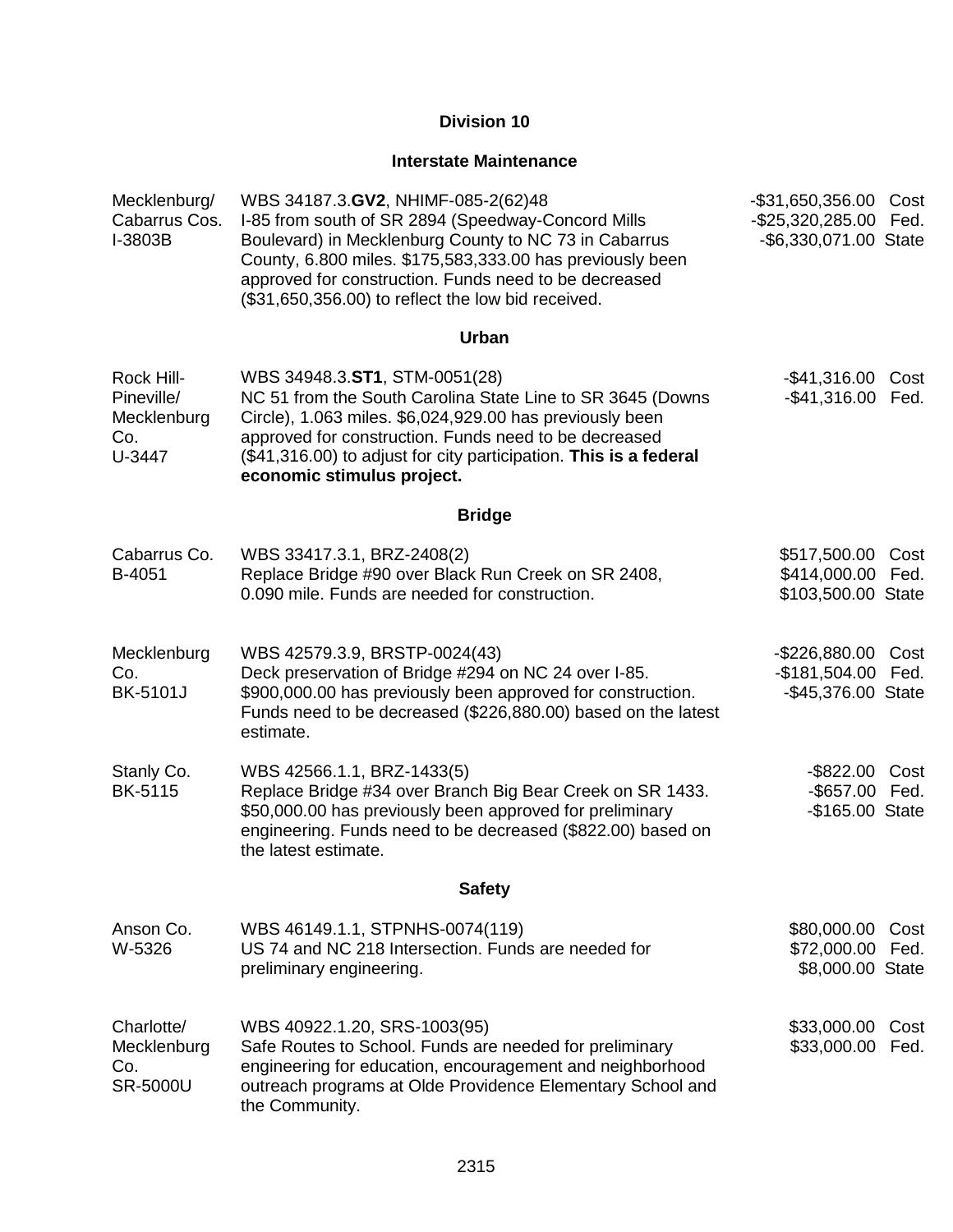## Division 10

### Interstate Maintenance

| | | |
|---|---|---|
| Mecklenburg/ Cabarrus Cos. I-3803B | WBS 34187.3.**GV2**, NHIMF-085-2(62)48 I-85 from south of SR 2894 (Speedway-Concord Mills Boulevard) in Mecklenburg County to NC 73 in Cabarrus County, 6.800 miles. $175,583,333.00 has previously been approved for construction. Funds need to be decreased ($31,650,356.00) to reflect the low bid received. | -$31,650,356.00 Cost -$25,320,285.00 Fed. -$6,330,071.00 State |

### Urban

| | | |
|---|---|---|
| Rock Hill-Pineville/ Mecklenburg Co. U-3447 | WBS 34948.3.**ST1**, STM-0051(28) NC 51 from the South Carolina State Line to SR 3645 (Downs Circle), 1.063 miles. $6,024,929.00 has previously been approved for construction. Funds need to be decreased ($41,316.00) to adjust for city participation. **This is a federal economic stimulus project.** | -$41,316.00 Cost -$41,316.00 Fed. |

### Bridge

| | | |
|---|---|---|
| Cabarrus Co. B-4051 | WBS 33417.3.1, BRZ-2408(2) Replace Bridge #90 over Black Run Creek on SR 2408, 0.090 mile. Funds are needed for construction. | $517,500.00 Cost $414,000.00 Fed. $103,500.00 State |
| Mecklenburg Co. BK-5101J | WBS 42579.3.9, BRSTP-0024(43) Deck preservation of Bridge #294 on NC 24 over I-85. $900,000.00 has previously been approved for construction. Funds need to be decreased ($226,880.00) based on the latest estimate. | -$226,880.00 Cost -$181,504.00 Fed. -$45,376.00 State |
| Stanly Co. BK-5115 | WBS 42566.1.1, BRZ-1433(5) Replace Bridge #34 over Branch Big Bear Creek on SR 1433. $50,000.00 has previously been approved for preliminary engineering. Funds need to be decreased ($822.00) based on the latest estimate. | -$822.00 Cost -$657.00 Fed. -$165.00 State |

### Safety

| | | |
|---|---|---|
| Anson Co. W-5326 | WBS 46149.1.1, STPNHS-0074(119) US 74 and NC 218 Intersection. Funds are needed for preliminary engineering. | $80,000.00 Cost $72,000.00 Fed. $8,000.00 State |
| Charlotte/ Mecklenburg Co. SR-5000U | WBS 40922.1.20, SRS-1003(95) Safe Routes to School. Funds are needed for preliminary engineering for education, encouragement and neighborhood outreach programs at Olde Providence Elementary School and the Community. | $33,000.00 Cost $33,000.00 Fed. |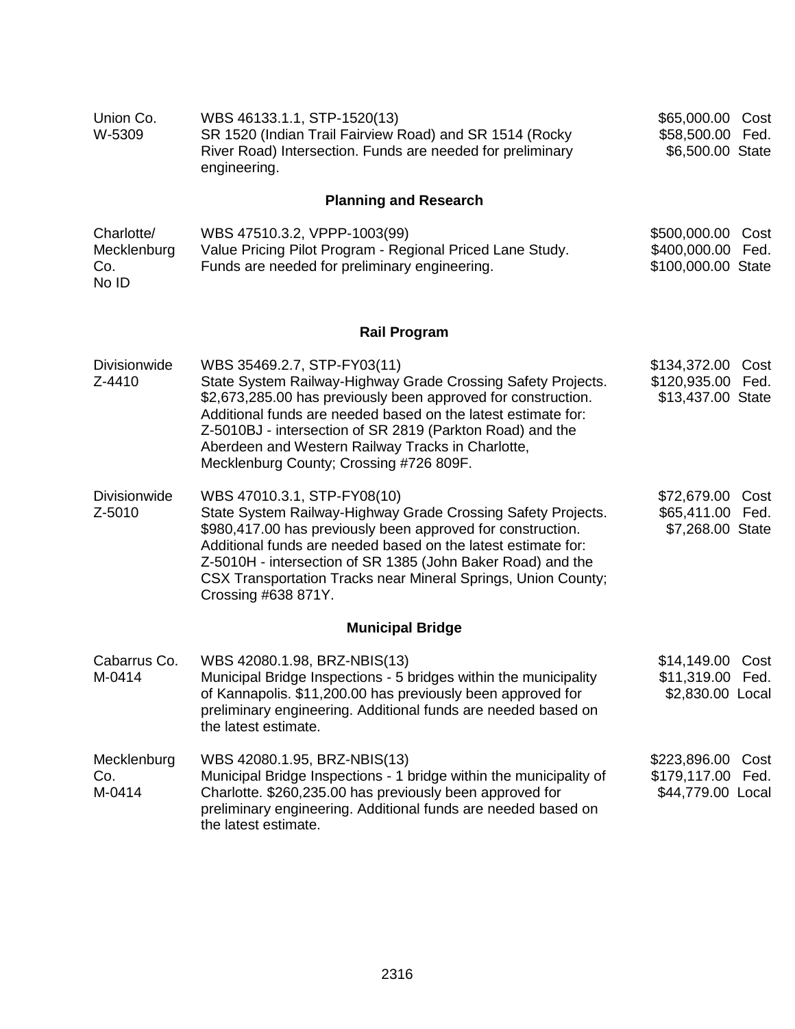| | | |
|---|---|---|
| Union Co.<br>W-5309 | WBS 46133.1.1, STP-1520(13)<br>SR 1520 (Indian Trail Fairview Road) and SR 1514 (Rocky River Road) Intersection. Funds are needed for preliminary engineering. | $65,000.00 Cost<br>$58,500.00 Fed.<br>$6,500.00 State |

## Planning and Research

| | | |
|---|---|---|
| Charlotte/<br>Mecklenburg<br>Co.<br>No ID | WBS 47510.3.2, VPPP-1003(99)<br>Value Pricing Pilot Program - Regional Priced Lane Study. Funds are needed for preliminary engineering. | $500,000.00 Cost<br>$400,000.00 Fed.<br>$100,000.00 State |

## Rail Program

| | | |
|---|---|---|
| Divisionwide<br>Z-4410 | WBS 35469.2.7, STP-FY03(11)<br>State System Railway-Highway Grade Crossing Safety Projects. $2,673,285.00 has previously been approved for construction. Additional funds are needed based on the latest estimate for: Z-5010BJ - intersection of SR 2819 (Parkton Road) and the Aberdeen and Western Railway Tracks in Charlotte, Mecklenburg County; Crossing #726 809F. | $134,372.00 Cost<br>$120,935.00 Fed.<br>$13,437.00 State |
| Divisionwide<br>Z-5010 | WBS 47010.3.1, STP-FY08(10)<br>State System Railway-Highway Grade Crossing Safety Projects. $980,417.00 has previously been approved for construction. Additional funds are needed based on the latest estimate for: Z-5010H - intersection of SR 1385 (John Baker Road) and the CSX Transportation Tracks near Mineral Springs, Union County; Crossing #638 871Y. | $72,679.00 Cost<br>$65,411.00 Fed.<br>$7,268.00 State |

## Municipal Bridge

| | | |
|---|---|---|
| Cabarrus Co.<br>M-0414 | WBS 42080.1.98, BRZ-NBIS(13)<br>Municipal Bridge Inspections - 5 bridges within the municipality of Kannapolis. $11,200.00 has previously been approved for preliminary engineering. Additional funds are needed based on the latest estimate. | $14,149.00 Cost<br>$11,319.00 Fed.<br>$2,830.00 Local |
| Mecklenburg<br>Co.<br>M-0414 | WBS 42080.1.95, BRZ-NBIS(13)<br>Municipal Bridge Inspections - 1 bridge within the municipality of Charlotte. $260,235.00 has previously been approved for preliminary engineering. Additional funds are needed based on the latest estimate. | $223,896.00 Cost<br>$179,117.00 Fed.<br>$44,779.00 Local |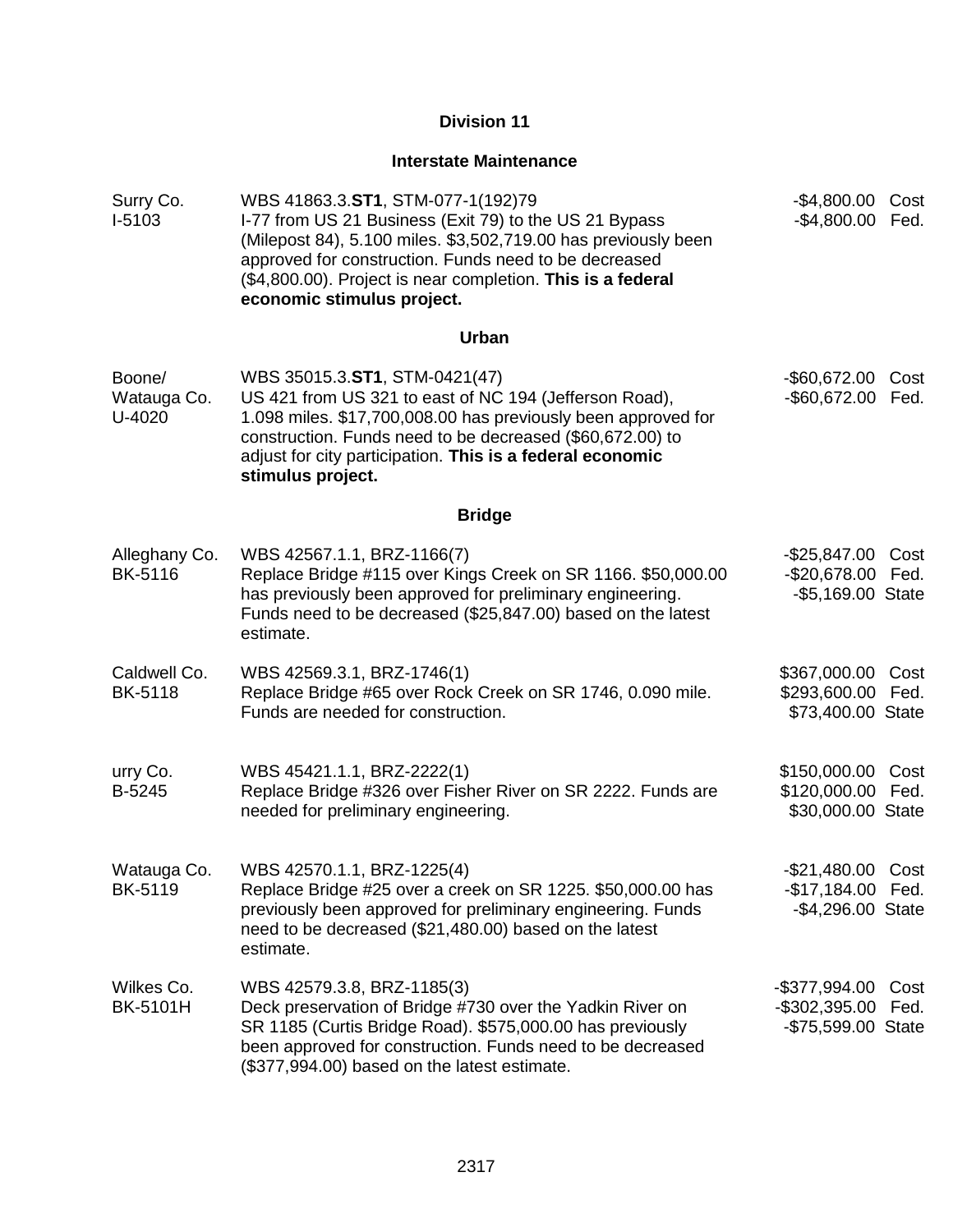## Division 11

### Interstate Maintenance

| | | |
|---|---|---|
| Surry Co.<br>I-5103 | WBS 41863.3.**ST1**, STM-077-1(192)79<br>I-77 from US 21 Business (Exit 79) to the US 21 Bypass (Milepost 84), 5.100 miles. $3,502,719.00 has previously been approved for construction. Funds need to be decreased ($4,800.00). Project is near completion. **This is a federal economic stimulus project.** | -$4,800.00 Cost<br>-$4,800.00 Fed. |

### Urban

| | | |
|---|---|---|
| Boone/<br>Watauga Co.<br>U-4020 | WBS 35015.3.**ST1**, STM-0421(47)<br>US 421 from US 321 to east of NC 194 (Jefferson Road), 1.098 miles. $17,700,008.00 has previously been approved for construction. Funds need to be decreased ($60,672.00) to adjust for city participation. **This is a federal economic stimulus project.** | -$60,672.00 Cost<br>-$60,672.00 Fed. |

### Bridge

| | | |
|---|---|---|
| Alleghany Co.<br>BK-5116 | WBS 42567.1.1, BRZ-1166(7)<br>Replace Bridge #115 over Kings Creek on SR 1166. $50,000.00 has previously been approved for preliminary engineering. Funds need to be decreased ($25,847.00) based on the latest estimate. | -$25,847.00 Cost<br>-$20,678.00 Fed.<br>-$5,169.00 State |
| Caldwell Co.<br>BK-5118 | WBS 42569.3.1, BRZ-1746(1)<br>Replace Bridge #65 over Rock Creek on SR 1746, 0.090 mile. Funds are needed for construction. | $367,000.00 Cost<br>$293,600.00 Fed.<br>$73,400.00 State |
| urry Co.<br>B-5245 | WBS 45421.1.1, BRZ-2222(1)<br>Replace Bridge #326 over Fisher River on SR 2222. Funds are needed for preliminary engineering. | $150,000.00 Cost<br>$120,000.00 Fed.<br>$30,000.00 State |
| Watauga Co.<br>BK-5119 | WBS 42570.1.1, BRZ-1225(4)<br>Replace Bridge #25 over a creek on SR 1225. $50,000.00 has previously been approved for preliminary engineering. Funds need to be decreased ($21,480.00) based on the latest estimate. | -$21,480.00 Cost<br>-$17,184.00 Fed.<br>-$4,296.00 State |
| Wilkes Co.<br>BK-5101H | WBS 42579.3.8, BRZ-1185(3)<br>Deck preservation of Bridge #730 over the Yadkin River on SR 1185 (Curtis Bridge Road). $575,000.00 has previously been approved for construction. Funds need to be decreased ($377,994.00) based on the latest estimate. | -$377,994.00 Cost<br>-$302,395.00 Fed.<br>-$75,599.00 State |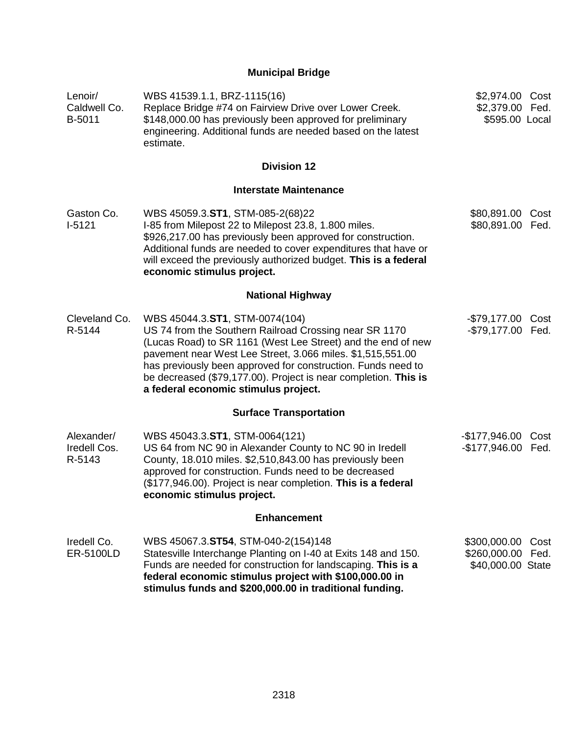## Municipal Bridge

| | | |
|---|---|---|
| Lenoir/ Caldwell Co. B-5011 | WBS 41539.1.1, BRZ-1115(16) Replace Bridge #74 on Fairview Drive over Lower Creek. $148,000.00 has previously been approved for preliminary engineering. Additional funds are needed based on the latest estimate. | $2,974.00 Cost $2,379.00 Fed. $595.00 Local |

## Division 12

### Interstate Maintenance

| | | |
|---|---|---|
| Gaston Co. I-5121 | WBS 45059.3.**ST1**, STM-085-2(68)22 I-85 from Milepost 22 to Milepost 23.8, 1.800 miles. $926,217.00 has previously been approved for construction. Additional funds are needed to cover expenditures that have or will exceed the previously authorized budget. **This is a federal economic stimulus project.** | $80,891.00 Cost $80,891.00 Fed. |

### National Highway

| | | |
|---|---|---|
| Cleveland Co. R-5144 | WBS 45044.3.**ST1**, STM-0074(104) US 74 from the Southern Railroad Crossing near SR 1170 (Lucas Road) to SR 1161 (West Lee Street) and the end of new pavement near West Lee Street, 3.066 miles. $1,515,551.00 has previously been approved for construction. Funds need to be decreased ($79,177.00). Project is near completion. **This is a federal economic stimulus project.** | -$79,177.00 Cost -$79,177.00 Fed. |

### Surface Transportation

| | | |
|---|---|---|
| Alexander/ Iredell Cos. R-5143 | WBS 45043.3.**ST1**, STM-0064(121) US 64 from NC 90 in Alexander County to NC 90 in Iredell County, 18.010 miles. $2,510,843.00 has previously been approved for construction. Funds need to be decreased ($177,946.00). Project is near completion. **This is a federal economic stimulus project.** | -$177,946.00 Cost -$177,946.00 Fed. |

### Enhancement

| | | |
|---|---|---|
| Iredell Co. ER-5100LD | WBS 45067.3.**ST54**, STM-040-2(154)148 Statesville Interchange Planting on I-40 at Exits 148 and 150. Funds are needed for construction for landscaping. **This is a federal economic stimulus project with $100,000.00 in stimulus funds and $200,000.00 in traditional funding.** | $300,000.00 Cost $260,000.00 Fed. $40,000.00 State |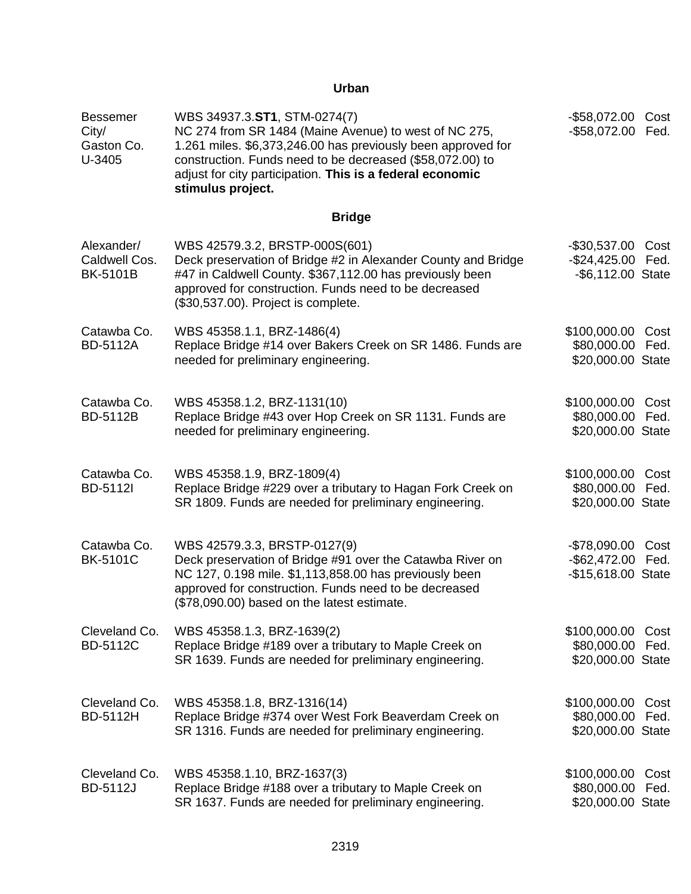## Urban

| | | |
|---|---|---|
| Bessemer City/ Gaston Co. U-3405 | WBS 34937.3.**ST1**, STM-0274(7) NC 274 from SR 1484 (Maine Avenue) to west of NC 275, 1.261 miles. $6,373,246.00 has previously been approved for construction. Funds need to be decreased ($58,072.00) to adjust for city participation. **This is a federal economic stimulus project.** | -$58,072.00 Cost -$58,072.00 Fed. |

## Bridge

| | | |
|---|---|---|
| Alexander/ Caldwell Cos. BK-5101B | WBS 42579.3.2, BRSTP-000S(601) Deck preservation of Bridge #2 in Alexander County and Bridge #47 in Caldwell County. $367,112.00 has previously been approved for construction. Funds need to be decreased ($30,537.00). Project is complete. | -$30,537.00 Cost -$24,425.00 Fed. -$6,112.00 State |
| Catawba Co. BD-5112A | WBS 45358.1.1, BRZ-1486(4) Replace Bridge #14 over Bakers Creek on SR 1486. Funds are needed for preliminary engineering. | $100,000.00 Cost $80,000.00 Fed. $20,000.00 State |
| Catawba Co. BD-5112B | WBS 45358.1.2, BRZ-1131(10) Replace Bridge #43 over Hop Creek on SR 1131. Funds are needed for preliminary engineering. | $100,000.00 Cost $80,000.00 Fed. $20,000.00 State |
| Catawba Co. BD-5112I | WBS 45358.1.9, BRZ-1809(4) Replace Bridge #229 over a tributary to Hagan Fork Creek on SR 1809. Funds are needed for preliminary engineering. | $100,000.00 Cost $80,000.00 Fed. $20,000.00 State |
| Catawba Co. BK-5101C | WBS 42579.3.3, BRSTP-0127(9) Deck preservation of Bridge #91 over the Catawba River on NC 127, 0.198 mile. $1,113,858.00 has previously been approved for construction. Funds need to be decreased ($78,090.00) based on the latest estimate. | -$78,090.00 Cost -$62,472.00 Fed. -$15,618.00 State |
| Cleveland Co. BD-5112C | WBS 45358.1.3, BRZ-1639(2) Replace Bridge #189 over a tributary to Maple Creek on SR 1639. Funds are needed for preliminary engineering. | $100,000.00 Cost $80,000.00 Fed. $20,000.00 State |
| Cleveland Co. BD-5112H | WBS 45358.1.8, BRZ-1316(14) Replace Bridge #374 over West Fork Beaverdam Creek on SR 1316. Funds are needed for preliminary engineering. | $100,000.00 Cost $80,000.00 Fed. $20,000.00 State |
| Cleveland Co. BD-5112J | WBS 45358.1.10, BRZ-1637(3) Replace Bridge #188 over a tributary to Maple Creek on SR 1637. Funds are needed for preliminary engineering. | $100,000.00 Cost $80,000.00 Fed. $20,000.00 State |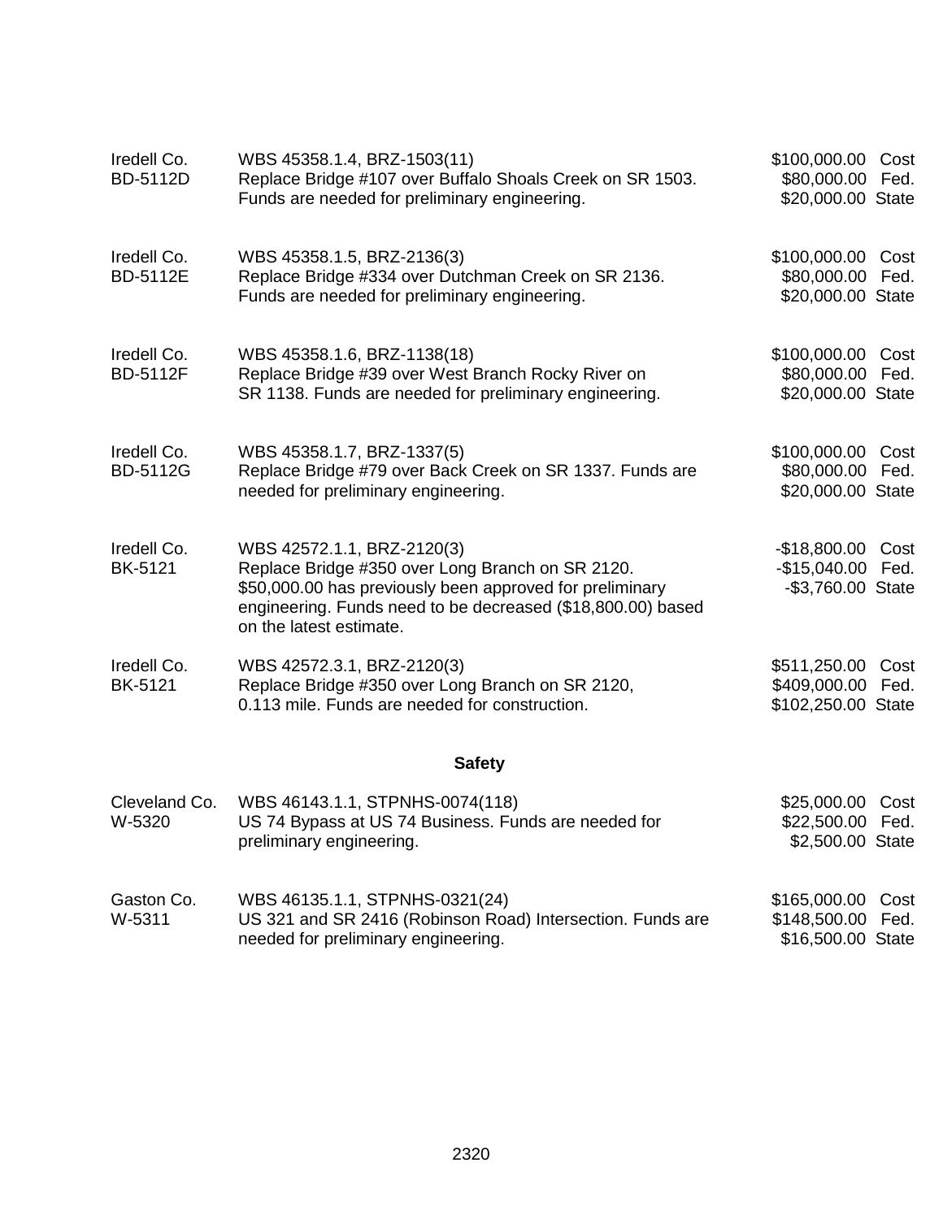| | | |
|---|---|---|
| Iredell Co.<br>BD-5112D | WBS 45358.1.4, BRZ-1503(11)<br>Replace Bridge #107 over Buffalo Shoals Creek on SR 1503. Funds are needed for preliminary engineering. | \$100,000.00 Cost<br>\$80,000.00 Fed.<br>\$20,000.00 State |
| Iredell Co.<br>BD-5112E | WBS 45358.1.5, BRZ-2136(3)<br>Replace Bridge #334 over Dutchman Creek on SR 2136. Funds are needed for preliminary engineering. | \$100,000.00 Cost<br>\$80,000.00 Fed.<br>\$20,000.00 State |
| Iredell Co.<br>BD-5112F | WBS 45358.1.6, BRZ-1138(18)<br>Replace Bridge #39 over West Branch Rocky River on SR 1138. Funds are needed for preliminary engineering. | \$100,000.00 Cost<br>\$80,000.00 Fed.<br>\$20,000.00 State |
| Iredell Co.<br>BD-5112G | WBS 45358.1.7, BRZ-1337(5)<br>Replace Bridge #79 over Back Creek on SR 1337. Funds are needed for preliminary engineering. | \$100,000.00 Cost<br>\$80,000.00 Fed.<br>\$20,000.00 State |
| Iredell Co.<br>BK-5121 | WBS 42572.1.1, BRZ-2120(3)<br>Replace Bridge #350 over Long Branch on SR 2120. \$50,000.00 has previously been approved for preliminary engineering. Funds need to be decreased (\$18,800.00) based on the latest estimate. | -\$18,800.00 Cost<br>-\$15,040.00 Fed.<br>-\$3,760.00 State |
| Iredell Co.<br>BK-5121 | WBS 42572.3.1, BRZ-2120(3)<br>Replace Bridge #350 over Long Branch on SR 2120, 0.113 mile. Funds are needed for construction. | \$511,250.00 Cost<br>\$409,000.00 Fed.<br>\$102,250.00 State |

**Safety**

| | | |
|---|---|---|
| Cleveland Co.<br>W-5320 | WBS 46143.1.1, STPNHS-0074(118)<br>US 74 Bypass at US 74 Business. Funds are needed for preliminary engineering. | \$25,000.00 Cost<br>\$22,500.00 Fed.<br>\$2,500.00 State |
| Gaston Co.<br>W-5311 | WBS 46135.1.1, STPNHS-0321(24)<br>US 321 and SR 2416 (Robinson Road) Intersection. Funds are needed for preliminary engineering. | \$165,000.00 Cost<br>\$148,500.00 Fed.<br>\$16,500.00 State |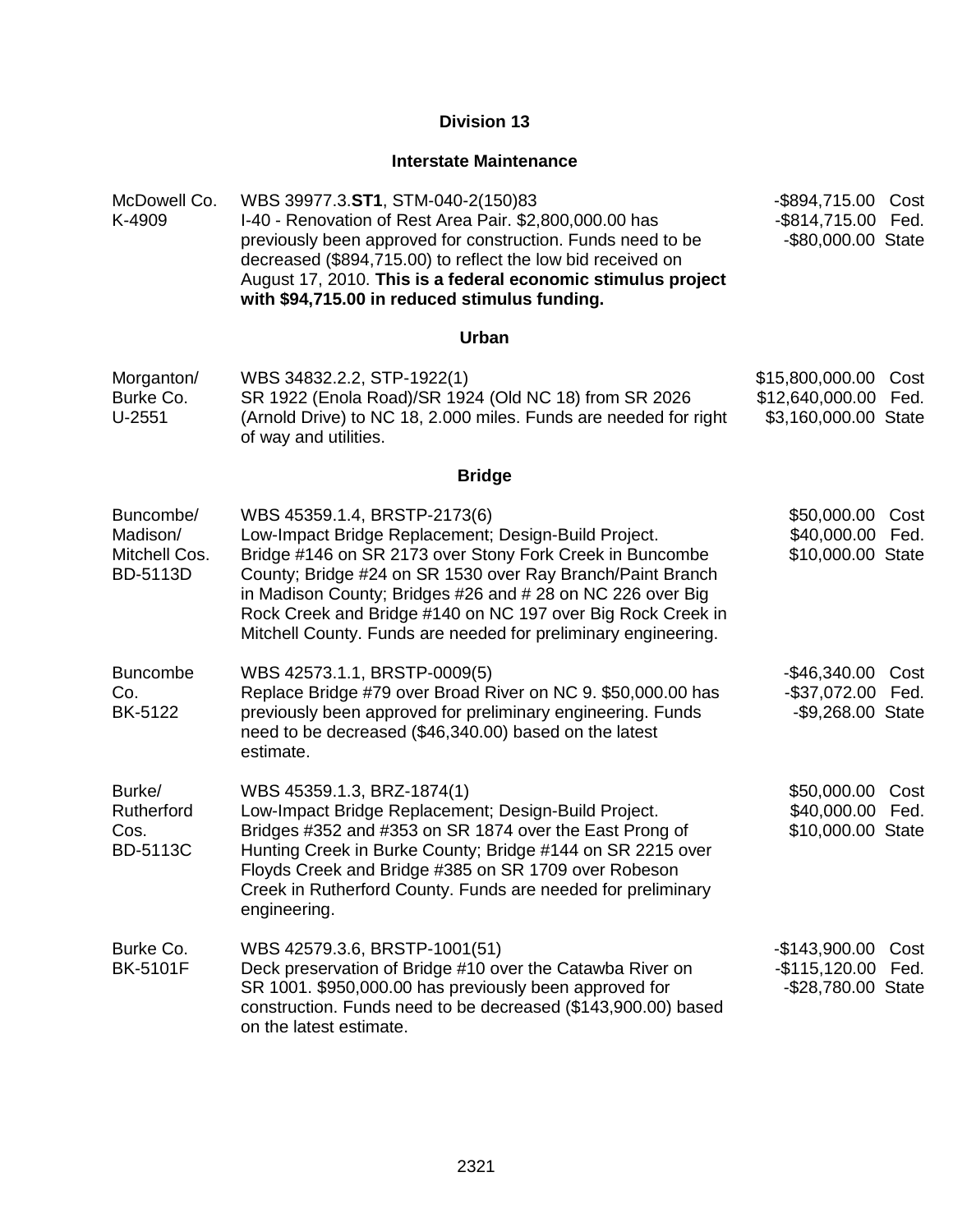## Division 13

### Interstate Maintenance

| | | |
|---|---|---|
| McDowell Co.<br>K-4909 | WBS 39977.3.**ST1**, STM-040-2(150)83<br>I-40 - Renovation of Rest Area Pair. $2,800,000.00 has previously been approved for construction. Funds need to be decreased ($894,715.00) to reflect the low bid received on August 17, 2010. **This is a federal economic stimulus project with $94,715.00 in reduced stimulus funding.** | -$894,715.00 Cost<br>-$814,715.00 Fed.<br>-$80,000.00 State |

### Urban

| | | |
|---|---|---|
| Morganton/<br>Burke Co.<br>U-2551 | WBS 34832.2.2, STP-1922(1)<br>SR 1922 (Enola Road)/SR 1924 (Old NC 18) from SR 2026 (Arnold Drive) to NC 18, 2.000 miles. Funds are needed for right of way and utilities. | $15,800,000.00 Cost<br>$12,640,000.00 Fed.<br>$3,160,000.00 State |

### Bridge

| | | |
|---|---|---|
| Buncombe/<br>Madison/<br>Mitchell Cos.<br>BD-5113D | WBS 45359.1.4, BRSTP-2173(6)<br>Low-Impact Bridge Replacement; Design-Build Project. Bridge #146 on SR 2173 over Stony Fork Creek in Buncombe County; Bridge #24 on SR 1530 over Ray Branch/Paint Branch in Madison County; Bridges #26 and # 28 on NC 226 over Big Rock Creek and Bridge #140 on NC 197 over Big Rock Creek in Mitchell County. Funds are needed for preliminary engineering. | $50,000.00 Cost<br>$40,000.00 Fed.<br>$10,000.00 State |
| Buncombe<br>Co.<br>BK-5122 | WBS 42573.1.1, BRSTP-0009(5)<br>Replace Bridge #79 over Broad River on NC 9. $50,000.00 has previously been approved for preliminary engineering. Funds need to be decreased ($46,340.00) based on the latest estimate. | -$46,340.00 Cost<br>-$37,072.00 Fed.<br>-$9,268.00 State |
| Burke/<br>Rutherford<br>Cos.<br>BD-5113C | WBS 45359.1.3, BRZ-1874(1)<br>Low-Impact Bridge Replacement; Design-Build Project. Bridges #352 and #353 on SR 1874 over the East Prong of Hunting Creek in Burke County; Bridge #144 on SR 2215 over Floyds Creek and Bridge #385 on SR 1709 over Robeson Creek in Rutherford County. Funds are needed for preliminary engineering. | $50,000.00 Cost<br>$40,000.00 Fed.<br>$10,000.00 State |
| Burke Co.<br>BK-5101F | WBS 42579.3.6, BRSTP-1001(51)<br>Deck preservation of Bridge #10 over the Catawba River on SR 1001. $950,000.00 has previously been approved for construction. Funds need to be decreased ($143,900.00) based on the latest estimate. | -$143,900.00 Cost<br>-$115,120.00 Fed.<br>-$28,780.00 State |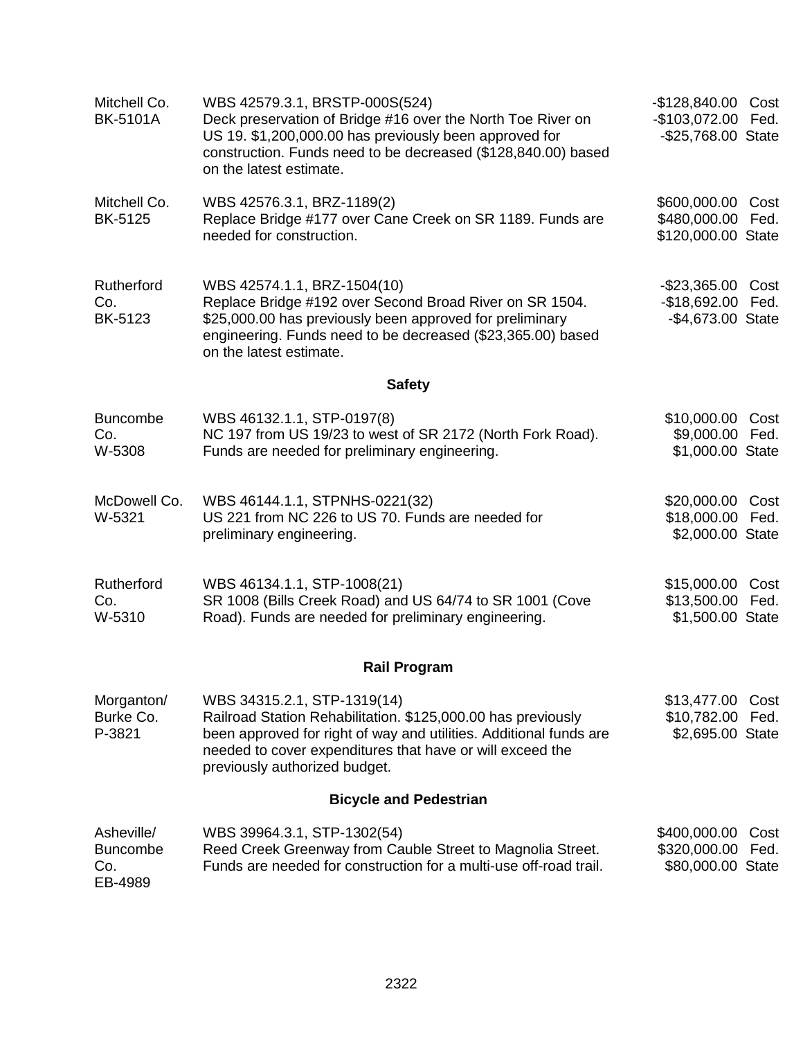| | | |
|---|---|---|
| Mitchell Co.<br>BK-5101A | WBS 42579.3.1, BRSTP-000S(524)<br>Deck preservation of Bridge #16 over the North Toe River on US 19. $1,200,000.00 has previously been approved for construction. Funds need to be decreased ($128,840.00) based on the latest estimate. | -$128,840.00 Cost<br>-$103,072.00 Fed.<br>-$25,768.00 State |
| Mitchell Co.<br>BK-5125 | WBS 42576.3.1, BRZ-1189(2)<br>Replace Bridge #177 over Cane Creek on SR 1189. Funds are needed for construction. | $600,000.00 Cost<br>$480,000.00 Fed.<br>$120,000.00 State |
| Rutherford Co.<br>BK-5123 | WBS 42574.1.1, BRZ-1504(10)<br>Replace Bridge #192 over Second Broad River on SR 1504. $25,000.00 has previously been approved for preliminary engineering. Funds need to be decreased ($23,365.00) based on the latest estimate. | -$23,365.00 Cost<br>-$18,692.00 Fed.<br>-$4,673.00 State |

## Safety

| | | |
|---|---|---|
| Buncombe Co.<br>W-5308 | WBS 46132.1.1, STP-0197(8)<br>NC 197 from US 19/23 to west of SR 2172 (North Fork Road). Funds are needed for preliminary engineering. | $10,000.00 Cost<br>$9,000.00 Fed.<br>$1,000.00 State |
| McDowell Co.<br>W-5321 | WBS 46144.1.1, STPNHS-0221(32)<br>US 221 from NC 226 to US 70. Funds are needed for preliminary engineering. | $20,000.00 Cost<br>$18,000.00 Fed.<br>$2,000.00 State |
| Rutherford Co.<br>W-5310 | WBS 46134.1.1, STP-1008(21)<br>SR 1008 (Bills Creek Road) and US 64/74 to SR 1001 (Cove Road). Funds are needed for preliminary engineering. | $15,000.00 Cost<br>$13,500.00 Fed.<br>$1,500.00 State |

## Rail Program

| | | |
|---|---|---|
| Morganton/<br>Burke Co.<br>P-3821 | WBS 34315.2.1, STP-1319(14)<br>Railroad Station Rehabilitation. $125,000.00 has previously been approved for right of way and utilities. Additional funds are needed to cover expenditures that have or will exceed the previously authorized budget. | $13,477.00 Cost<br>$10,782.00 Fed.<br>$2,695.00 State |

## Bicycle and Pedestrian

| | | |
|---|---|---|
| Asheville/<br>Buncombe Co.<br>EB-4989 | WBS 39964.3.1, STP-1302(54)<br>Reed Creek Greenway from Cauble Street to Magnolia Street. Funds are needed for construction for a multi-use off-road trail. | $400,000.00 Cost<br>$320,000.00 Fed.<br>$80,000.00 State |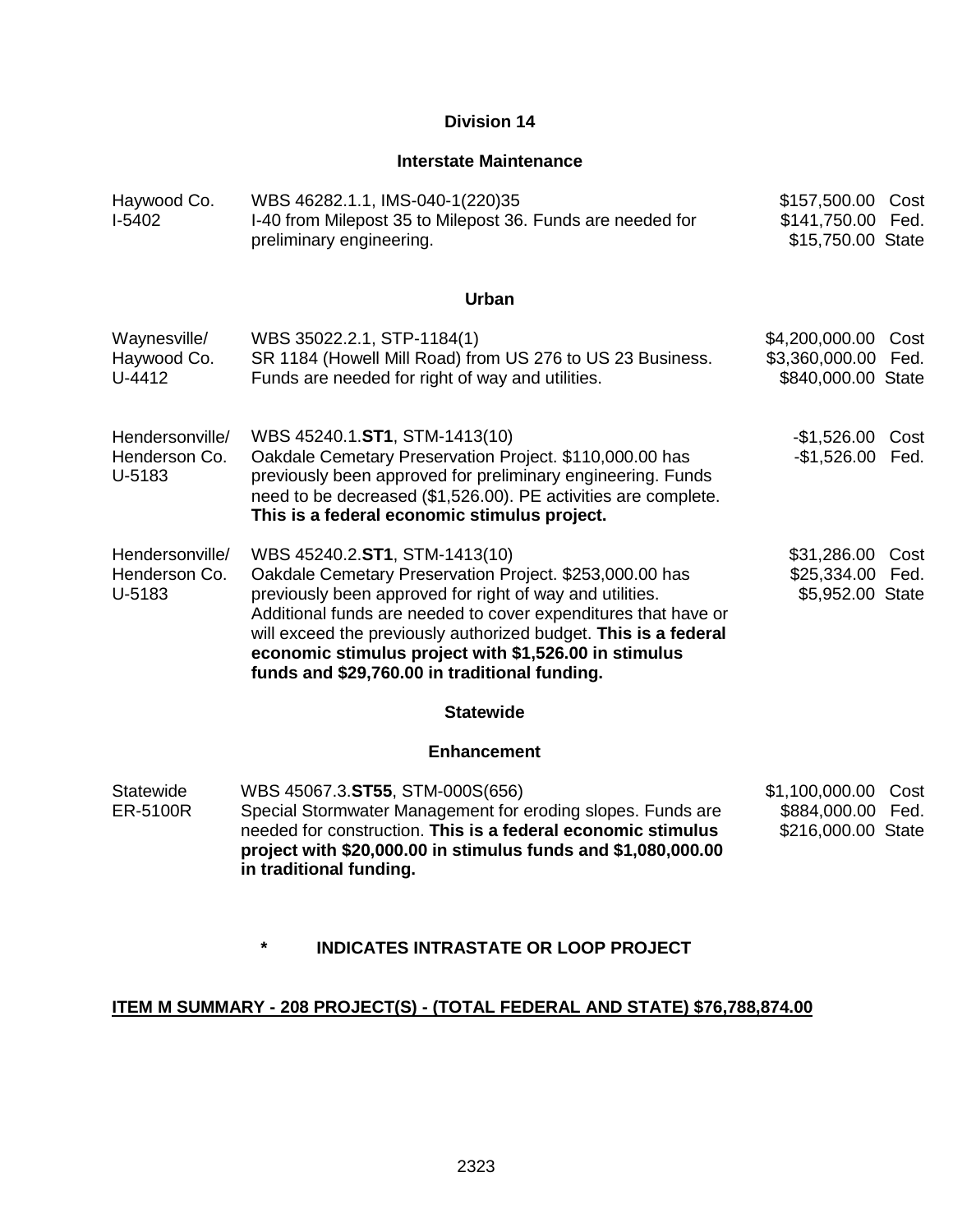## Division 14

### Interstate Maintenance

| Location | Description | Amount | Type |
|---|---|---|---|
| Haywood Co.<br>I-5402 | WBS 46282.1.1, IMS-040-1(220)35<br>I-40 from Milepost 35 to Milepost 36. Funds are needed for preliminary engineering. | $157,500.00<br>$141,750.00<br>$15,750.00 | Cost<br>Fed.<br>State |

### Urban

| Location | Description | Amount | Type |
|---|---|---|---|
| Waynesville/<br>Haywood Co.<br>U-4412 | WBS 35022.2.1, STP-1184(1)<br>SR 1184 (Howell Mill Road) from US 276 to US 23 Business. Funds are needed for right of way and utilities. | $4,200,000.00<br>$3,360,000.00<br>$840,000.00 | Cost<br>Fed.<br>State |
| Hendersonville/<br>Henderson Co.<br>U-5183 | WBS 45240.1.**ST1**, STM-1413(10)<br>Oakdale Cemetary Preservation Project. $110,000.00 has previously been approved for preliminary engineering. Funds need to be decreased ($1,526.00). PE activities are complete. **This is a federal economic stimulus project.** | -$1,526.00<br>-$1,526.00 | Cost<br>Fed. |
| Hendersonville/<br>Henderson Co.<br>U-5183 | WBS 45240.2.**ST1**, STM-1413(10)<br>Oakdale Cemetary Preservation Project. $253,000.00 has previously been approved for right of way and utilities. Additional funds are needed to cover expenditures that have or will exceed the previously authorized budget. **This is a federal economic stimulus project with $1,526.00 in stimulus funds and $29,760.00 in traditional funding.** | $31,286.00<br>$25,334.00<br>$5,952.00 | Cost<br>Fed.<br>State |

### Statewide

### Enhancement

| Location | Description | Amount | Type |
|---|---|---|---|
| Statewide<br>ER-5100R | WBS 45067.3.**ST55**, STM-000S(656)<br>Special Stormwater Management for eroding slopes. Funds are needed for construction. **This is a federal economic stimulus project with $20,000.00 in stimulus funds and $1,080,000.00 in traditional funding.** | $1,100,000.00<br>$884,000.00<br>$216,000.00 | Cost<br>Fed.<br>State |

**\* INDICATES INTRASTATE OR LOOP PROJECT**

**ITEM M SUMMARY - 208 PROJECT(S) - (TOTAL FEDERAL AND STATE) $76,788,874.00**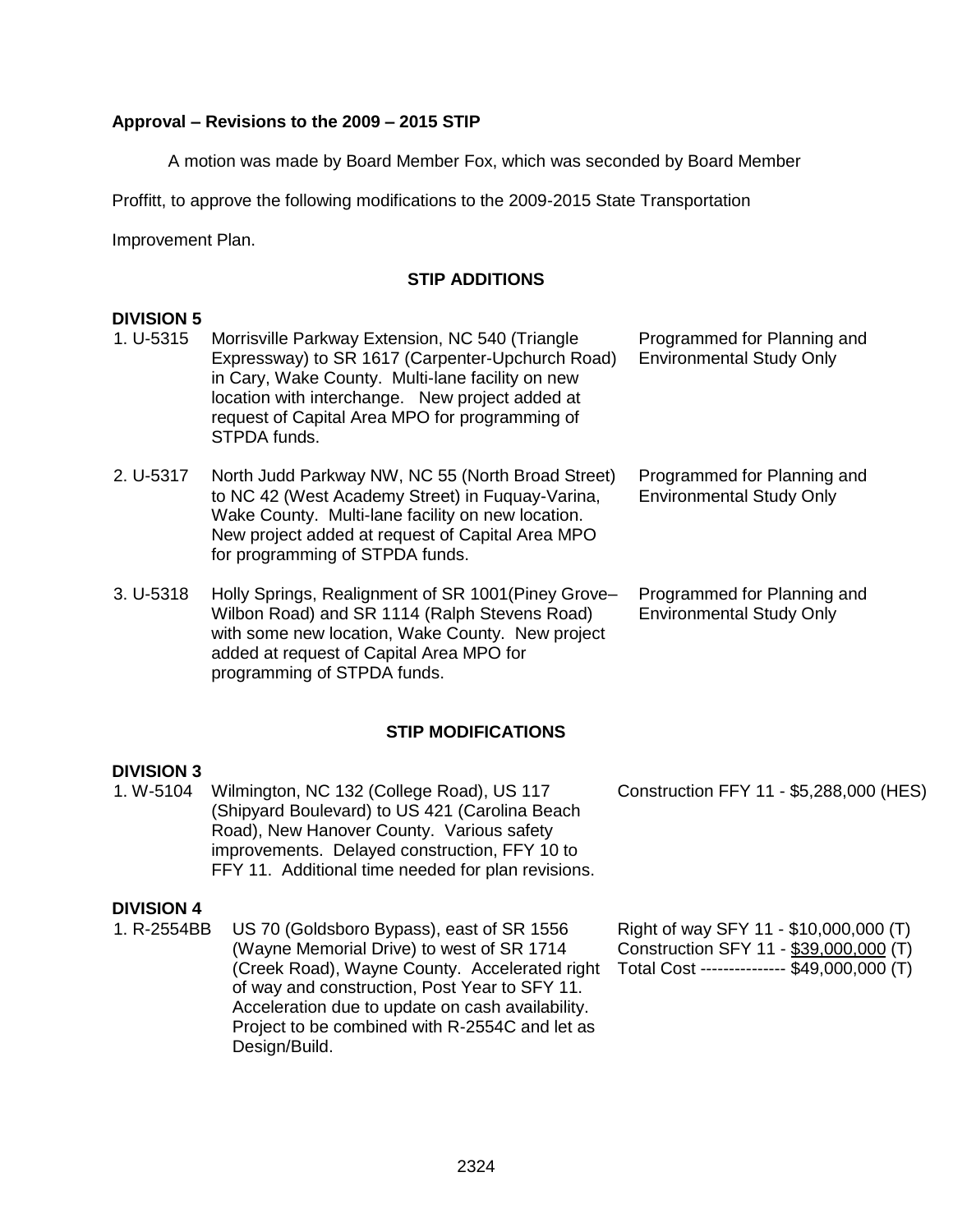**Approval – Revisions to the 2009 – 2015 STIP**

A motion was made by Board Member Fox, which was seconded by Board Member Proffitt, to approve the following modifications to the 2009-2015 State Transportation Improvement Plan.

**STIP ADDITIONS**

**DIVISION 5**

| | | |
|---|---|---|
| 1. U-5315 | Morrisville Parkway Extension, NC 540 (Triangle Expressway) to SR 1617 (Carpenter-Upchurch Road) in Cary, Wake County. Multi-lane facility on new location with interchange. New project added at request of Capital Area MPO for programming of STPDA funds. | Programmed for Planning and Environmental Study Only |
| 2. U-5317 | North Judd Parkway NW, NC 55 (North Broad Street) to NC 42 (West Academy Street) in Fuquay-Varina, Wake County. Multi-lane facility on new location. New project added at request of Capital Area MPO for programming of STPDA funds. | Programmed for Planning and Environmental Study Only |
| 3. U-5318 | Holly Springs, Realignment of SR 1001(Piney Grove–Wilbon Road) and SR 1114 (Ralph Stevens Road) with some new location, Wake County. New project added at request of Capital Area MPO for programming of STPDA funds. | Programmed for Planning and Environmental Study Only |

**STIP MODIFICATIONS**

**DIVISION 3**

| | | |
|---|---|---|
| 1. W-5104 | Wilmington, NC 132 (College Road), US 117 (Shipyard Boulevard) to US 421 (Carolina Beach Road), New Hanover County. Various safety improvements. Delayed construction, FFY 10 to FFY 11. Additional time needed for plan revisions. | Construction FFY 11 - $5,288,000 (HES) |

**DIVISION 4**

| | | |
|---|---|---|
| 1. R-2554BB | US 70 (Goldsboro Bypass), east of SR 1556 (Wayne Memorial Drive) to west of SR 1714 (Creek Road), Wayne County. Accelerated right of way and construction, Post Year to SFY 11. Acceleration due to update on cash availability. Project to be combined with R-2554C and let as Design/Build. | Right of way SFY 11 - $10,000,000 (T)<br>Construction SFY 11 - $39,000,000 (T)<br>Total Cost --------------- $49,000,000 (T) |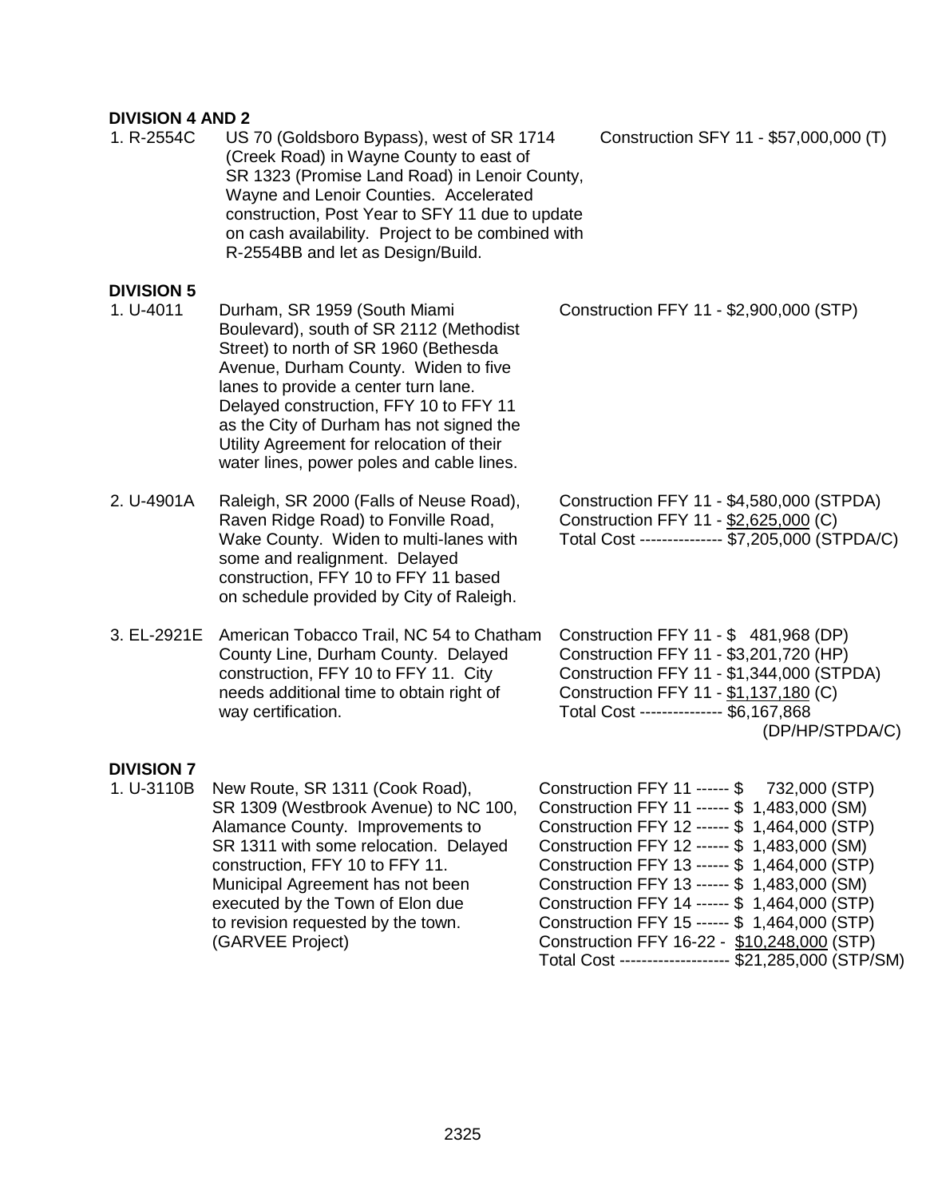**DIVISION 4 AND 2**

| | | |
|---|---|---|
| 1. R-2554C | US 70 (Goldsboro Bypass), west of SR 1714 (Creek Road) in Wayne County to east of SR 1323 (Promise Land Road) in Lenoir County, Wayne and Lenoir Counties. Accelerated construction, Post Year to SFY 11 due to update on cash availability. Project to be combined with R-2554BB and let as Design/Build. | Construction SFY 11 - $57,000,000 (T) |

**DIVISION 5**

| | | |
|---|---|---|
| 1. U-4011 | Durham, SR 1959 (South Miami Boulevard), south of SR 2112 (Methodist Street) to north of SR 1960 (Bethesda Avenue, Durham County. Widen to five lanes to provide a center turn lane. Delayed construction, FFY 10 to FFY 11 as the City of Durham has not signed the Utility Agreement for relocation of their water lines, power poles and cable lines. | Construction FFY 11 - $2,900,000 (STP) |
| 2. U-4901A | Raleigh, SR 2000 (Falls of Neuse Road), Raven Ridge Road) to Fonville Road, Wake County. Widen to multi-lanes with some and realignment. Delayed construction, FFY 10 to FFY 11 based on schedule provided by City of Raleigh. | Construction FFY 11 - $4,580,000 (STPDA)<br>Construction FFY 11 - $2,625,000 (C)<br>Total Cost --------------- $7,205,000 (STPDA/C) |
| 3. EL-2921E | American Tobacco Trail, NC 54 to Chatham County Line, Durham County. Delayed construction, FFY 10 to FFY 11. City needs additional time to obtain right of way certification. | Construction FFY 11 - $ 481,968 (DP)<br>Construction FFY 11 - $3,201,720 (HP)<br>Construction FFY 11 - $1,344,000 (STPDA)<br>Construction FFY 11 - $1,137,180 (C)<br>Total Cost --------------- $6,167,868 (DP/HP/STPDA/C) |

**DIVISION 7**

| | | |
|---|---|---|
| 1. U-3110B | New Route, SR 1311 (Cook Road), SR 1309 (Westbrook Avenue) to NC 100, Alamance County. Improvements to SR 1311 with some relocation. Delayed construction, FFY 10 to FFY 11. Municipal Agreement has not been executed by the Town of Elon due to revision requested by the town. (GARVEE Project) | Construction FFY 11 ------ $ 732,000 (STP)<br>Construction FFY 11 ------ $ 1,483,000 (SM)<br>Construction FFY 12 ------ $ 1,464,000 (STP)<br>Construction FFY 12 ------ $ 1,483,000 (SM)<br>Construction FFY 13 ------ $ 1,464,000 (STP)<br>Construction FFY 13 ------ $ 1,483,000 (SM)<br>Construction FFY 14 ------ $ 1,464,000 (STP)<br>Construction FFY 15 ------ $ 1,464,000 (STP)<br>Construction FFY 16-22 - $10,248,000 (STP)<br>Total Cost ------------------- $21,285,000 (STP/SM) |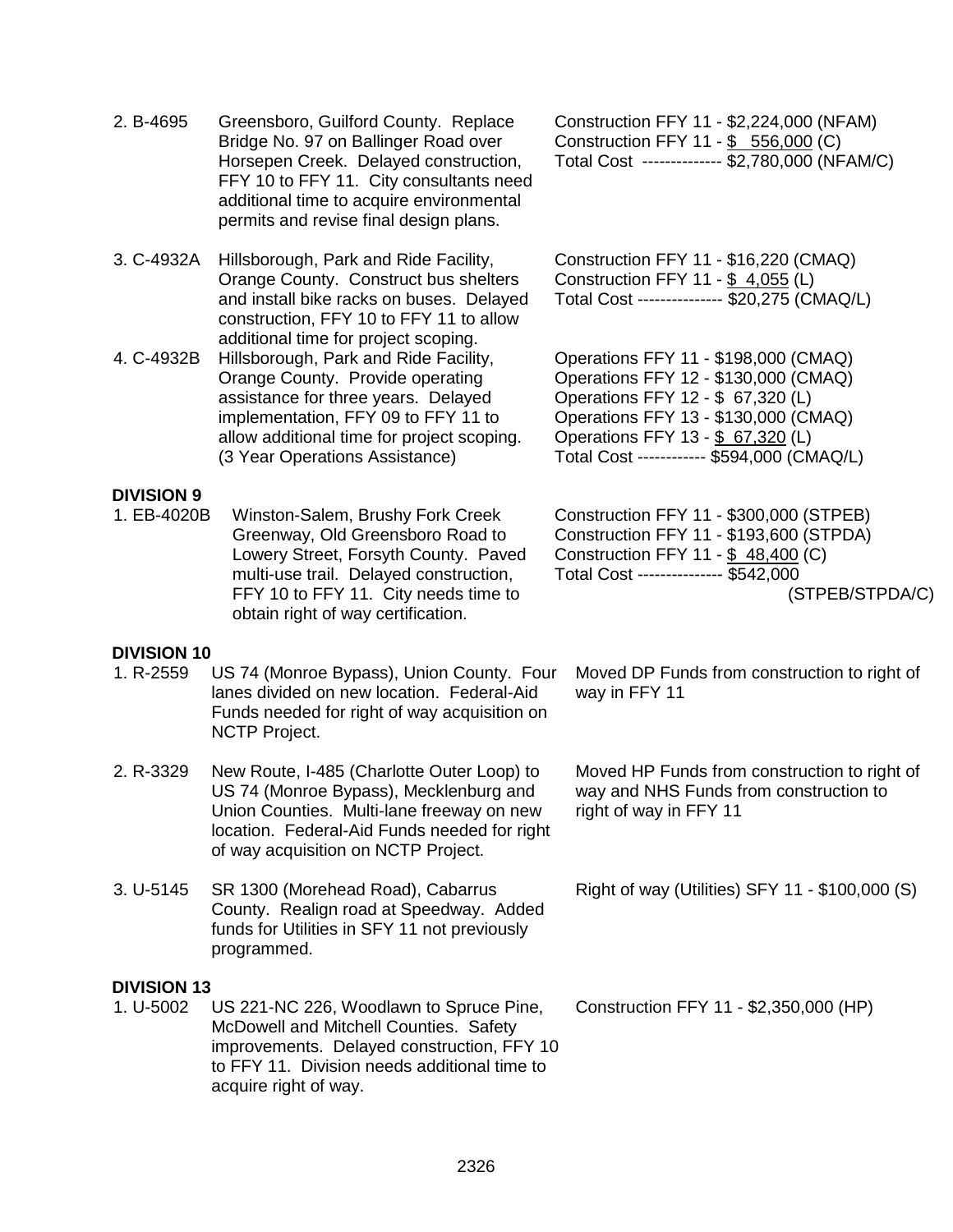2. B-4695 Greensboro, Guilford County. Replace Bridge No. 97 on Ballinger Road over Horsepen Creek. Delayed construction, FFY 10 to FFY 11. City consultants need additional time to acquire environmental permits and revise final design plans.

Construction FFY 11 - $2,224,000 (NFAM)
Construction FFY 11 - $ 556,000 (C)
Total Cost -------------- $2,780,000 (NFAM/C)

3. C-4932A Hillsborough, Park and Ride Facility, Orange County. Construct bus shelters and install bike racks on buses. Delayed construction, FFY 10 to FFY 11 to allow additional time for project scoping.

Construction FFY 11 - $16,220 (CMAQ)
Construction FFY 11 - $ 4,055 (L)
Total Cost --------------- $20,275 (CMAQ/L)

4. C-4932B Hillsborough, Park and Ride Facility, Orange County. Provide operating assistance for three years. Delayed implementation, FFY 09 to FFY 11 to allow additional time for project scoping. (3 Year Operations Assistance)

Operations FFY 11 - $198,000 (CMAQ)
Operations FFY 12 - $130,000 (CMAQ)
Operations FFY 12 - $ 67,320 (L)
Operations FFY 13 - $130,000 (CMAQ)
Operations FFY 13 - $ 67,320 (L)
Total Cost ------------ $594,000 (CMAQ/L)

**DIVISION 9**

1. EB-4020B Winston-Salem, Brushy Fork Creek Greenway, Old Greensboro Road to Lowery Street, Forsyth County. Paved multi-use trail. Delayed construction, FFY 10 to FFY 11. City needs time to obtain right of way certification.

Construction FFY 11 - $300,000 (STPEB)
Construction FFY 11 - $193,600 (STPDA)
Construction FFY 11 - $ 48,400 (C)
Total Cost --------------- $542,000 (STPEB/STPDA/C)

**DIVISION 10**

1. R-2559 US 74 (Monroe Bypass), Union County. Four lanes divided on new location. Federal-Aid Funds needed for right of way acquisition on NCTP Project.

Moved DP Funds from construction to right of way in FFY 11

2. R-3329 New Route, I-485 (Charlotte Outer Loop) to US 74 (Monroe Bypass), Mecklenburg and Union Counties. Multi-lane freeway on new location. Federal-Aid Funds needed for right of way acquisition on NCTP Project.

Moved HP Funds from construction to right of way and NHS Funds from construction to right of way in FFY 11

3. U-5145 SR 1300 (Morehead Road), Cabarrus County. Realign road at Speedway. Added funds for Utilities in SFY 11 not previously programmed.

Right of way (Utilities) SFY 11 - $100,000 (S)

**DIVISION 13**

1. U-5002 US 221-NC 226, Woodlawn to Spruce Pine, McDowell and Mitchell Counties. Safety improvements. Delayed construction, FFY 10 to FFY 11. Division needs additional time to acquire right of way.

Construction FFY 11 - $2,350,000 (HP)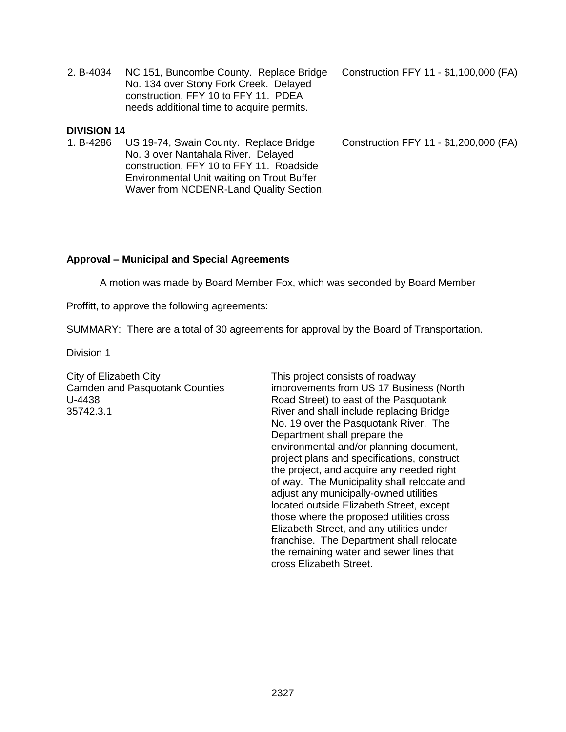2. B-4034 NC 151, Buncombe County. Replace Bridge No. 134 over Stony Fork Creek. Delayed construction, FFY 10 to FFY 11. PDEA needs additional time to acquire permits. — Construction FFY 11 - $1,100,000 (FA)

**DIVISION 14**

1. B-4286 US 19-74, Swain County. Replace Bridge No. 3 over Nantahala River. Delayed construction, FFY 10 to FFY 11. Roadside Environmental Unit waiting on Trout Buffer Waver from NCDENR-Land Quality Section. — Construction FFY 11 - $1,200,000 (FA)

**Approval – Municipal and Special Agreements**

A motion was made by Board Member Fox, which was seconded by Board Member Proffitt, to approve the following agreements:

SUMMARY: There are a total of 30 agreements for approval by the Board of Transportation.

Division 1

City of Elizabeth City
Camden and Pasquotank Counties
U-4438
35742.3.1

This project consists of roadway improvements from US 17 Business (North Road Street) to east of the Pasquotank River and shall include replacing Bridge No. 19 over the Pasquotank River. The Department shall prepare the environmental and/or planning document, project plans and specifications, construct the project, and acquire any needed right of way. The Municipality shall relocate and adjust any municipally-owned utilities located outside Elizabeth Street, except those where the proposed utilities cross Elizabeth Street, and any utilities under franchise. The Department shall relocate the remaining water and sewer lines that cross Elizabeth Street.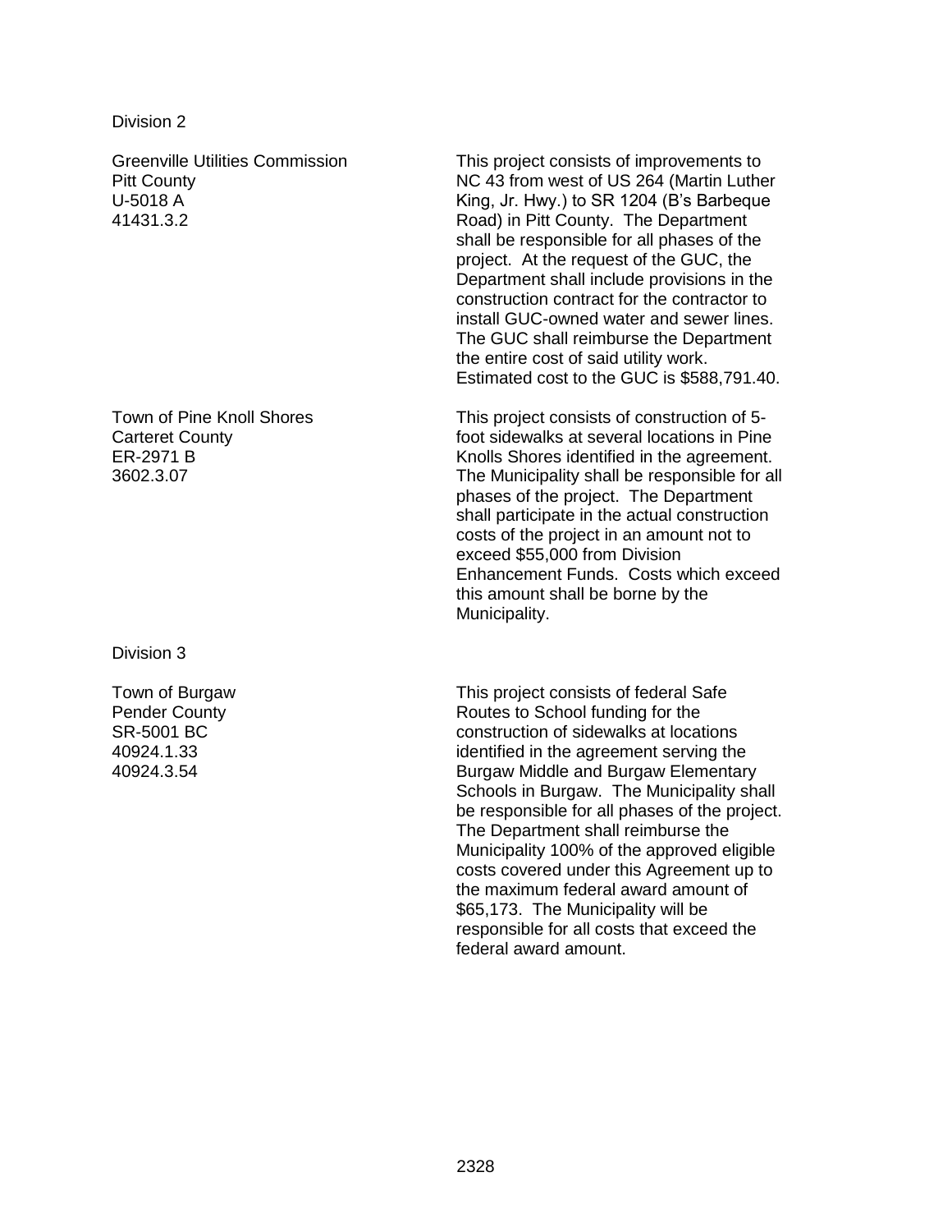Division 2

| | |
|---|---|
| Greenville Utilities Commission<br>Pitt County<br>U-5018 A<br>41431.3.2 | This project consists of improvements to NC 43 from west of US 264 (Martin Luther King, Jr. Hwy.) to SR 1204 (B's Barbeque Road) in Pitt County. The Department shall be responsible for all phases of the project. At the request of the GUC, the Department shall include provisions in the construction contract for the contractor to install GUC-owned water and sewer lines. The GUC shall reimburse the Department the entire cost of said utility work. Estimated cost to the GUC is $588,791.40. |
| Town of Pine Knoll Shores<br>Carteret County<br>ER-2971 B<br>3602.3.07 | This project consists of construction of 5-foot sidewalks at several locations in Pine Knolls Shores identified in the agreement. The Municipality shall be responsible for all phases of the project. The Department shall participate in the actual construction costs of the project in an amount not to exceed $55,000 from Division Enhancement Funds. Costs which exceed this amount shall be borne by the Municipality. |

Division 3

| | |
|---|---|
| Town of Burgaw<br>Pender County<br>SR-5001 BC<br>40924.1.33<br>40924.3.54 | This project consists of federal Safe Routes to School funding for the construction of sidewalks at locations identified in the agreement serving the Burgaw Middle and Burgaw Elementary Schools in Burgaw. The Municipality shall be responsible for all phases of the project. The Department shall reimburse the Municipality 100% of the approved eligible costs covered under this Agreement up to the maximum federal award amount of $65,173. The Municipality will be responsible for all costs that exceed the federal award amount. |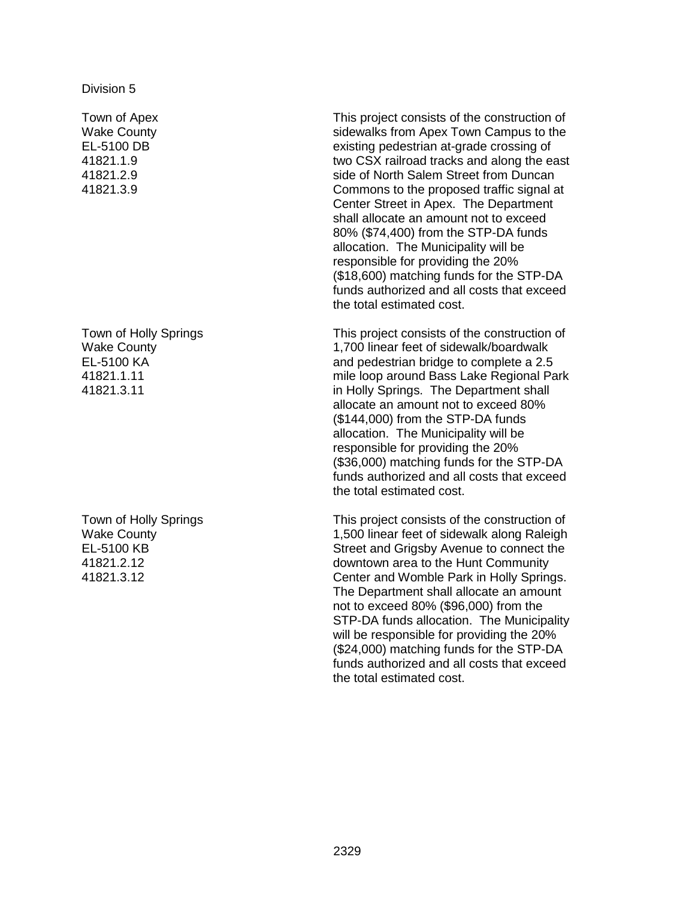Division 5

| | |
|---|---|
| Town of Apex<br>Wake County<br>EL-5100 DB<br>41821.1.9<br>41821.2.9<br>41821.3.9 | This project consists of the construction of sidewalks from Apex Town Campus to the existing pedestrian at-grade crossing of two CSX railroad tracks and along the east side of North Salem Street from Duncan Commons to the proposed traffic signal at Center Street in Apex. The Department shall allocate an amount not to exceed 80% ($74,400) from the STP-DA funds allocation. The Municipality will be responsible for providing the 20% ($18,600) matching funds for the STP-DA funds authorized and all costs that exceed the total estimated cost. |
| Town of Holly Springs<br>Wake County<br>EL-5100 KA<br>41821.1.11<br>41821.3.11 | This project consists of the construction of 1,700 linear feet of sidewalk/boardwalk and pedestrian bridge to complete a 2.5 mile loop around Bass Lake Regional Park in Holly Springs. The Department shall allocate an amount not to exceed 80% ($144,000) from the STP-DA funds allocation. The Municipality will be responsible for providing the 20% ($36,000) matching funds for the STP-DA funds authorized and all costs that exceed the total estimated cost. |
| Town of Holly Springs<br>Wake County<br>EL-5100 KB<br>41821.2.12<br>41821.3.12 | This project consists of the construction of 1,500 linear feet of sidewalk along Raleigh Street and Grigsby Avenue to connect the downtown area to the Hunt Community Center and Womble Park in Holly Springs. The Department shall allocate an amount not to exceed 80% ($96,000) from the STP-DA funds allocation. The Municipality will be responsible for providing the 20% ($24,000) matching funds for the STP-DA funds authorized and all costs that exceed the total estimated cost. |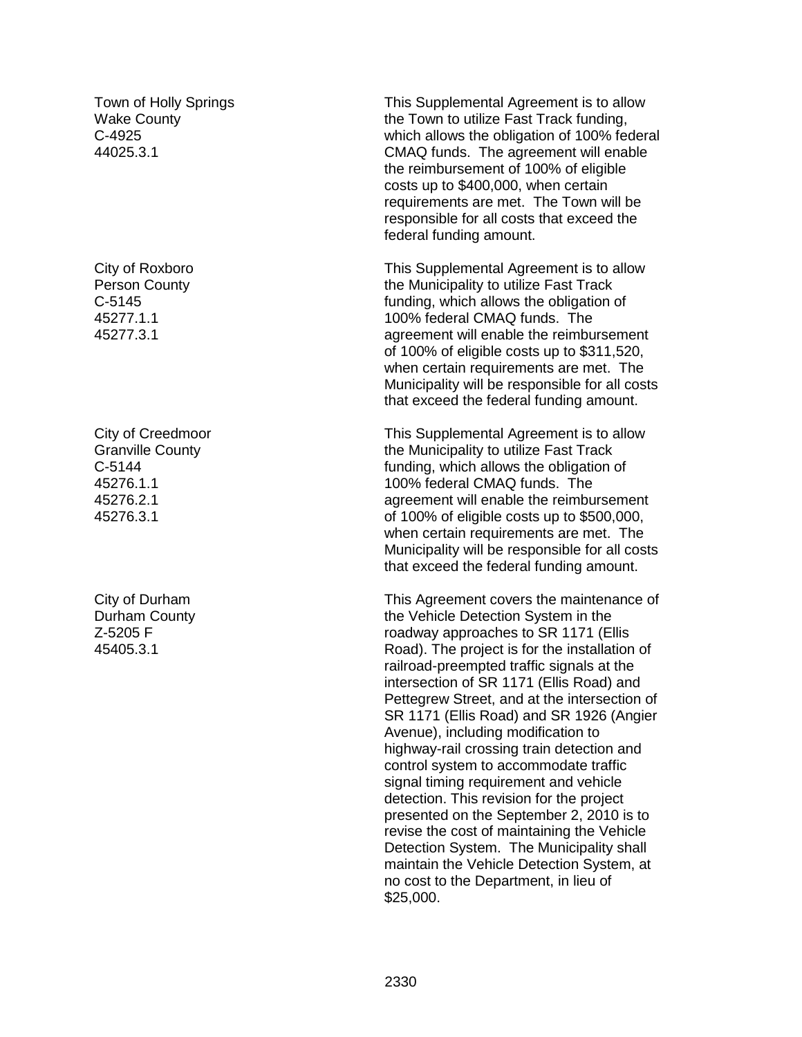Town of Holly Springs
Wake County
C-4925
44025.3.1

This Supplemental Agreement is to allow the Town to utilize Fast Track funding, which allows the obligation of 100% federal CMAQ funds. The agreement will enable the reimbursement of 100% of eligible costs up to $400,000, when certain requirements are met. The Town will be responsible for all costs that exceed the federal funding amount.

City of Roxboro
Person County
C-5145
45277.1.1
45277.3.1

This Supplemental Agreement is to allow the Municipality to utilize Fast Track funding, which allows the obligation of 100% federal CMAQ funds. The agreement will enable the reimbursement of 100% of eligible costs up to $311,520, when certain requirements are met. The Municipality will be responsible for all costs that exceed the federal funding amount.

City of Creedmoor
Granville County
C-5144
45276.1.1
45276.2.1
45276.3.1

This Supplemental Agreement is to allow the Municipality to utilize Fast Track funding, which allows the obligation of 100% federal CMAQ funds. The agreement will enable the reimbursement of 100% of eligible costs up to $500,000, when certain requirements are met. The Municipality will be responsible for all costs that exceed the federal funding amount.

City of Durham
Durham County
Z-5205 F
45405.3.1

This Agreement covers the maintenance of the Vehicle Detection System in the roadway approaches to SR 1171 (Ellis Road). The project is for the installation of railroad-preempted traffic signals at the intersection of SR 1171 (Ellis Road) and Pettegrew Street, and at the intersection of SR 1171 (Ellis Road) and SR 1926 (Angier Avenue), including modification to highway-rail crossing train detection and control system to accommodate traffic signal timing requirement and vehicle detection. This revision for the project presented on the September 2, 2010 is to revise the cost of maintaining the Vehicle Detection System. The Municipality shall maintain the Vehicle Detection System, at no cost to the Department, in lieu of $25,000.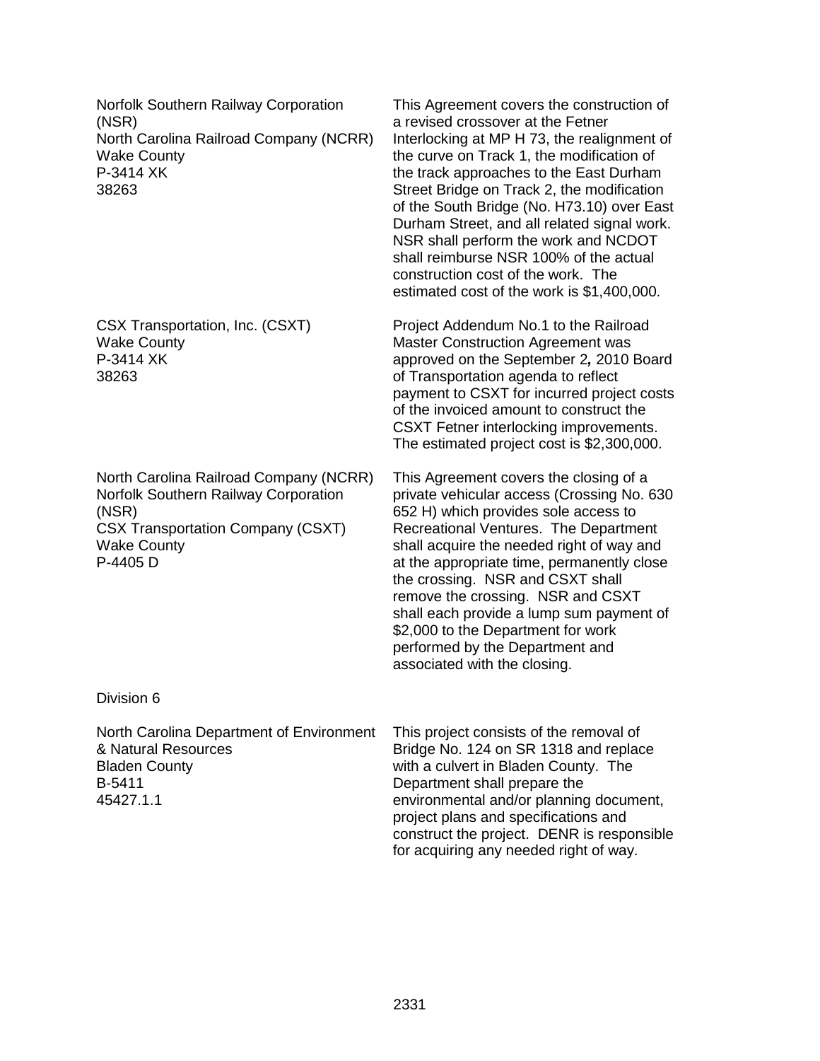| | |
|---|---|
| Norfolk Southern Railway Corporation (NSR)<br>North Carolina Railroad Company (NCRR)<br>Wake County<br>P-3414 XK<br>38263 | This Agreement covers the construction of a revised crossover at the Fetner Interlocking at MP H 73, the realignment of the curve on Track 1, the modification of the track approaches to the East Durham Street Bridge on Track 2, the modification of the South Bridge (No. H73.10) over East Durham Street, and all related signal work. NSR shall perform the work and NCDOT shall reimburse NSR 100% of the actual construction cost of the work. The estimated cost of the work is $1,400,000. |
| CSX Transportation, Inc. (CSXT)<br>Wake County<br>P-3414 XK<br>38263 | Project Addendum No.1 to the Railroad Master Construction Agreement was approved on the September 2*,* 2010 Board of Transportation agenda to reflect payment to CSXT for incurred project costs of the invoiced amount to construct the CSXT Fetner interlocking improvements. The estimated project cost is $2,300,000. |
| North Carolina Railroad Company (NCRR)<br>Norfolk Southern Railway Corporation (NSR)<br>CSX Transportation Company (CSXT)<br>Wake County<br>P-4405 D | This Agreement covers the closing of a private vehicular access (Crossing No. 630 652 H) which provides sole access to Recreational Ventures. The Department shall acquire the needed right of way and at the appropriate time, permanently close the crossing. NSR and CSXT shall remove the crossing. NSR and CSXT shall each provide a lump sum payment of $2,000 to the Department for work performed by the Department and associated with the closing. |

Division 6

| | |
|---|---|
| North Carolina Department of Environment & Natural Resources<br>Bladen County<br>B-5411<br>45427.1.1 | This project consists of the removal of Bridge No. 124 on SR 1318 and replace with a culvert in Bladen County. The Department shall prepare the environmental and/or planning document, project plans and specifications and construct the project. DENR is responsible for acquiring any needed right of way. |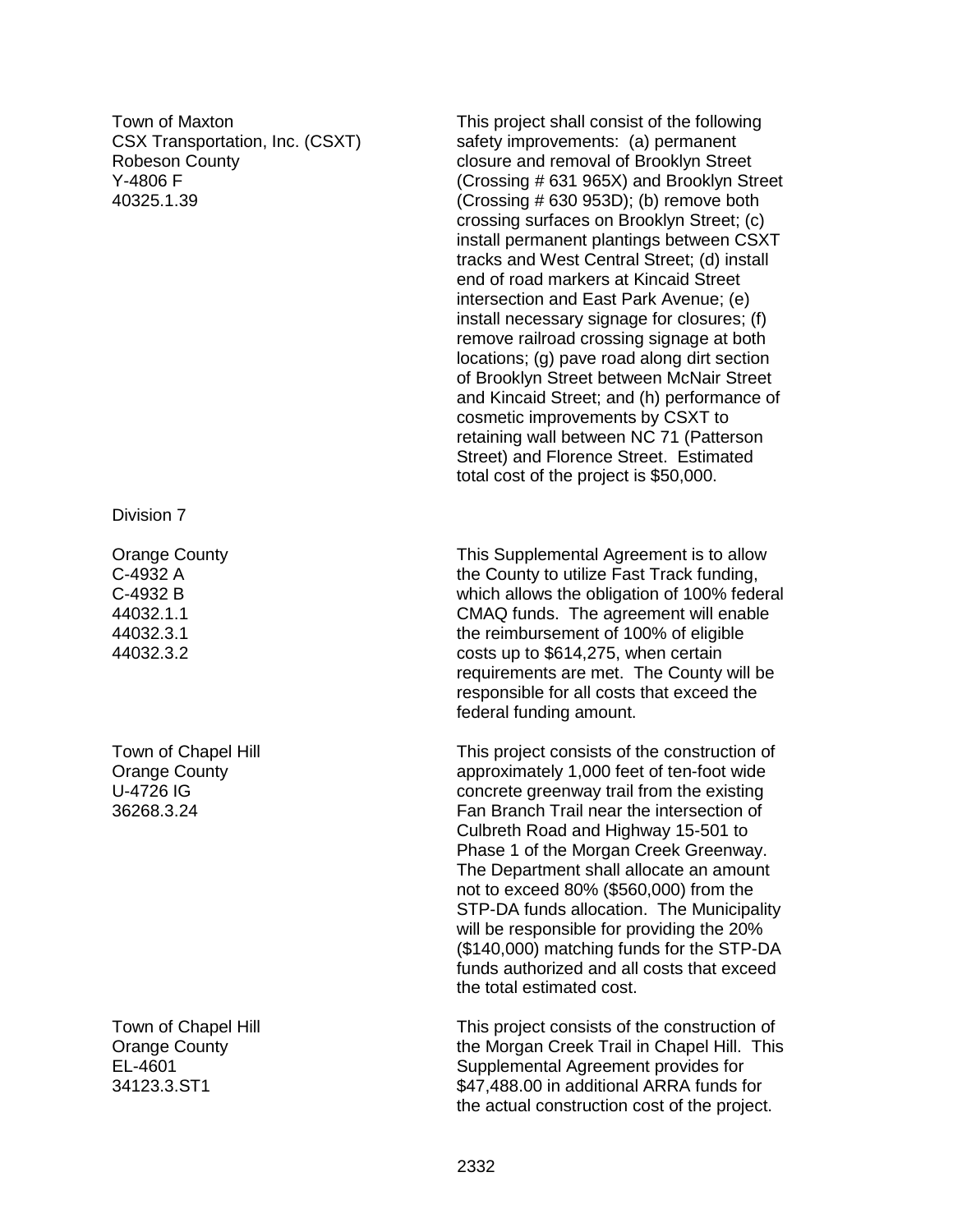Town of Maxton
CSX Transportation, Inc. (CSXT)
Robeson County
Y-4806 F
40325.1.39

This project shall consist of the following safety improvements: (a) permanent closure and removal of Brooklyn Street (Crossing # 631 965X) and Brooklyn Street (Crossing # 630 953D); (b) remove both crossing surfaces on Brooklyn Street; (c) install permanent plantings between CSXT tracks and West Central Street; (d) install end of road markers at Kincaid Street intersection and East Park Avenue; (e) install necessary signage for closures; (f) remove railroad crossing signage at both locations; (g) pave road along dirt section of Brooklyn Street between McNair Street and Kincaid Street; and (h) performance of cosmetic improvements by CSXT to retaining wall between NC 71 (Patterson Street) and Florence Street. Estimated total cost of the project is $50,000.

Division 7

Orange County
C-4932 A
C-4932 B
44032.1.1
44032.3.1
44032.3.2

This Supplemental Agreement is to allow the County to utilize Fast Track funding, which allows the obligation of 100% federal CMAQ funds. The agreement will enable the reimbursement of 100% of eligible costs up to $614,275, when certain requirements are met. The County will be responsible for all costs that exceed the federal funding amount.

Town of Chapel Hill
Orange County
U-4726 IG
36268.3.24

This project consists of the construction of approximately 1,000 feet of ten-foot wide concrete greenway trail from the existing Fan Branch Trail near the intersection of Culbreth Road and Highway 15-501 to Phase 1 of the Morgan Creek Greenway. The Department shall allocate an amount not to exceed 80% ($560,000) from the STP-DA funds allocation. The Municipality will be responsible for providing the 20% ($140,000) matching funds for the STP-DA funds authorized and all costs that exceed the total estimated cost.

Town of Chapel Hill
Orange County
EL-4601
34123.3.ST1

This project consists of the construction of the Morgan Creek Trail in Chapel Hill. This Supplemental Agreement provides for $47,488.00 in additional ARRA funds for the actual construction cost of the project.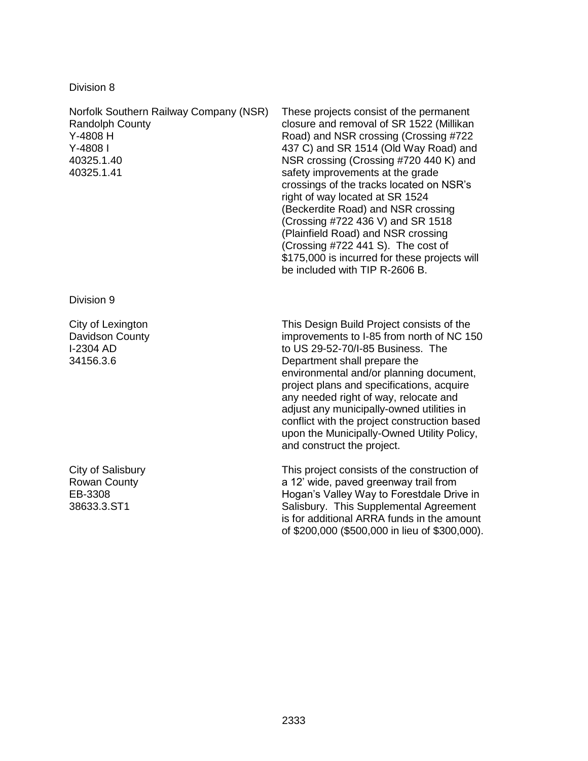Division 8

| | |
|---|---|
| Norfolk Southern Railway Company (NSR)<br>Randolph County<br>Y-4808 H<br>Y-4808 I<br>40325.1.40<br>40325.1.41 | These projects consist of the permanent closure and removal of SR 1522 (Millikan Road) and NSR crossing (Crossing #722 437 C) and SR 1514 (Old Way Road) and NSR crossing (Crossing #720 440 K) and safety improvements at the grade crossings of the tracks located on NSR's right of way located at SR 1524 (Beckerdite Road) and NSR crossing (Crossing #722 436 V) and SR 1518 (Plainfield Road) and NSR crossing (Crossing #722 441 S). The cost of $175,000 is incurred for these projects will be included with TIP R-2606 B. |

Division 9

| | |
|---|---|
| City of Lexington<br>Davidson County<br>I-2304 AD<br>34156.3.6 | This Design Build Project consists of the improvements to I-85 from north of NC 150 to US 29-52-70/I-85 Business. The Department shall prepare the environmental and/or planning document, project plans and specifications, acquire any needed right of way, relocate and adjust any municipally-owned utilities in conflict with the project construction based upon the Municipally-Owned Utility Policy, and construct the project. |
| City of Salisbury<br>Rowan County<br>EB-3308<br>38633.3.ST1 | This project consists of the construction of a 12' wide, paved greenway trail from Hogan's Valley Way to Forestdale Drive in Salisbury. This Supplemental Agreement is for additional ARRA funds in the amount of $200,000 ($500,000 in lieu of $300,000). |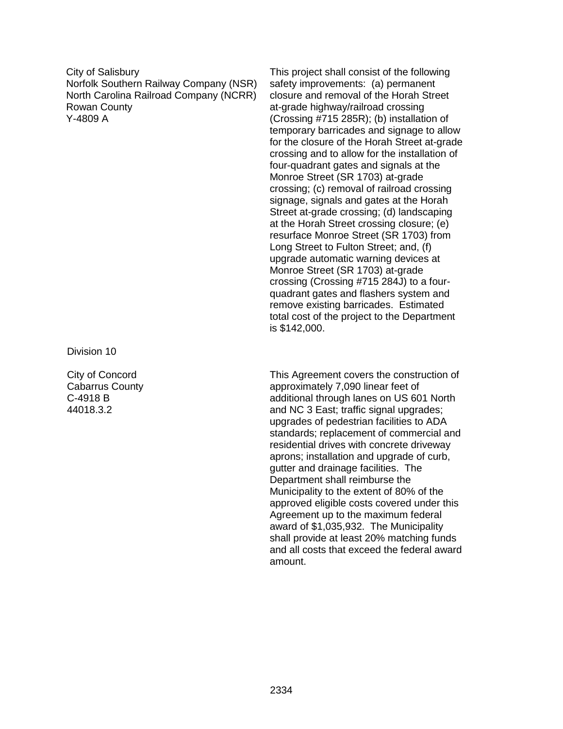| | |
|---|---|
| City of Salisbury<br>Norfolk Southern Railway Company (NSR)<br>North Carolina Railroad Company (NCRR)<br>Rowan County<br>Y-4809 A | This project shall consist of the following safety improvements: (a) permanent closure and removal of the Horah Street at-grade highway/railroad crossing (Crossing #715 285R); (b) installation of temporary barricades and signage to allow for the closure of the Horah Street at-grade crossing and to allow for the installation of four-quadrant gates and signals at the Monroe Street (SR 1703) at-grade crossing; (c) removal of railroad crossing signage, signals and gates at the Horah Street at-grade crossing; (d) landscaping at the Horah Street crossing closure; (e) resurface Monroe Street (SR 1703) from Long Street to Fulton Street; and, (f) upgrade automatic warning devices at Monroe Street (SR 1703) at-grade crossing (Crossing #715 284J) to a four-quadrant gates and flashers system and remove existing barricades. Estimated total cost of the project to the Department is $142,000. |

Division 10

| | |
|---|---|
| City of Concord<br>Cabarrus County<br>C-4918 B<br>44018.3.2 | This Agreement covers the construction of approximately 7,090 linear feet of additional through lanes on US 601 North and NC 3 East; traffic signal upgrades; upgrades of pedestrian facilities to ADA standards; replacement of commercial and residential drives with concrete driveway aprons; installation and upgrade of curb, gutter and drainage facilities. The Department shall reimburse the Municipality to the extent of 80% of the approved eligible costs covered under this Agreement up to the maximum federal award of $1,035,932. The Municipality shall provide at least 20% matching funds and all costs that exceed the federal award amount. |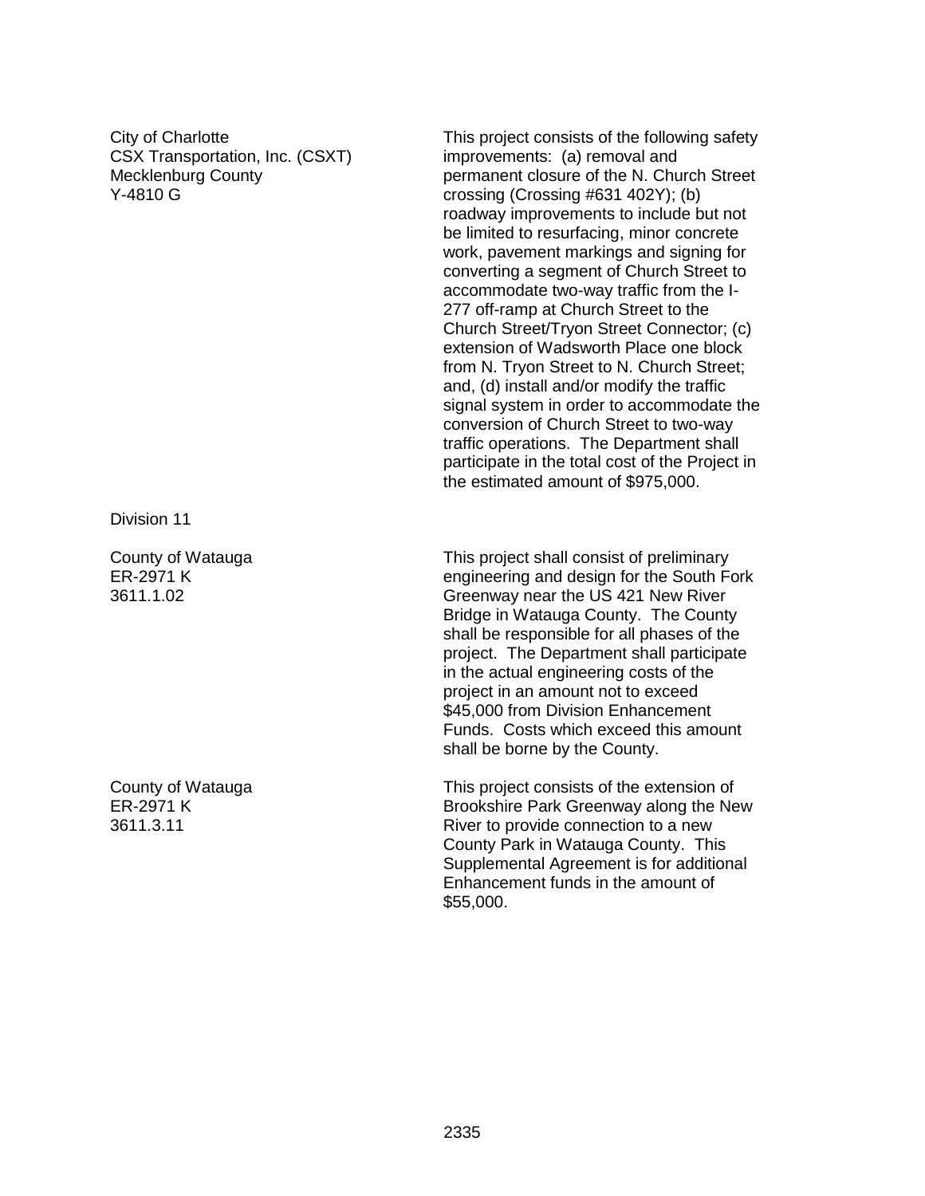City of Charlotte
CSX Transportation, Inc. (CSXT)
Mecklenburg County
Y-4810 G

This project consists of the following safety improvements: (a) removal and permanent closure of the N. Church Street crossing (Crossing #631 402Y); (b) roadway improvements to include but not be limited to resurfacing, minor concrete work, pavement markings and signing for converting a segment of Church Street to accommodate two-way traffic from the I-277 off-ramp at Church Street to the Church Street/Tryon Street Connector; (c) extension of Wadsworth Place one block from N. Tryon Street to N. Church Street; and, (d) install and/or modify the traffic signal system in order to accommodate the conversion of Church Street to two-way traffic operations. The Department shall participate in the total cost of the Project in the estimated amount of $975,000.

Division 11

County of Watauga
ER-2971 K
3611.1.02

This project shall consist of preliminary engineering and design for the South Fork Greenway near the US 421 New River Bridge in Watauga County. The County shall be responsible for all phases of the project. The Department shall participate in the actual engineering costs of the project in an amount not to exceed $45,000 from Division Enhancement Funds. Costs which exceed this amount shall be borne by the County.

County of Watauga
ER-2971 K
3611.3.11

This project consists of the extension of Brookshire Park Greenway along the New River to provide connection to a new County Park in Watauga County. This Supplemental Agreement is for additional Enhancement funds in the amount of $55,000.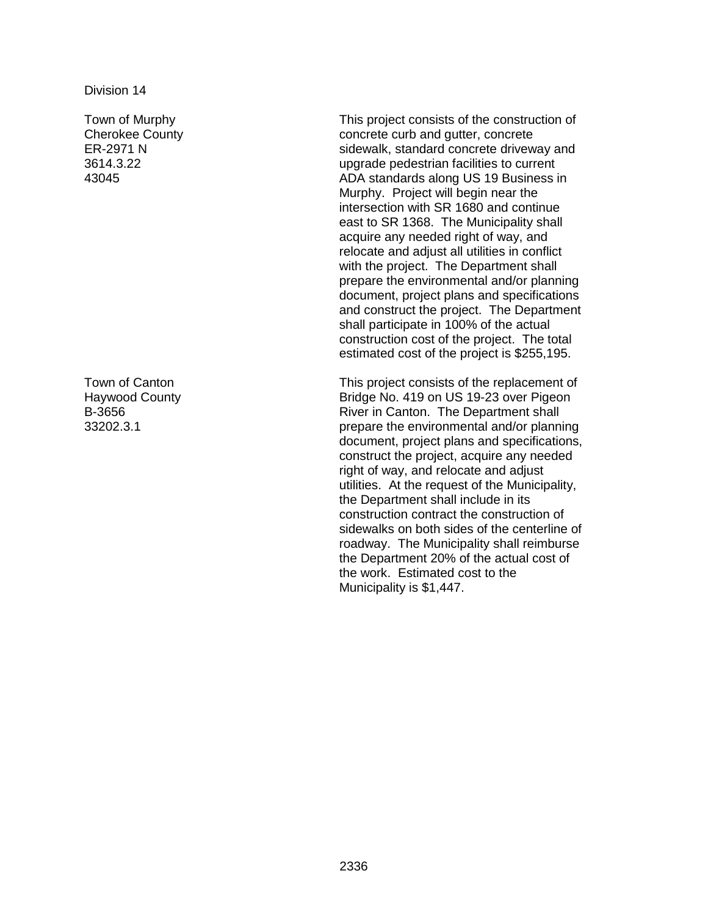Division 14

| | |
|---|---|
| Town of Murphy<br>Cherokee County<br>ER-2971 N<br>3614.3.22<br>43045 | This project consists of the construction of concrete curb and gutter, concrete sidewalk, standard concrete driveway and upgrade pedestrian facilities to current ADA standards along US 19 Business in Murphy. Project will begin near the intersection with SR 1680 and continue east to SR 1368. The Municipality shall acquire any needed right of way, and relocate and adjust all utilities in conflict with the project. The Department shall prepare the environmental and/or planning document, project plans and specifications and construct the project. The Department shall participate in 100% of the actual construction cost of the project. The total estimated cost of the project is $255,195. |
| Town of Canton<br>Haywood County<br>B-3656<br>33202.3.1 | This project consists of the replacement of Bridge No. 419 on US 19-23 over Pigeon River in Canton. The Department shall prepare the environmental and/or planning document, project plans and specifications, construct the project, acquire any needed right of way, and relocate and adjust utilities. At the request of the Municipality, the Department shall include in its construction contract the construction of sidewalks on both sides of the centerline of roadway. The Municipality shall reimburse the Department 20% of the actual cost of the work. Estimated cost to the Municipality is $1,447. |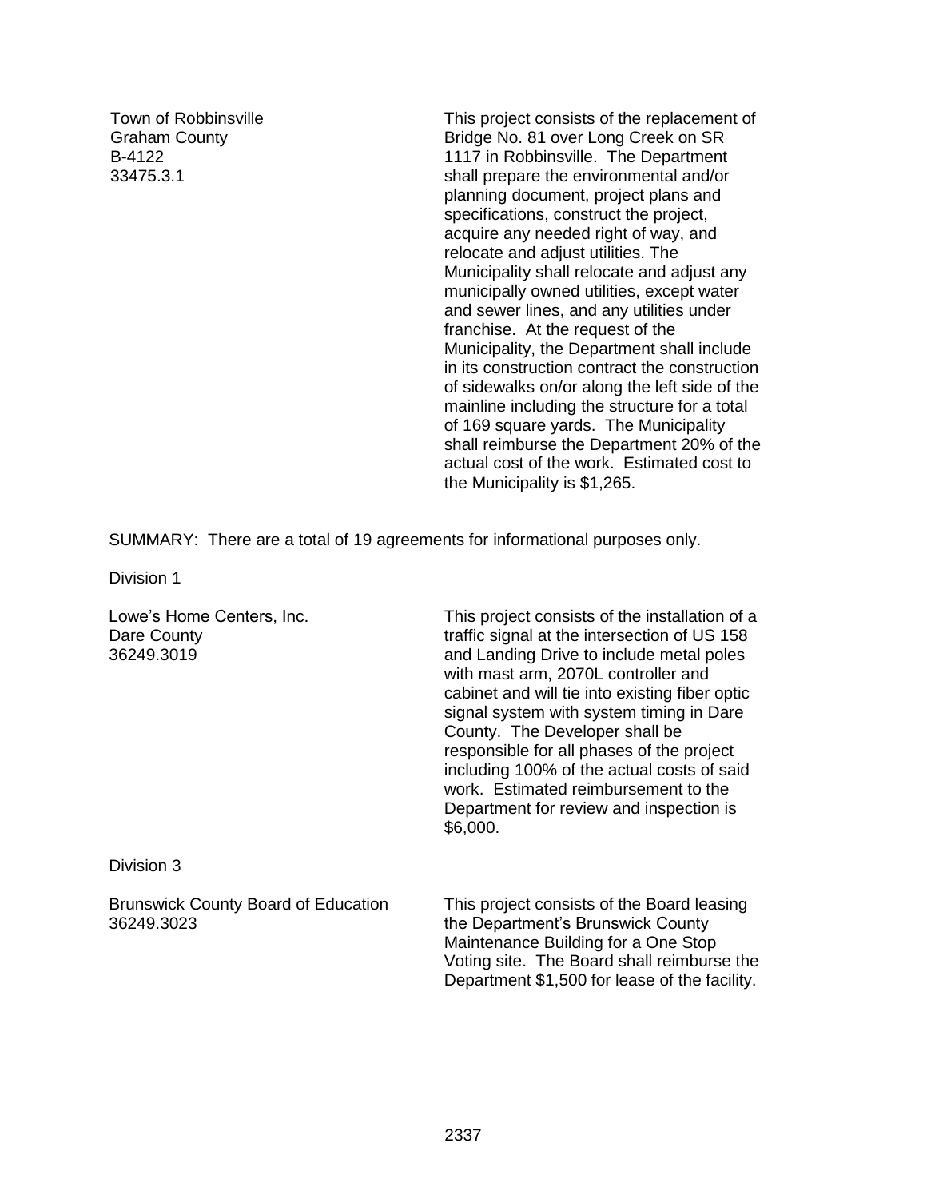Town of Robbinsville
Graham County
B-4122
33475.3.1

This project consists of the replacement of Bridge No. 81 over Long Creek on SR 1117 in Robbinsville. The Department shall prepare the environmental and/or planning document, project plans and specifications, construct the project, acquire any needed right of way, and relocate and adjust utilities. The Municipality shall relocate and adjust any municipally owned utilities, except water and sewer lines, and any utilities under franchise. At the request of the Municipality, the Department shall include in its construction contract the construction of sidewalks on/or along the left side of the mainline including the structure for a total of 169 square yards. The Municipality shall reimburse the Department 20% of the actual cost of the work. Estimated cost to the Municipality is $1,265.

SUMMARY: There are a total of 19 agreements for informational purposes only.

Division 1

Lowe's Home Centers, Inc.
Dare County
36249.3019

This project consists of the installation of a traffic signal at the intersection of US 158 and Landing Drive to include metal poles with mast arm, 2070L controller and cabinet and will tie into existing fiber optic signal system with system timing in Dare County. The Developer shall be responsible for all phases of the project including 100% of the actual costs of said work. Estimated reimbursement to the Department for review and inspection is $6,000.

Division 3

Brunswick County Board of Education
36249.3023

This project consists of the Board leasing the Department's Brunswick County Maintenance Building for a One Stop Voting site. The Board shall reimburse the Department $1,500 for lease of the facility.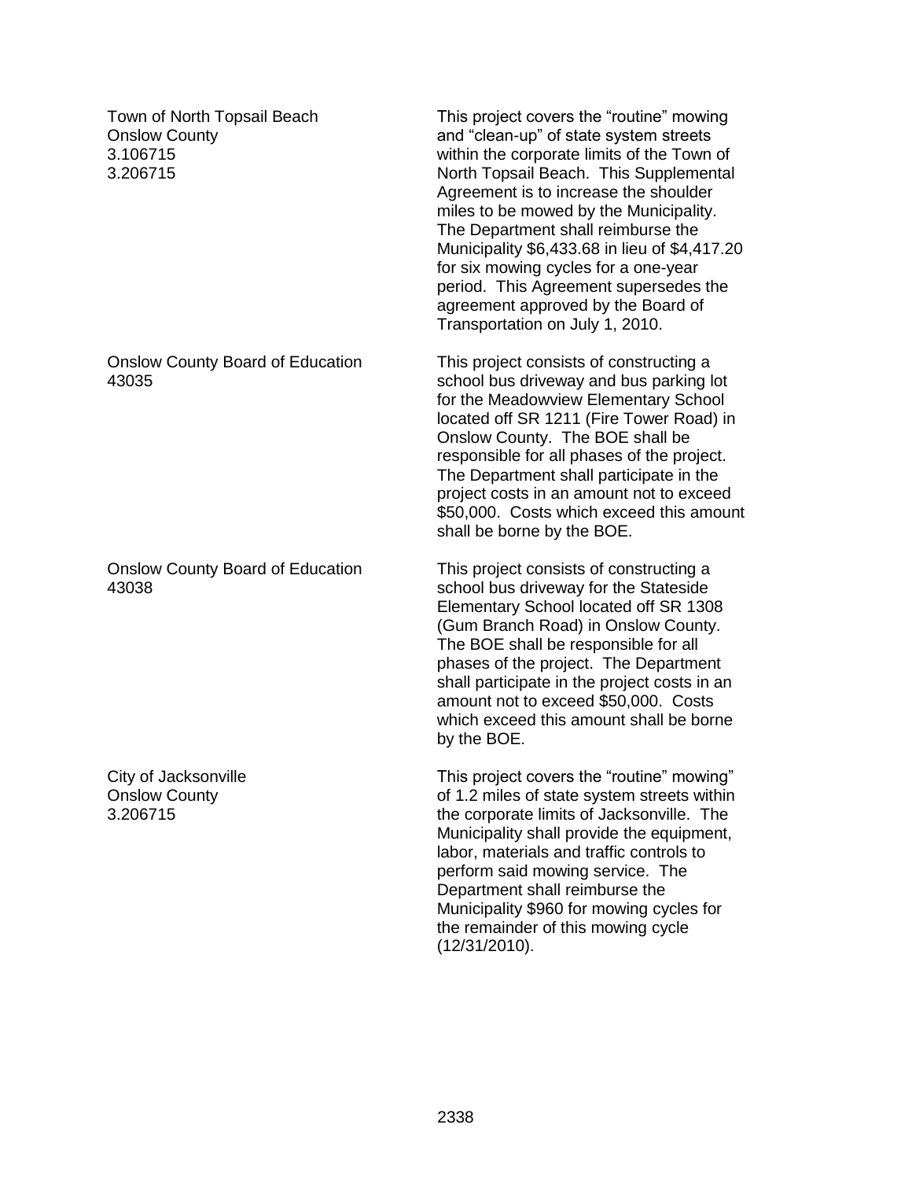| | |
|---|---|
| Town of North Topsail Beach<br>Onslow County<br>3.106715<br>3.206715 | This project covers the "routine" mowing and "clean-up" of state system streets within the corporate limits of the Town of North Topsail Beach. This Supplemental Agreement is to increase the shoulder miles to be mowed by the Municipality. The Department shall reimburse the Municipality $6,433.68 in lieu of $4,417.20 for six mowing cycles for a one-year period. This Agreement supersedes the agreement approved by the Board of Transportation on July 1, 2010. |
| Onslow County Board of Education<br>43035 | This project consists of constructing a school bus driveway and bus parking lot for the Meadowview Elementary School located off SR 1211 (Fire Tower Road) in Onslow County. The BOE shall be responsible for all phases of the project. The Department shall participate in the project costs in an amount not to exceed $50,000. Costs which exceed this amount shall be borne by the BOE. |
| Onslow County Board of Education<br>43038 | This project consists of constructing a school bus driveway for the Stateside Elementary School located off SR 1308 (Gum Branch Road) in Onslow County. The BOE shall be responsible for all phases of the project. The Department shall participate in the project costs in an amount not to exceed $50,000. Costs which exceed this amount shall be borne by the BOE. |
| City of Jacksonville<br>Onslow County<br>3.206715 | This project covers the "routine" mowing" of 1.2 miles of state system streets within the corporate limits of Jacksonville. The Municipality shall provide the equipment, labor, materials and traffic controls to perform said mowing service. The Department shall reimburse the Municipality $960 for mowing cycles for the remainder of this mowing cycle (12/31/2010). |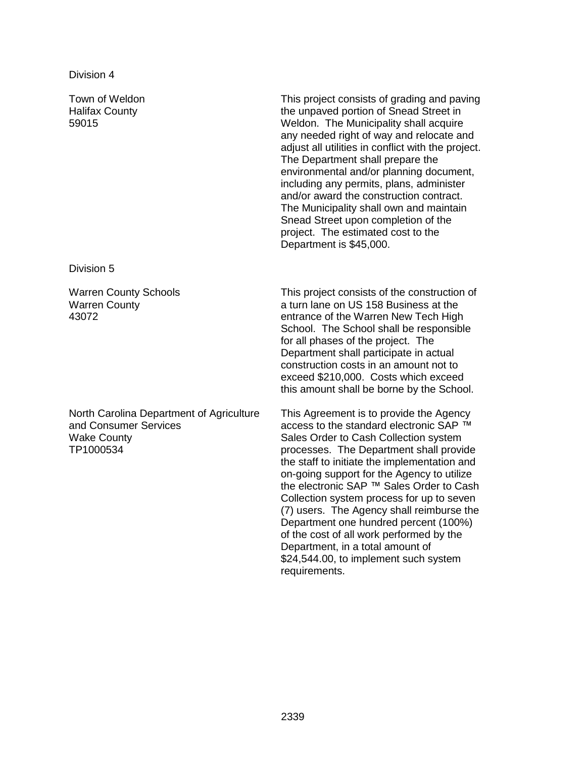Division 4

| | |
|---|---|
| Town of Weldon<br>Halifax County<br>59015 | This project consists of grading and paving the unpaved portion of Snead Street in Weldon. The Municipality shall acquire any needed right of way and relocate and adjust all utilities in conflict with the project. The Department shall prepare the environmental and/or planning document, including any permits, plans, administer and/or award the construction contract. The Municipality shall own and maintain Snead Street upon completion of the project. The estimated cost to the Department is $45,000. |

Division 5

| | |
|---|---|
| Warren County Schools<br>Warren County<br>43072 | This project consists of the construction of a turn lane on US 158 Business at the entrance of the Warren New Tech High School. The School shall be responsible for all phases of the project. The Department shall participate in actual construction costs in an amount not to exceed $210,000. Costs which exceed this amount shall be borne by the School. |
| North Carolina Department of Agriculture and Consumer Services<br>Wake County<br>TP1000534 | This Agreement is to provide the Agency access to the standard electronic SAP ™ Sales Order to Cash Collection system processes. The Department shall provide the staff to initiate the implementation and on-going support for the Agency to utilize the electronic SAP ™ Sales Order to Cash Collection system process for up to seven (7) users. The Agency shall reimburse the Department one hundred percent (100%) of the cost of all work performed by the Department, in a total amount of $24,544.00, to implement such system requirements. |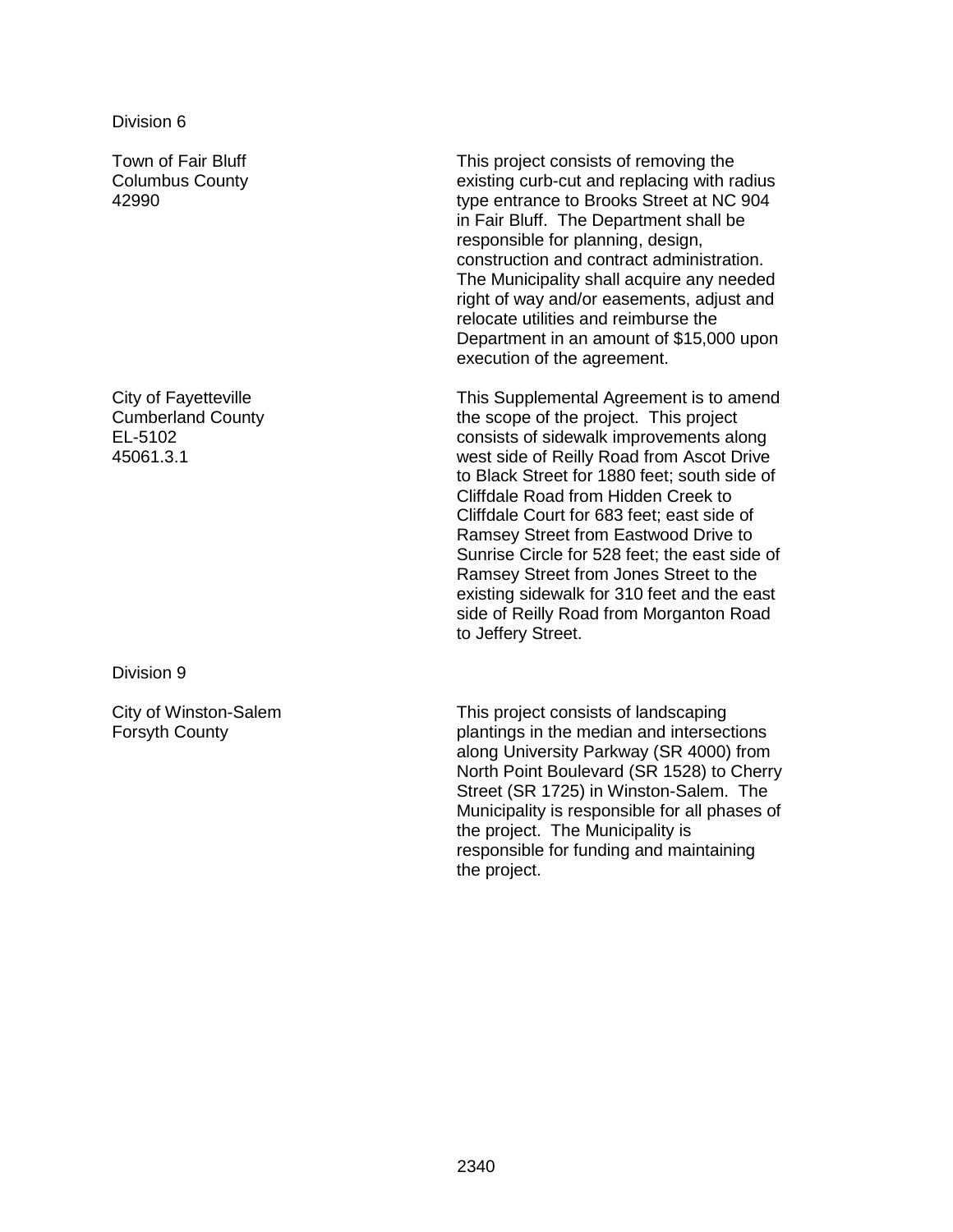Division 6

| | |
|---|---|
| Town of Fair Bluff<br>Columbus County<br>42990 | This project consists of removing the existing curb-cut and replacing with radius type entrance to Brooks Street at NC 904 in Fair Bluff. The Department shall be responsible for planning, design, construction and contract administration. The Municipality shall acquire any needed right of way and/or easements, adjust and relocate utilities and reimburse the Department in an amount of $15,000 upon execution of the agreement. |
| City of Fayetteville<br>Cumberland County<br>EL-5102<br>45061.3.1 | This Supplemental Agreement is to amend the scope of the project. This project consists of sidewalk improvements along west side of Reilly Road from Ascot Drive to Black Street for 1880 feet; south side of Cliffdale Road from Hidden Creek to Cliffdale Court for 683 feet; east side of Ramsey Street from Eastwood Drive to Sunrise Circle for 528 feet; the east side of Ramsey Street from Jones Street to the existing sidewalk for 310 feet and the east side of Reilly Road from Morganton Road to Jeffery Street. |

Division 9

| | |
|---|---|
| City of Winston-Salem<br>Forsyth County | This project consists of landscaping plantings in the median and intersections along University Parkway (SR 4000) from North Point Boulevard (SR 1528) to Cherry Street (SR 1725) in Winston-Salem. The Municipality is responsible for all phases of the project. The Municipality is responsible for funding and maintaining the project. |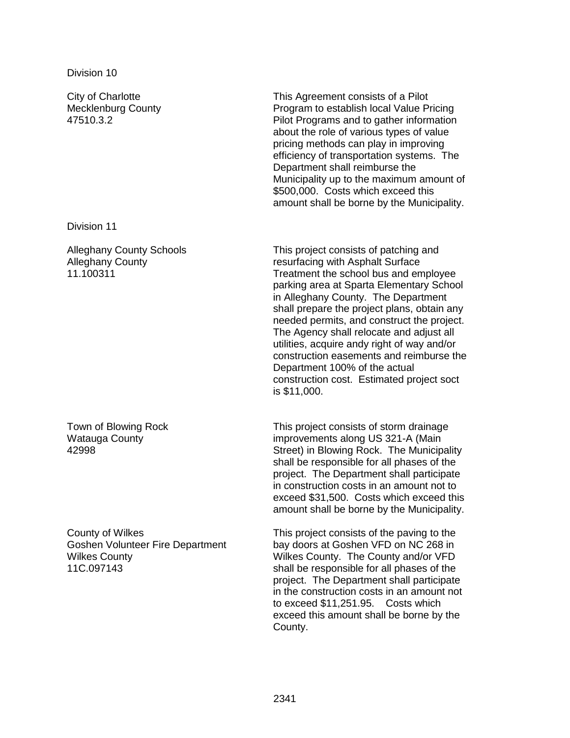Division 10

| | |
|---|---|
| City of Charlotte<br>Mecklenburg County<br>47510.3.2 | This Agreement consists of a Pilot Program to establish local Value Pricing Pilot Programs and to gather information about the role of various types of value pricing methods can play in improving efficiency of transportation systems. The Department shall reimburse the Municipality up to the maximum amount of $500,000. Costs which exceed this amount shall be borne by the Municipality. |

Division 11

| | |
|---|---|
| Alleghany County Schools<br>Alleghany County<br>11.100311 | This project consists of patching and resurfacing with Asphalt Surface Treatment the school bus and employee parking area at Sparta Elementary School in Alleghany County. The Department shall prepare the project plans, obtain any needed permits, and construct the project. The Agency shall relocate and adjust all utilities, acquire andy right of way and/or construction easements and reimburse the Department 100% of the actual construction cost. Estimated project soct is $11,000. |
| Town of Blowing Rock<br>Watauga County<br>42998 | This project consists of storm drainage improvements along US 321-A (Main Street) in Blowing Rock. The Municipality shall be responsible for all phases of the project. The Department shall participate in construction costs in an amount not to exceed $31,500. Costs which exceed this amount shall be borne by the Municipality. |
| County of Wilkes<br>Goshen Volunteer Fire Department<br>Wilkes County<br>11C.097143 | This project consists of the paving to the bay doors at Goshen VFD on NC 268 in Wilkes County. The County and/or VFD shall be responsible for all phases of the project. The Department shall participate in the construction costs in an amount not to exceed $11,251.95. Costs which exceed this amount shall be borne by the County. |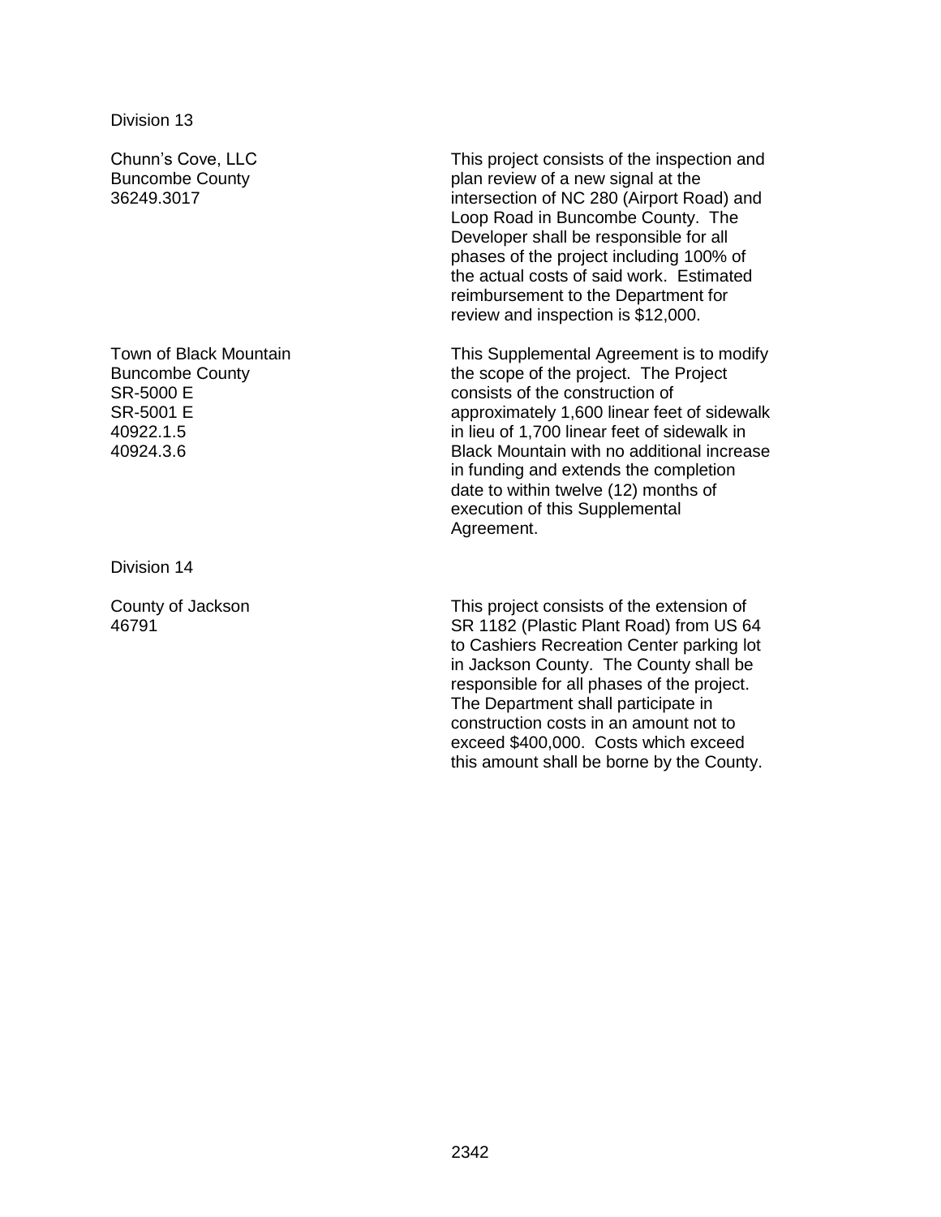Division 13

| | |
|---|---|
| Chunn's Cove, LLC<br>Buncombe County<br>36249.3017 | This project consists of the inspection and plan review of a new signal at the intersection of NC 280 (Airport Road) and Loop Road in Buncombe County. The Developer shall be responsible for all phases of the project including 100% of the actual costs of said work. Estimated reimbursement to the Department for review and inspection is $12,000. |
| Town of Black Mountain<br>Buncombe County<br>SR-5000 E<br>SR-5001 E<br>40922.1.5<br>40924.3.6 | This Supplemental Agreement is to modify the scope of the project. The Project consists of the construction of approximately 1,600 linear feet of sidewalk in lieu of 1,700 linear feet of sidewalk in Black Mountain with no additional increase in funding and extends the completion date to within twelve (12) months of execution of this Supplemental Agreement. |

Division 14

| | |
|---|---|
| County of Jackson<br>46791 | This project consists of the extension of SR 1182 (Plastic Plant Road) from US 64 to Cashiers Recreation Center parking lot in Jackson County. The County shall be responsible for all phases of the project. The Department shall participate in construction costs in an amount not to exceed $400,000. Costs which exceed this amount shall be borne by the County. |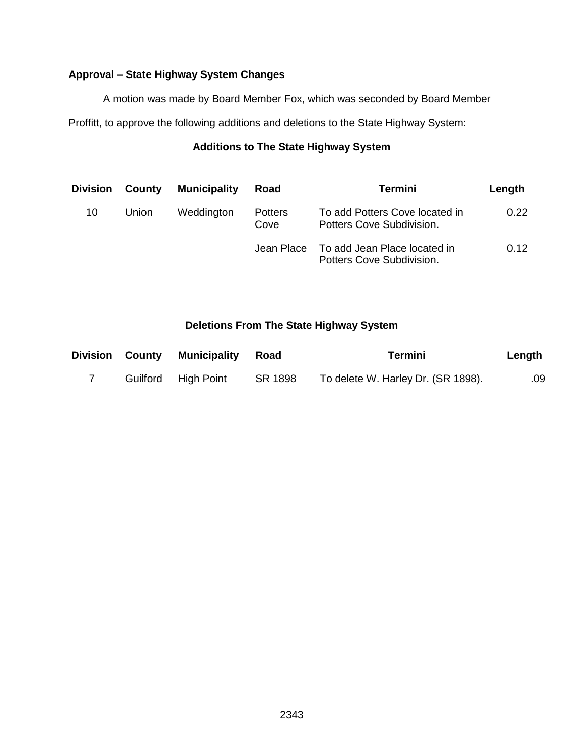**Approval – State Highway System Changes**

A motion was made by Board Member Fox, which was seconded by Board Member Proffitt, to approve the following additions and deletions to the State Highway System:

**Additions to The State Highway System**

| Division | County | Municipality | Road | Termini | Length |
|---|---|---|---|---|---|
| 10 | Union | Weddington | Potters Cove | To add Potters Cove located in Potters Cove Subdivision. | 0.22 |
| | | | Jean Place | To add Jean Place located in Potters Cove Subdivision. | 0.12 |

**Deletions From The State Highway System**

| Division | County | Municipality | Road | Termini | Length |
|---|---|---|---|---|---|
| 7 | Guilford | High Point | SR 1898 | To delete W. Harley Dr. (SR 1898). | .09 |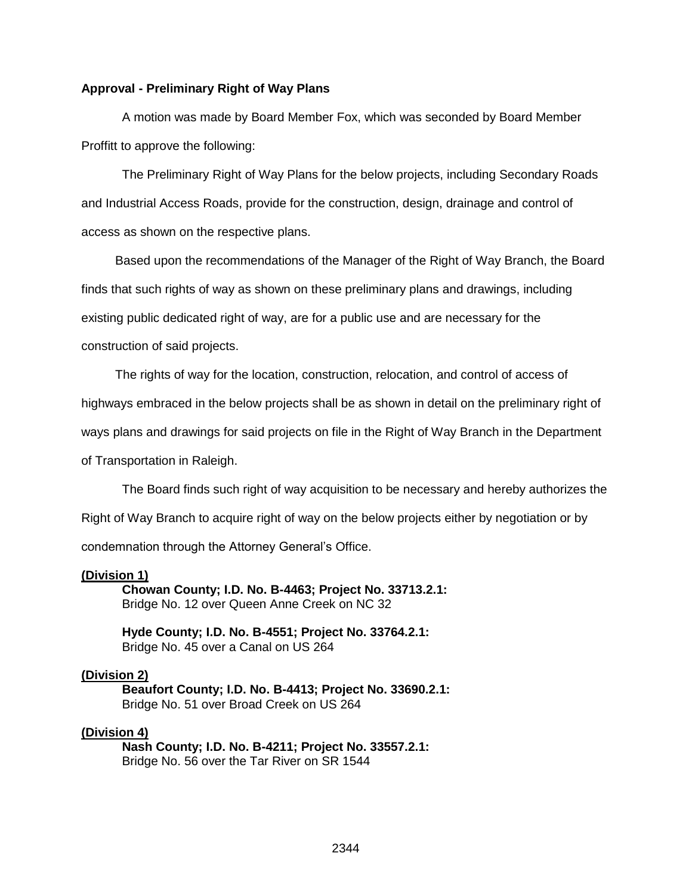**Approval - Preliminary Right of Way Plans**

A motion was made by Board Member Fox, which was seconded by Board Member Proffitt to approve the following:

The Preliminary Right of Way Plans for the below projects, including Secondary Roads and Industrial Access Roads, provide for the construction, design, drainage and control of access as shown on the respective plans.

Based upon the recommendations of the Manager of the Right of Way Branch, the Board finds that such rights of way as shown on these preliminary plans and drawings, including existing public dedicated right of way, are for a public use and are necessary for the construction of said projects.

The rights of way for the location, construction, relocation, and control of access of highways embraced in the below projects shall be as shown in detail on the preliminary right of ways plans and drawings for said projects on file in the Right of Way Branch in the Department of Transportation in Raleigh.

The Board finds such right of way acquisition to be necessary and hereby authorizes the Right of Way Branch to acquire right of way on the below projects either by negotiation or by condemnation through the Attorney General's Office.

**(Division 1)**

**Chowan County; I.D. No. B-4463; Project No. 33713.2.1:**
Bridge No. 12 over Queen Anne Creek on NC 32

**Hyde County; I.D. No. B-4551; Project No. 33764.2.1:**
Bridge No. 45 over a Canal on US 264

**(Division 2)**

**Beaufort County; I.D. No. B-4413; Project No. 33690.2.1:**
Bridge No. 51 over Broad Creek on US 264

**(Division 4)**

**Nash County; I.D. No. B-4211; Project No. 33557.2.1:**
Bridge No. 56 over the Tar River on SR 1544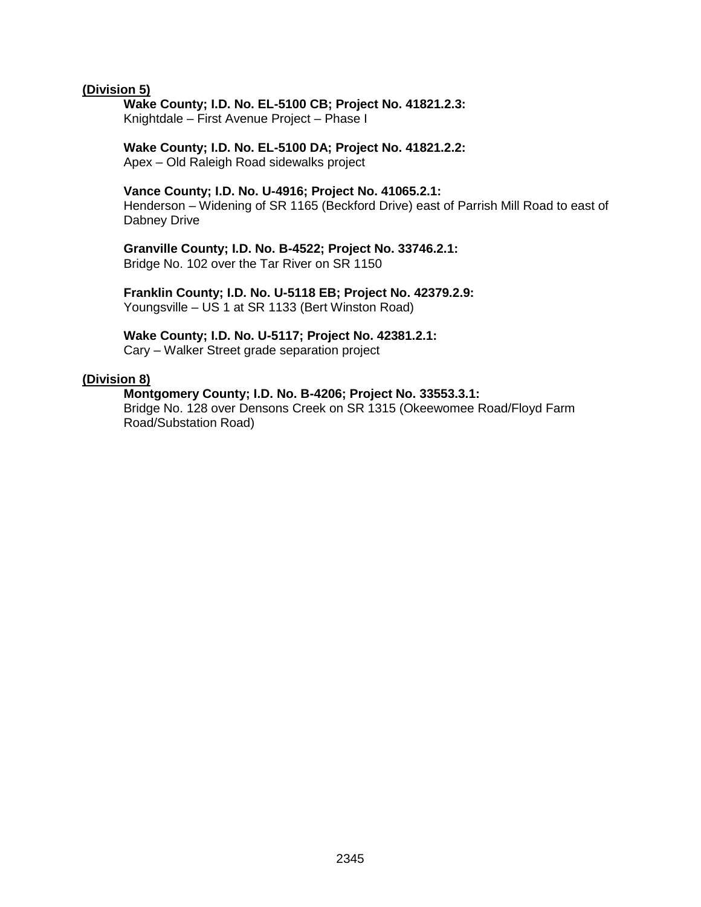**(Division 5)**

**Wake County; I.D. No. EL-5100 CB; Project No. 41821.2.3:**
Knightdale – First Avenue Project – Phase I

**Wake County; I.D. No. EL-5100 DA; Project No. 41821.2.2:**
Apex – Old Raleigh Road sidewalks project

**Vance County; I.D. No. U-4916; Project No. 41065.2.1:**
Henderson – Widening of SR 1165 (Beckford Drive) east of Parrish Mill Road to east of Dabney Drive

**Granville County; I.D. No. B-4522; Project No. 33746.2.1:**
Bridge No. 102 over the Tar River on SR 1150

**Franklin County; I.D. No. U-5118 EB; Project No. 42379.2.9:**
Youngsville – US 1 at SR 1133 (Bert Winston Road)

**Wake County; I.D. No. U-5117; Project No. 42381.2.1:**
Cary – Walker Street grade separation project

**(Division 8)**

**Montgomery County; I.D. No. B-4206; Project No. 33553.3.1:**
Bridge No. 128 over Densons Creek on SR 1315 (Okeewomee Road/Floyd Farm Road/Substation Road)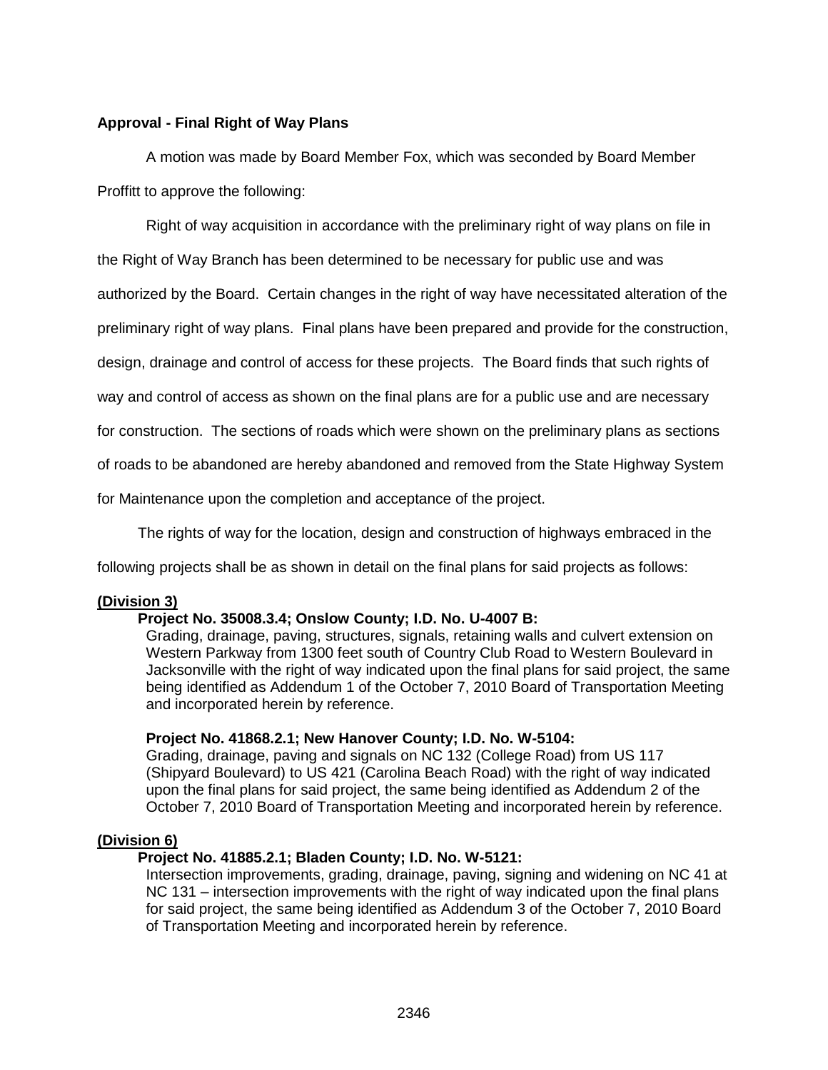**Approval - Final Right of Way Plans**

A motion was made by Board Member Fox, which was seconded by Board Member Proffitt to approve the following:

Right of way acquisition in accordance with the preliminary right of way plans on file in the Right of Way Branch has been determined to be necessary for public use and was authorized by the Board. Certain changes in the right of way have necessitated alteration of the preliminary right of way plans. Final plans have been prepared and provide for the construction, design, drainage and control of access for these projects. The Board finds that such rights of way and control of access as shown on the final plans are for a public use and are necessary for construction. The sections of roads which were shown on the preliminary plans as sections of roads to be abandoned are hereby abandoned and removed from the State Highway System for Maintenance upon the completion and acceptance of the project.

The rights of way for the location, design and construction of highways embraced in the following projects shall be as shown in detail on the final plans for said projects as follows:

**(Division 3)**

**Project No. 35008.3.4; Onslow County; I.D. No. U-4007 B:**
Grading, drainage, paving, structures, signals, retaining walls and culvert extension on Western Parkway from 1300 feet south of Country Club Road to Western Boulevard in Jacksonville with the right of way indicated upon the final plans for said project, the same being identified as Addendum 1 of the October 7, 2010 Board of Transportation Meeting and incorporated herein by reference.

**Project No. 41868.2.1; New Hanover County; I.D. No. W-5104:**
Grading, drainage, paving and signals on NC 132 (College Road) from US 117 (Shipyard Boulevard) to US 421 (Carolina Beach Road) with the right of way indicated upon the final plans for said project, the same being identified as Addendum 2 of the October 7, 2010 Board of Transportation Meeting and incorporated herein by reference.

**(Division 6)**

**Project No. 41885.2.1; Bladen County; I.D. No. W-5121:**
Intersection improvements, grading, drainage, paving, signing and widening on NC 41 at NC 131 – intersection improvements with the right of way indicated upon the final plans for said project, the same being identified as Addendum 3 of the October 7, 2010 Board of Transportation Meeting and incorporated herein by reference.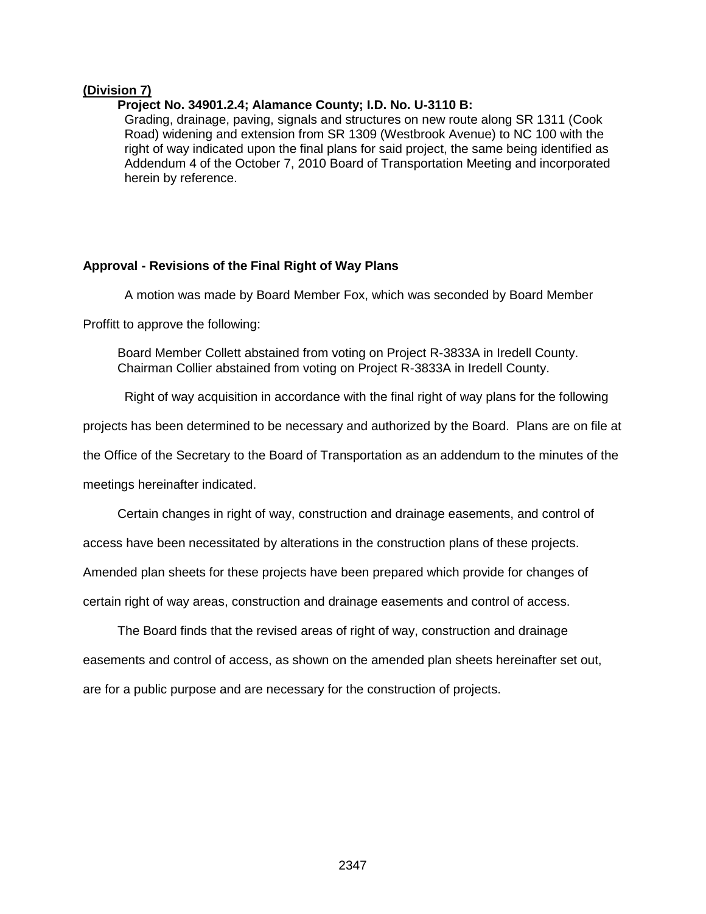**(Division 7)**

**Project No. 34901.2.4; Alamance County; I.D. No. U-3110 B:**

Grading, drainage, paving, signals and structures on new route along SR 1311 (Cook Road) widening and extension from SR 1309 (Westbrook Avenue) to NC 100 with the right of way indicated upon the final plans for said project, the same being identified as Addendum 4 of the October 7, 2010 Board of Transportation Meeting and incorporated herein by reference.

**Approval - Revisions of the Final Right of Way Plans**

A motion was made by Board Member Fox, which was seconded by Board Member Proffitt to approve the following:

Board Member Collett abstained from voting on Project R-3833A in Iredell County.
Chairman Collier abstained from voting on Project R-3833A in Iredell County.

Right of way acquisition in accordance with the final right of way plans for the following projects has been determined to be necessary and authorized by the Board. Plans are on file at the Office of the Secretary to the Board of Transportation as an addendum to the minutes of the meetings hereinafter indicated.

Certain changes in right of way, construction and drainage easements, and control of access have been necessitated by alterations in the construction plans of these projects. Amended plan sheets for these projects have been prepared which provide for changes of certain right of way areas, construction and drainage easements and control of access.

The Board finds that the revised areas of right of way, construction and drainage easements and control of access, as shown on the amended plan sheets hereinafter set out, are for a public purpose and are necessary for the construction of projects.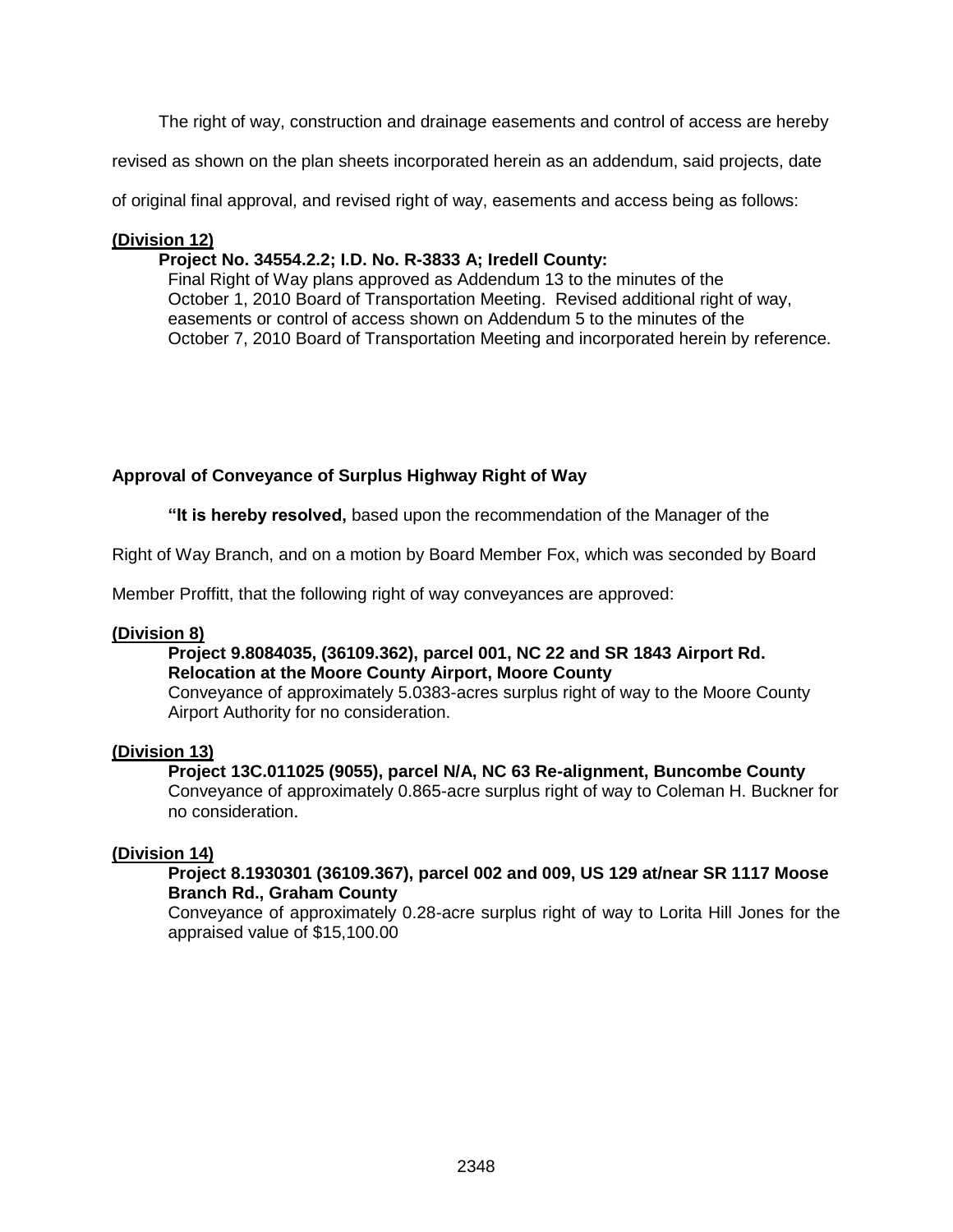The right of way, construction and drainage easements and control of access are hereby revised as shown on the plan sheets incorporated herein as an addendum, said projects, date of original final approval, and revised right of way, easements and access being as follows:

**(Division 12)**

**Project No. 34554.2.2; I.D. No. R-3833 A; Iredell County:**
Final Right of Way plans approved as Addendum 13 to the minutes of the October 1, 2010 Board of Transportation Meeting. Revised additional right of way, easements or control of access shown on Addendum 5 to the minutes of the October 7, 2010 Board of Transportation Meeting and incorporated herein by reference.

### Approval of Conveyance of Surplus Highway Right of Way

**"It is hereby resolved,** based upon the recommendation of the Manager of the Right of Way Branch, and on a motion by Board Member Fox, which was seconded by Board Member Proffitt, that the following right of way conveyances are approved:

**(Division 8)**

**Project 9.8084035, (36109.362), parcel 001, NC 22 and SR 1843 Airport Rd. Relocation at the Moore County Airport, Moore County**
Conveyance of approximately 5.0383-acres surplus right of way to the Moore County Airport Authority for no consideration.

**(Division 13)**

**Project 13C.011025 (9055), parcel N/A, NC 63 Re-alignment, Buncombe County**
Conveyance of approximately 0.865-acre surplus right of way to Coleman H. Buckner for no consideration.

**(Division 14)**

**Project 8.1930301 (36109.367), parcel 002 and 009, US 129 at/near SR 1117 Moose Branch Rd., Graham County**
Conveyance of approximately 0.28-acre surplus right of way to Lorita Hill Jones for the appraised value of $15,100.00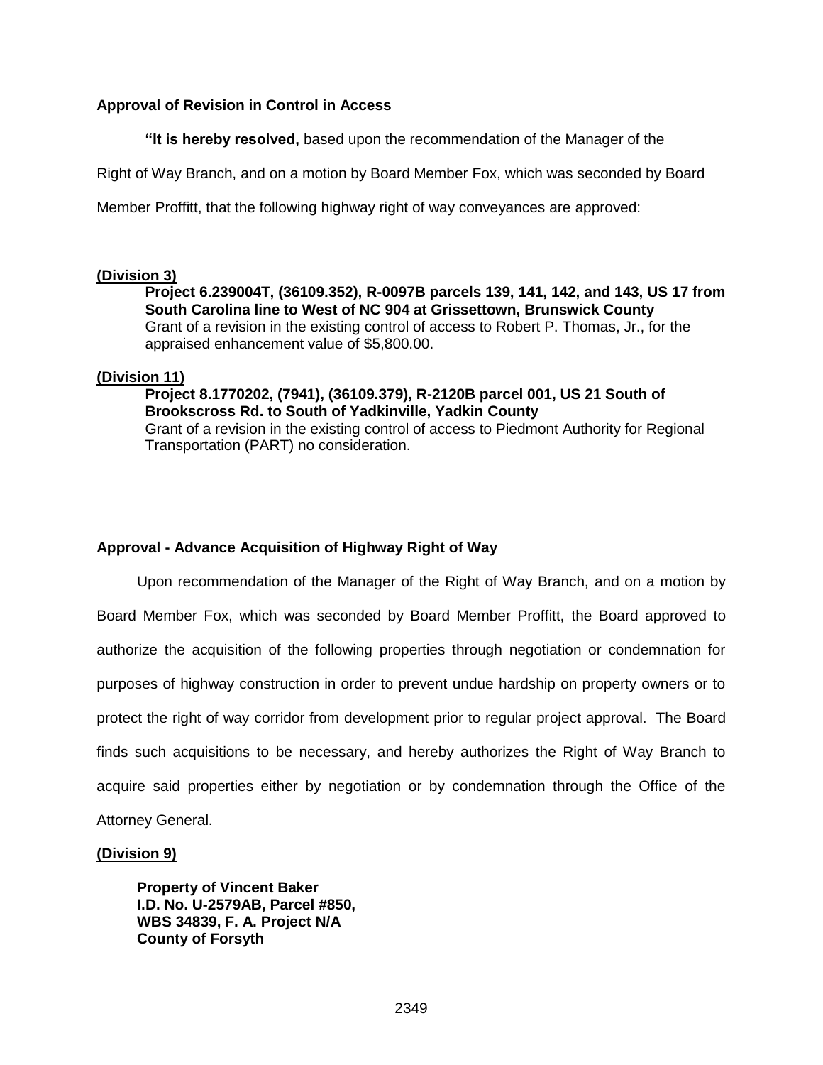**Approval of Revision in Control in Access**

**"It is hereby resolved,** based upon the recommendation of the Manager of the Right of Way Branch, and on a motion by Board Member Fox, which was seconded by Board Member Proffitt, that the following highway right of way conveyances are approved:

**(Division 3)**

**Project 6.239004T, (36109.352), R-0097B parcels 139, 141, 142, and 143, US 17 from South Carolina line to West of NC 904 at Grissettown, Brunswick County**
Grant of a revision in the existing control of access to Robert P. Thomas, Jr., for the appraised enhancement value of $5,800.00.

**(Division 11)**

**Project 8.1770202, (7941), (36109.379), R-2120B parcel 001, US 21 South of Brookscross Rd. to South of Yadkinville, Yadkin County**
Grant of a revision in the existing control of access to Piedmont Authority for Regional Transportation (PART) no consideration.

**Approval - Advance Acquisition of Highway Right of Way**

Upon recommendation of the Manager of the Right of Way Branch, and on a motion by Board Member Fox, which was seconded by Board Member Proffitt, the Board approved to authorize the acquisition of the following properties through negotiation or condemnation for purposes of highway construction in order to prevent undue hardship on property owners or to protect the right of way corridor from development prior to regular project approval. The Board finds such acquisitions to be necessary, and hereby authorizes the Right of Way Branch to acquire said properties either by negotiation or by condemnation through the Office of the Attorney General.

**(Division 9)**

**Property of Vincent Baker**
**I.D. No. U-2579AB, Parcel #850,**
**WBS 34839, F. A. Project N/A**
**County of Forsyth**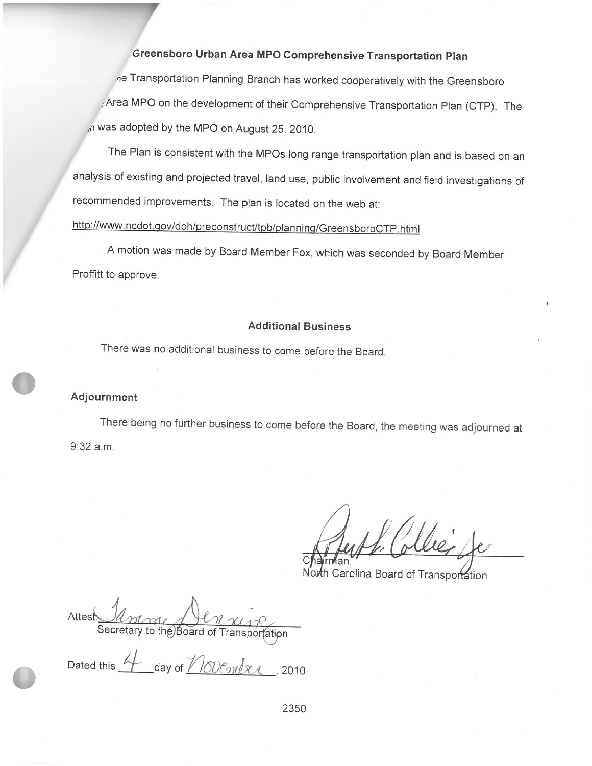## Greensboro Urban Area MPO Comprehensive Transportation Plan

ne Transportation Planning Branch has worked cooperatively with the Greensboro Area MPO on the development of their Comprehensive Transportation Plan (CTP). The n was adopted by the MPO on August 25, 2010.

The Plan is consistent with the MPOs long range transportation plan and is based on an analysis of existing and projected travel, land use, public involvement and field investigations of recommended improvements. The plan is located on the web at:

http://www.ncdot.gov/doh/preconstruct/tpb/planning/GreensboroCTP.html

A motion was made by Board Member Fox, which was seconded by Board Member Proffitt to approve.

### Additional Business

There was no additional business to come before the Board.

### Adjournment

There being no further business to come before the Board, the meeting was adjourned at 9:32 a.m.

Chairman,
North Carolina Board of Transportation

Attest: ______________________
Secretary to the Board of Transportation

Dated this 4 day of November, 2010